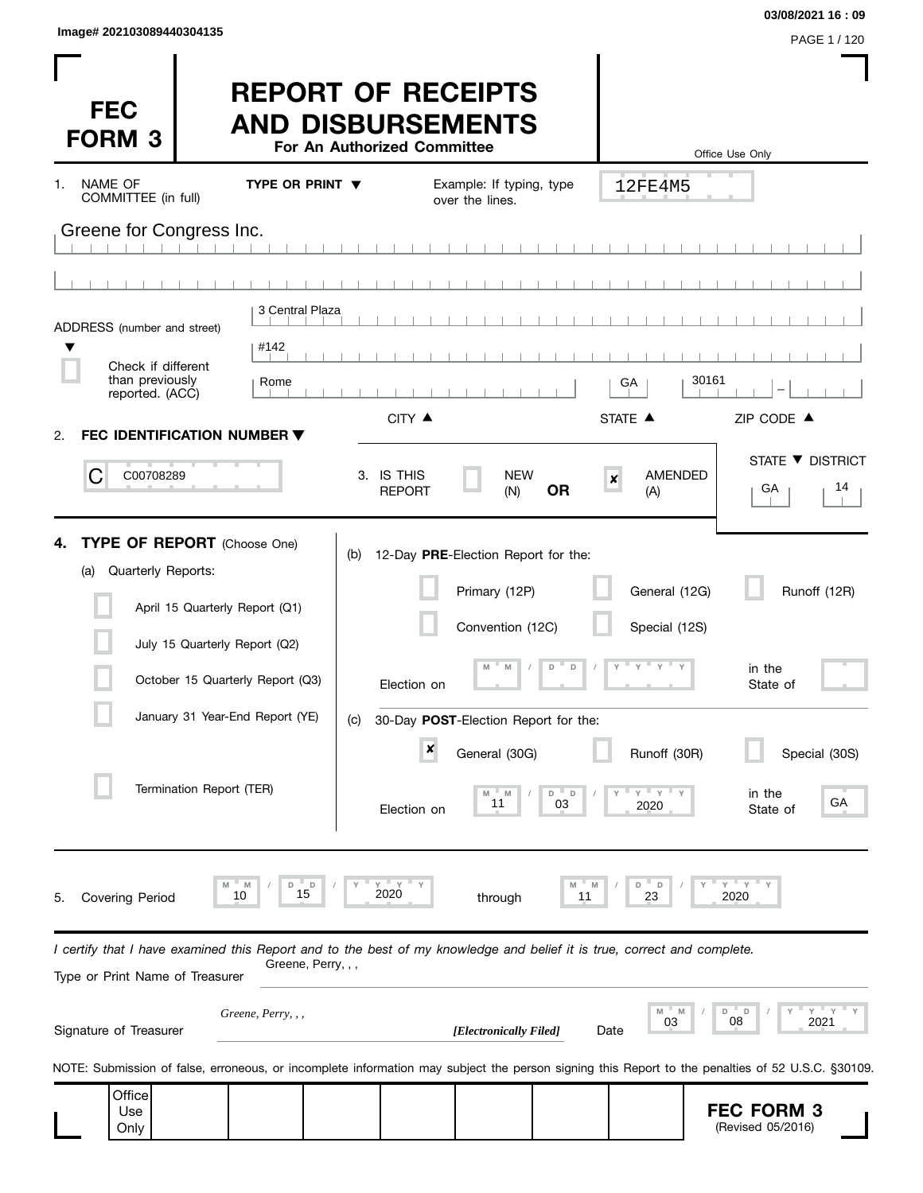Image# 202103089440304135

03/08/2021 16 : 09

# FEC FORM 3

# REPORT OF RECEIPTS AND DISBURSEMENTS

**For An Authorized Committee**

Office Use Only

12FE4M5

1. NAME OF COMMITTEE (in full) **TYPE OR PRINT ▼** Example: If typing, type over the lines.

Greene for Congress Inc.

ADDRESS (number and street) ▼

3 Central Plaza

#142

☐ Check if different than previously reported. (ACC)

Rome | GA | 30161 –

CITY ▲ STATE ▲ ZIP CODE ▲

2. **FEC IDENTIFICATION NUMBER ▼**

C C00708289

3. IS THIS REPORT ☐ NEW (N) **OR** ☒ AMENDED (A)

STATE ▼ DISTRICT

GA 14

4. **TYPE OF REPORT** (Choose One)

(a) Quarterly Reports:

☐ April 15 Quarterly Report (Q1)

☐ July 15 Quarterly Report (Q2)

☐ October 15 Quarterly Report (Q3)

☐ January 31 Year-End Report (YE)

☐ Termination Report (TER)

(b) 12-Day **PRE**-Election Report for the:

☐ Primary (12P) ☐ General (12G) ☐ Runoff (12R)

☐ Convention (12C) ☐ Special (12S)

Election on MM / DD / YYYY in the State of

(c) 30-Day **POST**-Election Report for the:

☒ General (30G) ☐ Runoff (30R) ☐ Special (30S)

Election on 11 / 03 / 2020 in the State of GA

5. Covering Period 10 / 15 / 2020 through 11 / 23 / 2020

*I certify that I have examined this Report and to the best of my knowledge and belief it is true, correct and complete.*

Type or Print Name of Treasurer: Greene, Perry, , ,

Signature of Treasurer: *Greene, Perry, , ,* ***[Electronically Filed]*** Date 03 / 08 / 2021

NOTE: Submission of false, erroneous, or incomplete information may subject the person signing this Report to the penalties of 52 U.S.C. §30109.

Office Use Only

**FEC FORM 3** (Revised 05/2016)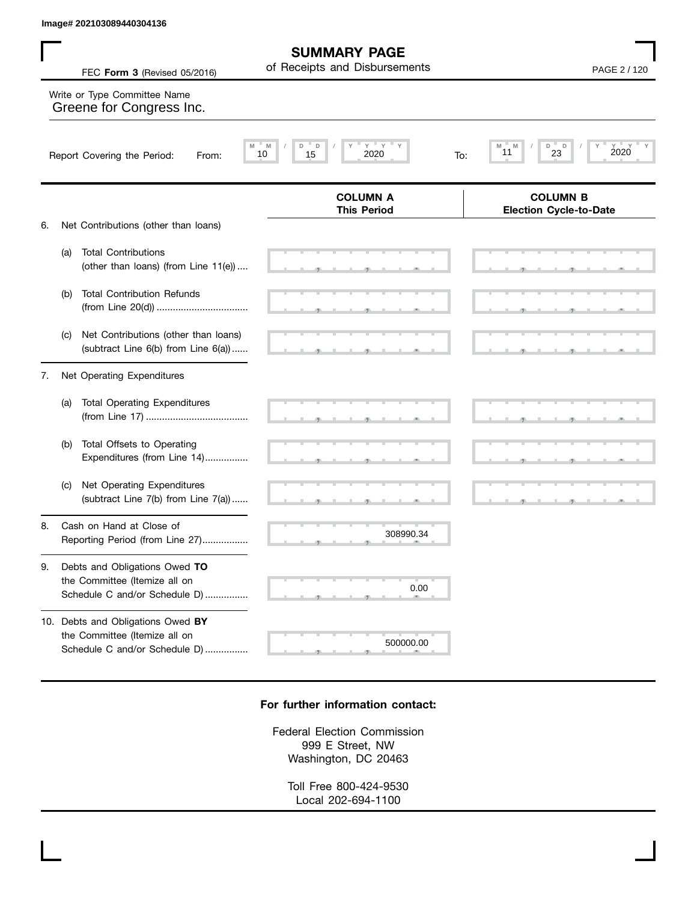Image# 202103089440304136

# SUMMARY PAGE

of Receipts and Disbursements

FEC **Form 3** (Revised 05/2016)

Write or Type Committee Name

Greene for Congress Inc.

Report Covering the Period: From: 10 / 15 / 2020 To: 11 / 23 / 2020

| | COLUMN A This Period | COLUMN B Election Cycle-to-Date |
|---|---|---|
| 6. Net Contributions (other than loans) | | |
| (a) Total Contributions (other than loans) (from Line 11(e)) | | |
| (b) Total Contribution Refunds (from Line 20(d)) | | |
| (c) Net Contributions (other than loans) (subtract Line 6(b) from Line 6(a)) | | |
| 7. Net Operating Expenditures | | |
| (a) Total Operating Expenditures (from Line 17) | | |
| (b) Total Offsets to Operating Expenditures (from Line 14) | | |
| (c) Net Operating Expenditures (subtract Line 7(b) from Line 7(a)) | | |
| 8. Cash on Hand at Close of Reporting Period (from Line 27) | 308990.34 | |
| 9. Debts and Obligations Owed **TO** the Committee (Itemize all on Schedule C and/or Schedule D) | 0.00 | |
| 10. Debts and Obligations Owed **BY** the Committee (Itemize all on Schedule C and/or Schedule D) | 500000.00 | |

**For further information contact:**

Federal Election Commission
999 E Street, NW
Washington, DC 20463

Toll Free 800-424-9530
Local 202-694-1100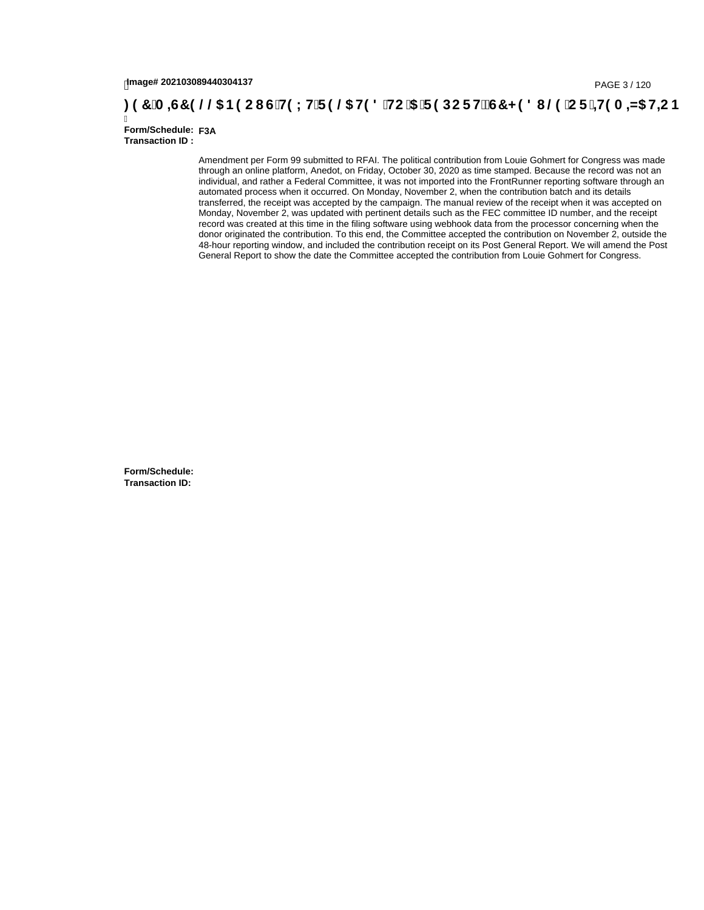**Form/Schedule:** F3A
**Transaction ID :**

Amendment per Form 99 submitted to RFAI. The political contribution from Louie Gohmert for Congress was made through an online platform, Anedot, on Friday, October 30, 2020 as time stamped. Because the record was not an individual, and rather a Federal Committee, it was not imported into the FrontRunner reporting software through an automated process when it occurred. On Monday, November 2, when the contribution batch and its details transferred, the receipt was accepted by the campaign. The manual review of the receipt when it was accepted on Monday, November 2, was updated with pertinent details such as the FEC committee ID number, and the receipt record was created at this time in the filing software using webhook data from the processor concerning when the donor originated the contribution. To this end, the Committee accepted the contribution on November 2, outside the 48-hour reporting window, and included the contribution receipt on its Post General Report. We will amend the Post General Report to show the date the Committee accepted the contribution from Louie Gohmert for Congress.

**Form/Schedule:**
**Transaction ID:**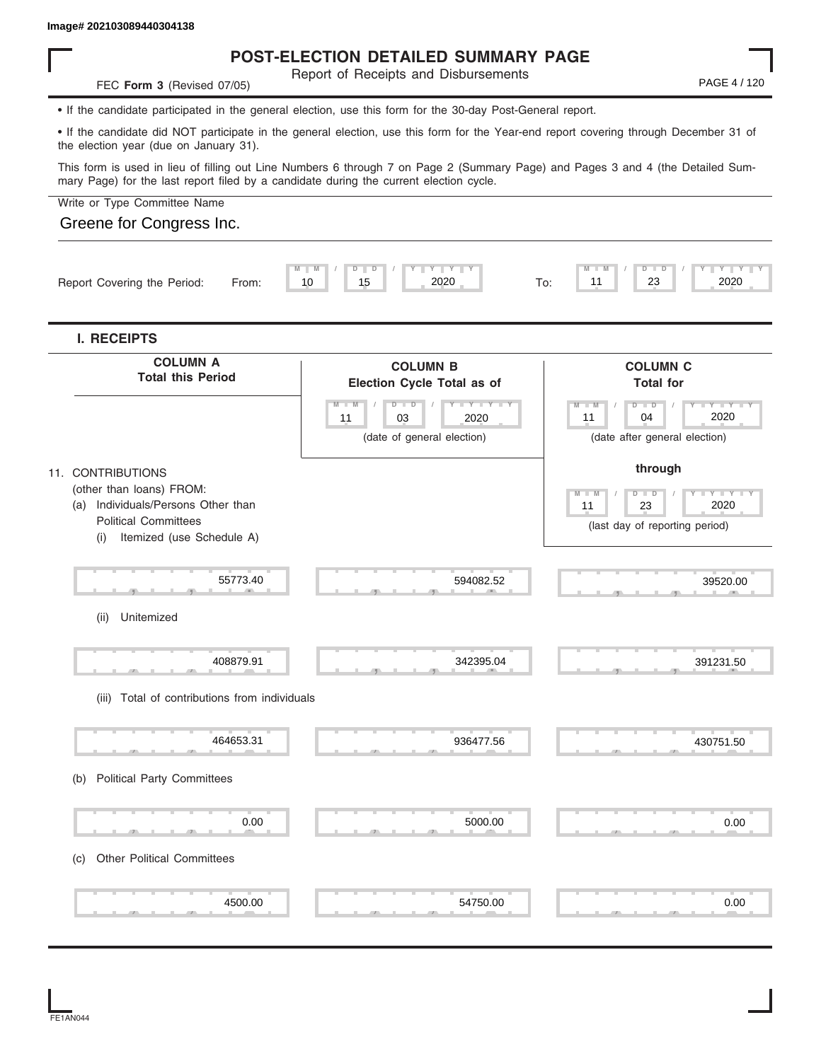Image# 202103089440304138

# POST-ELECTION DETAILED SUMMARY PAGE

Report of Receipts and Disbursements

FEC **Form 3** (Revised 07/05)

- If the candidate participated in the general election, use this form for the 30-day Post-General report.
- If the candidate did NOT participate in the general election, use this form for the Year-end report covering through December 31 of the election year (due on January 31).

This form is used in lieu of filling out Line Numbers 6 through 7 on Page 2 (Summary Page) and Pages 3 and 4 (the Detailed Summary Page) for the last report filed by a candidate during the current election cycle.

Write or Type Committee Name

Greene for Congress Inc.

Report Covering the Period: From: 10 / 15 / 2020 To: 11 / 23 / 2020

## I. RECEIPTS

| | COLUMN A Total this Period | COLUMN B Election Cycle Total as of 11/03/2020 (date of general election) | COLUMN C Total for 11/04/2020 (date after general election) through 11/23/2020 (last day of reporting period) |
|---|---|---|---|
| 11. CONTRIBUTIONS (other than loans) FROM: | | | |
| (a) Individuals/Persons Other than Political Committees | | | |
| (i) Itemized (use Schedule A) | 55773.40 | 594082.52 | 39520.00 |
| (ii) Unitemized | 408879.91 | 342395.04 | 391231.50 |
| (iii) Total of contributions from individuals | 464653.31 | 936477.56 | 430751.50 |
| (b) Political Party Committees | 0.00 | 5000.00 | 0.00 |
| (c) Other Political Committees | 4500.00 | 54750.00 | 0.00 |

FE1AN044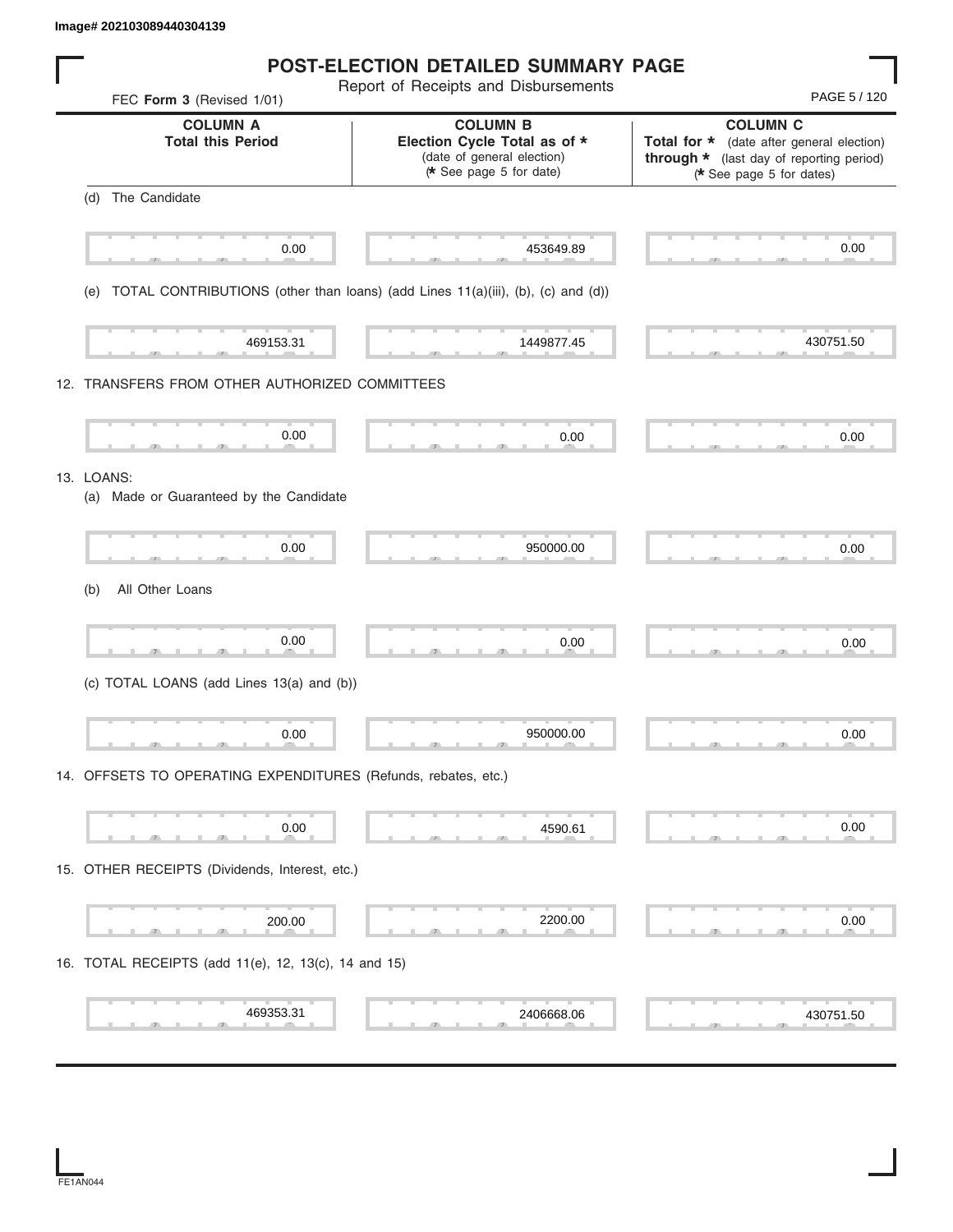Image# 202103089440304139

# POST-ELECTION DETAILED SUMMARY PAGE

Report of Receipts and Disbursements

FEC **Form 3** (Revised 1/01)

| | COLUMN A<br>Total this Period | COLUMN B<br>Election Cycle Total as of *<br>(date of general election)<br>(* See page 5 for date) | COLUMN C<br>Total for * (date after general election)<br>through * (last day of reporting period)<br>(* See page 5 for dates) |
|---|---|---|---|
| (d) The Candidate | 0.00 | 453649.89 | 0.00 |
| (e) TOTAL CONTRIBUTIONS (other than loans) (add Lines 11(a)(iii), (b), (c) and (d)) | 469153.31 | 1449877.45 | 430751.50 |
| 12. TRANSFERS FROM OTHER AUTHORIZED COMMITTEES | 0.00 | 0.00 | 0.00 |
| 13. LOANS: | | | |
| (a) Made or Guaranteed by the Candidate | 0.00 | 950000.00 | 0.00 |
| (b) All Other Loans | 0.00 | 0.00 | 0.00 |
| (c) TOTAL LOANS (add Lines 13(a) and (b)) | 0.00 | 950000.00 | 0.00 |
| 14. OFFSETS TO OPERATING EXPENDITURES (Refunds, rebates, etc.) | 0.00 | 4590.61 | 0.00 |
| 15. OTHER RECEIPTS (Dividends, Interest, etc.) | 200.00 | 2200.00 | 0.00 |
| 16. TOTAL RECEIPTS (add 11(e), 12, 13(c), 14 and 15) | 469353.31 | 2406668.06 | 430751.50 |

FE1AN044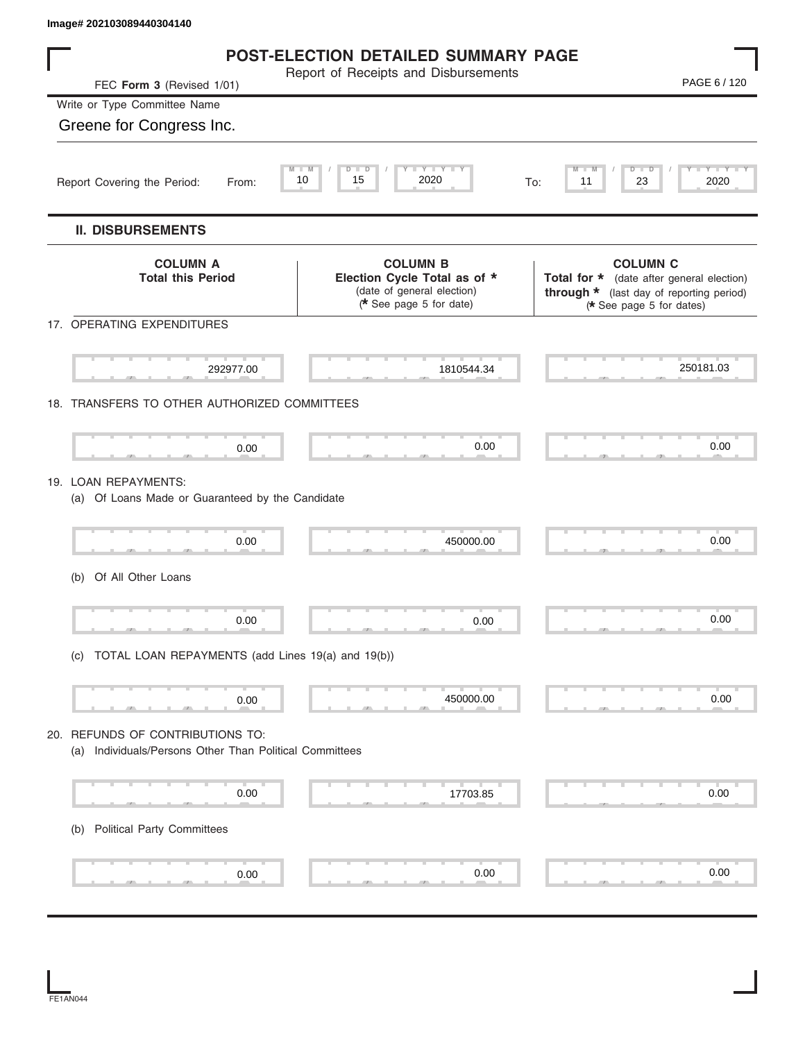Image# 202103089440304140

# POST-ELECTION DETAILED SUMMARY PAGE

Report of Receipts and Disbursements

FEC **Form 3** (Revised 1/01)

Write or Type Committee Name

Greene for Congress Inc.

Report Covering the Period: From: 10 / 15 / 2020 To: 11 / 23 / 2020

## II. DISBURSEMENTS

| | COLUMN A<br>Total this Period | COLUMN B<br>Election Cycle Total as of * (date of general election) (* See page 5 for date) | COLUMN C<br>Total for * (date after general election) through * (last day of reporting period) (* See page 5 for dates) |
|---|---|---|---|
| 17. OPERATING EXPENDITURES | 292977.00 | 1810544.34 | 250181.03 |
| 18. TRANSFERS TO OTHER AUTHORIZED COMMITTEES | 0.00 | 0.00 | 0.00 |
| 19. LOAN REPAYMENTS: | | | |
| (a) Of Loans Made or Guaranteed by the Candidate | 0.00 | 450000.00 | 0.00 |
| (b) Of All Other Loans | 0.00 | 0.00 | 0.00 |
| (c) TOTAL LOAN REPAYMENTS (add Lines 19(a) and 19(b)) | 0.00 | 450000.00 | 0.00 |
| 20. REFUNDS OF CONTRIBUTIONS TO: | | | |
| (a) Individuals/Persons Other Than Political Committees | 0.00 | 17703.85 | 0.00 |
| (b) Political Party Committees | 0.00 | 0.00 | 0.00 |

FE1AN044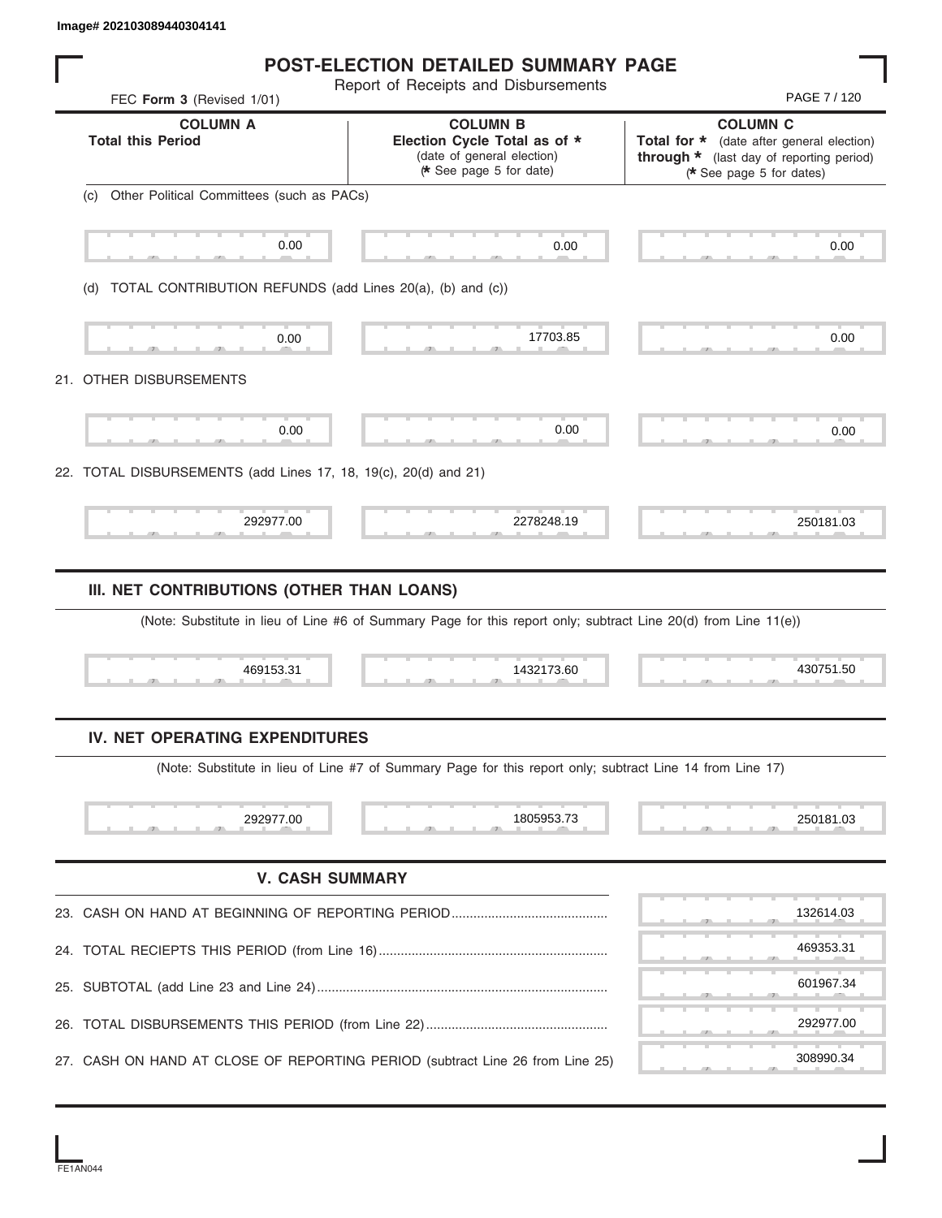Image# 202103089440304141

# POST-ELECTION DETAILED SUMMARY PAGE

Report of Receipts and Disbursements

FEC **Form 3** (Revised 1/01)

| COLUMN A<br>**Total this Period** | COLUMN B<br>**Election Cycle Total as of *** (date of general election) (* See page 5 for date) | COLUMN C<br>**Total for *** (date after general election) **through *** (last day of reporting period) (* See page 5 for dates) |
|---|---|---|
| (c) Other Political Committees (such as PACs) | | |
| 0.00 | 0.00 | 0.00 |
| (d) TOTAL CONTRIBUTION REFUNDS (add Lines 20(a), (b) and (c)) | | |
| 0.00 | 17703.85 | 0.00 |
| 21. OTHER DISBURSEMENTS | | |
| 0.00 | 0.00 | 0.00 |
| 22. TOTAL DISBURSEMENTS (add Lines 17, 18, 19(c), 20(d) and 21) | | |
| 292977.00 | 2278248.19 | 250181.03 |

## III. NET CONTRIBUTIONS (OTHER THAN LOANS)

(Note: Substitute in lieu of Line #6 of Summary Page for this report only; subtract Line 20(d) from Line 11(e))

| Column A | Column B | Column C |
|---|---|---|
| 469153.31 | 1432173.60 | 430751.50 |

## IV. NET OPERATING EXPENDITURES

(Note: Substitute in lieu of Line #7 of Summary Page for this report only; subtract Line 14 from Line 17)

| Column A | Column B | Column C |
|---|---|---|
| 292977.00 | 1805953.73 | 250181.03 |

## V. CASH SUMMARY

| | |
|---|---|
| 23. CASH ON HAND AT BEGINNING OF REPORTING PERIOD | 132614.03 |
| 24. TOTAL RECIEPTS THIS PERIOD (from Line 16) | 469353.31 |
| 25. SUBTOTAL (add Line 23 and Line 24) | 601967.34 |
| 26. TOTAL DISBURSEMENTS THIS PERIOD (from Line 22) | 292977.00 |
| 27. CASH ON HAND AT CLOSE OF REPORTING PERIOD (subtract Line 26 from Line 25) | 308990.34 |

FE1AN044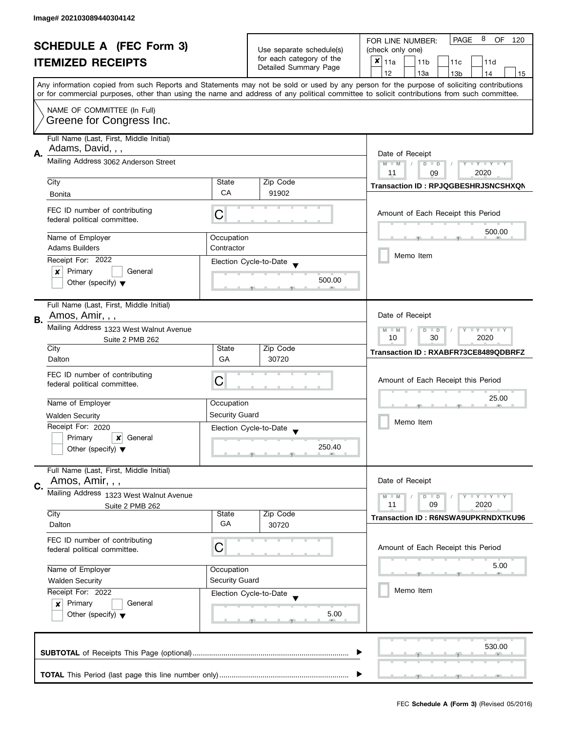Image# 202103089440304142

# SCHEDULE A (FEC Form 3)
## ITEMIZED RECEIPTS

Use separate schedule(s) for each category of the Detailed Summary Page

FOR LINE NUMBER: (check only one)

- [x] 11a
- [ ] 11b
- [ ] 11c
- [ ] 11d
- [ ] 12
- [ ] 13a
- [ ] 13b
- [ ] 14
- [ ] 15

PAGE 8 OF 120

Any information copied from such Reports and Statements may not be sold or used by any person for the purpose of soliciting contributions or for commercial purposes, other than using the name and address of any political committee to solicit contributions from such committee.

NAME OF COMMITTEE (In Full)
Greene for Congress Inc.

---

**A.** Full Name (Last, First, Middle Initial): Adams, David, , ,

Mailing Address: 3062 Anderson Street

City: Bonita | State: CA | Zip Code: 91902

FEC ID number of contributing federal political committee: C

Name of Employer: Adams Builders | Occupation: Contractor

Receipt For: 2022
- [x] Primary
- [ ] General
- [ ] Other (specify)

Election Cycle-to-Date: 500.00

Date of Receipt: 11 / 09 / 2020

Transaction ID : RPJQGBESHRJSNCSHXQN

Amount of Each Receipt this Period: 500.00

- [ ] Memo Item

---

**B.** Full Name (Last, First, Middle Initial): Amos, Amir, , ,

Mailing Address: 1323 West Walnut Avenue, Suite 2 PMB 262

City: Dalton | State: GA | Zip Code: 30720

FEC ID number of contributing federal political committee: C

Name of Employer: Walden Security | Occupation: Security Guard

Receipt For: 2020
- [ ] Primary
- [x] General
- [ ] Other (specify)

Election Cycle-to-Date: 250.40

Date of Receipt: 10 / 30 / 2020

Transaction ID : RXABFR73CE8489QDBRFZ

Amount of Each Receipt this Period: 25.00

- [ ] Memo Item

---

**C.** Full Name (Last, First, Middle Initial): Amos, Amir, , ,

Mailing Address: 1323 West Walnut Avenue, Suite 2 PMB 262

City: Dalton | State: GA | Zip Code: 30720

FEC ID number of contributing federal political committee: C

Name of Employer: Walden Security | Occupation: Security Guard

Receipt For: 2022
- [x] Primary
- [ ] General
- [ ] Other (specify)

Election Cycle-to-Date: 5.00

Date of Receipt: 11 / 09 / 2020

Transaction ID : R6NSWA9UPKRNDXTKU96

Amount of Each Receipt this Period: 5.00

- [ ] Memo Item

---

**SUBTOTAL** of Receipts This Page (optional): 530.00

**TOTAL** This Period (last page this line number only):

FEC **Schedule A (Form 3)** (Revised 05/2016)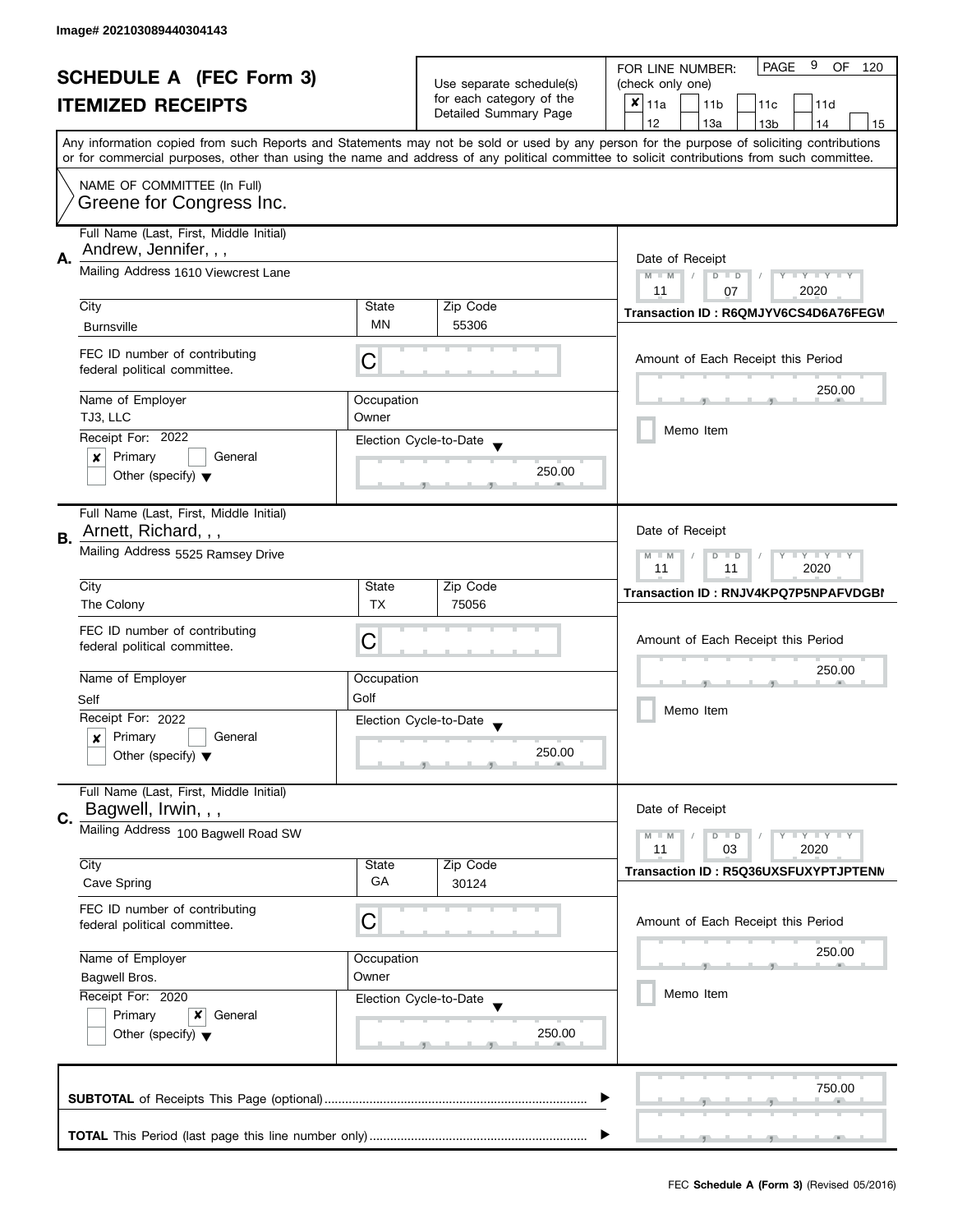Image# 202103089440304143

# SCHEDULE A (FEC Form 3)
## ITEMIZED RECEIPTS

Use separate schedule(s) for each category of the Detailed Summary Page

FOR LINE NUMBER: (check only one)

- [x] 11a
- [ ] 11b
- [ ] 11c
- [ ] 11d
- [ ] 12
- [ ] 13a
- [ ] 13b
- [ ] 14
- [ ] 15

Any information copied from such Reports and Statements may not be sold or used by any person for the purpose of soliciting contributions or for commercial purposes, other than using the name and address of any political committee to solicit contributions from such committee.

NAME OF COMMITTEE (In Full)
Greene for Congress Inc.

---

**A.** Full Name (Last, First, Middle Initial): Andrew, Jennifer, , ,

Mailing Address: 1610 Viewcrest Lane

| City | State | Zip Code |
|---|---|---|
| Burnsville | MN | 55306 |

FEC ID number of contributing federal political committee: C

| Name of Employer | Occupation |
|---|---|
| TJ3, LLC | Owner |

Receipt For: 2022
- [x] Primary
- [ ] General
- [ ] Other (specify)

Election Cycle-to-Date: 250.00

Date of Receipt: 11 / 07 / 2020

Transaction ID : R6QMJYV6CS4D6A76FEGW

Amount of Each Receipt this Period: 250.00

- [ ] Memo Item

---

**B.** Full Name (Last, First, Middle Initial): Arnett, Richard, , ,

Mailing Address: 5525 Ramsey Drive

| City | State | Zip Code |
|---|---|---|
| The Colony | TX | 75056 |

FEC ID number of contributing federal political committee: C

| Name of Employer | Occupation |
|---|---|
| Self | Golf |

Receipt For: 2022
- [x] Primary
- [ ] General
- [ ] Other (specify)

Election Cycle-to-Date: 250.00

Date of Receipt: 11 / 11 / 2020

Transaction ID : RNJV4KPQ7P5NPAFVDGBN

Amount of Each Receipt this Period: 250.00

- [ ] Memo Item

---

**C.** Full Name (Last, First, Middle Initial): Bagwell, Irwin, , ,

Mailing Address: 100 Bagwell Road SW

| City | State | Zip Code |
|---|---|---|
| Cave Spring | GA | 30124 |

FEC ID number of contributing federal political committee: C

| Name of Employer | Occupation |
|---|---|
| Bagwell Bros. | Owner |

Receipt For: 2020
- [ ] Primary
- [x] General
- [ ] Other (specify)

Election Cycle-to-Date: 250.00

Date of Receipt: 11 / 03 / 2020

Transaction ID : R5Q36UXSFUXYPTJPTENM

Amount of Each Receipt this Period: 250.00

- [ ] Memo Item

---

**SUBTOTAL** of Receipts This Page (optional): 750.00

**TOTAL** This Period (last page this line number only):

FEC **Schedule A (Form 3)** (Revised 05/2016)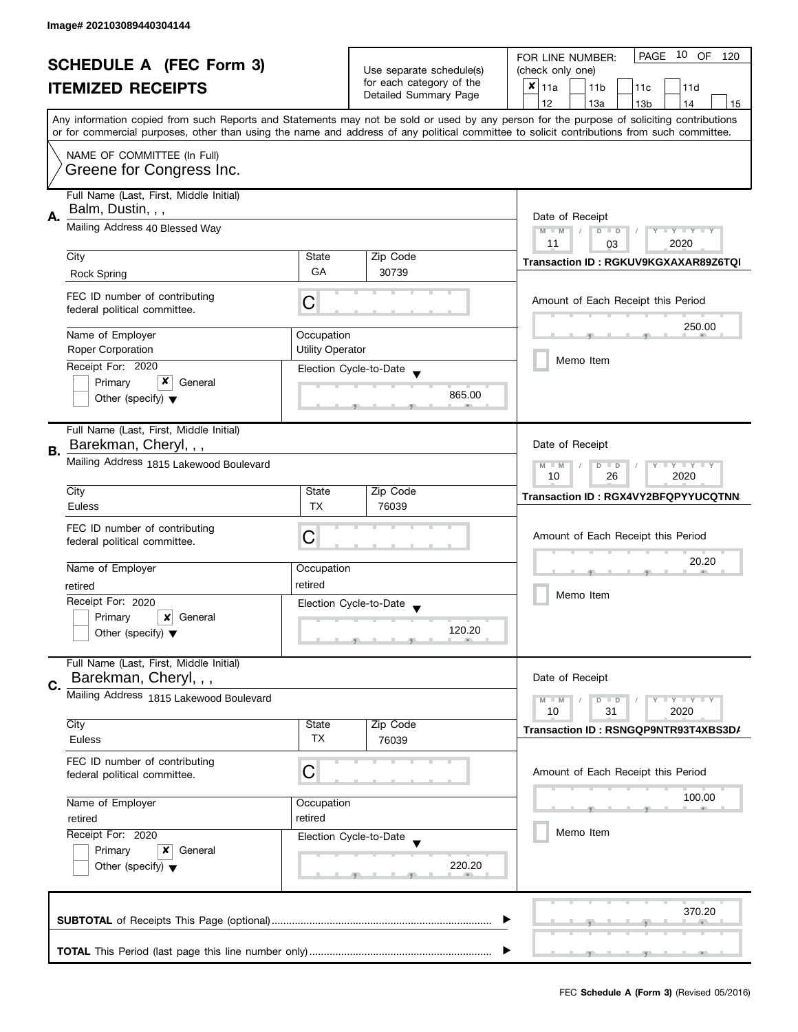Image# 202103089440304144

# SCHEDULE A (FEC Form 3)
# ITEMIZED RECEIPTS

Use separate schedule(s) for each category of the Detailed Summary Page

FOR LINE NUMBER: (check only one)

- [x] 11a
- [ ] 11b
- [ ] 11c
- [ ] 11d
- [ ] 12
- [ ] 13a
- [ ] 13b
- [ ] 14
- [ ] 15

Any information copied from such Reports and Statements may not be sold or used by any person for the purpose of soliciting contributions or for commercial purposes, other than using the name and address of any political committee to solicit contributions from such committee.

NAME OF COMMITTEE (In Full)
Greene for Congress Inc.

---

**A.** Full Name (Last, First, Middle Initial): Balm, Dustin, , ,

Mailing Address: 40 Blessed Way

City: Rock Spring | State: GA | Zip Code: 30739

FEC ID number of contributing federal political committee: C

Name of Employer: Roper Corporation

Occupation: Utility Operator

Receipt For: 2020

- [ ] Primary
- [x] General
- [ ] Other (specify)

Election Cycle-to-Date: 865.00

Date of Receipt: 11 / 03 / 2020

Transaction ID : RGKUV9KGXAXAR89Z6TQI

Amount of Each Receipt this Period: 250.00

- [ ] Memo Item

---

**B.** Full Name (Last, First, Middle Initial): Barekman, Cheryl, , ,

Mailing Address: 1815 Lakewood Boulevard

City: Euless | State: TX | Zip Code: 76039

FEC ID number of contributing federal political committee: C

Name of Employer: retired

Occupation: retired

Receipt For: 2020

- [ ] Primary
- [x] General
- [ ] Other (specify)

Election Cycle-to-Date: 120.20

Date of Receipt: 10 / 26 / 2020

Transaction ID : RGX4VY2BFQPYYUCQTNN

Amount of Each Receipt this Period: 20.20

- [ ] Memo Item

---

**C.** Full Name (Last, First, Middle Initial): Barekman, Cheryl, , ,

Mailing Address: 1815 Lakewood Boulevard

City: Euless | State: TX | Zip Code: 76039

FEC ID number of contributing federal political committee: C

Name of Employer: retired

Occupation: retired

Receipt For: 2020

- [ ] Primary
- [x] General
- [ ] Other (specify)

Election Cycle-to-Date: 220.20

Date of Receipt: 10 / 31 / 2020

Transaction ID : RSNGQP9NTR93T4XBS3DA

Amount of Each Receipt this Period: 100.00

- [ ] Memo Item

---

**SUBTOTAL** of Receipts This Page (optional): 370.20

**TOTAL** This Period (last page this line number only):

FEC Schedule A (Form 3) (Revised 05/2016)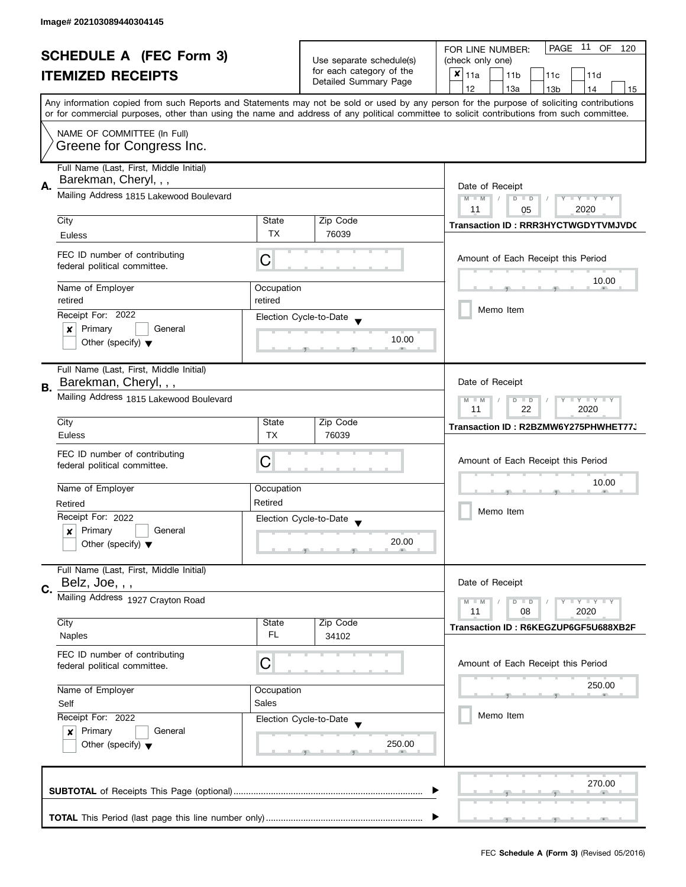Image# 202103089440304145

# SCHEDULE A (FEC Form 3)
## ITEMIZED RECEIPTS

Use separate schedule(s) for each category of the Detailed Summary Page

FOR LINE NUMBER: (check only one)

- [x] 11a
- [ ] 11b
- [ ] 11c
- [ ] 11d
- [ ] 12
- [ ] 13a
- [ ] 13b
- [ ] 14
- [ ] 15

Any information copied from such Reports and Statements may not be sold or used by any person for the purpose of soliciting contributions or for commercial purposes, other than using the name and address of any political committee to solicit contributions from such committee.

NAME OF COMMITTEE (In Full)
Greene for Congress Inc.

---

**A.** Full Name (Last, First, Middle Initial): Barekman, Cheryl, , ,

Mailing Address: 1815 Lakewood Boulevard

| City | State | Zip Code |
|---|---|---|
| Euless | TX | 76039 |

FEC ID number of contributing federal political committee: C

| Name of Employer | Occupation |
|---|---|
| retired | retired |

Receipt For: 2022
- [x] Primary
- [ ] General
- [ ] Other (specify)

Election Cycle-to-Date: 10.00

Date of Receipt: 11 / 05 / 2020

Transaction ID : RRR3HYCTWGDYTVMJVDC

Amount of Each Receipt this Period: 10.00

- [ ] Memo Item

---

**B.** Full Name (Last, First, Middle Initial): Barekman, Cheryl, , ,

Mailing Address: 1815 Lakewood Boulevard

| City | State | Zip Code |
|---|---|---|
| Euless | TX | 76039 |

FEC ID number of contributing federal political committee: C

| Name of Employer | Occupation |
|---|---|
| Retired | Retired |

Receipt For: 2022
- [x] Primary
- [ ] General
- [ ] Other (specify)

Election Cycle-to-Date: 20.00

Date of Receipt: 11 / 22 / 2020

Transaction ID : R2BZMW6Y275PHWHET77J

Amount of Each Receipt this Period: 10.00

- [ ] Memo Item

---

**C.** Full Name (Last, First, Middle Initial): Belz, Joe, , ,

Mailing Address: 1927 Crayton Road

| City | State | Zip Code |
|---|---|---|
| Naples | FL | 34102 |

FEC ID number of contributing federal political committee: C

| Name of Employer | Occupation |
|---|---|
| Self | Sales |

Receipt For: 2022
- [x] Primary
- [ ] General
- [ ] Other (specify)

Election Cycle-to-Date: 250.00

Date of Receipt: 11 / 08 / 2020

Transaction ID : R6KEGZUP6GF5U688XB2F

Amount of Each Receipt this Period: 250.00

- [ ] Memo Item

---

**SUBTOTAL** of Receipts This Page (optional): 270.00

**TOTAL** This Period (last page this line number only):

FEC **Schedule A (Form 3)** (Revised 05/2016)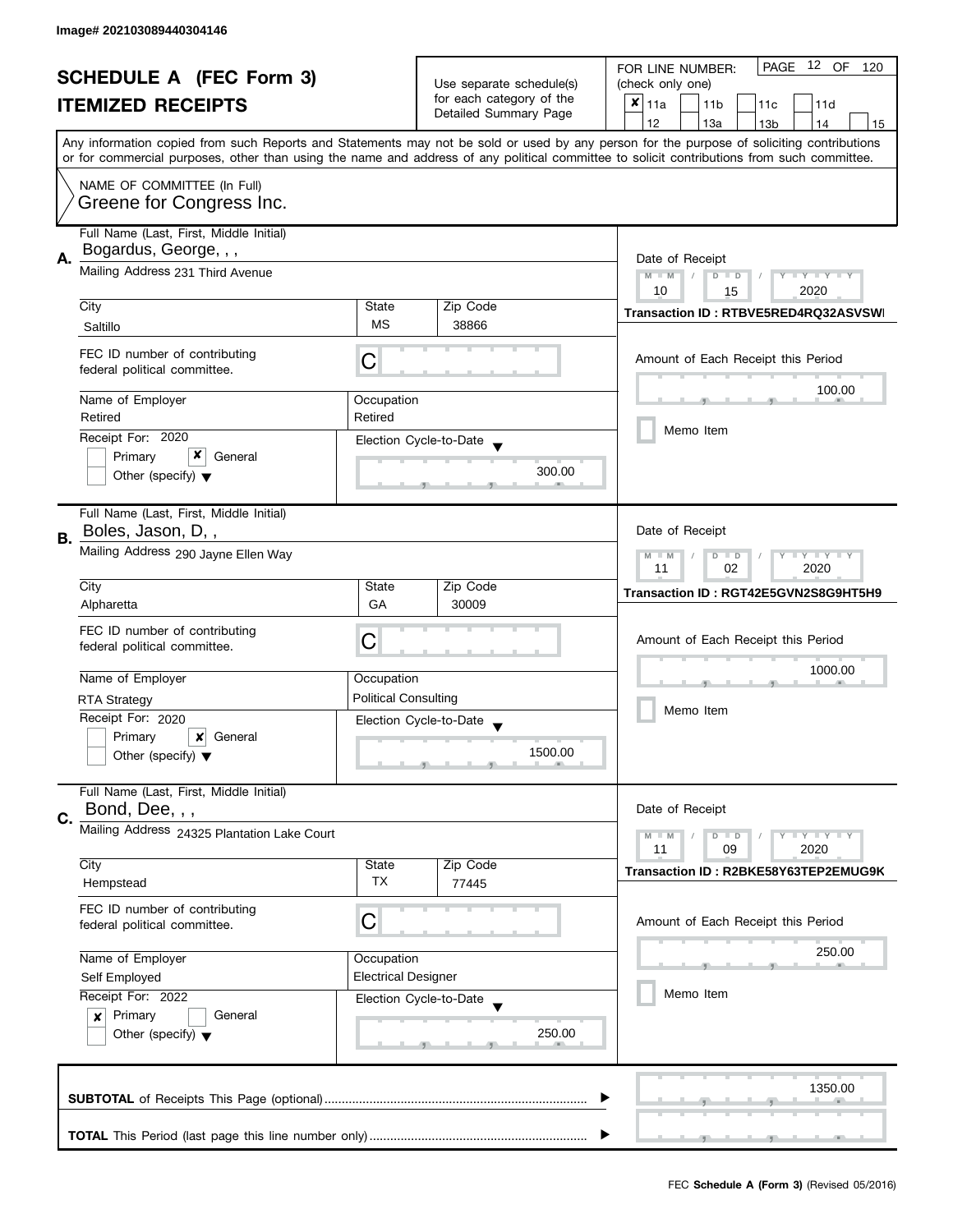Image# 202103089440304146

# SCHEDULE A (FEC Form 3)
## ITEMIZED RECEIPTS

Use separate schedule(s) for each category of the Detailed Summary Page

FOR LINE NUMBER: (check only one)

- [x] 11a
- [ ] 11b
- [ ] 11c
- [ ] 11d
- [ ] 12
- [ ] 13a
- [ ] 13b
- [ ] 14
- [ ] 15

PAGE 12 OF 120

Any information copied from such Reports and Statements may not be sold or used by any person for the purpose of soliciting contributions or for commercial purposes, other than using the name and address of any political committee to solicit contributions from such committee.

NAME OF COMMITTEE (In Full)
Greene for Congress Inc.

---

**A.** Full Name (Last, First, Middle Initial): Bogardus, George, , ,

Mailing Address: 231 Third Avenue

City: Saltillo | State: MS | Zip Code: 38866

FEC ID number of contributing federal political committee: C

Name of Employer: Retired | Occupation: Retired

Receipt For: 2020
- [ ] Primary
- [x] General
- [ ] Other (specify)

Election Cycle-to-Date: 300.00

Date of Receipt: 10 / 15 / 2020

Transaction ID : RTBVE5RED4RQ32ASVSWI

Amount of Each Receipt this Period: 100.00

- [ ] Memo Item

---

**B.** Full Name (Last, First, Middle Initial): Boles, Jason, D, ,

Mailing Address: 290 Jayne Ellen Way

City: Alpharetta | State: GA | Zip Code: 30009

FEC ID number of contributing federal political committee: C

Name of Employer: RTA Strategy | Occupation: Political Consulting

Receipt For: 2020
- [ ] Primary
- [x] General
- [ ] Other (specify)

Election Cycle-to-Date: 1500.00

Date of Receipt: 11 / 02 / 2020

Transaction ID : RGT42E5GVN2S8G9HT5H9

Amount of Each Receipt this Period: 1000.00

- [ ] Memo Item

---

**C.** Full Name (Last, First, Middle Initial): Bond, Dee, , ,

Mailing Address: 24325 Plantation Lake Court

City: Hempstead | State: TX | Zip Code: 77445

FEC ID number of contributing federal political committee: C

Name of Employer: Self Employed | Occupation: Electrical Designer

Receipt For: 2022
- [x] Primary
- [ ] General
- [ ] Other (specify)

Election Cycle-to-Date: 250.00

Date of Receipt: 11 / 09 / 2020

Transaction ID : R2BKE58Y63TEP2EMUG9K

Amount of Each Receipt this Period: 250.00

- [ ] Memo Item

---

**SUBTOTAL** of Receipts This Page (optional): 1350.00

**TOTAL** This Period (last page this line number only):

FEC **Schedule A (Form 3)** (Revised 05/2016)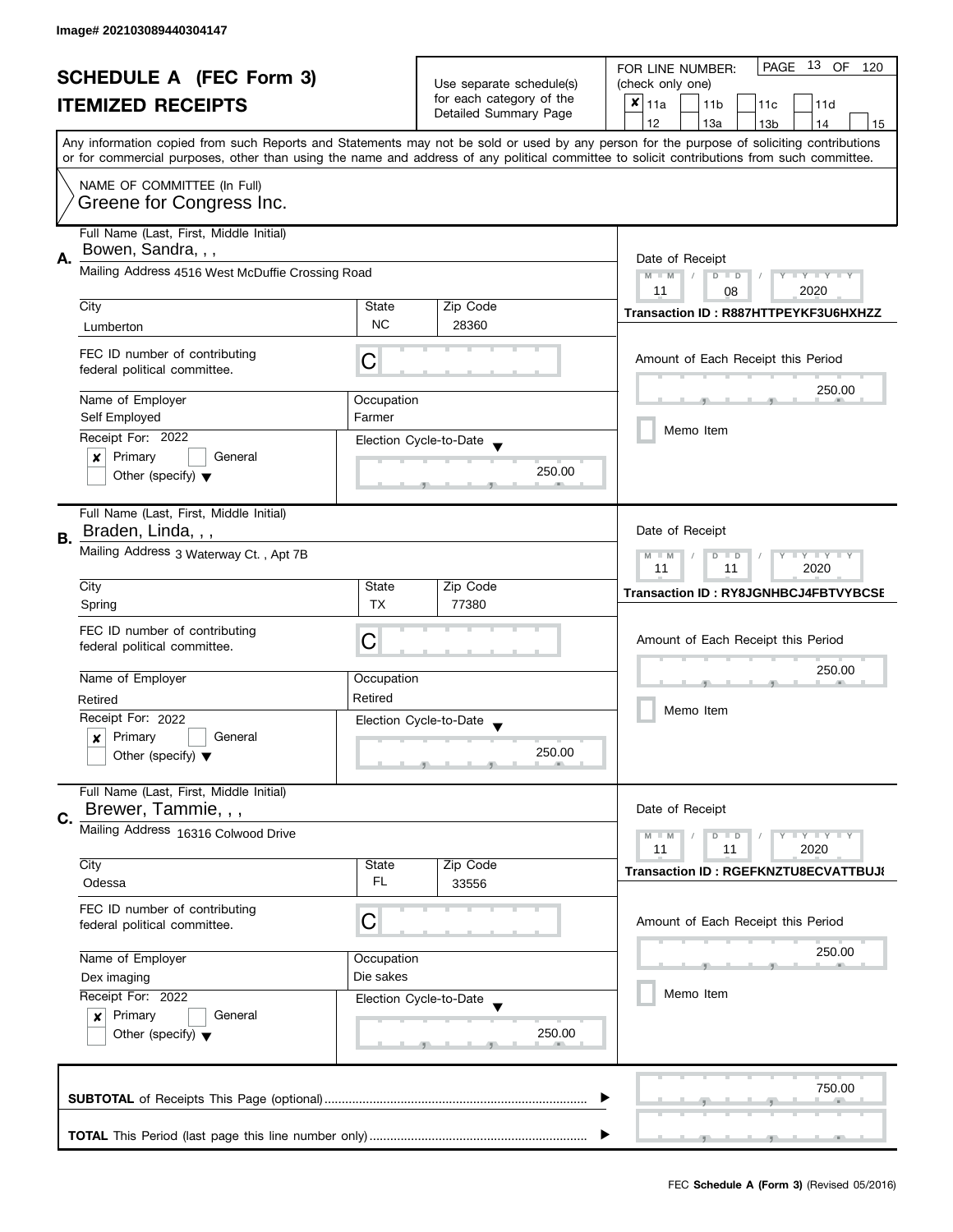Image# 202103089440304147

# SCHEDULE A (FEC Form 3)
## ITEMIZED RECEIPTS

Use separate schedule(s) for each category of the Detailed Summary Page

FOR LINE NUMBER: (check only one)
[x] 11a [ ] 11b [ ] 11c [ ] 11d [ ] 12 [ ] 13a [ ] 13b [ ] 14 [ ] 15

PAGE 13 OF 120

Any information copied from such Reports and Statements may not be sold or used by any person for the purpose of soliciting contributions or for commercial purposes, other than using the name and address of any political committee to solicit contributions from such committee.

NAME OF COMMITTEE (In Full)
Greene for Congress Inc.

---

**A.** Full Name (Last, First, Middle Initial): Bowen, Sandra, , ,

Mailing Address: 4516 West McDuffie Crossing Road

| City | State | Zip Code |
|---|---|---|
| Lumberton | NC | 28360 |

FEC ID number of contributing federal political committee: C

| Name of Employer | Occupation |
|---|---|
| Self Employed | Farmer |

Receipt For: 2022
[x] Primary [ ] General
[ ] Other (specify)

Election Cycle-to-Date: 250.00

Date of Receipt: 11 / 08 / 2020

Transaction ID : R887HTTPEYKF3U6HXHZZ

Amount of Each Receipt this Period: 250.00

[ ] Memo Item

---

**B.** Full Name (Last, First, Middle Initial): Braden, Linda, , ,

Mailing Address: 3 Waterway Ct. , Apt 7B

| City | State | Zip Code |
|---|---|---|
| Spring | TX | 77380 |

FEC ID number of contributing federal political committee: C

| Name of Employer | Occupation |
|---|---|
| Retired | Retired |

Receipt For: 2022
[x] Primary [ ] General
[ ] Other (specify)

Election Cycle-to-Date: 250.00

Date of Receipt: 11 / 11 / 2020

Transaction ID : RY8JGNHBCJ4FBTVYBCSE

Amount of Each Receipt this Period: 250.00

[ ] Memo Item

---

**C.** Full Name (Last, First, Middle Initial): Brewer, Tammie, , ,

Mailing Address: 16316 Colwood Drive

| City | State | Zip Code |
|---|---|---|
| Odessa | FL | 33556 |

FEC ID number of contributing federal political committee: C

| Name of Employer | Occupation |
|---|---|
| Dex imaging | Die sakes |

Receipt For: 2022
[x] Primary [ ] General
[ ] Other (specify)

Election Cycle-to-Date: 250.00

Date of Receipt: 11 / 11 / 2020

Transaction ID : RGEFKNZTU8ECVATTBUJ8

Amount of Each Receipt this Period: 250.00

[ ] Memo Item

---

**SUBTOTAL** of Receipts This Page (optional): 750.00

**TOTAL** This Period (last page this line number only):

FEC **Schedule A (Form 3)** (Revised 05/2016)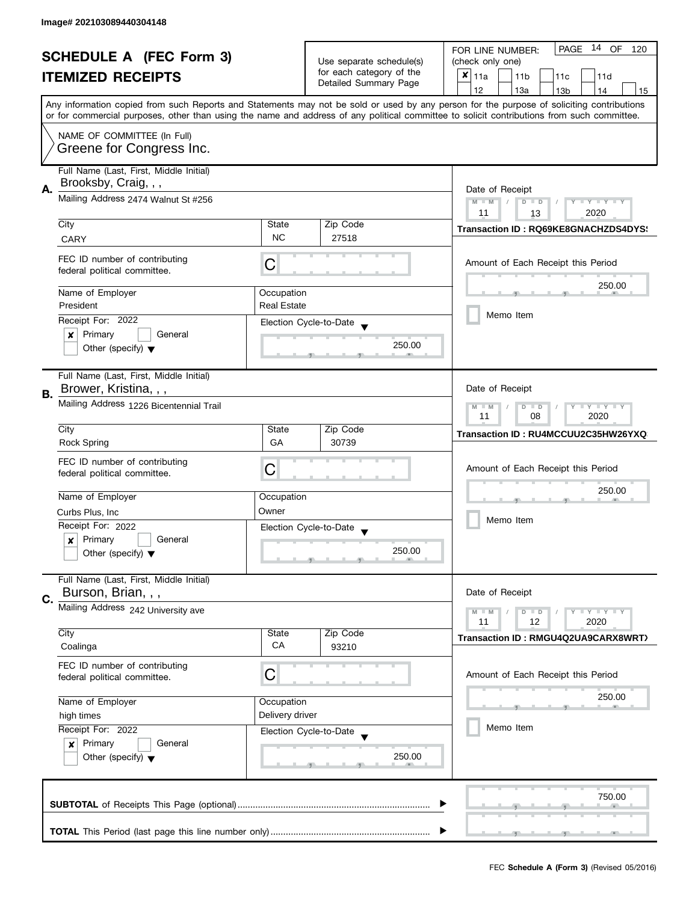Image# 202103089440304148

# SCHEDULE A (FEC Form 3)
## ITEMIZED RECEIPTS

Use separate schedule(s) for each category of the Detailed Summary Page

FOR LINE NUMBER: (check only one)

- [x] 11a
- [ ] 11b
- [ ] 11c
- [ ] 11d
- [ ] 12
- [ ] 13a
- [ ] 13b
- [ ] 14
- [ ] 15

PAGE 14 OF 120

Any information copied from such Reports and Statements may not be sold or used by any person for the purpose of soliciting contributions or for commercial purposes, other than using the name and address of any political committee to solicit contributions from such committee.

NAME OF COMMITTEE (In Full)
Greene for Congress Inc.

---

**A.** Full Name (Last, First, Middle Initial): Brooksby, Craig, , ,

Mailing Address: 2474 Walnut St #256

City: CARY | State: NC | Zip Code: 27518

FEC ID number of contributing federal political committee: C

Name of Employer: President | Occupation: Real Estate

Receipt For: 2022
- [x] Primary
- [ ] General
- [ ] Other (specify)

Election Cycle-to-Date: 250.00

Date of Receipt: 11 / 13 / 2020

Transaction ID : RQ69KE8GNACHZDS4DYS!

Amount of Each Receipt this Period: 250.00

- [ ] Memo Item

---

**B.** Full Name (Last, First, Middle Initial): Brower, Kristina, , ,

Mailing Address: 1226 Bicentennial Trail

City: Rock Spring | State: GA | Zip Code: 30739

FEC ID number of contributing federal political committee: C

Name of Employer: Curbs Plus, Inc | Occupation: Owner

Receipt For: 2022
- [x] Primary
- [ ] General
- [ ] Other (specify)

Election Cycle-to-Date: 250.00

Date of Receipt: 11 / 08 / 2020

Transaction ID : RU4MCCUU2C35HW26YXQ

Amount of Each Receipt this Period: 250.00

- [ ] Memo Item

---

**C.** Full Name (Last, First, Middle Initial): Burson, Brian, , ,

Mailing Address: 242 University ave

City: Coalinga | State: CA | Zip Code: 93210

FEC ID number of contributing federal political committee: C

Name of Employer: high times | Occupation: Delivery driver

Receipt For: 2022
- [x] Primary
- [ ] General
- [ ] Other (specify)

Election Cycle-to-Date: 250.00

Date of Receipt: 11 / 12 / 2020

Transaction ID : RMGU4Q2UA9CARX8WRT)

Amount of Each Receipt this Period: 250.00

- [ ] Memo Item

---

**SUBTOTAL** of Receipts This Page (optional): 750.00

**TOTAL** This Period (last page this line number only):

FEC **Schedule A (Form 3)** (Revised 05/2016)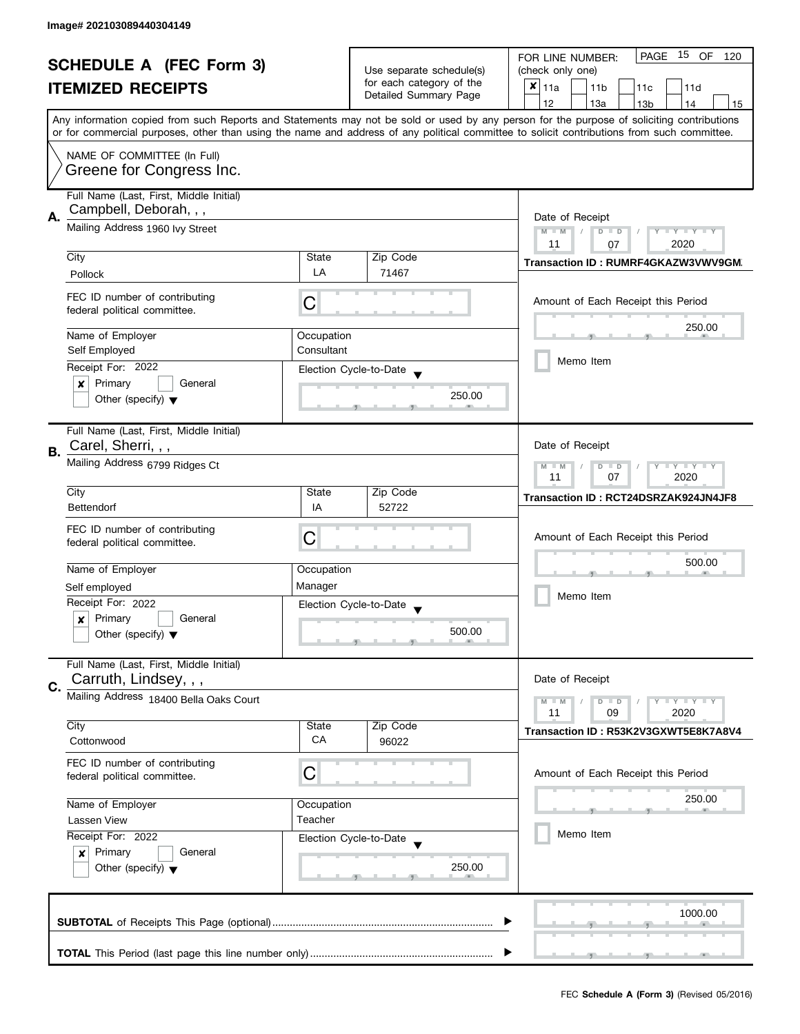Image# 202103089440304149

# SCHEDULE A (FEC Form 3)
## ITEMIZED RECEIPTS

Use separate schedule(s) for each category of the Detailed Summary Page

FOR LINE NUMBER: (check only one)

- [x] 11a
- [ ] 11b
- [ ] 11c
- [ ] 11d
- [ ] 12
- [ ] 13a
- [ ] 13b
- [ ] 14
- [ ] 15

PAGE 15 OF 120

Any information copied from such Reports and Statements may not be sold or used by any person for the purpose of soliciting contributions or for commercial purposes, other than using the name and address of any political committee to solicit contributions from such committee.

NAME OF COMMITTEE (In Full)
Greene for Congress Inc.

---

**A.**

Full Name (Last, First, Middle Initial): Campbell, Deborah, , ,

Mailing Address: 1960 Ivy Street

| City | State | Zip Code |
|---|---|---|
| Pollock | LA | 71467 |

FEC ID number of contributing federal political committee: C

| Name of Employer | Occupation |
|---|---|
| Self Employed | Consultant |

Receipt For: 2022

- [x] Primary
- [ ] General
- [ ] Other (specify)

Election Cycle-to-Date: 250.00

Date of Receipt: 11 / 07 / 2020

Transaction ID : RUMRF4GKAZW3VWV9GM.

Amount of Each Receipt this Period: 250.00

- [ ] Memo Item

---

**B.**

Full Name (Last, First, Middle Initial): Carel, Sherri, , ,

Mailing Address: 6799 Ridges Ct

| City | State | Zip Code |
|---|---|---|
| Bettendorf | IA | 52722 |

FEC ID number of contributing federal political committee: C

| Name of Employer | Occupation |
|---|---|
| Self employed | Manager |

Receipt For: 2022

- [x] Primary
- [ ] General
- [ ] Other (specify)

Election Cycle-to-Date: 500.00

Date of Receipt: 11 / 07 / 2020

Transaction ID : RCT24DSRZAK924JN4JF8

Amount of Each Receipt this Period: 500.00

- [ ] Memo Item

---

**C.**

Full Name (Last, First, Middle Initial): Carruth, Lindsey, , ,

Mailing Address: 18400 Bella Oaks Court

| City | State | Zip Code |
|---|---|---|
| Cottonwood | CA | 96022 |

FEC ID number of contributing federal political committee: C

| Name of Employer | Occupation |
|---|---|
| Lassen View | Teacher |

Receipt For: 2022

- [x] Primary
- [ ] General
- [ ] Other (specify)

Election Cycle-to-Date: 250.00

Date of Receipt: 11 / 09 / 2020

Transaction ID : R53K2V3GXWT5E8K7A8V4

Amount of Each Receipt this Period: 250.00

- [ ] Memo Item

---

**SUBTOTAL** of Receipts This Page (optional): 1000.00

**TOTAL** This Period (last page this line number only):

FEC **Schedule A (Form 3)** (Revised 05/2016)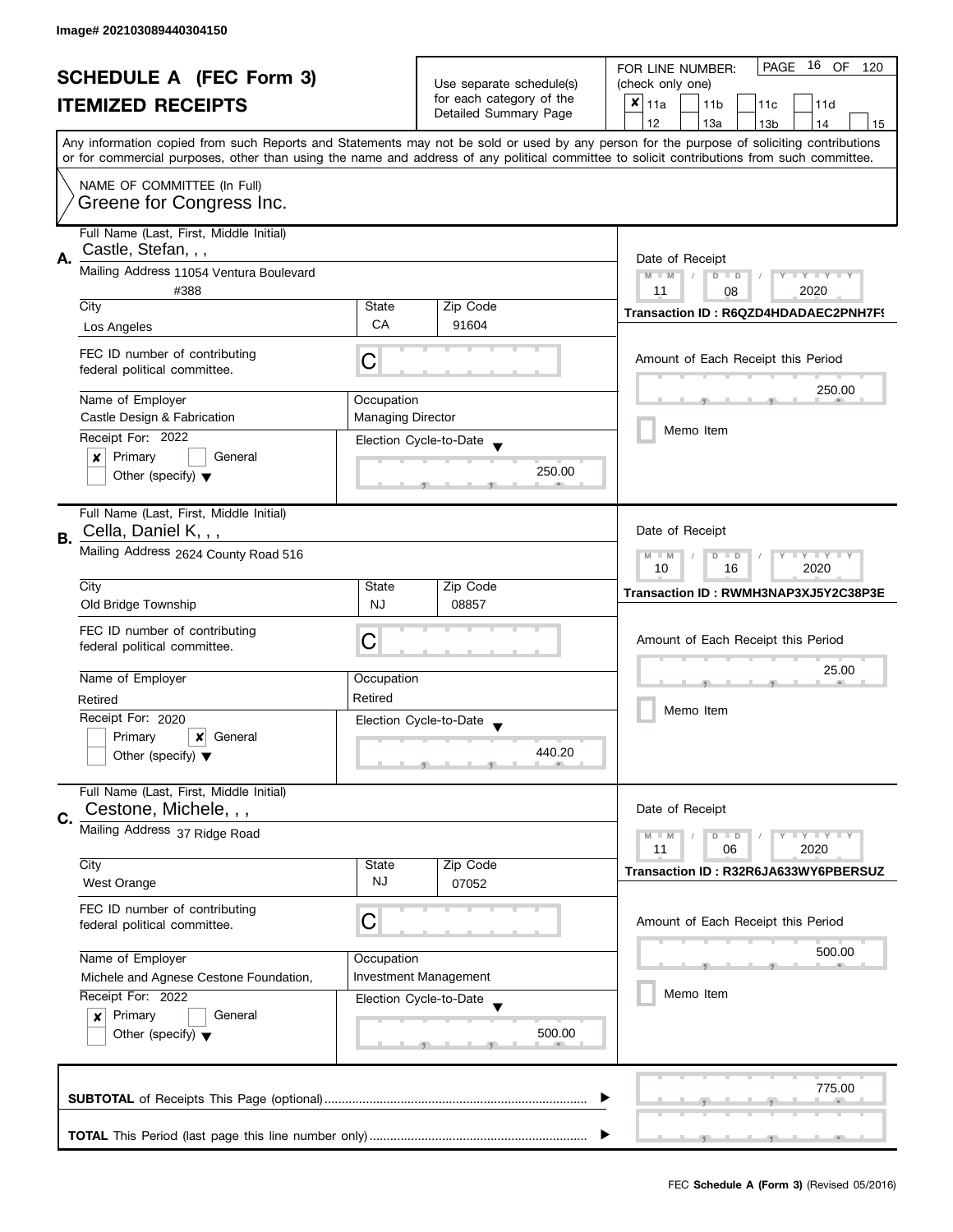Image# 202103089440304150

# SCHEDULE A (FEC Form 3)
## ITEMIZED RECEIPTS

Use separate schedule(s) for each category of the Detailed Summary Page

FOR LINE NUMBER: (check only one)

- [x] 11a
- [ ] 11b
- [ ] 11c
- [ ] 11d
- [ ] 12
- [ ] 13a
- [ ] 13b
- [ ] 14
- [ ] 15

Any information copied from such Reports and Statements may not be sold or used by any person for the purpose of soliciting contributions or for commercial purposes, other than using the name and address of any political committee to solicit contributions from such committee.

NAME OF COMMITTEE (In Full)
Greene for Congress Inc.

---

**A.** Full Name (Last, First, Middle Initial): Castle, Stefan, , ,

Mailing Address: 11054 Ventura Boulevard #388

City: Los Angeles | State: CA | Zip Code: 91604

FEC ID number of contributing federal political committee: C

Name of Employer: Castle Design & Fabrication | Occupation: Managing Director

Receipt For: 2022 — [x] Primary [ ] General [ ] Other (specify)

Election Cycle-to-Date: 250.00

Date of Receipt: 11 / 08 / 2020

Transaction ID : R6QZD4HDADAEC2PNH7F9

Amount of Each Receipt this Period: 250.00

[ ] Memo Item

---

**B.** Full Name (Last, First, Middle Initial): Cella, Daniel K, , ,

Mailing Address: 2624 County Road 516

City: Old Bridge Township | State: NJ | Zip Code: 08857

FEC ID number of contributing federal political committee: C

Name of Employer: Retired | Occupation: Retired

Receipt For: 2020 — [ ] Primary [x] General [ ] Other (specify)

Election Cycle-to-Date: 440.20

Date of Receipt: 10 / 16 / 2020

Transaction ID : RWMH3NAP3XJ5Y2C38P3E

Amount of Each Receipt this Period: 25.00

[ ] Memo Item

---

**C.** Full Name (Last, First, Middle Initial): Cestone, Michele, , ,

Mailing Address: 37 Ridge Road

City: West Orange | State: NJ | Zip Code: 07052

FEC ID number of contributing federal political committee: C

Name of Employer: Michele and Agnese Cestone Foundation, | Occupation: Investment Management

Receipt For: 2022 — [x] Primary [ ] General [ ] Other (specify)

Election Cycle-to-Date: 500.00

Date of Receipt: 11 / 06 / 2020

Transaction ID : R32R6JA633WY6PBERSUZ

Amount of Each Receipt this Period: 500.00

[ ] Memo Item

---

**SUBTOTAL** of Receipts This Page (optional): 775.00

**TOTAL** This Period (last page this line number only):

FEC **Schedule A (Form 3)** (Revised 05/2016)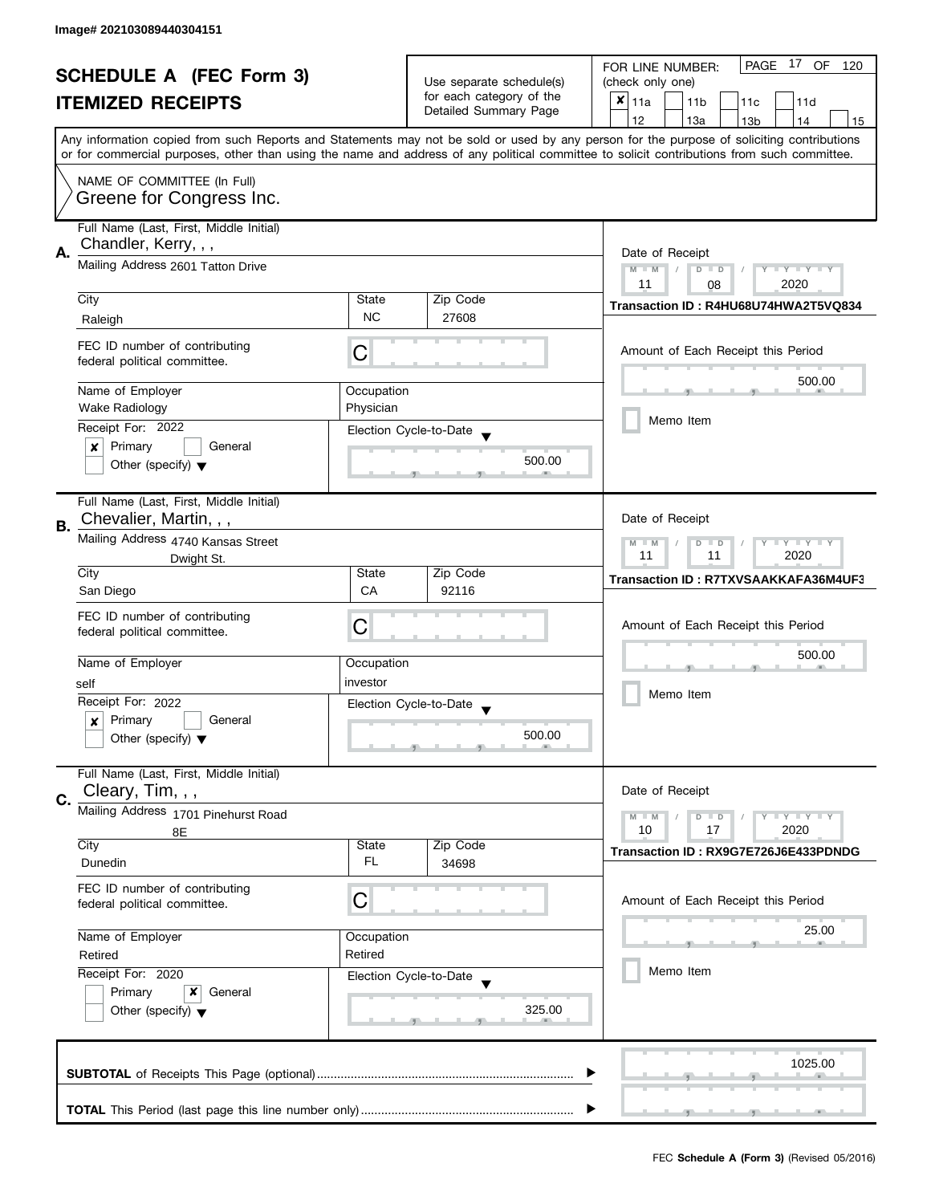Image# 202103089440304151

# SCHEDULE A (FEC Form 3)
# ITEMIZED RECEIPTS

Use separate schedule(s) for each category of the Detailed Summary Page

FOR LINE NUMBER: (check only one)

- [x] 11a
- [ ] 11b
- [ ] 11c
- [ ] 11d
- [ ] 12
- [ ] 13a
- [ ] 13b
- [ ] 14
- [ ] 15

Any information copied from such Reports and Statements may not be sold or used by any person for the purpose of soliciting contributions or for commercial purposes, other than using the name and address of any political committee to solicit contributions from such committee.

NAME OF COMMITTEE (In Full)
Greene for Congress Inc.

---

**A.** Full Name (Last, First, Middle Initial): Chandler, Kerry, , ,

Mailing Address: 2601 Tatton Drive

City: Raleigh | State: NC | Zip Code: 27608

FEC ID number of contributing federal political committee: C

Name of Employer: Wake Radiology | Occupation: Physician

Receipt For: 2022
- [x] Primary
- [ ] General
- [ ] Other (specify)

Election Cycle-to-Date: 500.00

Date of Receipt: 11 / 08 / 2020

Transaction ID : R4HU68U74HWA2T5VQ834

Amount of Each Receipt this Period: 500.00

- [ ] Memo Item

---

**B.** Full Name (Last, First, Middle Initial): Chevalier, Martin, , ,

Mailing Address: 4740 Kansas Street
Dwight St.

City: San Diego | State: CA | Zip Code: 92116

FEC ID number of contributing federal political committee: C

Name of Employer: self | Occupation: investor

Receipt For: 2022
- [x] Primary
- [ ] General
- [ ] Other (specify)

Election Cycle-to-Date: 500.00

Date of Receipt: 11 / 11 / 2020

Transaction ID : R7TXVSAAKKAFA36M4UF3

Amount of Each Receipt this Period: 500.00

- [ ] Memo Item

---

**C.** Full Name (Last, First, Middle Initial): Cleary, Tim, , ,

Mailing Address: 1701 Pinehurst Road
8E

City: Dunedin | State: FL | Zip Code: 34698

FEC ID number of contributing federal political committee: C

Name of Employer: Retired | Occupation: Retired

Receipt For: 2020
- [ ] Primary
- [x] General
- [ ] Other (specify)

Election Cycle-to-Date: 325.00

Date of Receipt: 10 / 17 / 2020

Transaction ID : RX9G7E726J6E433PDNDG

Amount of Each Receipt this Period: 25.00

- [ ] Memo Item

---

**SUBTOTAL** of Receipts This Page (optional): 1025.00

**TOTAL** This Period (last page this line number only):

FEC **Schedule A (Form 3)** (Revised 05/2016)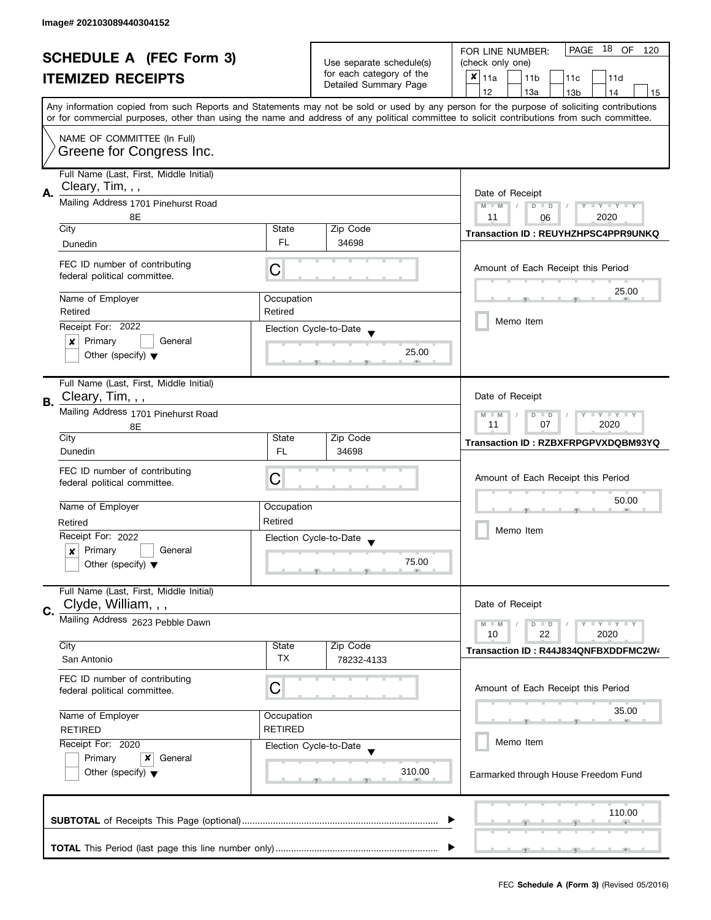Image# 202103089440304152

# SCHEDULE A (FEC Form 3)

## ITEMIZED RECEIPTS

Use separate schedule(s) for each category of the Detailed Summary Page

FOR LINE NUMBER: (check only one)

- [x] 11a
- [ ] 11b
- [ ] 11c
- [ ] 11d
- [ ] 12
- [ ] 13a
- [ ] 13b
- [ ] 14
- [ ] 15

Any information copied from such Reports and Statements may not be sold or used by any person for the purpose of soliciting contributions or for commercial purposes, other than using the name and address of any political committee to solicit contributions from such committee.

NAME OF COMMITTEE (In Full)
Greene for Congress Inc.

---

**A.** Full Name (Last, First, Middle Initial): Cleary, Tim, , ,

Mailing Address: 1701 Pinehurst Road, 8E

City: Dunedin | State: FL | Zip Code: 34698

FEC ID number of contributing federal political committee: C

Name of Employer: Retired | Occupation: Retired

Receipt For: 2022
- [x] Primary
- [ ] General
- [ ] Other (specify)

Election Cycle-to-Date: 25.00

Date of Receipt: 11 06 2020

Transaction ID : REUYHZHPSC4PPR9UNKQ

Amount of Each Receipt this Period: 25.00

- [ ] Memo Item

---

**B.** Full Name (Last, First, Middle Initial): Cleary, Tim, , ,

Mailing Address: 1701 Pinehurst Road, 8E

City: Dunedin | State: FL | Zip Code: 34698

FEC ID number of contributing federal political committee: C

Name of Employer: Retired | Occupation: Retired

Receipt For: 2022
- [x] Primary
- [ ] General
- [ ] Other (specify)

Election Cycle-to-Date: 75.00

Date of Receipt: 11 07 2020

Transaction ID : RZBXFRPGPVXDQBM93YQ

Amount of Each Receipt this Period: 50.00

- [ ] Memo Item

---

**C.** Full Name (Last, First, Middle Initial): Clyde, William, , ,

Mailing Address: 2623 Pebble Dawn

City: San Antonio | State: TX | Zip Code: 78232-4133

FEC ID number of contributing federal political committee: C

Name of Employer: RETIRED | Occupation: RETIRED

Receipt For: 2020
- [ ] Primary
- [x] General
- [ ] Other (specify)

Election Cycle-to-Date: 310.00

Date of Receipt: 10 22 2020

Transaction ID : R44J834QNFBXDDFMC2W4

Amount of Each Receipt this Period: 35.00

- [ ] Memo Item

Earmarked through House Freedom Fund

---

**SUBTOTAL** of Receipts This Page (optional): 110.00

**TOTAL** This Period (last page this line number only):

FEC **Schedule A (Form 3)** (Revised 05/2016)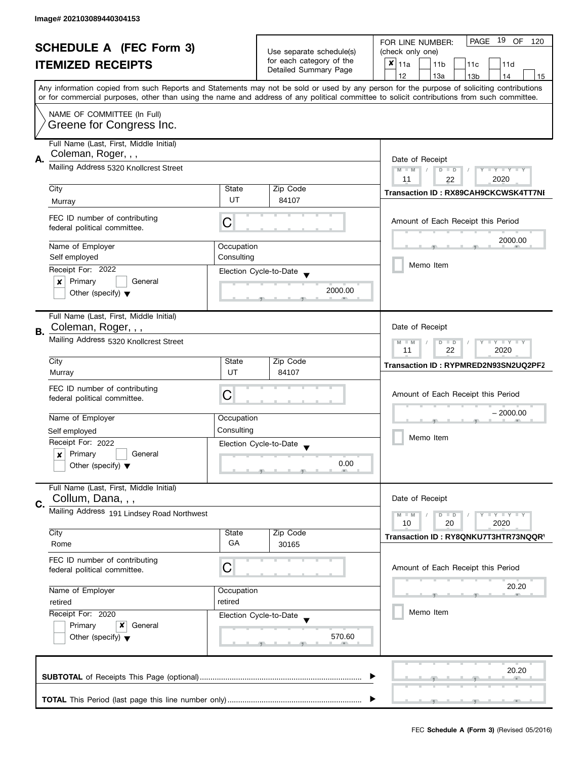Image# 202103089440304153

# SCHEDULE A (FEC Form 3)
## ITEMIZED RECEIPTS

Use separate schedule(s) for each category of the Detailed Summary Page

FOR LINE NUMBER: (check only one)

| | | | | |
|---|---|---|---|---|
| ☒ 11a | ☐ 11b | ☐ 11c | ☐ 11d | |
| ☐ 12 | ☐ 13a | ☐ 13b | ☐ 14 | ☐ 15 |

PAGE 19 OF 120

Any information copied from such Reports and Statements may not be sold or used by any person for the purpose of soliciting contributions or for commercial purposes, other than using the name and address of any political committee to solicit contributions from such committee.

NAME OF COMMITTEE (In Full)
Greene for Congress Inc.

---

**A.** Full Name (Last, First, Middle Initial)
Coleman, Roger, , ,

Mailing Address 5320 Knollcrest Street

City: Murray | State: UT | Zip Code: 84107

FEC ID number of contributing federal political committee. C

Name of Employer: Self employed | Occupation: Consulting

Receipt For: 2022
☒ Primary ☐ General
☐ Other (specify)

Election Cycle-to-Date: 2000.00

Date of Receipt: 11 / 22 / 2020

Transaction ID : RX89CAH9CKCWSK4TT7NI

Amount of Each Receipt this Period: 2000.00

☐ Memo Item

---

**B.** Full Name (Last, First, Middle Initial)
Coleman, Roger, , ,

Mailing Address 5320 Knollcrest Street

City: Murray | State: UT | Zip Code: 84107

FEC ID number of contributing federal political committee. C

Name of Employer: Self employed | Occupation: Consulting

Receipt For: 2022
☒ Primary ☐ General
☐ Other (specify)

Election Cycle-to-Date: 0.00

Date of Receipt: 11 / 22 / 2020

Transaction ID : RYPMRED2N93SN2UQ2PFZ

Amount of Each Receipt this Period: – 2000.00

☐ Memo Item

---

**C.** Full Name (Last, First, Middle Initial)
Collum, Dana, , ,

Mailing Address 191 Lindsey Road Northwest

City: Rome | State: GA | Zip Code: 30165

FEC ID number of contributing federal political committee. C

Name of Employer: retired | Occupation: retired

Receipt For: 2020
☐ Primary ☒ General
☐ Other (specify)

Election Cycle-to-Date: 570.60

Date of Receipt: 10 / 20 / 2020

Transaction ID : RY8QNKU7T3HTR73NQQRV

Amount of Each Receipt this Period: 20.20

☐ Memo Item

---

**SUBTOTAL** of Receipts This Page (optional): 20.20

**TOTAL** This Period (last page this line number only):

FEC **Schedule A (Form 3)** (Revised 05/2016)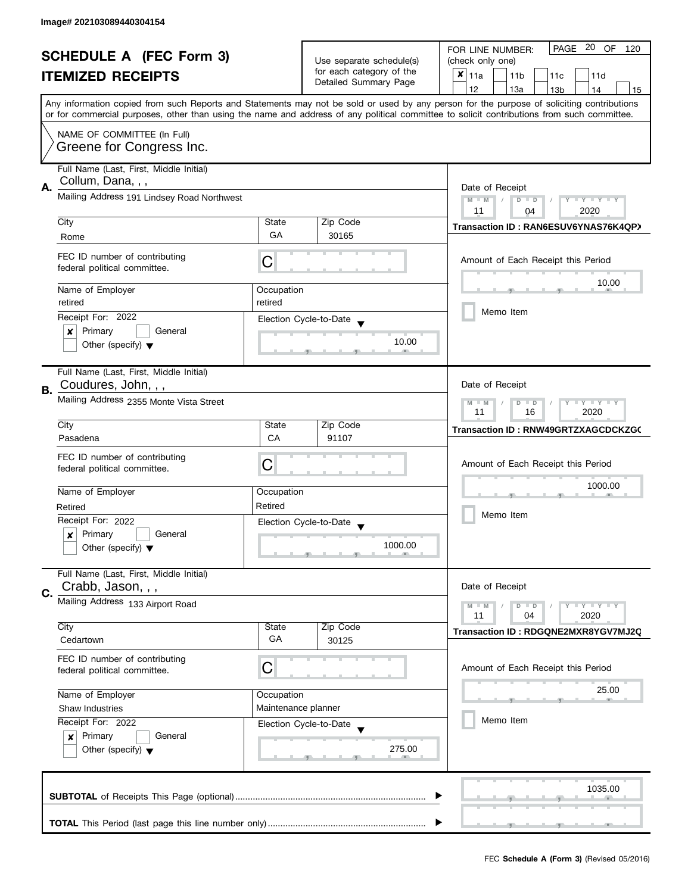Image# 202103089440304154

# SCHEDULE A (FEC Form 3)

## ITEMIZED RECEIPTS

Use separate schedule(s) for each category of the Detailed Summary Page

FOR LINE NUMBER: (check only one)

- [x] 11a
- [ ] 11b
- [ ] 11c
- [ ] 11d
- [ ] 12
- [ ] 13a
- [ ] 13b
- [ ] 14
- [ ] 15

PAGE 20 OF 120

Any information copied from such Reports and Statements may not be sold or used by any person for the purpose of soliciting contributions or for commercial purposes, other than using the name and address of any political committee to solicit contributions from such committee.

NAME OF COMMITTEE (In Full)
Greene for Congress Inc.

---

**A.** Full Name (Last, First, Middle Initial): Collum, Dana, , ,

Mailing Address: 191 Lindsey Road Northwest

| City | State | Zip Code |
|---|---|---|
| Rome | GA | 30165 |

FEC ID number of contributing federal political committee: C

Name of Employer: retired
Occupation: retired

Receipt For: 2022
- [x] Primary
- [ ] General
- [ ] Other (specify)

Election Cycle-to-Date: 10.00

Date of Receipt: 11 / 04 / 2020

Transaction ID : RAN6ESUV6YNAS76K4QPX

Amount of Each Receipt this Period: 10.00

- [ ] Memo Item

---

**B.** Full Name (Last, First, Middle Initial): Coudures, John, , ,

Mailing Address: 2355 Monte Vista Street

| City | State | Zip Code |
|---|---|---|
| Pasadena | CA | 91107 |

FEC ID number of contributing federal political committee: C

Name of Employer: Retired
Occupation: Retired

Receipt For: 2022
- [x] Primary
- [ ] General
- [ ] Other (specify)

Election Cycle-to-Date: 1000.00

Date of Receipt: 11 / 16 / 2020

Transaction ID : RNW49GRTZXAGCDCKZGC

Amount of Each Receipt this Period: 1000.00

- [ ] Memo Item

---

**C.** Full Name (Last, First, Middle Initial): Crabb, Jason, , ,

Mailing Address: 133 Airport Road

| City | State | Zip Code |
|---|---|---|
| Cedartown | GA | 30125 |

FEC ID number of contributing federal political committee: C

Name of Employer: Shaw Industries
Occupation: Maintenance planner

Receipt For: 2022
- [x] Primary
- [ ] General
- [ ] Other (specify)

Election Cycle-to-Date: 275.00

Date of Receipt: 11 / 04 / 2020

Transaction ID : RDGQNE2MXR8YGV7MJ2Q

Amount of Each Receipt this Period: 25.00

- [ ] Memo Item

---

**SUBTOTAL** of Receipts This Page (optional): 1035.00

**TOTAL** This Period (last page this line number only):

FEC **Schedule A (Form 3)** (Revised 05/2016)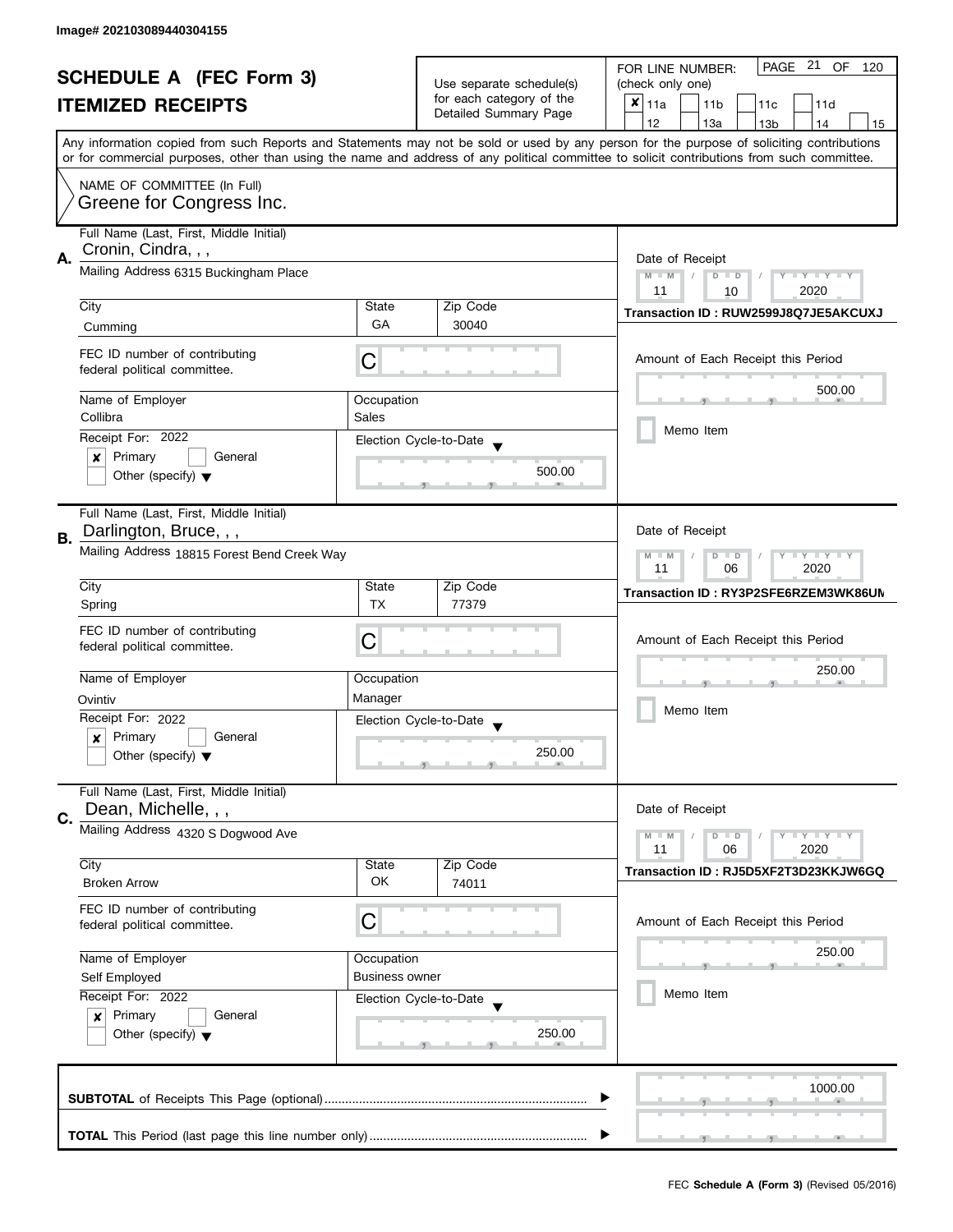Image# 202103089440304155

# SCHEDULE A (FEC Form 3)
## ITEMIZED RECEIPTS

Use separate schedule(s) for each category of the Detailed Summary Page

FOR LINE NUMBER: (check only one)

- [x] 11a
- [ ] 11b
- [ ] 11c
- [ ] 11d
- [ ] 12
- [ ] 13a
- [ ] 13b
- [ ] 14
- [ ] 15

Any information copied from such Reports and Statements may not be sold or used by any person for the purpose of soliciting contributions or for commercial purposes, other than using the name and address of any political committee to solicit contributions from such committee.

NAME OF COMMITTEE (In Full)
Greene for Congress Inc.

---

**A.** Full Name (Last, First, Middle Initial): Cronin, Cindra, , ,

Mailing Address: 6315 Buckingham Place

| City | State | Zip Code |
|---|---|---|
| Cumming | GA | 30040 |

FEC ID number of contributing federal political committee: C

Name of Employer: Collibra
Occupation: Sales

Receipt For: 2022
- [x] Primary
- [ ] General
- [ ] Other (specify)

Election Cycle-to-Date: 500.00

Date of Receipt: 11 / 10 / 2020

Transaction ID : RUW2599J8Q7JE5AKCUXJ

Amount of Each Receipt this Period: 500.00

- [ ] Memo Item

---

**B.** Full Name (Last, First, Middle Initial): Darlington, Bruce, , ,

Mailing Address: 18815 Forest Bend Creek Way

| City | State | Zip Code |
|---|---|---|
| Spring | TX | 77379 |

FEC ID number of contributing federal political committee: C

Name of Employer: Ovintiv
Occupation: Manager

Receipt For: 2022
- [x] Primary
- [ ] General
- [ ] Other (specify)

Election Cycle-to-Date: 250.00

Date of Receipt: 11 / 06 / 2020

Transaction ID : RY3P2SFE6RZEM3WK86UM

Amount of Each Receipt this Period: 250.00

- [ ] Memo Item

---

**C.** Full Name (Last, First, Middle Initial): Dean, Michelle, , ,

Mailing Address: 4320 S Dogwood Ave

| City | State | Zip Code |
|---|---|---|
| Broken Arrow | OK | 74011 |

FEC ID number of contributing federal political committee: C

Name of Employer: Self Employed
Occupation: Business owner

Receipt For: 2022
- [x] Primary
- [ ] General
- [ ] Other (specify)

Election Cycle-to-Date: 250.00

Date of Receipt: 11 / 06 / 2020

Transaction ID : RJ5D5XF2T3D23KKJW6GQ

Amount of Each Receipt this Period: 250.00

- [ ] Memo Item

---

**SUBTOTAL** of Receipts This Page (optional): 1000.00

**TOTAL** This Period (last page this line number only):

FEC **Schedule A (Form 3)** (Revised 05/2016)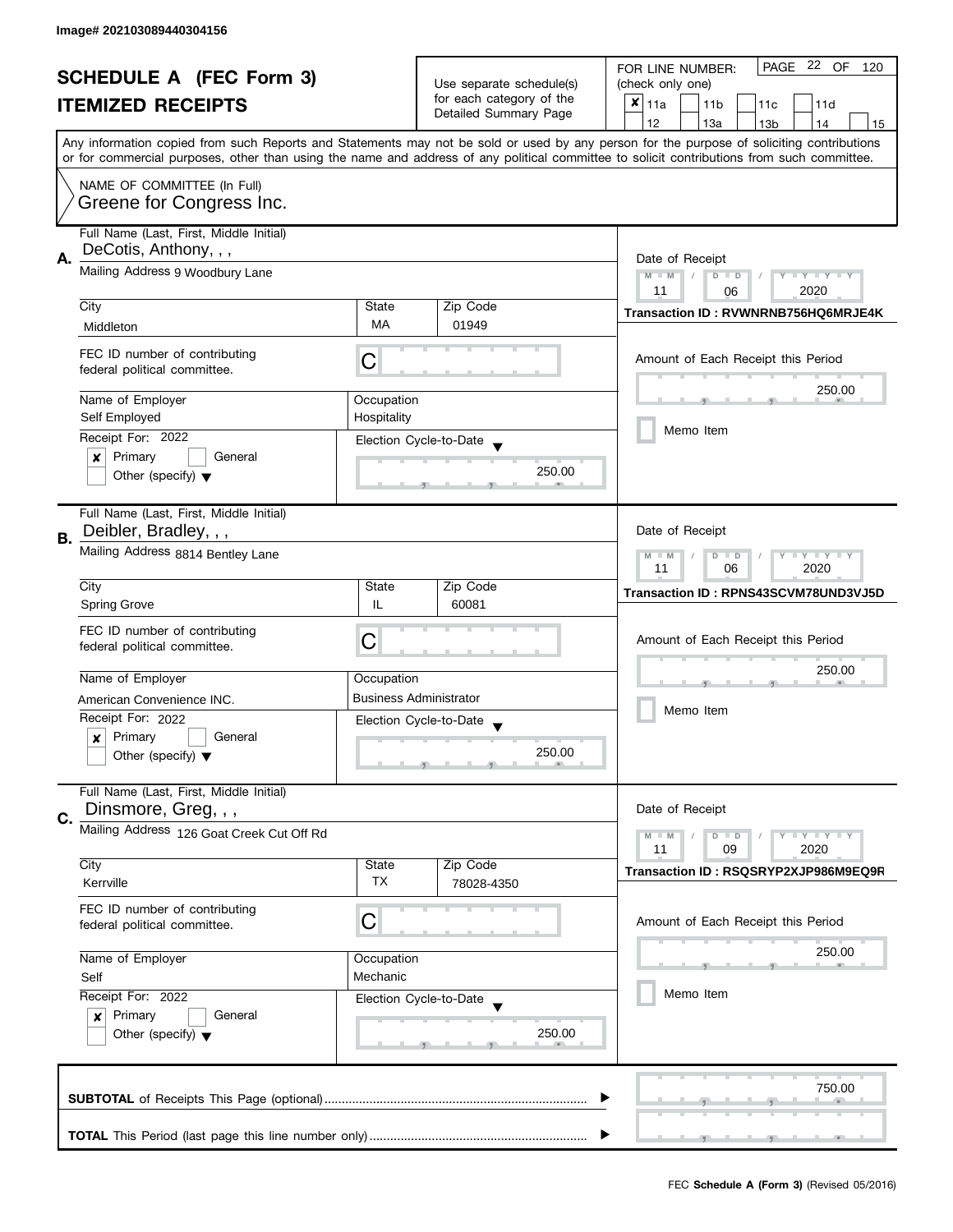Image# 202103089440304156

# SCHEDULE A (FEC Form 3)

## ITEMIZED RECEIPTS

Use separate schedule(s) for each category of the Detailed Summary Page

FOR LINE NUMBER: (check only one)

- [x] 11a
- [ ] 11b
- [ ] 11c
- [ ] 11d
- [ ] 12
- [ ] 13a
- [ ] 13b
- [ ] 14
- [ ] 15

Any information copied from such Reports and Statements may not be sold or used by any person for the purpose of soliciting contributions or for commercial purposes, other than using the name and address of any political committee to solicit contributions from such committee.

NAME OF COMMITTEE (In Full)
Greene for Congress Inc.

---

**A.**

Full Name (Last, First, Middle Initial): DeCotis, Anthony, , ,

Mailing Address: 9 Woodbury Lane

City: Middleton | State: MA | Zip Code: 01949

FEC ID number of contributing federal political committee: C

Name of Employer: Self Employed

Occupation: Hospitality

Receipt For: 2022
- [x] Primary
- [ ] General
- [ ] Other (specify)

Election Cycle-to-Date: 250.00

Date of Receipt: 11 / 06 / 2020

Transaction ID : RVWNRNB756HQ6MRJE4K

Amount of Each Receipt this Period: 250.00

- [ ] Memo Item

---

**B.**

Full Name (Last, First, Middle Initial): Deibler, Bradley, , ,

Mailing Address: 8814 Bentley Lane

City: Spring Grove | State: IL | Zip Code: 60081

FEC ID number of contributing federal political committee: C

Name of Employer: American Convenience INC.

Occupation: Business Administrator

Receipt For: 2022
- [x] Primary
- [ ] General
- [ ] Other (specify)

Election Cycle-to-Date: 250.00

Date of Receipt: 11 / 06 / 2020

Transaction ID : RPNS43SCVM78UND3VJ5D

Amount of Each Receipt this Period: 250.00

- [ ] Memo Item

---

**C.**

Full Name (Last, First, Middle Initial): Dinsmore, Greg, , ,

Mailing Address: 126 Goat Creek Cut Off Rd

City: Kerrville | State: TX | Zip Code: 78028-4350

FEC ID number of contributing federal political committee: C

Name of Employer: Self

Occupation: Mechanic

Receipt For: 2022
- [x] Primary
- [ ] General
- [ ] Other (specify)

Election Cycle-to-Date: 250.00

Date of Receipt: 11 / 09 / 2020

Transaction ID : RSQSRYP2XJP986M9EQ9R

Amount of Each Receipt this Period: 250.00

- [ ] Memo Item

---

**SUBTOTAL** of Receipts This Page (optional): 750.00

**TOTAL** This Period (last page this line number only):

FEC **Schedule A (Form 3)** (Revised 05/2016)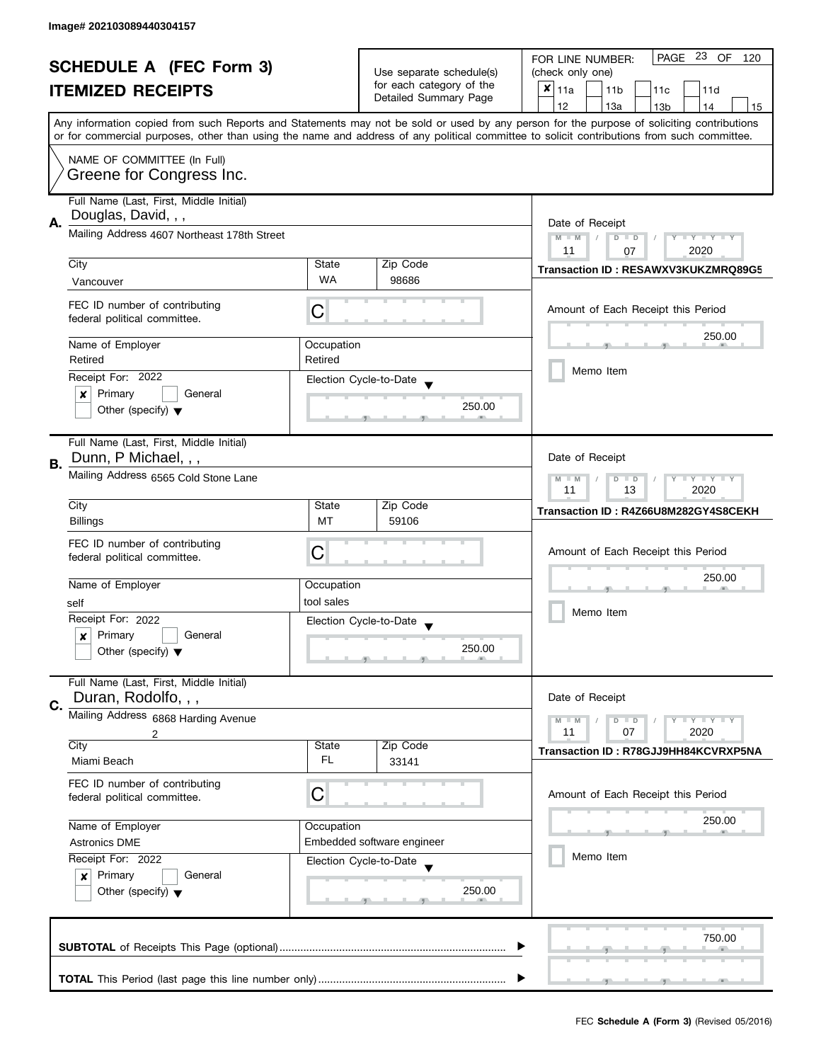Image# 202103089440304157

# SCHEDULE A (FEC Form 3)
## ITEMIZED RECEIPTS

Use separate schedule(s) for each category of the Detailed Summary Page

FOR LINE NUMBER: (check only one)

- [x] 11a
- [ ] 11b
- [ ] 11c
- [ ] 11d
- [ ] 12
- [ ] 13a
- [ ] 13b
- [ ] 14
- [ ] 15

PAGE 23 OF 120

Any information copied from such Reports and Statements may not be sold or used by any person for the purpose of soliciting contributions or for commercial purposes, other than using the name and address of any political committee to solicit contributions from such committee.

NAME OF COMMITTEE (In Full)
Greene for Congress Inc.

---

**A.**

Full Name (Last, First, Middle Initial): Douglas, David, , ,

Mailing Address: 4607 Northeast 178th Street

| City | State | Zip Code |
|---|---|---|
| Vancouver | WA | 98686 |

FEC ID number of contributing federal political committee: C

| Name of Employer | Occupation |
|---|---|
| Retired | Retired |

Receipt For: 2022
- [x] Primary
- [ ] General
- [ ] Other (specify)

Election Cycle-to-Date: 250.00

Date of Receipt: 11 / 07 / 2020

Transaction ID : RESAWXV3KUKZMRQ89G5

Amount of Each Receipt this Period: 250.00

- [ ] Memo Item

---

**B.**

Full Name (Last, First, Middle Initial): Dunn, P Michael, , ,

Mailing Address: 6565 Cold Stone Lane

| City | State | Zip Code |
|---|---|---|
| Billings | MT | 59106 |

FEC ID number of contributing federal political committee: C

| Name of Employer | Occupation |
|---|---|
| self | tool sales |

Receipt For: 2022
- [x] Primary
- [ ] General
- [ ] Other (specify)

Election Cycle-to-Date: 250.00

Date of Receipt: 11 / 13 / 2020

Transaction ID : R4Z66U8M282GY4S8CEKH

Amount of Each Receipt this Period: 250.00

- [ ] Memo Item

---

**C.**

Full Name (Last, First, Middle Initial): Duran, Rodolfo, , ,

Mailing Address: 6868 Harding Avenue
2

| City | State | Zip Code |
|---|---|---|
| Miami Beach | FL | 33141 |

FEC ID number of contributing federal political committee: C

| Name of Employer | Occupation |
|---|---|
| Astronics DME | Embedded software engineer |

Receipt For: 2022
- [x] Primary
- [ ] General
- [ ] Other (specify)

Election Cycle-to-Date: 250.00

Date of Receipt: 11 / 07 / 2020

Transaction ID : R78GJJ9HH84KCVRXP5NA

Amount of Each Receipt this Period: 250.00

- [ ] Memo Item

---

**SUBTOTAL** of Receipts This Page (optional): 750.00

**TOTAL** This Period (last page this line number only):

FEC **Schedule A (Form 3)** (Revised 05/2016)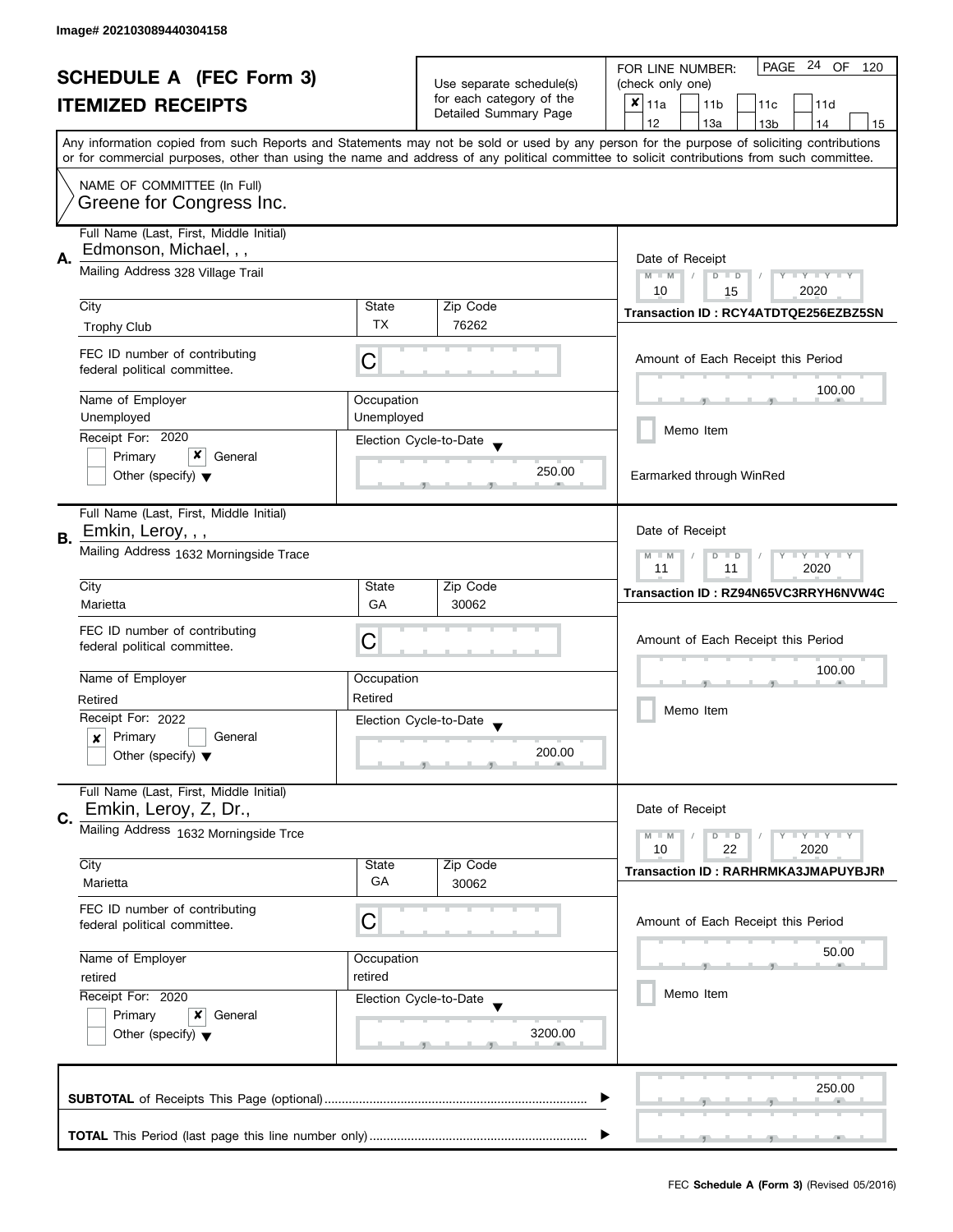Image# 202103089440304158

# SCHEDULE A (FEC Form 3)
## ITEMIZED RECEIPTS

Use separate schedule(s) for each category of the Detailed Summary Page

FOR LINE NUMBER: (check only one)

☒ 11a ☐ 11b ☐ 11c ☐ 11d ☐ 12 ☐ 13a ☐ 13b ☐ 14 ☐ 15

PAGE 24 OF 120

Any information copied from such Reports and Statements may not be sold or used by any person for the purpose of soliciting contributions or for commercial purposes, other than using the name and address of any political committee to solicit contributions from such committee.

NAME OF COMMITTEE (In Full)
Greene for Congress Inc.

---

**A.** Full Name (Last, First, Middle Initial): Edmonson, Michael, , ,

Mailing Address: 328 Village Trail

City: Trophy Club | State: TX | Zip Code: 76262

FEC ID number of contributing federal political committee: C

Name of Employer: Unemployed | Occupation: Unemployed

Receipt For: 2020 ☐ Primary ☒ General ☐ Other (specify)

Election Cycle-to-Date: 250.00

Date of Receipt: 10 / 15 / 2020

Transaction ID : RCY4ATDTQE256EZBZ5SN

Amount of Each Receipt this Period: 100.00

☐ Memo Item

Earmarked through WinRed

---

**B.** Full Name (Last, First, Middle Initial): Emkin, Leroy, , ,

Mailing Address: 1632 Morningside Trace

City: Marietta | State: GA | Zip Code: 30062

FEC ID number of contributing federal political committee: C

Name of Employer: Retired | Occupation: Retired

Receipt For: 2022 ☒ Primary ☐ General ☐ Other (specify)

Election Cycle-to-Date: 200.00

Date of Receipt: 11 / 11 / 2020

Transaction ID : RZ94N65VC3RRYH6NVW4G

Amount of Each Receipt this Period: 100.00

☐ Memo Item

---

**C.** Full Name (Last, First, Middle Initial): Emkin, Leroy, Z, Dr.,

Mailing Address: 1632 Morningside Trce

City: Marietta | State: GA | Zip Code: 30062

FEC ID number of contributing federal political committee: C

Name of Employer: retired | Occupation: retired

Receipt For: 2020 ☐ Primary ☒ General ☐ Other (specify)

Election Cycle-to-Date: 3200.00

Date of Receipt: 10 / 22 / 2020

Transaction ID : RARHRMKA3JMAPUYBJRN

Amount of Each Receipt this Period: 50.00

☐ Memo Item

---

**SUBTOTAL** of Receipts This Page (optional): 250.00

**TOTAL** This Period (last page this line number only):

FEC Schedule A (Form 3) (Revised 05/2016)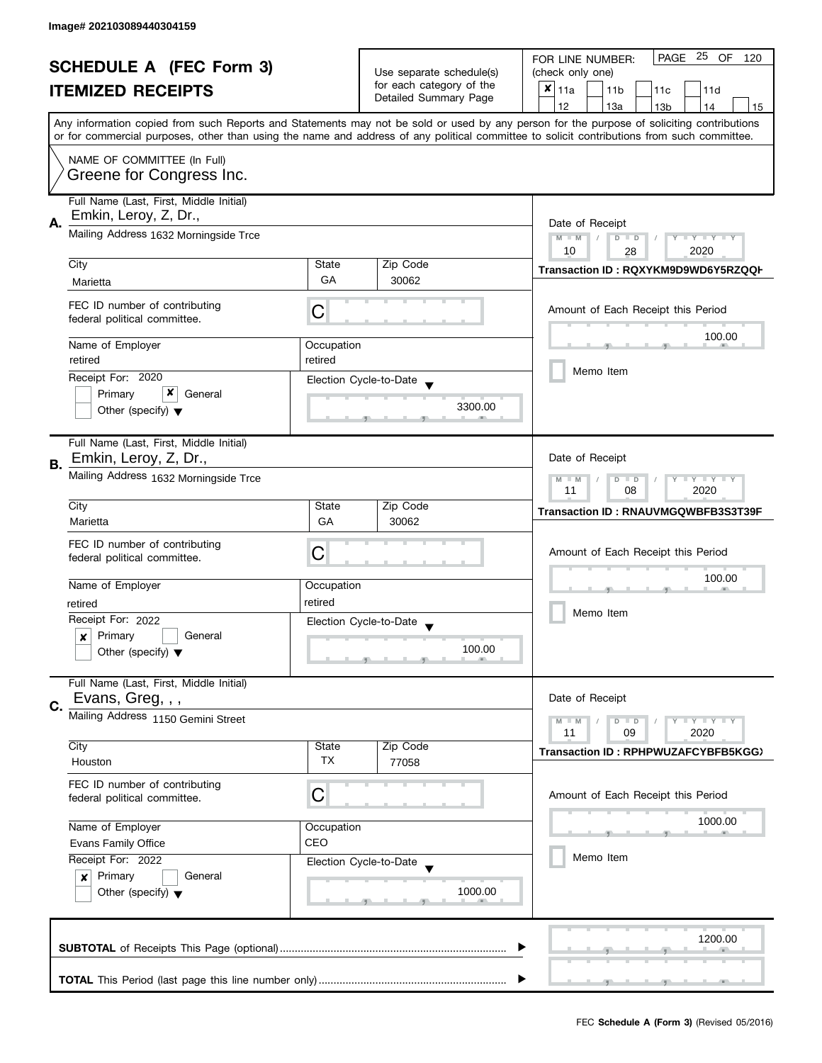Image# 202103089440304159

# SCHEDULE A (FEC Form 3)
# ITEMIZED RECEIPTS

Use separate schedule(s) for each category of the Detailed Summary Page

FOR LINE NUMBER: (check only one)

☒ 11a ☐ 11b ☐ 11c ☐ 11d ☐ 12 ☐ 13a ☐ 13b ☐ 14 ☐ 15

PAGE 25 OF 120

Any information copied from such Reports and Statements may not be sold or used by any person for the purpose of soliciting contributions or for commercial purposes, other than using the name and address of any political committee to solicit contributions from such committee.

NAME OF COMMITTEE (In Full)
Greene for Congress Inc.

---

**A.**

Full Name (Last, First, Middle Initial): Emkin, Leroy, Z, Dr.,

Mailing Address: 1632 Morningside Trce

City: Marietta | State: GA | Zip Code: 30062

FEC ID number of contributing federal political committee: C

Name of Employer: retired | Occupation: retired

Receipt For: 2020 ☐ Primary ☒ General ☐ Other (specify)

Election Cycle-to-Date: 3300.00

Date of Receipt: 10 / 28 / 2020

Transaction ID : RQXYKM9D9WD6Y5RZQQH

Amount of Each Receipt this Period: 100.00

☐ Memo Item

---

**B.**

Full Name (Last, First, Middle Initial): Emkin, Leroy, Z, Dr.,

Mailing Address: 1632 Morningside Trce

City: Marietta | State: GA | Zip Code: 30062

FEC ID number of contributing federal political committee: C

Name of Employer: retired | Occupation: retired

Receipt For: 2022 ☒ Primary ☐ General ☐ Other (specify)

Election Cycle-to-Date: 100.00

Date of Receipt: 11 / 08 / 2020

Transaction ID : RNAUVMGQWBFB3S3T39F

Amount of Each Receipt this Period: 100.00

☐ Memo Item

---

**C.**

Full Name (Last, First, Middle Initial): Evans, Greg, , ,

Mailing Address: 1150 Gemini Street

City: Houston | State: TX | Zip Code: 77058

FEC ID number of contributing federal political committee: C

Name of Employer: Evans Family Office | Occupation: CEO

Receipt For: 2022 ☒ Primary ☐ General ☐ Other (specify)

Election Cycle-to-Date: 1000.00

Date of Receipt: 11 / 09 / 2020

Transaction ID : RPHPWUZAFCYBFB5KGGX

Amount of Each Receipt this Period: 1000.00

☐ Memo Item

---

**SUBTOTAL** of Receipts This Page (optional): 1200.00

**TOTAL** This Period (last page this line number only):

FEC **Schedule A (Form 3)** (Revised 05/2016)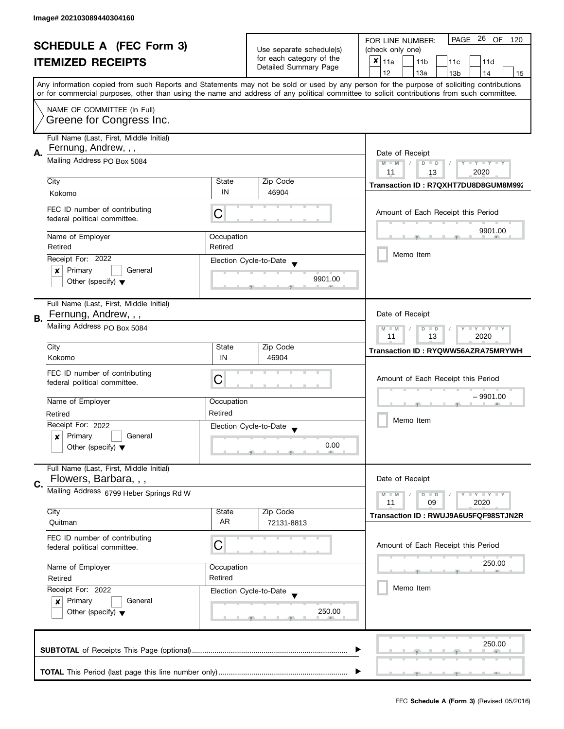Image# 202103089440304160

# SCHEDULE A (FEC Form 3)
## ITEMIZED RECEIPTS

Use separate schedule(s) for each category of the Detailed Summary Page

FOR LINE NUMBER: (check only one)

- [x] 11a
- [ ] 11b
- [ ] 11c
- [ ] 11d
- [ ] 12
- [ ] 13a
- [ ] 13b
- [ ] 14
- [ ] 15

Any information copied from such Reports and Statements may not be sold or used by any person for the purpose of soliciting contributions or for commercial purposes, other than using the name and address of any political committee to solicit contributions from such committee.

NAME OF COMMITTEE (In Full)
Greene for Congress Inc.

---

**A.** Full Name (Last, First, Middle Initial): Fernung, Andrew, , ,

Mailing Address: PO Box 5084

City: Kokomo | State: IN | Zip Code: 46904

FEC ID number of contributing federal political committee: C

Name of Employer: Retired | Occupation: Retired

Receipt For: 2022
- [x] Primary
- [ ] General
- [ ] Other (specify)

Election Cycle-to-Date: 9901.00

Date of Receipt: 11 / 13 / 2020

Transaction ID : R7QXHT7DU8D8GUM8M992

Amount of Each Receipt this Period: 9901.00

- [ ] Memo Item

---

**B.** Full Name (Last, First, Middle Initial): Fernung, Andrew, , ,

Mailing Address: PO Box 5084

City: Kokomo | State: IN | Zip Code: 46904

FEC ID number of contributing federal political committee: C

Name of Employer: Retired | Occupation: Retired

Receipt For: 2022
- [x] Primary
- [ ] General
- [ ] Other (specify)

Election Cycle-to-Date: 0.00

Date of Receipt: 11 / 13 / 2020

Transaction ID : RYQWW56AZRA75MRYWH

Amount of Each Receipt this Period: – 9901.00

- [ ] Memo Item

---

**C.** Full Name (Last, First, Middle Initial): Flowers, Barbara, , ,

Mailing Address: 6799 Heber Springs Rd W

City: Quitman | State: AR | Zip Code: 72131-8813

FEC ID number of contributing federal political committee: C

Name of Employer: Retired | Occupation: Retired

Receipt For: 2022
- [x] Primary
- [ ] General
- [ ] Other (specify)

Election Cycle-to-Date: 250.00

Date of Receipt: 11 / 09 / 2020

Transaction ID : RWUJ9A6U5FQF98STJN2R

Amount of Each Receipt this Period: 250.00

- [ ] Memo Item

---

**SUBTOTAL** of Receipts This Page (optional): 250.00

**TOTAL** This Period (last page this line number only):

FEC **Schedule A (Form 3)** (Revised 05/2016)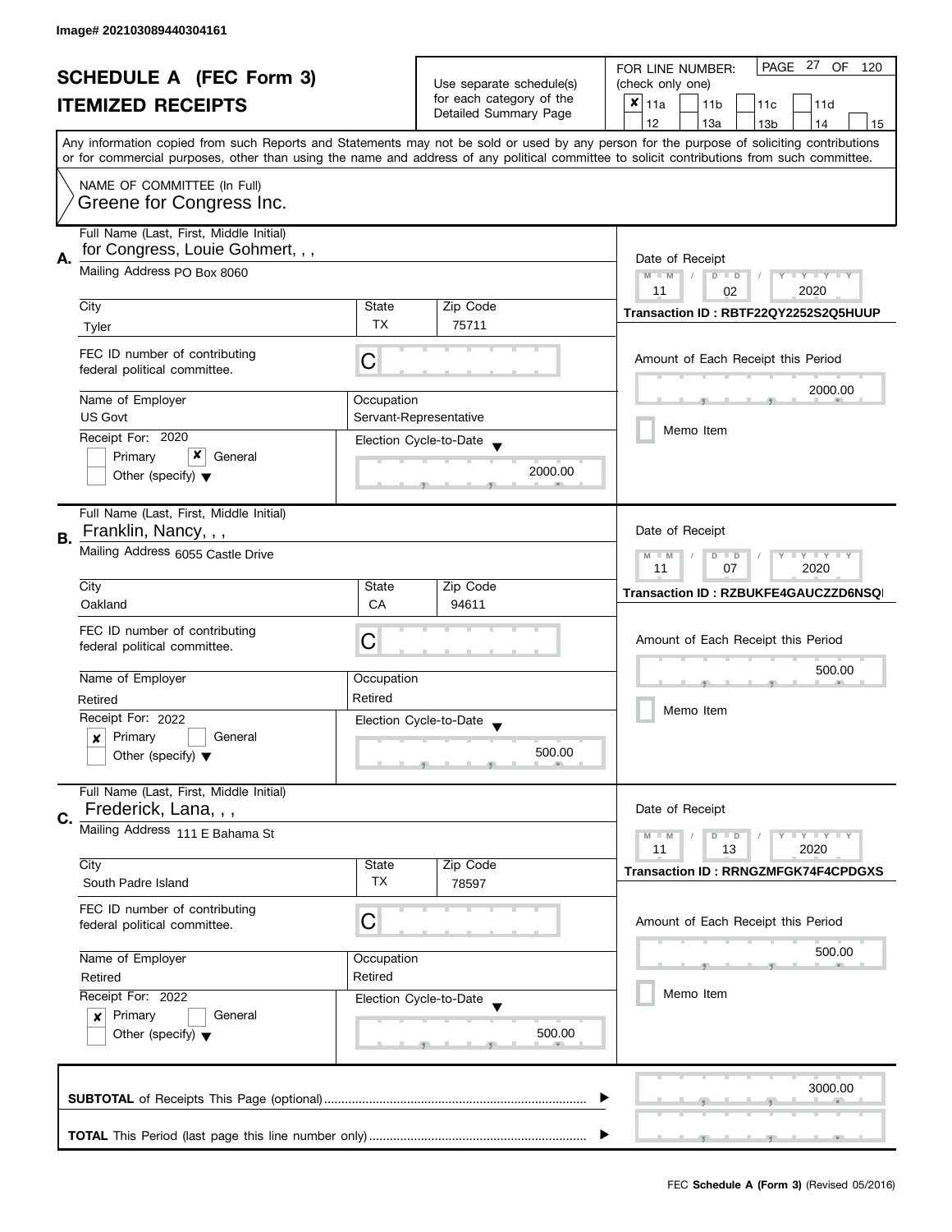Image# 202103089440304161

# SCHEDULE A (FEC Form 3)
## ITEMIZED RECEIPTS

Use separate schedule(s) for each category of the Detailed Summary Page

FOR LINE NUMBER: (check only one)

- [x] 11a
- [ ] 11b
- [ ] 11c
- [ ] 11d
- [ ] 12
- [ ] 13a
- [ ] 13b
- [ ] 14
- [ ] 15

PAGE 27 OF 120

Any information copied from such Reports and Statements may not be sold or used by any person for the purpose of soliciting contributions or for commercial purposes, other than using the name and address of any political committee to solicit contributions from such committee.

NAME OF COMMITTEE (In Full)
Greene for Congress Inc.

---

**A.** Full Name (Last, First, Middle Initial): for Congress, Louie Gohmert, , ,

Mailing Address: PO Box 8060

City: Tyler | State: TX | Zip Code: 75711

FEC ID number of contributing federal political committee: C

Name of Employer: US Govt

Occupation: Servant-Representative

Receipt For: 2020
- [ ] Primary
- [x] General
- [ ] Other (specify)

Election Cycle-to-Date: 2000.00

Date of Receipt: 11 / 02 / 2020

Transaction ID : RBTF22QY2252S2Q5HUUP

Amount of Each Receipt this Period: 2000.00

- [ ] Memo Item

---

**B.** Full Name (Last, First, Middle Initial): Franklin, Nancy, , ,

Mailing Address: 6055 Castle Drive

City: Oakland | State: CA | Zip Code: 94611

FEC ID number of contributing federal political committee: C

Name of Employer: Retired

Occupation: Retired

Receipt For: 2022
- [x] Primary
- [ ] General
- [ ] Other (specify)

Election Cycle-to-Date: 500.00

Date of Receipt: 11 / 07 / 2020

Transaction ID : RZBUKFE4GAUCZZD6NSQI

Amount of Each Receipt this Period: 500.00

- [ ] Memo Item

---

**C.** Full Name (Last, First, Middle Initial): Frederick, Lana, , ,

Mailing Address: 111 E Bahama St

City: South Padre Island | State: TX | Zip Code: 78597

FEC ID number of contributing federal political committee: C

Name of Employer: Retired

Occupation: Retired

Receipt For: 2022
- [x] Primary
- [ ] General
- [ ] Other (specify)

Election Cycle-to-Date: 500.00

Date of Receipt: 11 / 13 / 2020

Transaction ID : RRNGZMFGK74F4CPDGXS

Amount of Each Receipt this Period: 500.00

- [ ] Memo Item

---

**SUBTOTAL** of Receipts This Page (optional): 3000.00

**TOTAL** This Period (last page this line number only):

FEC **Schedule A (Form 3)** (Revised 05/2016)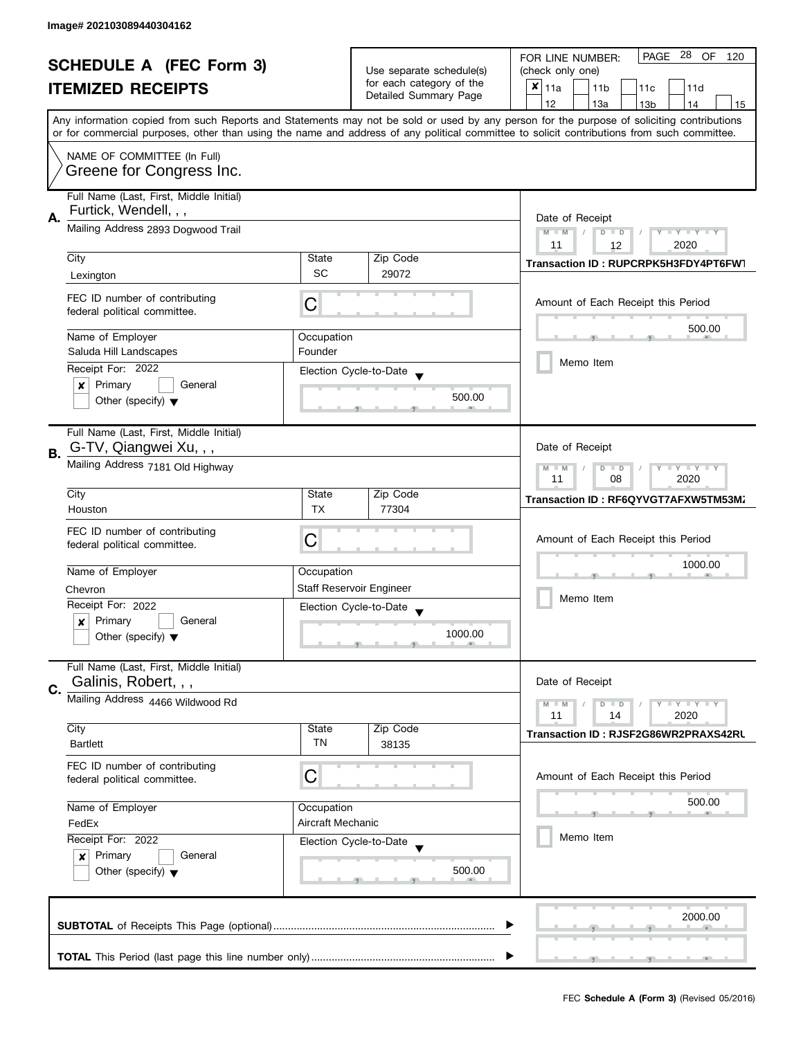Image# 202103089440304162

# SCHEDULE A (FEC Form 3)
## ITEMIZED RECEIPTS

Use separate schedule(s) for each category of the Detailed Summary Page

FOR LINE NUMBER: (check only one)

- [x] 11a
- [ ] 11b
- [ ] 11c
- [ ] 11d
- [ ] 12
- [ ] 13a
- [ ] 13b
- [ ] 14
- [ ] 15

PAGE 28 OF 120

Any information copied from such Reports and Statements may not be sold or used by any person for the purpose of soliciting contributions or for commercial purposes, other than using the name and address of any political committee to solicit contributions from such committee.

NAME OF COMMITTEE (In Full)
Greene for Congress Inc.

---

**A.** Full Name (Last, First, Middle Initial): Furtick, Wendell, , ,

Mailing Address: 2893 Dogwood Trail

| City | State | Zip Code |
|---|---|---|
| Lexington | SC | 29072 |

FEC ID number of contributing federal political committee: C

Name of Employer: Saluda Hill Landscapes
Occupation: Founder

Receipt For: 2022
- [x] Primary
- [ ] General
- [ ] Other (specify)

Election Cycle-to-Date: 500.00

Date of Receipt: 11 / 12 / 2020

Transaction ID : RUPCRPK5H3FDY4PT6FWT

Amount of Each Receipt this Period: 500.00

- [ ] Memo Item

---

**B.** Full Name (Last, First, Middle Initial): G-TV, Qiangwei Xu, , ,

Mailing Address: 7181 Old Highway

| City | State | Zip Code |
|---|---|---|
| Houston | TX | 77304 |

FEC ID number of contributing federal political committee: C

Name of Employer: Chevron
Occupation: Staff Reservoir Engineer

Receipt For: 2022
- [x] Primary
- [ ] General
- [ ] Other (specify)

Election Cycle-to-Date: 1000.00

Date of Receipt: 11 / 08 / 2020

Transaction ID : RF6QYVGT7AFXW5TM53M2

Amount of Each Receipt this Period: 1000.00

- [ ] Memo Item

---

**C.** Full Name (Last, First, Middle Initial): Galinis, Robert, , ,

Mailing Address: 4466 Wildwood Rd

| City | State | Zip Code |
|---|---|---|
| Bartlett | TN | 38135 |

FEC ID number of contributing federal political committee: C

Name of Employer: FedEx
Occupation: Aircraft Mechanic

Receipt For: 2022
- [x] Primary
- [ ] General
- [ ] Other (specify)

Election Cycle-to-Date: 500.00

Date of Receipt: 11 / 14 / 2020

Transaction ID : RJSF2G86WR2PRAXS42RU

Amount of Each Receipt this Period: 500.00

- [ ] Memo Item

---

**SUBTOTAL** of Receipts This Page (optional): 2000.00

**TOTAL** This Period (last page this line number only):

FEC Schedule A (Form 3) (Revised 05/2016)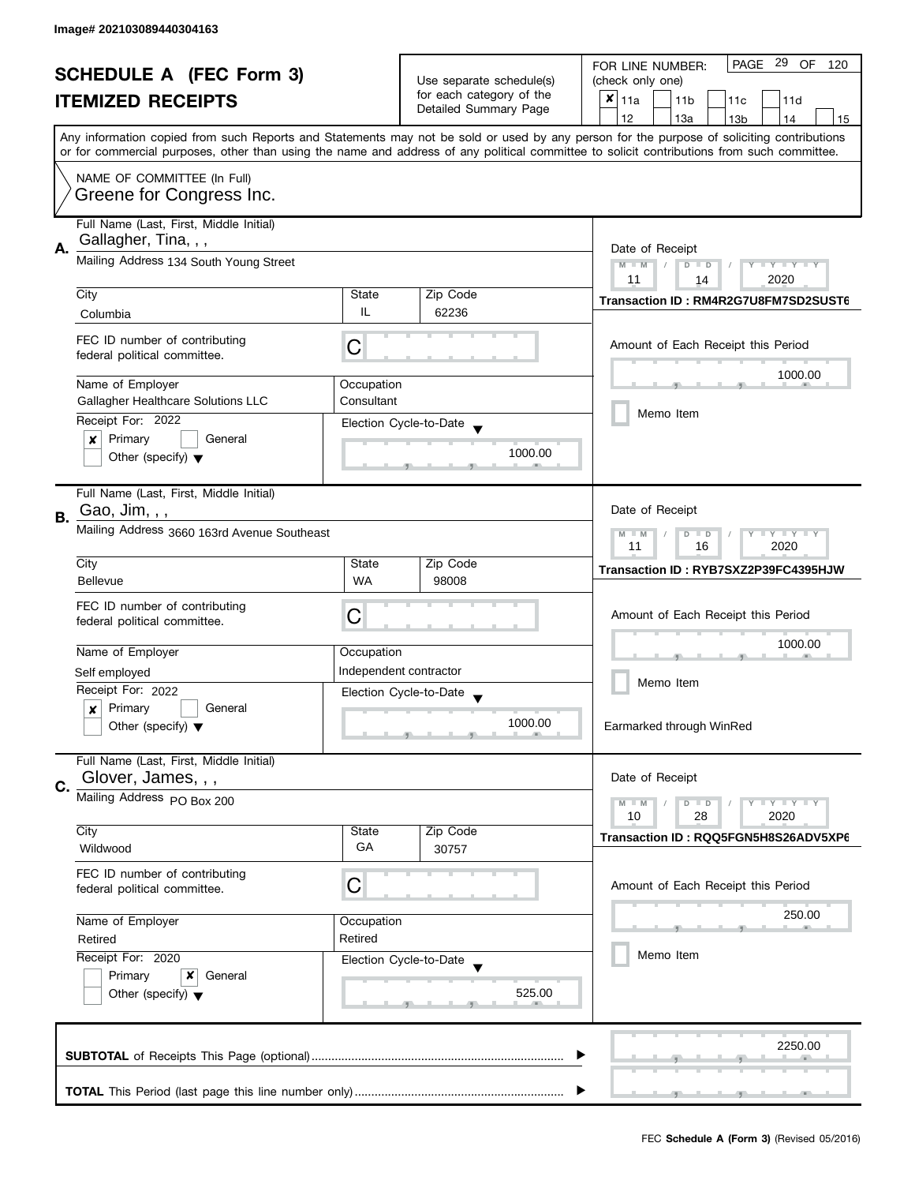Image# 202103089440304163

# SCHEDULE A (FEC Form 3)
## ITEMIZED RECEIPTS

Use separate schedule(s) for each category of the Detailed Summary Page

FOR LINE NUMBER: (check only one)

- [x] 11a
- [ ] 11b
- [ ] 11c
- [ ] 11d
- [ ] 12
- [ ] 13a
- [ ] 13b
- [ ] 14
- [ ] 15

PAGE 29 OF 120

Any information copied from such Reports and Statements may not be sold or used by any person for the purpose of soliciting contributions or for commercial purposes, other than using the name and address of any political committee to solicit contributions from such committee.

NAME OF COMMITTEE (In Full)
Greene for Congress Inc.

---

**A.** Full Name (Last, First, Middle Initial): Gallagher, Tina, , ,

Mailing Address: 134 South Young Street

City: Columbia | State: IL | Zip Code: 62236

FEC ID number of contributing federal political committee: C

Name of Employer: Gallagher Healthcare Solutions LLC

Occupation: Consultant

Receipt For: 2022 — [x] Primary [ ] General [ ] Other (specify)

Election Cycle-to-Date: 1000.00

Date of Receipt: 11 / 14 / 2020

Transaction ID : RM4R2G7U8FM7SD2SUST6

Amount of Each Receipt this Period: 1000.00

[ ] Memo Item

---

**B.** Full Name (Last, First, Middle Initial): Gao, Jim, , ,

Mailing Address: 3660 163rd Avenue Southeast

City: Bellevue | State: WA | Zip Code: 98008

FEC ID number of contributing federal political committee: C

Name of Employer: Self employed

Occupation: Independent contractor

Receipt For: 2022 — [x] Primary [ ] General [ ] Other (specify)

Election Cycle-to-Date: 1000.00

Date of Receipt: 11 / 16 / 2020

Transaction ID : RYB7SXZ2P39FC4395HJW

Amount of Each Receipt this Period: 1000.00

[ ] Memo Item

Earmarked through WinRed

---

**C.** Full Name (Last, First, Middle Initial): Glover, James, , ,

Mailing Address: PO Box 200

City: Wildwood | State: GA | Zip Code: 30757

FEC ID number of contributing federal political committee: C

Name of Employer: Retired

Occupation: Retired

Receipt For: 2020 — [ ] Primary [x] General [ ] Other (specify)

Election Cycle-to-Date: 525.00

Date of Receipt: 10 / 28 / 2020

Transaction ID : RQQ5FGN5H8S26ADV5XP6

Amount of Each Receipt this Period: 250.00

[ ] Memo Item

---

**SUBTOTAL** of Receipts This Page (optional): 2250.00

**TOTAL** This Period (last page this line number only):

FEC **Schedule A (Form 3)** (Revised 05/2016)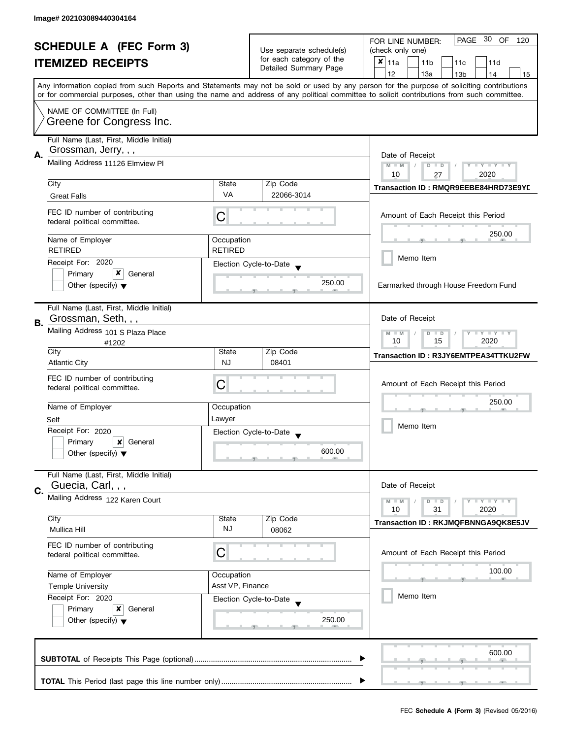Image# 202103089440304164

# SCHEDULE A (FEC Form 3)
## ITEMIZED RECEIPTS

Use separate schedule(s) for each category of the Detailed Summary Page

FOR LINE NUMBER: (check only one)

- [x] 11a
- [ ] 11b
- [ ] 11c
- [ ] 11d
- [ ] 12
- [ ] 13a
- [ ] 13b
- [ ] 14
- [ ] 15

PAGE 30 OF 120

Any information copied from such Reports and Statements may not be sold or used by any person for the purpose of soliciting contributions or for commercial purposes, other than using the name and address of any political committee to solicit contributions from such committee.

NAME OF COMMITTEE (In Full)
Greene for Congress Inc.

---

**A.** Full Name (Last, First, Middle Initial): Grossman, Jerry, , ,

Mailing Address: 11126 Elmview Pl

| City | State | Zip Code |
|---|---|---|
| Great Falls | VA | 22066-3014 |

FEC ID number of contributing federal political committee: C

Name of Employer: RETIRED
Occupation: RETIRED

Receipt For: 2020
- [ ] Primary
- [x] General
- [ ] Other (specify)

Election Cycle-to-Date: 250.00

Date of Receipt: 10 / 27 / 2020

Transaction ID : RMQR9EEBE84HRD73E9YD

Amount of Each Receipt this Period: 250.00

- [ ] Memo Item

Earmarked through House Freedom Fund

---

**B.** Full Name (Last, First, Middle Initial): Grossman, Seth, , ,

Mailing Address: 101 S Plaza Place #1202

| City | State | Zip Code |
|---|---|---|
| Atlantic City | NJ | 08401 |

FEC ID number of contributing federal political committee: C

Name of Employer: Self
Occupation: Lawyer

Receipt For: 2020
- [ ] Primary
- [x] General
- [ ] Other (specify)

Election Cycle-to-Date: 600.00

Date of Receipt: 10 / 15 / 2020

Transaction ID : R3JY6EMTPEA34TTKU2FW

Amount of Each Receipt this Period: 250.00

- [ ] Memo Item

---

**C.** Full Name (Last, First, Middle Initial): Guecia, Carl, , ,

Mailing Address: 122 Karen Court

| City | State | Zip Code |
|---|---|---|
| Mullica Hill | NJ | 08062 |

FEC ID number of contributing federal political committee: C

Name of Employer: Temple University
Occupation: Asst VP, Finance

Receipt For: 2020
- [ ] Primary
- [x] General
- [ ] Other (specify)

Election Cycle-to-Date: 250.00

Date of Receipt: 10 / 31 / 2020

Transaction ID : RKJMQFBNNGA9QK8E5JV

Amount of Each Receipt this Period: 100.00

- [ ] Memo Item

---

**SUBTOTAL** of Receipts This Page (optional): 600.00

**TOTAL** This Period (last page this line number only):

FEC **Schedule A (Form 3)** (Revised 05/2016)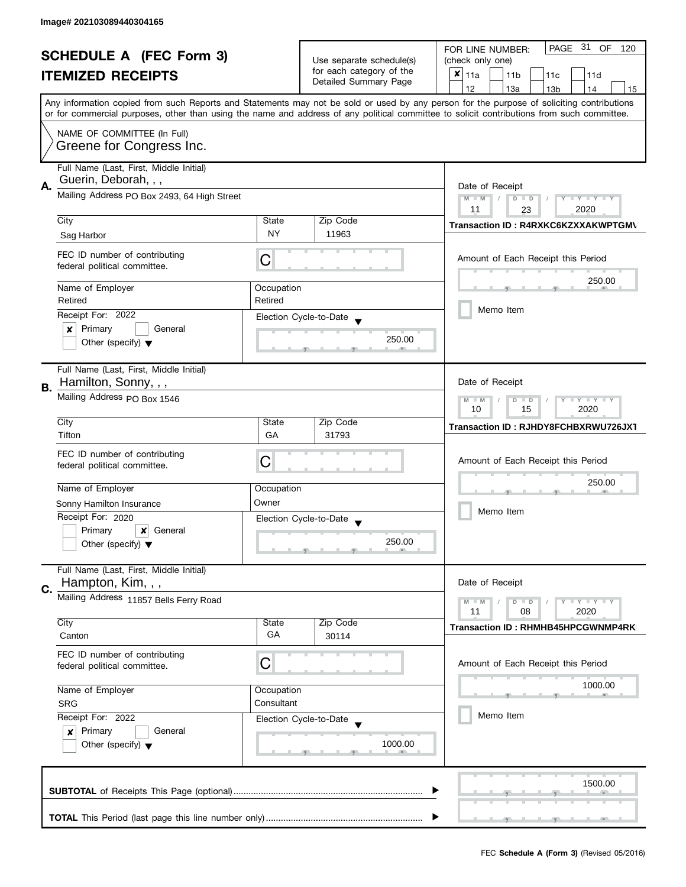Image# 202103089440304165

# SCHEDULE A (FEC Form 3)
## ITEMIZED RECEIPTS

Use separate schedule(s) for each category of the Detailed Summary Page

FOR LINE NUMBER: (check only one)

- [x] 11a
- [ ] 11b
- [ ] 11c
- [ ] 11d
- [ ] 12
- [ ] 13a
- [ ] 13b
- [ ] 14
- [ ] 15

PAGE 31 OF 120

Any information copied from such Reports and Statements may not be sold or used by any person for the purpose of soliciting contributions or for commercial purposes, other than using the name and address of any political committee to solicit contributions from such committee.

NAME OF COMMITTEE (In Full)
Greene for Congress Inc.

---

**A.**

| Field | Value |
|---|---|
| Full Name (Last, First, Middle Initial) | Guerin, Deborah, , , |
| Mailing Address | PO Box 2493, 64 High Street |
| City | Sag Harbor |
| State | NY |
| Zip Code | 11963 |
| FEC ID number of contributing federal political committee. | C |
| Name of Employer | Retired |
| Occupation | Retired |
| Receipt For | 2022 — [x] Primary [ ] General [ ] Other (specify) |
| Election Cycle-to-Date | 250.00 |
| Date of Receipt | 11 / 23 / 2020 |
| Transaction ID | R4RXKC6KZXXAKWPTGMV |
| Amount of Each Receipt this Period | 250.00 |
| Memo Item | [ ] |

---

**B.**

| Field | Value |
|---|---|
| Full Name (Last, First, Middle Initial) | Hamilton, Sonny, , , |
| Mailing Address | PO Box 1546 |
| City | Tifton |
| State | GA |
| Zip Code | 31793 |
| FEC ID number of contributing federal political committee. | C |
| Name of Employer | Sonny Hamilton Insurance |
| Occupation | Owner |
| Receipt For | 2020 — [ ] Primary [x] General [ ] Other (specify) |
| Election Cycle-to-Date | 250.00 |
| Date of Receipt | 10 / 15 / 2020 |
| Transaction ID | RJHDY8FCHBXRWU726JXT |
| Amount of Each Receipt this Period | 250.00 |
| Memo Item | [ ] |

---

**C.**

| Field | Value |
|---|---|
| Full Name (Last, First, Middle Initial) | Hampton, Kim, , , |
| Mailing Address | 11857 Bells Ferry Road |
| City | Canton |
| State | GA |
| Zip Code | 30114 |
| FEC ID number of contributing federal political committee. | C |
| Name of Employer | SRG |
| Occupation | Consultant |
| Receipt For | 2022 — [x] Primary [ ] General [ ] Other (specify) |
| Election Cycle-to-Date | 1000.00 |
| Date of Receipt | 11 / 08 / 2020 |
| Transaction ID | RHMHB45HPCGWNMP4RK |
| Amount of Each Receipt this Period | 1000.00 |
| Memo Item | [ ] |

---

**SUBTOTAL** of Receipts This Page (optional) ........ 1500.00

**TOTAL** This Period (last page this line number only) ........

FEC **Schedule A (Form 3)** (Revised 05/2016)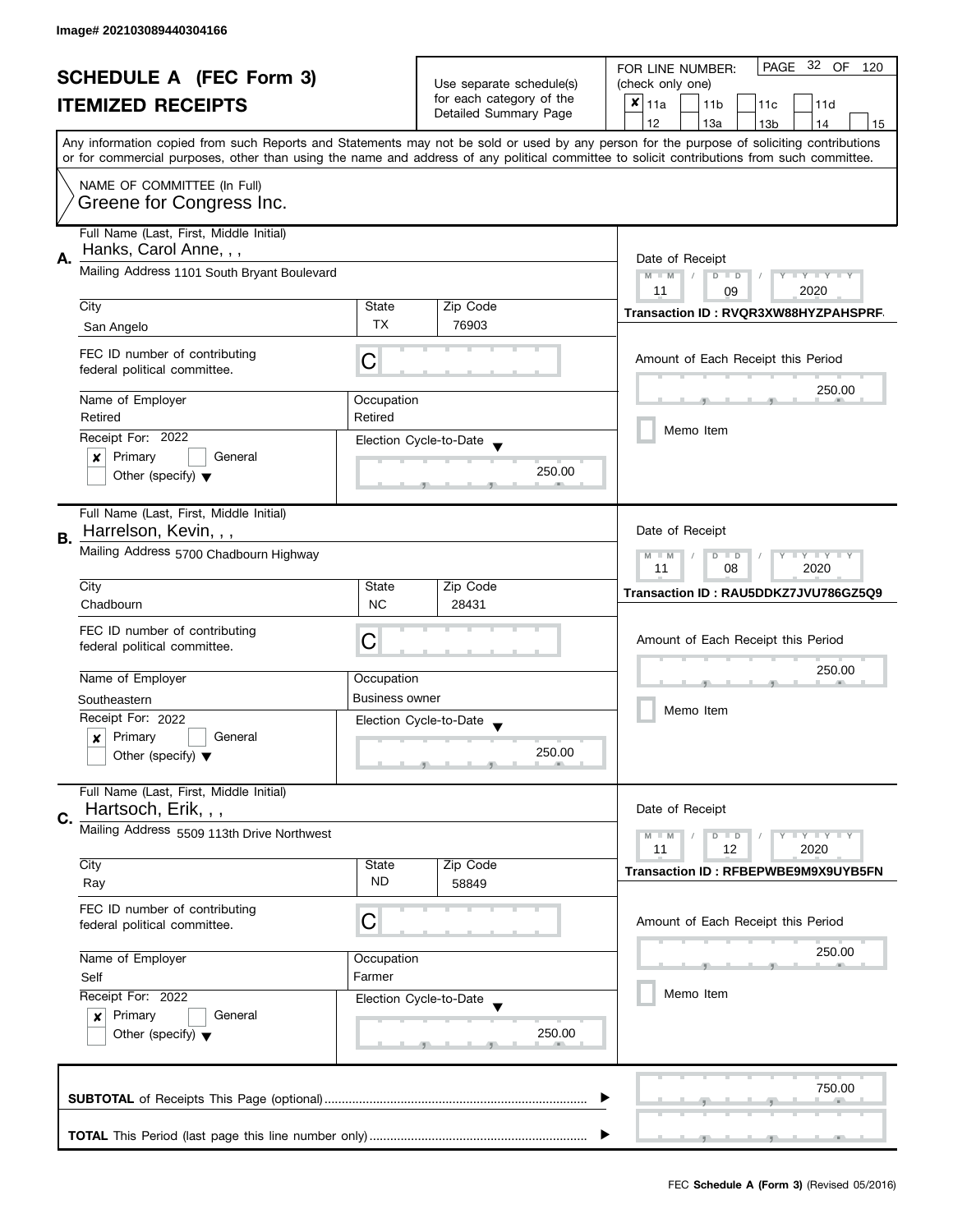Image# 202103089440304166

# SCHEDULE A (FEC Form 3)

## ITEMIZED RECEIPTS

Use separate schedule(s) for each category of the Detailed Summary Page

FOR LINE NUMBER: (check only one)

- [x] 11a
- [ ] 11b
- [ ] 11c
- [ ] 11d
- [ ] 12
- [ ] 13a
- [ ] 13b
- [ ] 14
- [ ] 15

Any information copied from such Reports and Statements may not be sold or used by any person for the purpose of soliciting contributions or for commercial purposes, other than using the name and address of any political committee to solicit contributions from such committee.

NAME OF COMMITTEE (In Full)
Greene for Congress Inc.

---

**A.** Full Name (Last, First, Middle Initial): Hanks, Carol Anne, , ,

Mailing Address: 1101 South Bryant Boulevard

City: San Angelo | State: TX | Zip Code: 76903

FEC ID number of contributing federal political committee: C

Name of Employer: Retired | Occupation: Retired

Receipt For: 2022
- [x] Primary
- [ ] General
- [ ] Other (specify)

Election Cycle-to-Date: 250.00

Date of Receipt: 11 / 09 / 2020

Transaction ID : RVQR3XW88HYZPAHSPRF

Amount of Each Receipt this Period: 250.00

- [ ] Memo Item

---

**B.** Full Name (Last, First, Middle Initial): Harrelson, Kevin, , ,

Mailing Address: 5700 Chadbourn Highway

City: Chadbourn | State: NC | Zip Code: 28431

FEC ID number of contributing federal political committee: C

Name of Employer: Southeastern | Occupation: Business owner

Receipt For: 2022
- [x] Primary
- [ ] General
- [ ] Other (specify)

Election Cycle-to-Date: 250.00

Date of Receipt: 11 / 08 / 2020

Transaction ID : RAU5DDKZ7JVU786GZ5Q9

Amount of Each Receipt this Period: 250.00

- [ ] Memo Item

---

**C.** Full Name (Last, First, Middle Initial): Hartsoch, Erik, , ,

Mailing Address: 5509 113th Drive Northwest

City: Ray | State: ND | Zip Code: 58849

FEC ID number of contributing federal political committee: C

Name of Employer: Self | Occupation: Farmer

Receipt For: 2022
- [x] Primary
- [ ] General
- [ ] Other (specify)

Election Cycle-to-Date: 250.00

Date of Receipt: 11 / 12 / 2020

Transaction ID : RFBEPWBE9M9X9UYB5FN

Amount of Each Receipt this Period: 250.00

- [ ] Memo Item

---

**SUBTOTAL** of Receipts This Page (optional): 750.00

**TOTAL** This Period (last page this line number only):

FEC **Schedule A (Form 3)** (Revised 05/2016)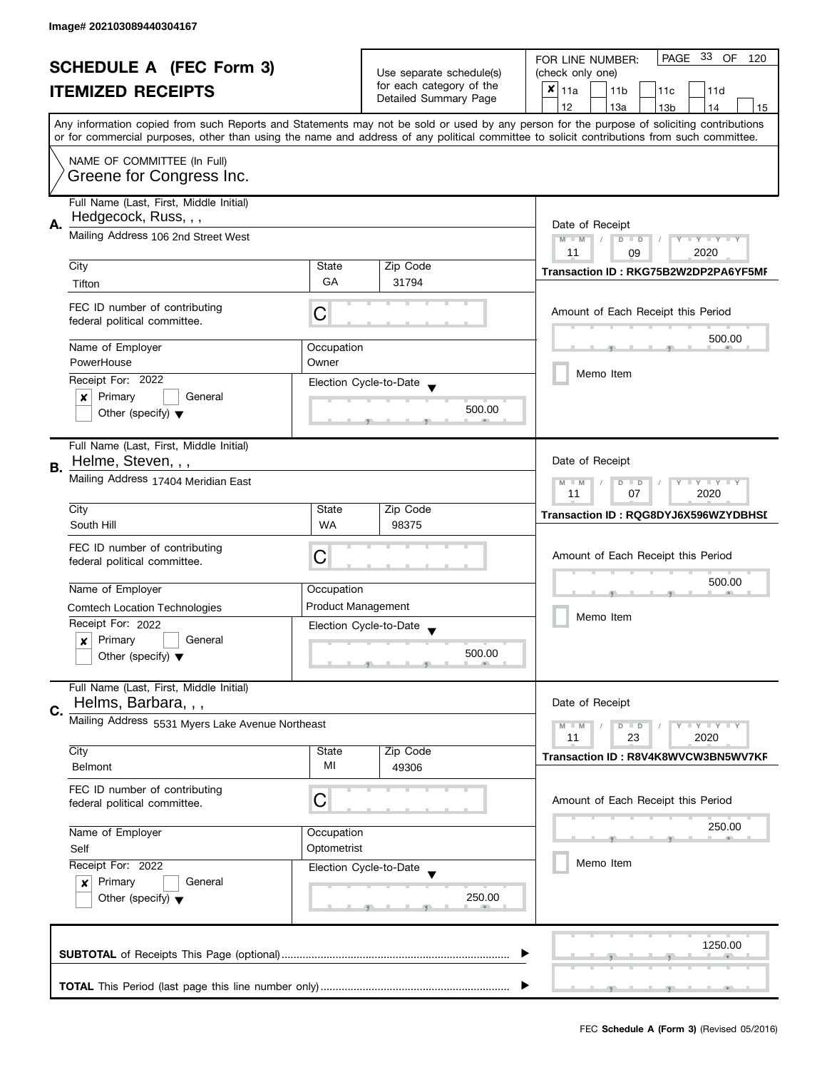Image# 202103089440304167

# SCHEDULE A (FEC Form 3)
## ITEMIZED RECEIPTS

Use separate schedule(s) for each category of the Detailed Summary Page

FOR LINE NUMBER: (check only one)

- [x] 11a
- [ ] 11b
- [ ] 11c
- [ ] 11d
- [ ] 12
- [ ] 13a
- [ ] 13b
- [ ] 14
- [ ] 15

Any information copied from such Reports and Statements may not be sold or used by any person for the purpose of soliciting contributions or for commercial purposes, other than using the name and address of any political committee to solicit contributions from such committee.

NAME OF COMMITTEE (In Full)
Greene for Congress Inc.

---

**A.** Full Name (Last, First, Middle Initial): Hedgecock, Russ, , ,

Mailing Address: 106 2nd Street West

City: Tifton | State: GA | Zip Code: 31794

FEC ID number of contributing federal political committee: C

Name of Employer: PowerHouse | Occupation: Owner

Receipt For: 2022 — [x] Primary [ ] General [ ] Other (specify)

Election Cycle-to-Date: 500.00

Date of Receipt: 11 / 09 / 2020

Transaction ID : RKG75B2W2DP2PA6YF5MF

Amount of Each Receipt this Period: 500.00

[ ] Memo Item

---

**B.** Full Name (Last, First, Middle Initial): Helme, Steven, , ,

Mailing Address: 17404 Meridian East

City: South Hill | State: WA | Zip Code: 98375

FEC ID number of contributing federal political committee: C

Name of Employer: Comtech Location Technologies | Occupation: Product Management

Receipt For: 2022 — [x] Primary [ ] General [ ] Other (specify)

Election Cycle-to-Date: 500.00

Date of Receipt: 11 / 07 / 2020

Transaction ID : RQG8DYJ6X596WZYDBHSD

Amount of Each Receipt this Period: 500.00

[ ] Memo Item

---

**C.** Full Name (Last, First, Middle Initial): Helms, Barbara, , ,

Mailing Address: 5531 Myers Lake Avenue Northeast

City: Belmont | State: MI | Zip Code: 49306

FEC ID number of contributing federal political committee: C

Name of Employer: Self | Occupation: Optometrist

Receipt For: 2022 — [x] Primary [ ] General [ ] Other (specify)

Election Cycle-to-Date: 250.00

Date of Receipt: 11 / 23 / 2020

Transaction ID : R8V4K8WVCW3BN5WV7KF

Amount of Each Receipt this Period: 250.00

[ ] Memo Item

---

**SUBTOTAL** of Receipts This Page (optional): 1250.00

**TOTAL** This Period (last page this line number only):

FEC **Schedule A (Form 3)** (Revised 05/2016)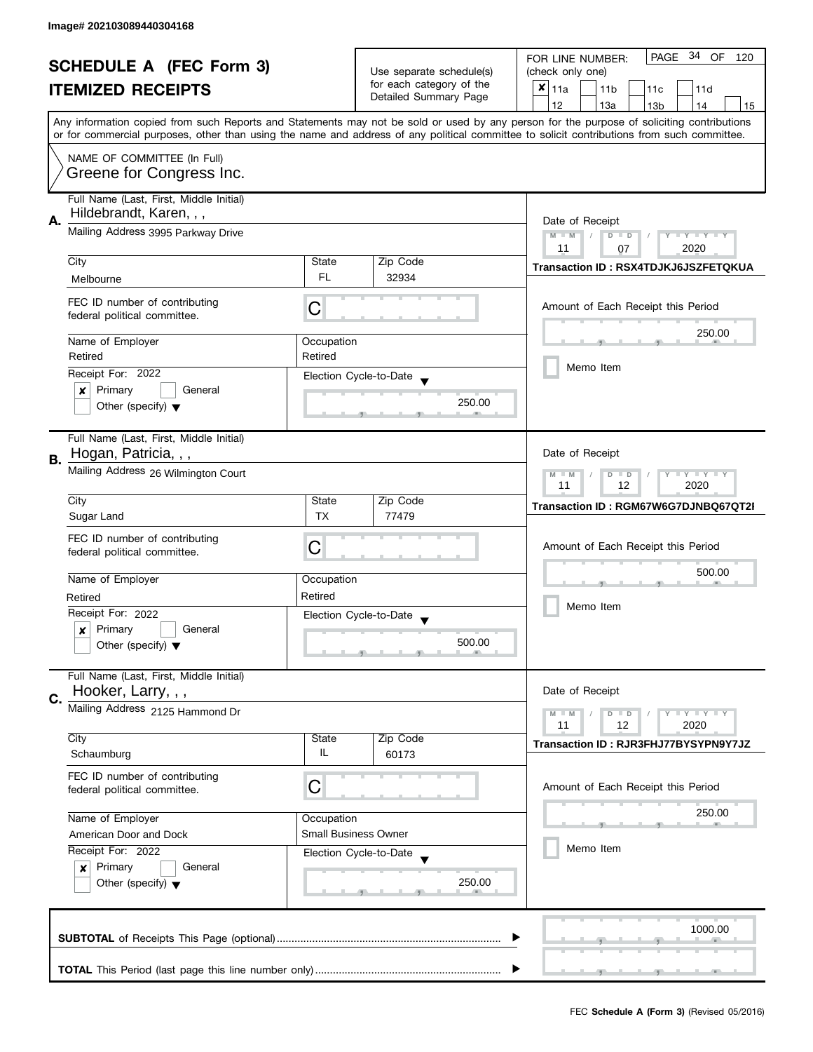Image# 202103089440304168

# SCHEDULE A (FEC Form 3)

## ITEMIZED RECEIPTS

Use separate schedule(s) for each category of the Detailed Summary Page

FOR LINE NUMBER: (check only one)

- [x] 11a
- [ ] 11b
- [ ] 11c
- [ ] 11d
- [ ] 12
- [ ] 13a
- [ ] 13b
- [ ] 14
- [ ] 15

Any information copied from such Reports and Statements may not be sold or used by any person for the purpose of soliciting contributions or for commercial purposes, other than using the name and address of any political committee to solicit contributions from such committee.

NAME OF COMMITTEE (In Full)
Greene for Congress Inc.

---

**A.** Full Name (Last, First, Middle Initial): Hildebrandt, Karen, , ,

Mailing Address: 3995 Parkway Drive

City: Melbourne | State: FL | Zip Code: 32934

FEC ID number of contributing federal political committee: C

Name of Employer: Retired | Occupation: Retired

Receipt For: 2022
- [x] Primary
- [ ] General
- [ ] Other (specify)

Election Cycle-to-Date: 250.00

Date of Receipt: 11 / 07 / 2020

Transaction ID : RSX4TDJKJ6JSZFETQKUA

Amount of Each Receipt this Period: 250.00

- [ ] Memo Item

---

**B.** Full Name (Last, First, Middle Initial): Hogan, Patricia, , ,

Mailing Address: 26 Wilmington Court

City: Sugar Land | State: TX | Zip Code: 77479

FEC ID number of contributing federal political committee: C

Name of Employer: Retired | Occupation: Retired

Receipt For: 2022
- [x] Primary
- [ ] General
- [ ] Other (specify)

Election Cycle-to-Date: 500.00

Date of Receipt: 11 / 12 / 2020

Transaction ID : RGM67W6G7DJNBQ67QT2I

Amount of Each Receipt this Period: 500.00

- [ ] Memo Item

---

**C.** Full Name (Last, First, Middle Initial): Hooker, Larry, , ,

Mailing Address: 2125 Hammond Dr

City: Schaumburg | State: IL | Zip Code: 60173

FEC ID number of contributing federal political committee: C

Name of Employer: American Door and Dock | Occupation: Small Business Owner

Receipt For: 2022
- [x] Primary
- [ ] General
- [ ] Other (specify)

Election Cycle-to-Date: 250.00

Date of Receipt: 11 / 12 / 2020

Transaction ID : RJR3FHJ77BYSYPN9Y7JZ

Amount of Each Receipt this Period: 250.00

- [ ] Memo Item

---

**SUBTOTAL** of Receipts This Page (optional): 1000.00

**TOTAL** This Period (last page this line number only):

FEC **Schedule A (Form 3)** (Revised 05/2016)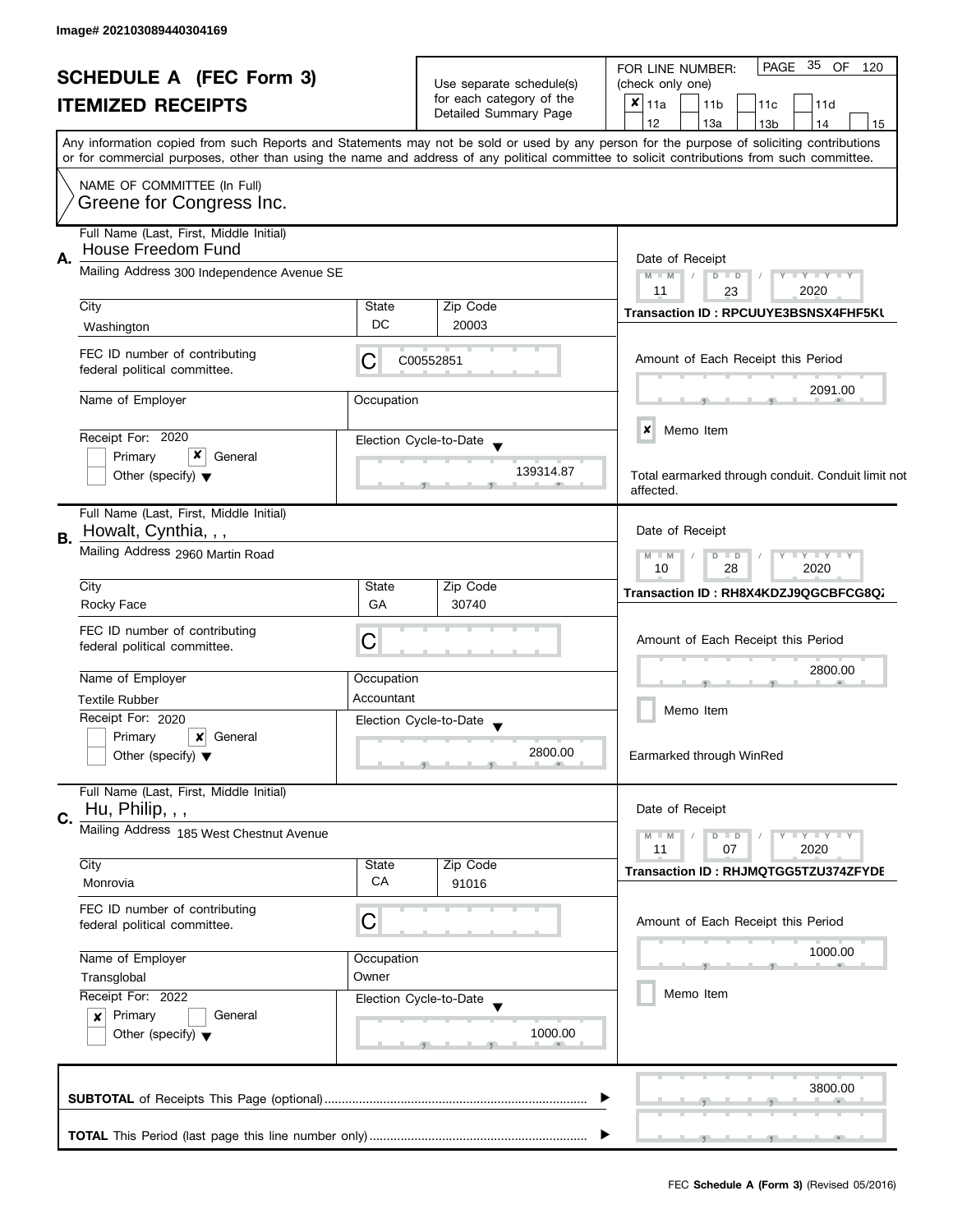Image# 202103089440304169

# SCHEDULE A (FEC Form 3)
## ITEMIZED RECEIPTS

Use separate schedule(s) for each category of the Detailed Summary Page

FOR LINE NUMBER: (check only one)

- [x] 11a
- [ ] 11b
- [ ] 11c
- [ ] 11d
- [ ] 12
- [ ] 13a
- [ ] 13b
- [ ] 14
- [ ] 15

Any information copied from such Reports and Statements may not be sold or used by any person for the purpose of soliciting contributions or for commercial purposes, other than using the name and address of any political committee to solicit contributions from such committee.

NAME OF COMMITTEE (In Full)
Greene for Congress Inc.

---

**A.** Full Name (Last, First, Middle Initial): House Freedom Fund

Mailing Address: 300 Independence Avenue SE

City: Washington | State: DC | Zip Code: 20003

FEC ID number of contributing federal political committee: C00552851

Name of Employer: | Occupation:

Receipt For: 2020 — [ ] Primary [x] General [ ] Other (specify)

Election Cycle-to-Date: 139314.87

Date of Receipt: 11 / 23 / 2020

Transaction ID : RPCUUYE3BSNSX4FHF5KU

Amount of Each Receipt this Period: 2091.00

[x] Memo Item

Total earmarked through conduit. Conduit limit not affected.

---

**B.** Full Name (Last, First, Middle Initial): Howalt, Cynthia, , ,

Mailing Address: 2960 Martin Road

City: Rocky Face | State: GA | Zip Code: 30740

FEC ID number of contributing federal political committee: C

Name of Employer: Textile Rubber | Occupation: Accountant

Receipt For: 2020 — [ ] Primary [x] General [ ] Other (specify)

Election Cycle-to-Date: 2800.00

Date of Receipt: 10 / 28 / 2020

Transaction ID : RH8X4KDZJ9QGCBFCG8Q2

Amount of Each Receipt this Period: 2800.00

[ ] Memo Item

Earmarked through WinRed

---

**C.** Full Name (Last, First, Middle Initial): Hu, Philip, , ,

Mailing Address: 185 West Chestnut Avenue

City: Monrovia | State: CA | Zip Code: 91016

FEC ID number of contributing federal political committee: C

Name of Employer: Transglobal | Occupation: Owner

Receipt For: 2022 — [x] Primary [ ] General [ ] Other (specify)

Election Cycle-to-Date: 1000.00

Date of Receipt: 11 / 07 / 2020

Transaction ID : RHJMQTGG5TZU374ZFYDE

Amount of Each Receipt this Period: 1000.00

[ ] Memo Item

---

**SUBTOTAL** of Receipts This Page (optional): 3800.00

**TOTAL** This Period (last page this line number only):

FEC **Schedule A (Form 3)** (Revised 05/2016)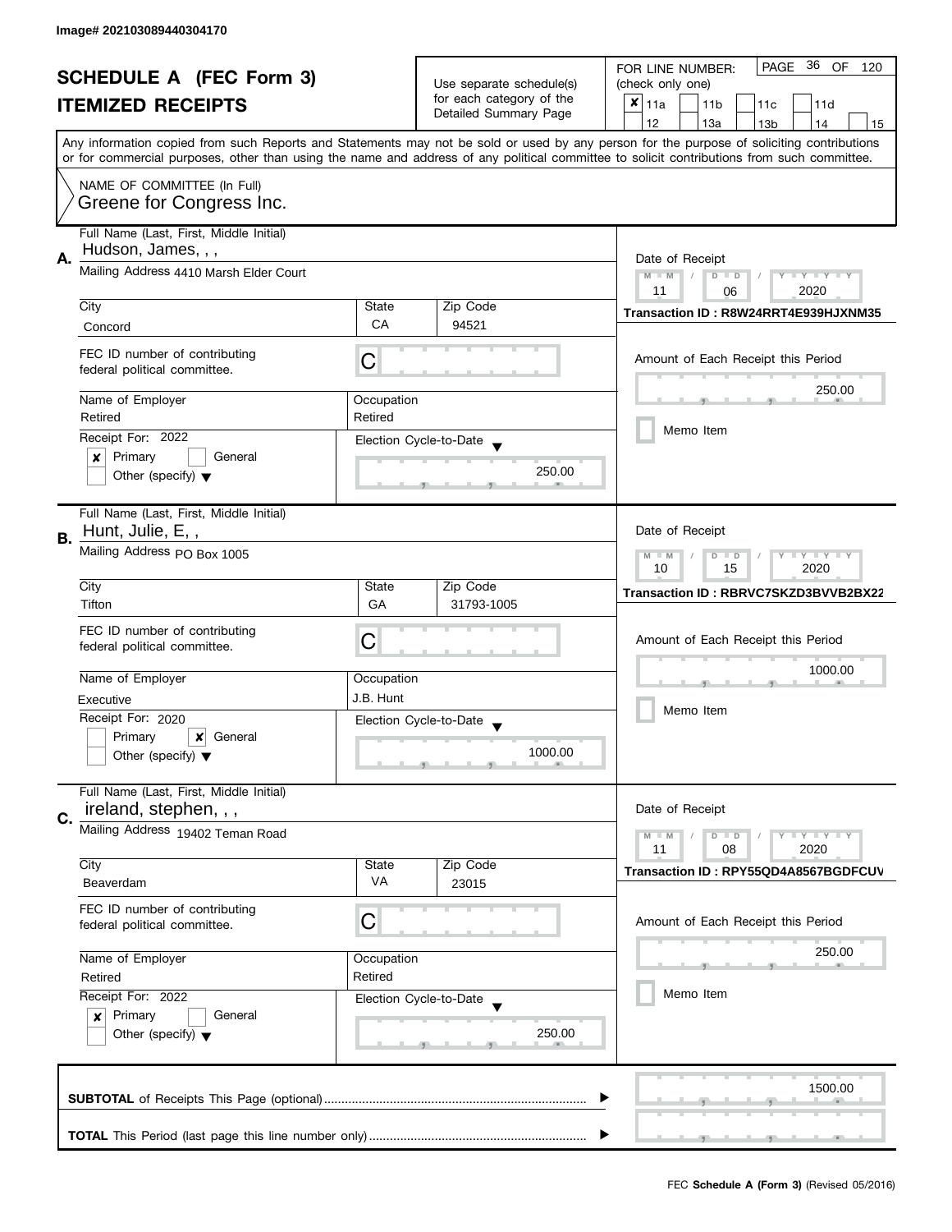Image# 202103089440304170

# SCHEDULE A (FEC Form 3)
## ITEMIZED RECEIPTS

Use separate schedule(s) for each category of the Detailed Summary Page

FOR LINE NUMBER: (check only one)

- [x] 11a
- [ ] 11b
- [ ] 11c
- [ ] 11d
- [ ] 12
- [ ] 13a
- [ ] 13b
- [ ] 14
- [ ] 15

PAGE 36 OF 120

Any information copied from such Reports and Statements may not be sold or used by any person for the purpose of soliciting contributions or for commercial purposes, other than using the name and address of any political committee to solicit contributions from such committee.

NAME OF COMMITTEE (In Full)
Greene for Congress Inc.

---

**A.** Full Name (Last, First, Middle Initial): Hudson, James, , ,

Mailing Address: 4410 Marsh Elder Court

City: Concord | State: CA | Zip Code: 94521

FEC ID number of contributing federal political committee: C

Name of Employer: Retired | Occupation: Retired

Receipt For: 2022
- [x] Primary
- [ ] General
- [ ] Other (specify)

Election Cycle-to-Date: 250.00

Date of Receipt: 11 / 06 / 2020

Transaction ID : R8W24RRT4E939HJXNM35

Amount of Each Receipt this Period: 250.00

- [ ] Memo Item

---

**B.** Full Name (Last, First, Middle Initial): Hunt, Julie, E, ,

Mailing Address: PO Box 1005

City: Tifton | State: GA | Zip Code: 31793-1005

FEC ID number of contributing federal political committee: C

Name of Employer: Executive | Occupation: J.B. Hunt

Receipt For: 2020
- [ ] Primary
- [x] General
- [ ] Other (specify)

Election Cycle-to-Date: 1000.00

Date of Receipt: 10 / 15 / 2020

Transaction ID : RBRVC7SKZD3BVVB2BX22

Amount of Each Receipt this Period: 1000.00

- [ ] Memo Item

---

**C.** Full Name (Last, First, Middle Initial): ireland, stephen, , ,

Mailing Address: 19402 Teman Road

City: Beaverdam | State: VA | Zip Code: 23015

FEC ID number of contributing federal political committee: C

Name of Employer: Retired | Occupation: Retired

Receipt For: 2022
- [x] Primary
- [ ] General
- [ ] Other (specify)

Election Cycle-to-Date: 250.00

Date of Receipt: 11 / 08 / 2020

Transaction ID : RPY55QD4A8567BGDFCUV

Amount of Each Receipt this Period: 250.00

- [ ] Memo Item

---

**SUBTOTAL** of Receipts This Page (optional): 1500.00

**TOTAL** This Period (last page this line number only):

FEC **Schedule A (Form 3)** (Revised 05/2016)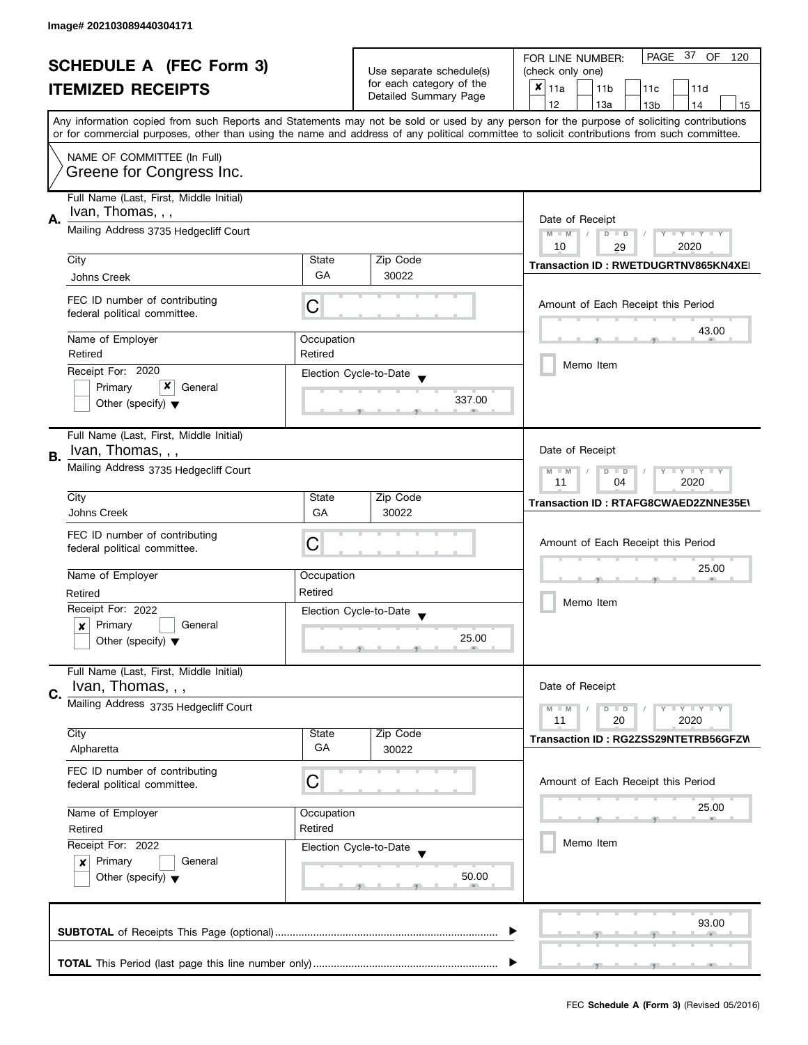Image# 202103089440304171

# SCHEDULE A (FEC Form 3)

## ITEMIZED RECEIPTS

Use separate schedule(s) for each category of the Detailed Summary Page

FOR LINE NUMBER: (check only one)

- [x] 11a
- [ ] 11b
- [ ] 11c
- [ ] 11d
- [ ] 12
- [ ] 13a
- [ ] 13b
- [ ] 14
- [ ] 15

PAGE 37 OF 120

Any information copied from such Reports and Statements may not be sold or used by any person for the purpose of soliciting contributions or for commercial purposes, other than using the name and address of any political committee to solicit contributions from such committee.

NAME OF COMMITTEE (In Full)
Greene for Congress Inc.

---

**A.**

Full Name (Last, First, Middle Initial): Ivan, Thomas, , ,

Mailing Address: 3735 Hedgecliff Court

| City | State | Zip Code |
|---|---|---|
| Johns Creek | GA | 30022 |

FEC ID number of contributing federal political committee: C

| Name of Employer | Occupation |
|---|---|
| Retired | Retired |

Receipt For: 2020
- [ ] Primary
- [x] General
- [ ] Other (specify)

Election Cycle-to-Date: 337.00

Date of Receipt: 10 / 29 / 2020

Transaction ID : RWETDUGRTNV865KN4XEI

Amount of Each Receipt this Period: 43.00

- [ ] Memo Item

---

**B.**

Full Name (Last, First, Middle Initial): Ivan, Thomas, , ,

Mailing Address: 3735 Hedgecliff Court

| City | State | Zip Code |
|---|---|---|
| Johns Creek | GA | 30022 |

FEC ID number of contributing federal political committee: C

| Name of Employer | Occupation |
|---|---|
| Retired | Retired |

Receipt For: 2022
- [x] Primary
- [ ] General
- [ ] Other (specify)

Election Cycle-to-Date: 25.00

Date of Receipt: 11 / 04 / 2020

Transaction ID : RTAFG8CWAED2ZNNE35E\

Amount of Each Receipt this Period: 25.00

- [ ] Memo Item

---

**C.**

Full Name (Last, First, Middle Initial): Ivan, Thomas, , ,

Mailing Address: 3735 Hedgecliff Court

| City | State | Zip Code |
|---|---|---|
| Alpharetta | GA | 30022 |

FEC ID number of contributing federal political committee: C

| Name of Employer | Occupation |
|---|---|
| Retired | Retired |

Receipt For: 2022
- [x] Primary
- [ ] General
- [ ] Other (specify)

Election Cycle-to-Date: 50.00

Date of Receipt: 11 / 20 / 2020

Transaction ID : RG2ZSS29NTETRB56GFZW

Amount of Each Receipt this Period: 25.00

- [ ] Memo Item

---

**SUBTOTAL** of Receipts This Page (optional): 93.00

**TOTAL** This Period (last page this line number only):

FEC **Schedule A (Form 3)** (Revised 05/2016)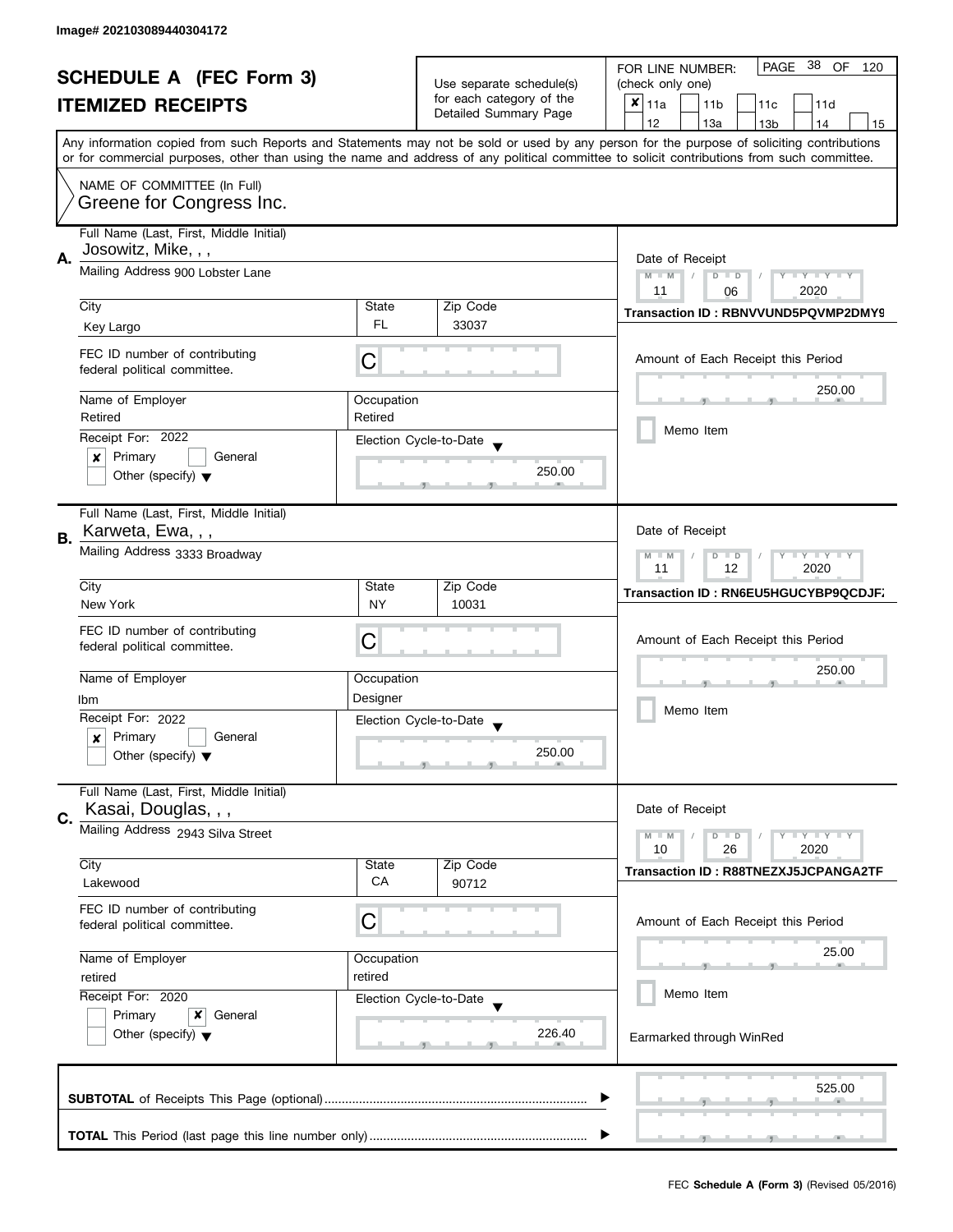Image# 202103089440304172

# SCHEDULE A (FEC Form 3)
## ITEMIZED RECEIPTS

Use separate schedule(s) for each category of the Detailed Summary Page

FOR LINE NUMBER: (check only one)

- [x] 11a
- [ ] 11b
- [ ] 11c
- [ ] 11d
- [ ] 12
- [ ] 13a
- [ ] 13b
- [ ] 14
- [ ] 15

Any information copied from such Reports and Statements may not be sold or used by any person for the purpose of soliciting contributions or for commercial purposes, other than using the name and address of any political committee to solicit contributions from such committee.

NAME OF COMMITTEE (In Full)
Greene for Congress Inc.

---

**A.** Full Name (Last, First, Middle Initial): Josowitz, Mike, , ,

Mailing Address: 900 Lobster Lane

| City | State | Zip Code |
|---|---|---|
| Key Largo | FL | 33037 |

FEC ID number of contributing federal political committee: C

Name of Employer: Retired
Occupation: Retired

Receipt For: 2022
- [x] Primary
- [ ] General
- [ ] Other (specify)

Election Cycle-to-Date: 250.00

Date of Receipt: 11 / 06 / 2020

Transaction ID : RBNVVUND5PQVMP2DMY9

Amount of Each Receipt this Period: 250.00

- [ ] Memo Item

---

**B.** Full Name (Last, First, Middle Initial): Karweta, Ewa, , ,

Mailing Address: 3333 Broadway

| City | State | Zip Code |
|---|---|---|
| New York | NY | 10031 |

FEC ID number of contributing federal political committee: C

Name of Employer: Ibm
Occupation: Designer

Receipt For: 2022
- [x] Primary
- [ ] General
- [ ] Other (specify)

Election Cycle-to-Date: 250.00

Date of Receipt: 11 / 12 / 2020

Transaction ID : RN6EU5HGUCYBP9QCDJF

Amount of Each Receipt this Period: 250.00

- [ ] Memo Item

---

**C.** Full Name (Last, First, Middle Initial): Kasai, Douglas, , ,

Mailing Address: 2943 Silva Street

| City | State | Zip Code |
|---|---|---|
| Lakewood | CA | 90712 |

FEC ID number of contributing federal political committee: C

Name of Employer: retired
Occupation: retired

Receipt For: 2020
- [ ] Primary
- [x] General
- [ ] Other (specify)

Election Cycle-to-Date: 226.40

Date of Receipt: 10 / 26 / 2020

Transaction ID : R88TNEZXJ5JCPANGA2TF

Amount of Each Receipt this Period: 25.00

- [ ] Memo Item

Earmarked through WinRed

---

**SUBTOTAL** of Receipts This Page (optional): 525.00

**TOTAL** This Period (last page this line number only):

FEC **Schedule A (Form 3)** (Revised 05/2016)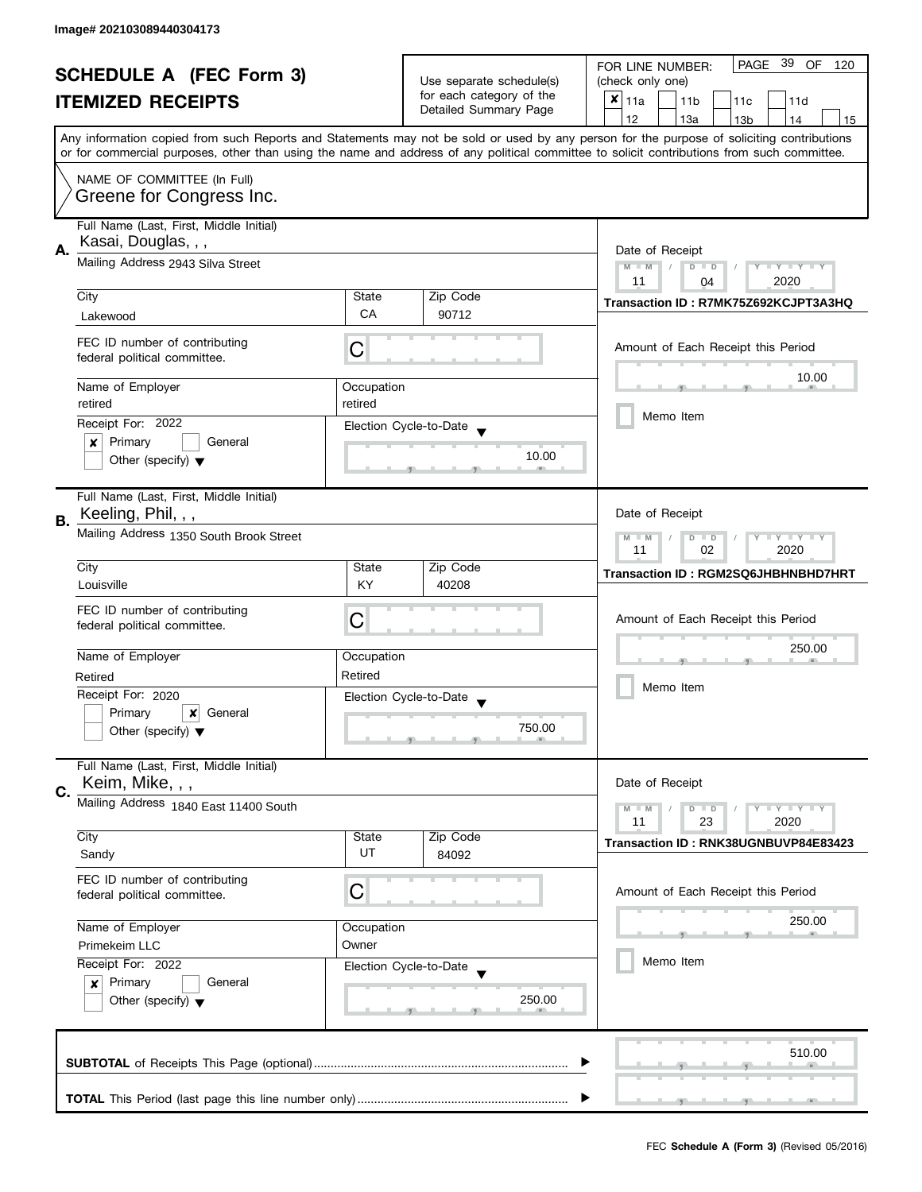Image# 202103089440304173

# SCHEDULE A (FEC Form 3)
## ITEMIZED RECEIPTS

Use separate schedule(s) for each category of the Detailed Summary Page

FOR LINE NUMBER: (check only one)
[x] 11a [ ] 11b [ ] 11c [ ] 11d [ ] 12 [ ] 13a [ ] 13b [ ] 14 [ ] 15

PAGE 39 OF 120

Any information copied from such Reports and Statements may not be sold or used by any person for the purpose of soliciting contributions or for commercial purposes, other than using the name and address of any political committee to solicit contributions from such committee.

NAME OF COMMITTEE (In Full)
Greene for Congress Inc.

---

**A.** Full Name (Last, First, Middle Initial): Kasai, Douglas, , ,

Mailing Address: 2943 Silva Street

City: Lakewood | State: CA | Zip Code: 90712

FEC ID number of contributing federal political committee: C

Name of Employer: retired | Occupation: retired

Receipt For: 2022 — [x] Primary [ ] General [ ] Other (specify)

Election Cycle-to-Date: 10.00

Date of Receipt: 11 / 04 / 2020

Transaction ID : R7MK75Z692KCJPT3A3HQ

Amount of Each Receipt this Period: 10.00

[ ] Memo Item

---

**B.** Full Name (Last, First, Middle Initial): Keeling, Phil, , ,

Mailing Address: 1350 South Brook Street

City: Louisville | State: KY | Zip Code: 40208

FEC ID number of contributing federal political committee: C

Name of Employer: Retired | Occupation: Retired

Receipt For: 2020 — [ ] Primary [x] General [ ] Other (specify)

Election Cycle-to-Date: 750.00

Date of Receipt: 11 / 02 / 2020

Transaction ID : RGM2SQ6JHBHNBHD7HRT

Amount of Each Receipt this Period: 250.00

[ ] Memo Item

---

**C.** Full Name (Last, First, Middle Initial): Keim, Mike, , ,

Mailing Address: 1840 East 11400 South

City: Sandy | State: UT | Zip Code: 84092

FEC ID number of contributing federal political committee: C

Name of Employer: Primekeim LLC | Occupation: Owner

Receipt For: 2022 — [x] Primary [ ] General [ ] Other (specify)

Election Cycle-to-Date: 250.00

Date of Receipt: 11 / 23 / 2020

Transaction ID : RNK38UGNBUVP84E83423

Amount of Each Receipt this Period: 250.00

[ ] Memo Item

---

**SUBTOTAL** of Receipts This Page (optional): 510.00

**TOTAL** This Period (last page this line number only):

FEC Schedule A (Form 3) (Revised 05/2016)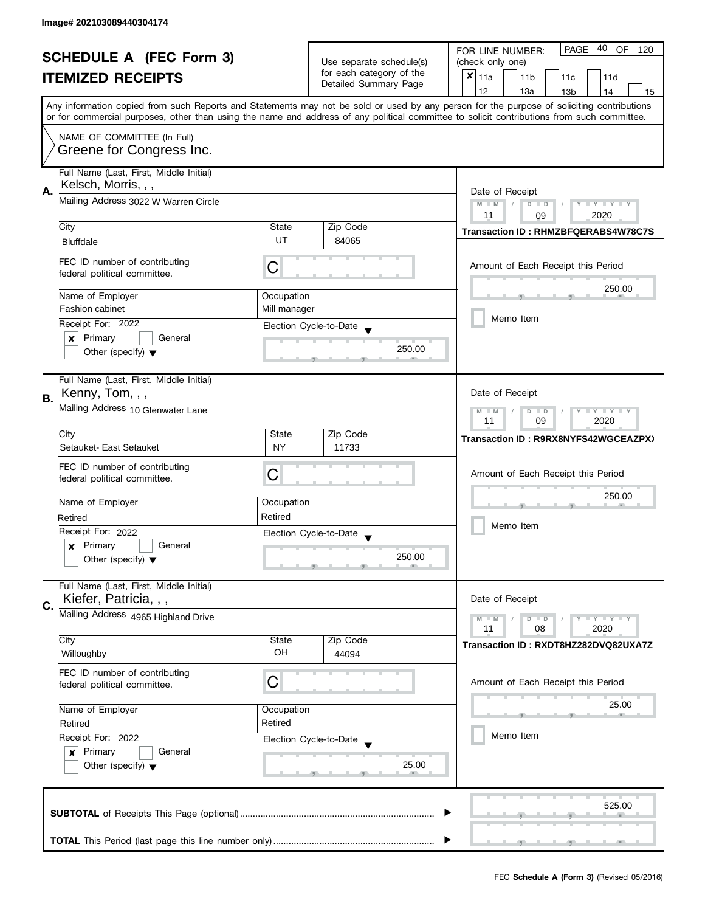Image# 202103089440304174

# SCHEDULE A (FEC Form 3)
## ITEMIZED RECEIPTS

Use separate schedule(s) for each category of the Detailed Summary Page

FOR LINE NUMBER: (check only one)

- [x] 11a
- [ ] 11b
- [ ] 11c
- [ ] 11d
- [ ] 12
- [ ] 13a
- [ ] 13b
- [ ] 14
- [ ] 15

Any information copied from such Reports and Statements may not be sold or used by any person for the purpose of soliciting contributions or for commercial purposes, other than using the name and address of any political committee to solicit contributions from such committee.

NAME OF COMMITTEE (In Full)
Greene for Congress Inc.

---

**A.** Full Name (Last, First, Middle Initial): Kelsch, Morris, , ,

Mailing Address: 3022 W Warren Circle

| City | State | Zip Code |
|---|---|---|
| Bluffdale | UT | 84065 |

FEC ID number of contributing federal political committee: C

| Name of Employer | Occupation |
|---|---|
| Fashion cabinet | Mill manager |

Receipt For: 2022
- [x] Primary
- [ ] General
- [ ] Other (specify)

Election Cycle-to-Date: 250.00

Date of Receipt: 11 / 09 / 2020

Transaction ID : RHMZBFQERABS4W78C7S

Amount of Each Receipt this Period: 250.00

- [ ] Memo Item

---

**B.** Full Name (Last, First, Middle Initial): Kenny, Tom, , ,

Mailing Address: 10 Glenwater Lane

| City | State | Zip Code |
|---|---|---|
| Setauket- East Setauket | NY | 11733 |

FEC ID number of contributing federal political committee: C

| Name of Employer | Occupation |
|---|---|
| Retired | Retired |

Receipt For: 2022
- [x] Primary
- [ ] General
- [ ] Other (specify)

Election Cycle-to-Date: 250.00

Date of Receipt: 11 / 09 / 2020

Transaction ID : R9RX8NYFS42WGCEAZPX

Amount of Each Receipt this Period: 250.00

- [ ] Memo Item

---

**C.** Full Name (Last, First, Middle Initial): Kiefer, Patricia, , ,

Mailing Address: 4965 Highland Drive

| City | State | Zip Code |
|---|---|---|
| Willoughby | OH | 44094 |

FEC ID number of contributing federal political committee: C

| Name of Employer | Occupation |
|---|---|
| Retired | Retired |

Receipt For: 2022
- [x] Primary
- [ ] General
- [ ] Other (specify)

Election Cycle-to-Date: 25.00

Date of Receipt: 11 / 08 / 2020

Transaction ID : RXDT8HZ282DVQ82UXA7Z

Amount of Each Receipt this Period: 25.00

- [ ] Memo Item

---

**SUBTOTAL** of Receipts This Page (optional): 525.00

**TOTAL** This Period (last page this line number only):

FEC **Schedule A (Form 3)** (Revised 05/2016)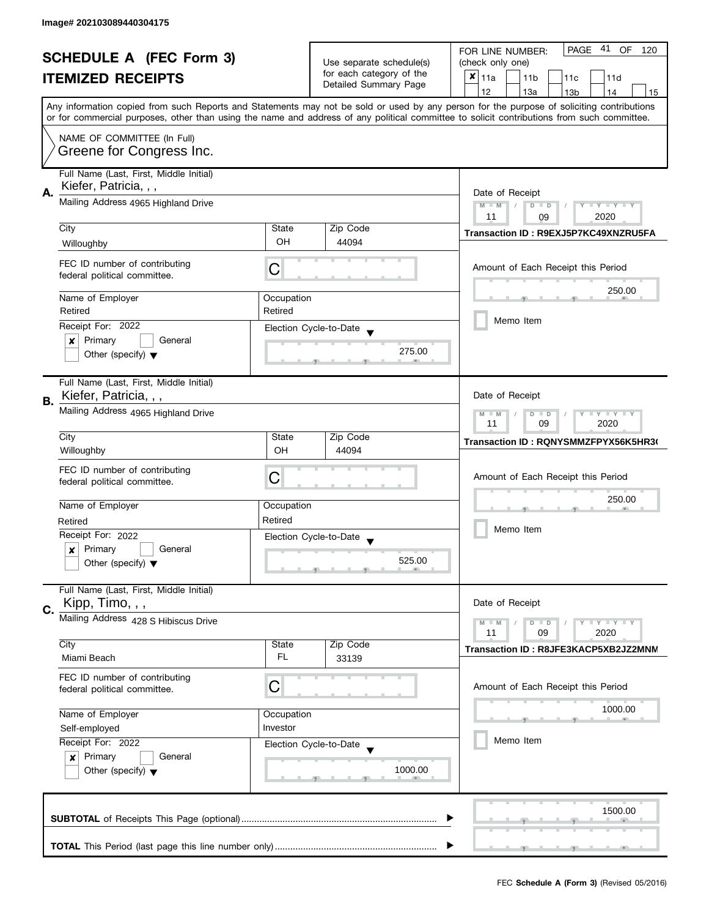Image# 202103089440304175

# SCHEDULE A (FEC Form 3)

## ITEMIZED RECEIPTS

Use separate schedule(s) for each category of the Detailed Summary Page

FOR LINE NUMBER: (check only one)

- [x] 11a
- [ ] 11b
- [ ] 11c
- [ ] 11d
- [ ] 12
- [ ] 13a
- [ ] 13b
- [ ] 14
- [ ] 15

PAGE 41 OF 120

Any information copied from such Reports and Statements may not be sold or used by any person for the purpose of soliciting contributions or for commercial purposes, other than using the name and address of any political committee to solicit contributions from such committee.

NAME OF COMMITTEE (In Full)
Greene for Congress Inc.

---

**A.**

Full Name (Last, First, Middle Initial): Kiefer, Patricia, , ,

Mailing Address: 4965 Highland Drive

City: Willoughby | State: OH | Zip Code: 44094

FEC ID number of contributing federal political committee: C

Name of Employer: Retired | Occupation: Retired

Receipt For: 2022

- [x] Primary
- [ ] General
- [ ] Other (specify)

Election Cycle-to-Date: 275.00

Date of Receipt: 11 / 09 / 2020

Transaction ID : R9EXJ5P7KC49XNZRU5FA

Amount of Each Receipt this Period: 250.00

- [ ] Memo Item

---

**B.**

Full Name (Last, First, Middle Initial): Kiefer, Patricia, , ,

Mailing Address: 4965 Highland Drive

City: Willoughby | State: OH | Zip Code: 44094

FEC ID number of contributing federal political committee: C

Name of Employer: Retired | Occupation: Retired

Receipt For: 2022

- [x] Primary
- [ ] General
- [ ] Other (specify)

Election Cycle-to-Date: 525.00

Date of Receipt: 11 / 09 / 2020

Transaction ID : RQNYSMMZFPYX56K5HR3(

Amount of Each Receipt this Period: 250.00

- [ ] Memo Item

---

**C.**

Full Name (Last, First, Middle Initial): Kipp, Timo, , ,

Mailing Address: 428 S Hibiscus Drive

City: Miami Beach | State: FL | Zip Code: 33139

FEC ID number of contributing federal political committee: C

Name of Employer: Self-employed | Occupation: Investor

Receipt For: 2022

- [x] Primary
- [ ] General
- [ ] Other (specify)

Election Cycle-to-Date: 1000.00

Date of Receipt: 11 / 09 / 2020

Transaction ID : R8JFE3KACP5XB2JZ2MNM

Amount of Each Receipt this Period: 1000.00

- [ ] Memo Item

---

**SUBTOTAL** of Receipts This Page (optional): 1500.00

**TOTAL** This Period (last page this line number only):

FEC **Schedule A (Form 3)** (Revised 05/2016)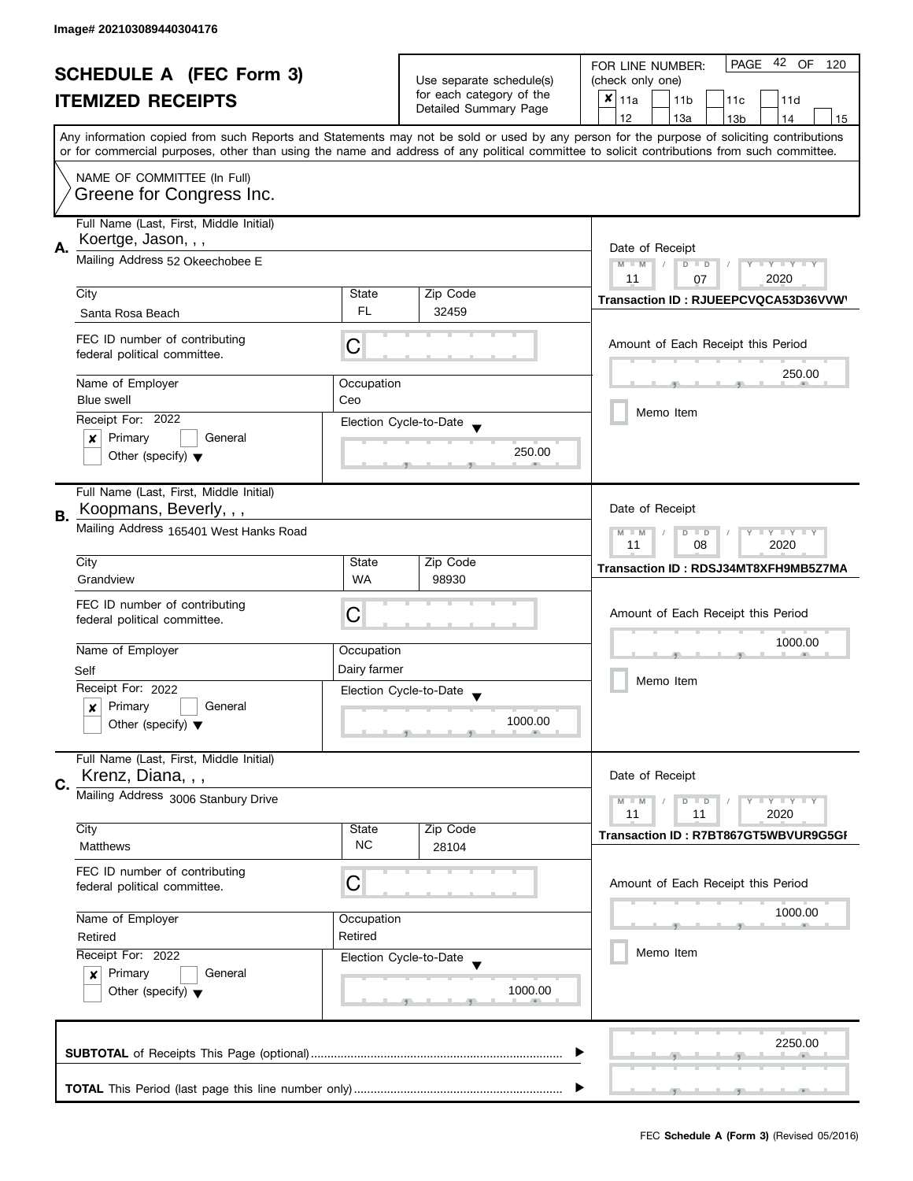Image# 202103089440304176

# SCHEDULE A (FEC Form 3)

## ITEMIZED RECEIPTS

Use separate schedule(s) for each category of the Detailed Summary Page

FOR LINE NUMBER: (check only one)

- [x] 11a
- [ ] 11b
- [ ] 11c
- [ ] 11d
- [ ] 12
- [ ] 13a
- [ ] 13b
- [ ] 14
- [ ] 15

Any information copied from such Reports and Statements may not be sold or used by any person for the purpose of soliciting contributions or for commercial purposes, other than using the name and address of any political committee to solicit contributions from such committee.

NAME OF COMMITTEE (In Full)
Greene for Congress Inc.

---

**A.** Full Name (Last, First, Middle Initial): Koertge, Jason, , ,

Mailing Address: 52 Okeechobee E

City: Santa Rosa Beach | State: FL | Zip Code: 32459

FEC ID number of contributing federal political committee: C

Name of Employer: Blue swell | Occupation: Ceo

Receipt For: 2022
- [x] Primary
- [ ] General
- [ ] Other (specify)

Election Cycle-to-Date: 250.00

Date of Receipt: 11 / 07 / 2020

Transaction ID : RJUEEPCVQCA53D36VVW\

Amount of Each Receipt this Period: 250.00

- [ ] Memo Item

---

**B.** Full Name (Last, First, Middle Initial): Koopmans, Beverly, , ,

Mailing Address: 165401 West Hanks Road

City: Grandview | State: WA | Zip Code: 98930

FEC ID number of contributing federal political committee: C

Name of Employer: Self | Occupation: Dairy farmer

Receipt For: 2022
- [x] Primary
- [ ] General
- [ ] Other (specify)

Election Cycle-to-Date: 1000.00

Date of Receipt: 11 / 08 / 2020

Transaction ID : RDSJ34MT8XFH9MB5Z7MA

Amount of Each Receipt this Period: 1000.00

- [ ] Memo Item

---

**C.** Full Name (Last, First, Middle Initial): Krenz, Diana, , ,

Mailing Address: 3006 Stanbury Drive

City: Matthews | State: NC | Zip Code: 28104

FEC ID number of contributing federal political committee: C

Name of Employer: Retired | Occupation: Retired

Receipt For: 2022
- [x] Primary
- [ ] General
- [ ] Other (specify)

Election Cycle-to-Date: 1000.00

Date of Receipt: 11 / 11 / 2020

Transaction ID : R7BT867GT5WBVUR9G5GI

Amount of Each Receipt this Period: 1000.00

- [ ] Memo Item

---

**SUBTOTAL** of Receipts This Page (optional): 2250.00

**TOTAL** This Period (last page this line number only):

FEC **Schedule A (Form 3)** (Revised 05/2016)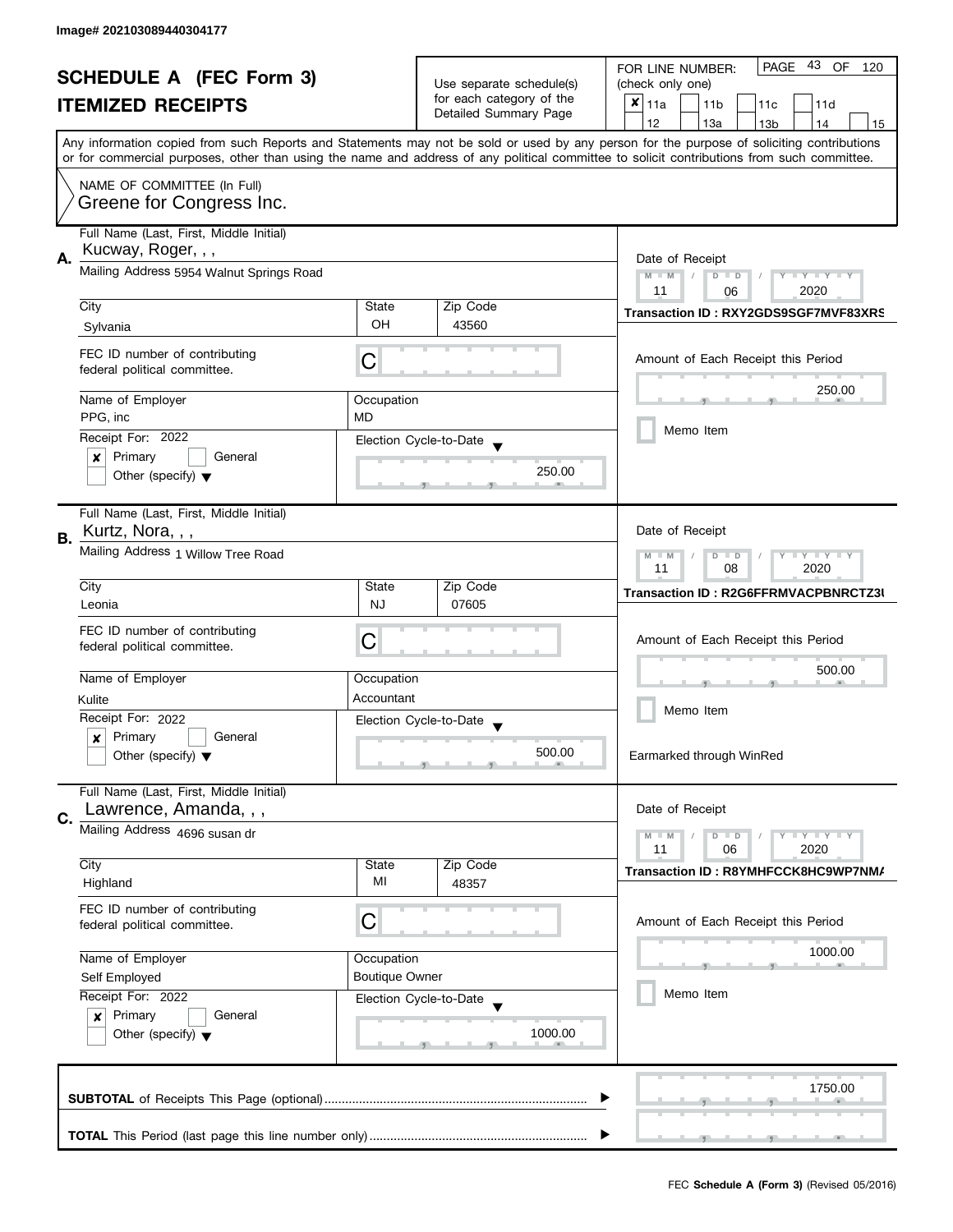Image# 202103089440304177

# SCHEDULE A (FEC Form 3)
## ITEMIZED RECEIPTS

Use separate schedule(s) for each category of the Detailed Summary Page

FOR LINE NUMBER: (check only one)
[x] 11a [ ] 11b [ ] 11c [ ] 11d [ ] 12 [ ] 13a [ ] 13b [ ] 14 [ ] 15

PAGE 43 OF 120

Any information copied from such Reports and Statements may not be sold or used by any person for the purpose of soliciting contributions or for commercial purposes, other than using the name and address of any political committee to solicit contributions from such committee.

NAME OF COMMITTEE (In Full)
Greene for Congress Inc.

---

**A.** Full Name (Last, First, Middle Initial): Kucway, Roger, , ,

Mailing Address: 5954 Walnut Springs Road

| City | State | Zip Code |
|---|---|---|
| Sylvania | OH | 43560 |

FEC ID number of contributing federal political committee: C

Name of Employer: PPG, inc
Occupation: MD

Receipt For: 2022
[x] Primary [ ] General
[ ] Other (specify)

Election Cycle-to-Date: 250.00

Date of Receipt: 11 / 06 / 2020
Transaction ID : RXY2GDS9SGF7MVF83XRS
Amount of Each Receipt this Period: 250.00
[ ] Memo Item

---

**B.** Full Name (Last, First, Middle Initial): Kurtz, Nora, , ,

Mailing Address: 1 Willow Tree Road

| City | State | Zip Code |
|---|---|---|
| Leonia | NJ | 07605 |

FEC ID number of contributing federal political committee: C

Name of Employer: Kulite
Occupation: Accountant

Receipt For: 2022
[x] Primary [ ] General
[ ] Other (specify)

Election Cycle-to-Date: 500.00

Date of Receipt: 11 / 08 / 2020
Transaction ID : R2G6FFRMVACPBNRCTZ3U
Amount of Each Receipt this Period: 500.00
[ ] Memo Item

Earmarked through WinRed

---

**C.** Full Name (Last, First, Middle Initial): Lawrence, Amanda, , ,

Mailing Address: 4696 susan dr

| City | State | Zip Code |
|---|---|---|
| Highland | MI | 48357 |

FEC ID number of contributing federal political committee: C

Name of Employer: Self Employed
Occupation: Boutique Owner

Receipt For: 2022
[x] Primary [ ] General
[ ] Other (specify)

Election Cycle-to-Date: 1000.00

Date of Receipt: 11 / 06 / 2020
Transaction ID : R8YMHFCCK8HC9WP7NMA
Amount of Each Receipt this Period: 1000.00
[ ] Memo Item

---

**SUBTOTAL** of Receipts This Page (optional): 1750.00

**TOTAL** This Period (last page this line number only):

FEC **Schedule A (Form 3)** (Revised 05/2016)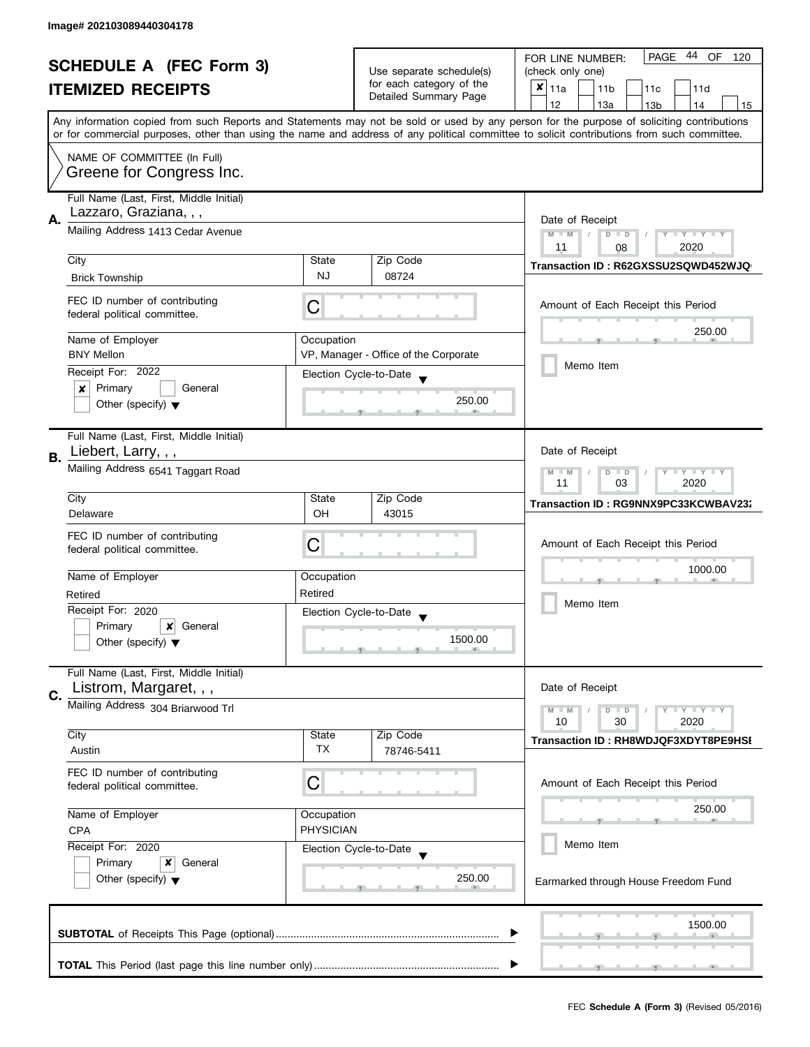Image# 202103089440304178

# SCHEDULE A (FEC Form 3)

## ITEMIZED RECEIPTS

Use separate schedule(s) for each category of the Detailed Summary Page

FOR LINE NUMBER: (check only one)

- [x] 11a
- [ ] 11b
- [ ] 11c
- [ ] 11d
- [ ] 12
- [ ] 13a
- [ ] 13b
- [ ] 14
- [ ] 15

PAGE 44 OF 120

Any information copied from such Reports and Statements may not be sold or used by any person for the purpose of soliciting contributions or for commercial purposes, other than using the name and address of any political committee to solicit contributions from such committee.

NAME OF COMMITTEE (In Full)
Greene for Congress Inc.

---

**A.** Full Name (Last, First, Middle Initial): Lazzaro, Graziana, , ,

Mailing Address: 1413 Cedar Avenue

City: Brick Township | State: NJ | Zip Code: 08724

FEC ID number of contributing federal political committee: C

Name of Employer: BNY Mellon

Occupation: VP, Manager - Office of the Corporate

Receipt For: 2022

- [x] Primary
- [ ] General
- [ ] Other (specify)

Election Cycle-to-Date: 250.00

Date of Receipt: 11 / 08 / 2020

Transaction ID : R62GXSSU2SQWD452WJQ

Amount of Each Receipt this Period: 250.00

- [ ] Memo Item

---

**B.** Full Name (Last, First, Middle Initial): Liebert, Larry, , ,

Mailing Address: 6541 Taggart Road

City: Delaware | State: OH | Zip Code: 43015

FEC ID number of contributing federal political committee: C

Name of Employer: Retired

Occupation: Retired

Receipt For: 2020

- [ ] Primary
- [x] General
- [ ] Other (specify)

Election Cycle-to-Date: 1500.00

Date of Receipt: 11 / 03 / 2020

Transaction ID : RG9NNX9PC33KCWBAV232

Amount of Each Receipt this Period: 1000.00

- [ ] Memo Item

---

**C.** Full Name (Last, First, Middle Initial): Listrom, Margaret, , ,

Mailing Address: 304 Briarwood Trl

City: Austin | State: TX | Zip Code: 78746-5411

FEC ID number of contributing federal political committee: C

Name of Employer: CPA

Occupation: PHYSICIAN

Receipt For: 2020

- [ ] Primary
- [x] General
- [ ] Other (specify)

Election Cycle-to-Date: 250.00

Date of Receipt: 10 / 30 / 2020

Transaction ID : RH8WDJQF3XDYT8PE9HSE

Amount of Each Receipt this Period: 250.00

- [ ] Memo Item

Earmarked through House Freedom Fund

---

**SUBTOTAL** of Receipts This Page (optional): 1500.00

**TOTAL** This Period (last page this line number only):

FEC **Schedule A (Form 3)** (Revised 05/2016)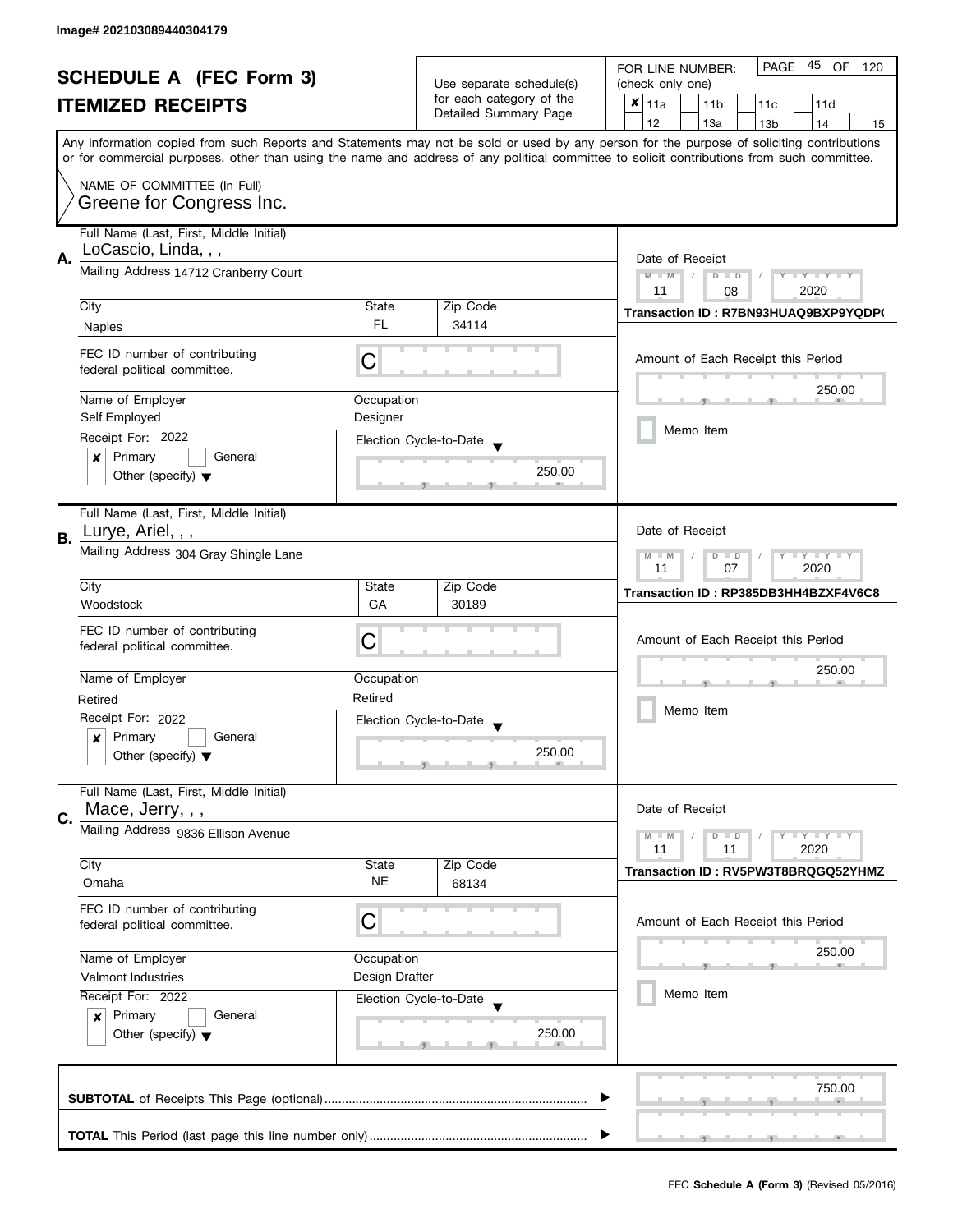Image# 202103089440304179

# SCHEDULE A (FEC Form 3)
## ITEMIZED RECEIPTS

Use separate schedule(s) for each category of the Detailed Summary Page

FOR LINE NUMBER: (check only one)

- [x] 11a
- [ ] 11b
- [ ] 11c
- [ ] 11d
- [ ] 12
- [ ] 13a
- [ ] 13b
- [ ] 14
- [ ] 15

PAGE 45 OF 120

Any information copied from such Reports and Statements may not be sold or used by any person for the purpose of soliciting contributions or for commercial purposes, other than using the name and address of any political committee to solicit contributions from such committee.

NAME OF COMMITTEE (In Full)
Greene for Congress Inc.

---

**A.** Full Name (Last, First, Middle Initial): LoCascio, Linda, , ,

Mailing Address: 14712 Cranberry Court

| City | State | Zip Code |
|---|---|---|
| Naples | FL | 34114 |

FEC ID number of contributing federal political committee: C

Name of Employer: Self Employed
Occupation: Designer

Receipt For: 2022
- [x] Primary
- [ ] General
- [ ] Other (specify)

Election Cycle-to-Date: 250.00

Date of Receipt: 11 / 08 / 2020

Transaction ID : R7BN93HUAQ9BXP9YQDP(

Amount of Each Receipt this Period: 250.00

- [ ] Memo Item

---

**B.** Full Name (Last, First, Middle Initial): Lurye, Ariel, , ,

Mailing Address: 304 Gray Shingle Lane

| City | State | Zip Code |
|---|---|---|
| Woodstock | GA | 30189 |

FEC ID number of contributing federal political committee: C

Name of Employer: Retired
Occupation: Retired

Receipt For: 2022
- [x] Primary
- [ ] General
- [ ] Other (specify)

Election Cycle-to-Date: 250.00

Date of Receipt: 11 / 07 / 2020

Transaction ID : RP385DB3HH4BZXF4V6C8

Amount of Each Receipt this Period: 250.00

- [ ] Memo Item

---

**C.** Full Name (Last, First, Middle Initial): Mace, Jerry, , ,

Mailing Address: 9836 Ellison Avenue

| City | State | Zip Code |
|---|---|---|
| Omaha | NE | 68134 |

FEC ID number of contributing federal political committee: C

Name of Employer: Valmont Industries
Occupation: Design Drafter

Receipt For: 2022
- [x] Primary
- [ ] General
- [ ] Other (specify)

Election Cycle-to-Date: 250.00

Date of Receipt: 11 / 11 / 2020

Transaction ID : RV5PW3T8BRQGQ52YHMZ

Amount of Each Receipt this Period: 250.00

- [ ] Memo Item

---

**SUBTOTAL** of Receipts This Page (optional): 750.00

**TOTAL** This Period (last page this line number only):

FEC **Schedule A (Form 3)** (Revised 05/2016)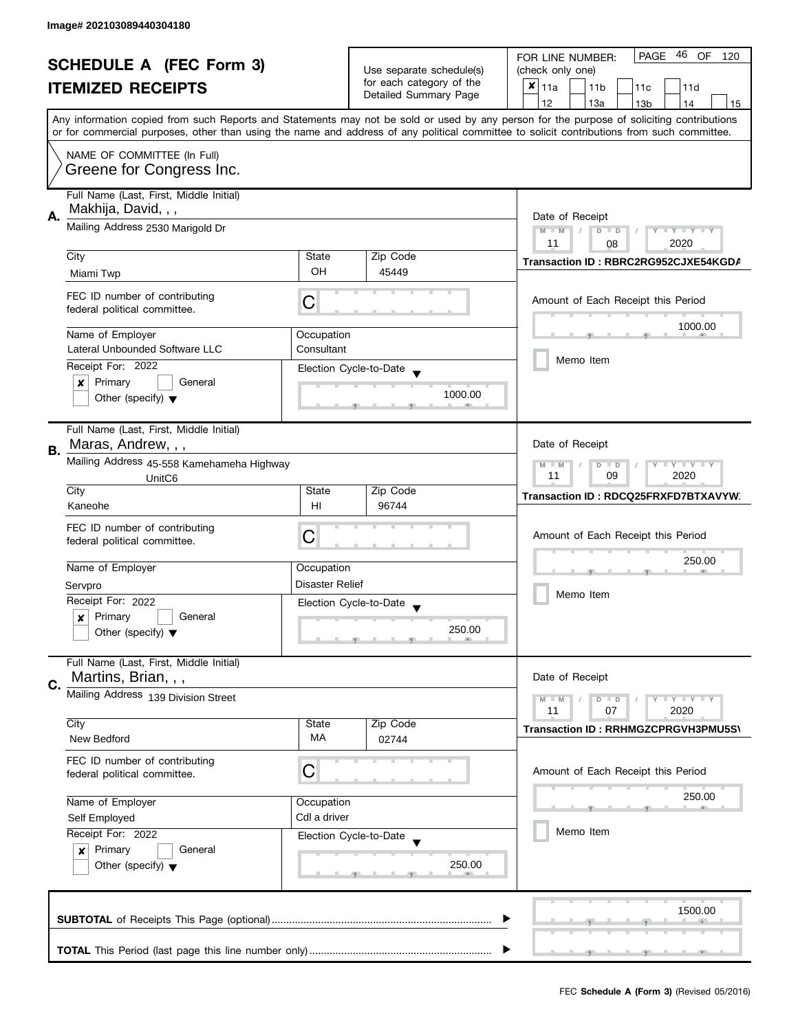Image# 202103089440304180

# SCHEDULE A (FEC Form 3)

## ITEMIZED RECEIPTS

Use separate schedule(s) for each category of the Detailed Summary Page

FOR LINE NUMBER: (check only one)

- [x] 11a
- [ ] 11b
- [ ] 11c
- [ ] 11d
- [ ] 12
- [ ] 13a
- [ ] 13b
- [ ] 14
- [ ] 15

PAGE 46 OF 120

Any information copied from such Reports and Statements may not be sold or used by any person for the purpose of soliciting contributions or for commercial purposes, other than using the name and address of any political committee to solicit contributions from such committee.

NAME OF COMMITTEE (In Full)
Greene for Congress Inc.

---

**A.** Full Name (Last, First, Middle Initial): Makhija, David, , ,

Mailing Address: 2530 Marigold Dr

City: Miami Twp | State: OH | Zip Code: 45449

FEC ID number of contributing federal political committee: C

Name of Employer: Lateral Unbounded Software LLC | Occupation: Consultant

Receipt For: 2022 — [x] Primary [ ] General [ ] Other (specify)

Election Cycle-to-Date: 1000.00

Date of Receipt: 11 / 08 / 2020

Transaction ID : RBRC2RG952CJXE54KGDA

Amount of Each Receipt this Period: 1000.00

[ ] Memo Item

---

**B.** Full Name (Last, First, Middle Initial): Maras, Andrew, , ,

Mailing Address: 45-558 Kamehameha Highway UnitC6

City: Kaneohe | State: HI | Zip Code: 96744

FEC ID number of contributing federal political committee: C

Name of Employer: Servpro | Occupation: Disaster Relief

Receipt For: 2022 — [x] Primary [ ] General [ ] Other (specify)

Election Cycle-to-Date: 250.00

Date of Receipt: 11 / 09 / 2020

Transaction ID : RDCQ25FRXFD7BTXAVYW

Amount of Each Receipt this Period: 250.00

[ ] Memo Item

---

**C.** Full Name (Last, First, Middle Initial): Martins, Brian, , ,

Mailing Address: 139 Division Street

City: New Bedford | State: MA | Zip Code: 02744

FEC ID number of contributing federal political committee: C

Name of Employer: Self Employed | Occupation: Cdl a driver

Receipt For: 2022 — [x] Primary [ ] General [ ] Other (specify)

Election Cycle-to-Date: 250.00

Date of Receipt: 11 / 07 / 2020

Transaction ID : RRHMGZCPRGVH3PMU5S\

Amount of Each Receipt this Period: 250.00

[ ] Memo Item

---

**SUBTOTAL** of Receipts This Page (optional): 1500.00

**TOTAL** This Period (last page this line number only):

FEC Schedule A (Form 3) (Revised 05/2016)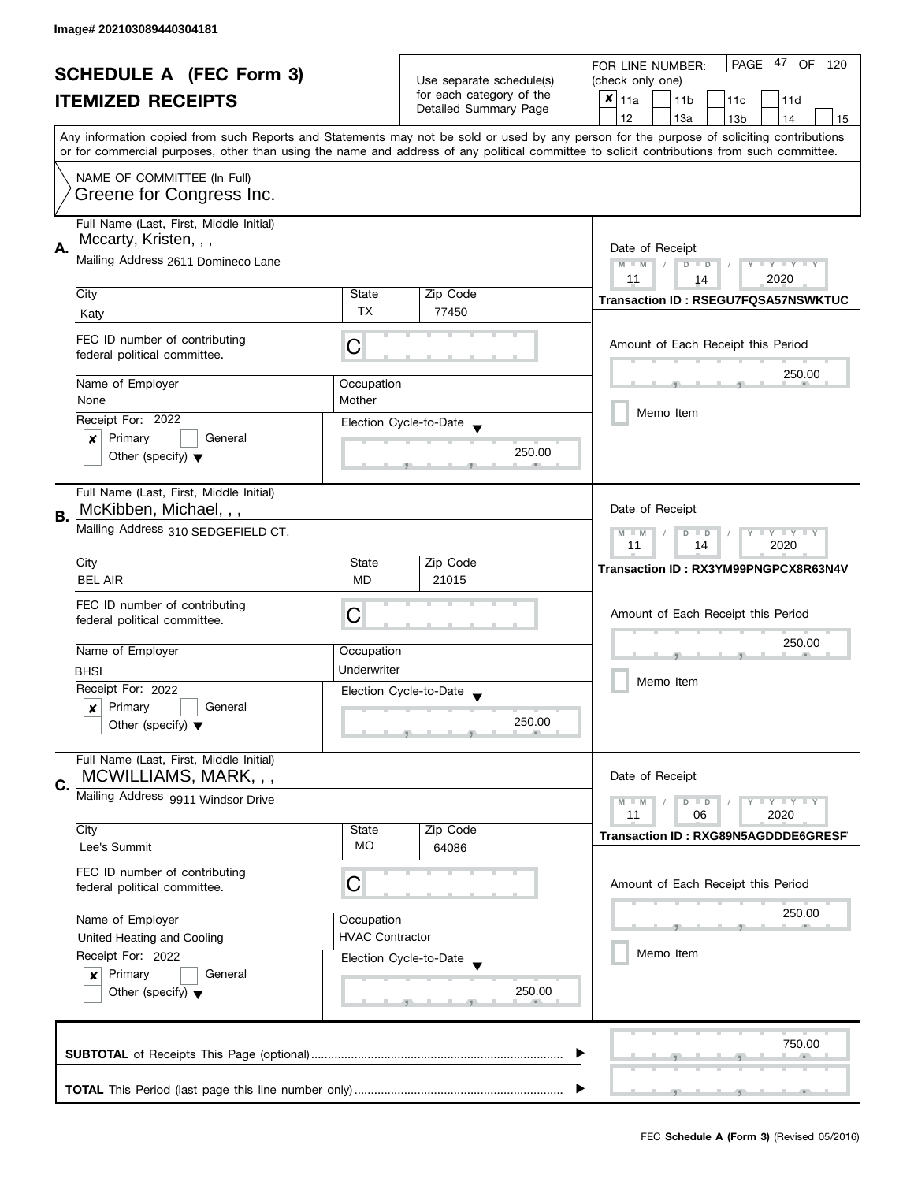Image# 202103089440304181

# SCHEDULE A (FEC Form 3)
## ITEMIZED RECEIPTS

Use separate schedule(s) for each category of the Detailed Summary Page

FOR LINE NUMBER: (check only one)

- [x] 11a
- [ ] 11b
- [ ] 11c
- [ ] 11d
- [ ] 12
- [ ] 13a
- [ ] 13b
- [ ] 14
- [ ] 15

Any information copied from such Reports and Statements may not be sold or used by any person for the purpose of soliciting contributions or for commercial purposes, other than using the name and address of any political committee to solicit contributions from such committee.

NAME OF COMMITTEE (In Full)
Greene for Congress Inc.

---

**A.** Full Name (Last, First, Middle Initial): Mccarty, Kristen, , ,

Mailing Address: 2611 Domineco Lane

| City | State | Zip Code |
|---|---|---|
| Katy | TX | 77450 |

FEC ID number of contributing federal political committee: C

| Name of Employer | Occupation |
|---|---|
| None | Mother |

Receipt For: 2022
- [x] Primary
- [ ] General
- [ ] Other (specify)

Election Cycle-to-Date: 250.00

Date of Receipt: 11 / 14 / 2020

Transaction ID : RSEGU7FQSA57NSWKTUC

Amount of Each Receipt this Period: 250.00

- [ ] Memo Item

---

**B.** Full Name (Last, First, Middle Initial): McKibben, Michael, , ,

Mailing Address: 310 SEDGEFIELD CT.

| City | State | Zip Code |
|---|---|---|
| BEL AIR | MD | 21015 |

FEC ID number of contributing federal political committee: C

| Name of Employer | Occupation |
|---|---|
| BHSI | Underwriter |

Receipt For: 2022
- [x] Primary
- [ ] General
- [ ] Other (specify)

Election Cycle-to-Date: 250.00

Date of Receipt: 11 / 14 / 2020

Transaction ID : RX3YM99PNGPCX8R63N4V

Amount of Each Receipt this Period: 250.00

- [ ] Memo Item

---

**C.** Full Name (Last, First, Middle Initial): MCWILLIAMS, MARK, , ,

Mailing Address: 9911 Windsor Drive

| City | State | Zip Code |
|---|---|---|
| Lee's Summit | MO | 64086 |

FEC ID number of contributing federal political committee: C

| Name of Employer | Occupation |
|---|---|
| United Heating and Cooling | HVAC Contractor |

Receipt For: 2022
- [x] Primary
- [ ] General
- [ ] Other (specify)

Election Cycle-to-Date: 250.00

Date of Receipt: 11 / 06 / 2020

Transaction ID : RXG89N5AGDDDE6GRESF

Amount of Each Receipt this Period: 250.00

- [ ] Memo Item

---

**SUBTOTAL** of Receipts This Page (optional): 750.00

**TOTAL** This Period (last page this line number only):

FEC **Schedule A (Form 3)** (Revised 05/2016)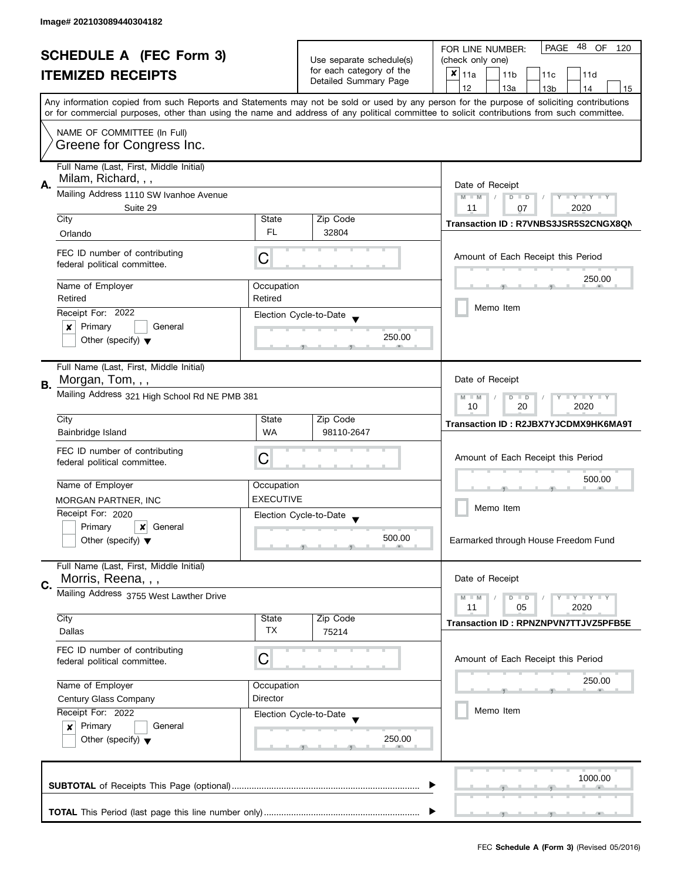Image# 202103089440304182

# SCHEDULE A (FEC Form 3)
## ITEMIZED RECEIPTS

Use separate schedule(s) for each category of the Detailed Summary Page

FOR LINE NUMBER: (check only one)
[x] 11a [ ] 11b [ ] 11c [ ] 11d [ ] 12 [ ] 13a [ ] 13b [ ] 14 [ ] 15

PAGE 48 OF 120

Any information copied from such Reports and Statements may not be sold or used by any person for the purpose of soliciting contributions or for commercial purposes, other than using the name and address of any political committee to solicit contributions from such committee.

NAME OF COMMITTEE (In Full)
Greene for Congress Inc.

---

**A.** Full Name (Last, First, Middle Initial): Milam, Richard, , ,

Mailing Address: 1110 SW Ivanhoe Avenue, Suite 29

City: Orlando | State: FL | Zip Code: 32804

FEC ID number of contributing federal political committee: C

Name of Employer: Retired | Occupation: Retired

Receipt For: 2022 — [x] Primary [ ] General [ ] Other (specify)

Election Cycle-to-Date: 250.00

Date of Receipt: 11 / 07 / 2020

Transaction ID : R7VNBS3JSR5S2CNGX8QN

Amount of Each Receipt this Period: 250.00

[ ] Memo Item

---

**B.** Full Name (Last, First, Middle Initial): Morgan, Tom, , ,

Mailing Address: 321 High School Rd NE PMB 381

City: Bainbridge Island | State: WA | Zip Code: 98110-2647

FEC ID number of contributing federal political committee: C

Name of Employer: MORGAN PARTNER, INC | Occupation: EXECUTIVE

Receipt For: 2020 — [ ] Primary [x] General [ ] Other (specify)

Election Cycle-to-Date: 500.00

Date of Receipt: 10 / 20 / 2020

Transaction ID : R2JBX7YJCDMX9HK6MA9T

Amount of Each Receipt this Period: 500.00

[ ] Memo Item

Earmarked through House Freedom Fund

---

**C.** Full Name (Last, First, Middle Initial): Morris, Reena, , ,

Mailing Address: 3755 West Lawther Drive

City: Dallas | State: TX | Zip Code: 75214

FEC ID number of contributing federal political committee: C

Name of Employer: Century Glass Company | Occupation: Director

Receipt For: 2022 — [x] Primary [ ] General [ ] Other (specify)

Election Cycle-to-Date: 250.00

Date of Receipt: 11 / 05 / 2020

Transaction ID : RPNZNPVN7TTJVZ5PFB5E

Amount of Each Receipt this Period: 250.00

[ ] Memo Item

---

**SUBTOTAL** of Receipts This Page (optional): 1000.00

**TOTAL** This Period (last page this line number only):

FEC **Schedule A (Form 3)** (Revised 05/2016)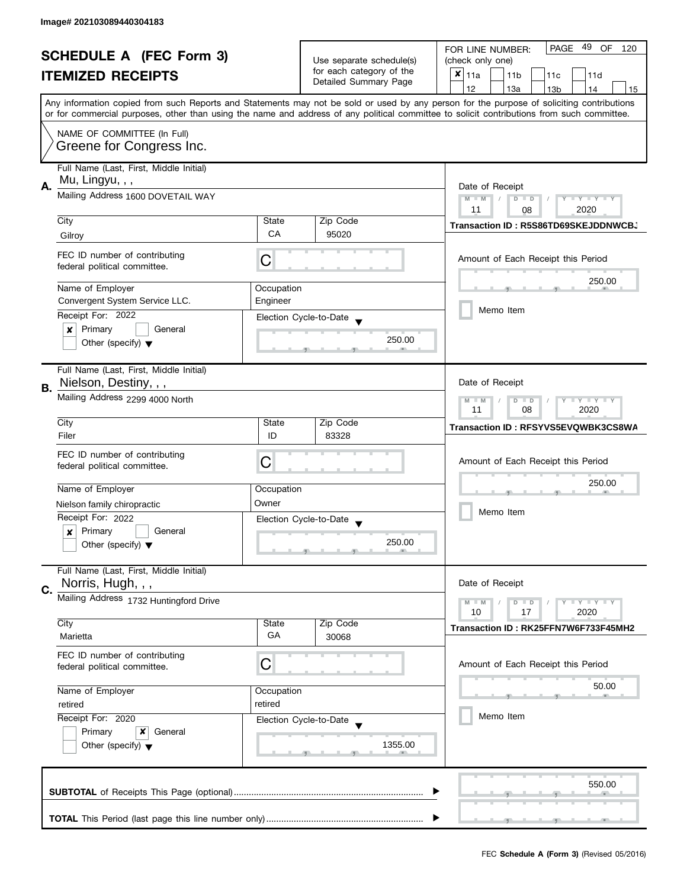Image# 202103089440304183

# SCHEDULE A (FEC Form 3)
## ITEMIZED RECEIPTS

Use separate schedule(s) for each category of the Detailed Summary Page

FOR LINE NUMBER: (check only one)

- [x] 11a
- [ ] 11b
- [ ] 11c
- [ ] 11d
- [ ] 12
- [ ] 13a
- [ ] 13b
- [ ] 14
- [ ] 15

Any information copied from such Reports and Statements may not be sold or used by any person for the purpose of soliciting contributions or for commercial purposes, other than using the name and address of any political committee to solicit contributions from such committee.

NAME OF COMMITTEE (In Full)
Greene for Congress Inc.

---

**A.**

| Field | Value |
|---|---|
| Full Name (Last, First, Middle Initial) | Mu, Lingyu, , , |
| Mailing Address | 1600 DOVETAIL WAY |
| City | Gilroy |
| State | CA |
| Zip Code | 95020 |
| FEC ID number of contributing federal political committee. | C |
| Name of Employer | Convergent System Service LLC. |
| Occupation | Engineer |
| Receipt For: | 2022 |
| | [x] Primary [ ] General [ ] Other (specify) |
| Election Cycle-to-Date | 250.00 |
| Date of Receipt | 11 / 08 / 2020 |
| Transaction ID | R5S86TD69SKEJDDNWCBJ |
| Amount of Each Receipt this Period | 250.00 |
| Memo Item | [ ] |

---

**B.**

| Field | Value |
|---|---|
| Full Name (Last, First, Middle Initial) | Nielson, Destiny, , , |
| Mailing Address | 2299 4000 North |
| City | Filer |
| State | ID |
| Zip Code | 83328 |
| FEC ID number of contributing federal political committee. | C |
| Name of Employer | Nielson family chiropractic |
| Occupation | Owner |
| Receipt For: | 2022 |
| | [x] Primary [ ] General [ ] Other (specify) |
| Election Cycle-to-Date | 250.00 |
| Date of Receipt | 11 / 08 / 2020 |
| Transaction ID | RFSYVS5EVQWBK3CS8WA |
| Amount of Each Receipt this Period | 250.00 |
| Memo Item | [ ] |

---

**C.**

| Field | Value |
|---|---|
| Full Name (Last, First, Middle Initial) | Norris, Hugh, , , |
| Mailing Address | 1732 Huntingford Drive |
| City | Marietta |
| State | GA |
| Zip Code | 30068 |
| FEC ID number of contributing federal political committee. | C |
| Name of Employer | retired |
| Occupation | retired |
| Receipt For: | 2020 |
| | [ ] Primary [x] General [ ] Other (specify) |
| Election Cycle-to-Date | 1355.00 |
| Date of Receipt | 10 / 17 / 2020 |
| Transaction ID | RK25FFN7W6F733F45MH2 |
| Amount of Each Receipt this Period | 50.00 |
| Memo Item | [ ] |

---

**SUBTOTAL** of Receipts This Page (optional) ........ 550.00

**TOTAL** This Period (last page this line number only) ........

FEC **Schedule A (Form 3)** (Revised 05/2016)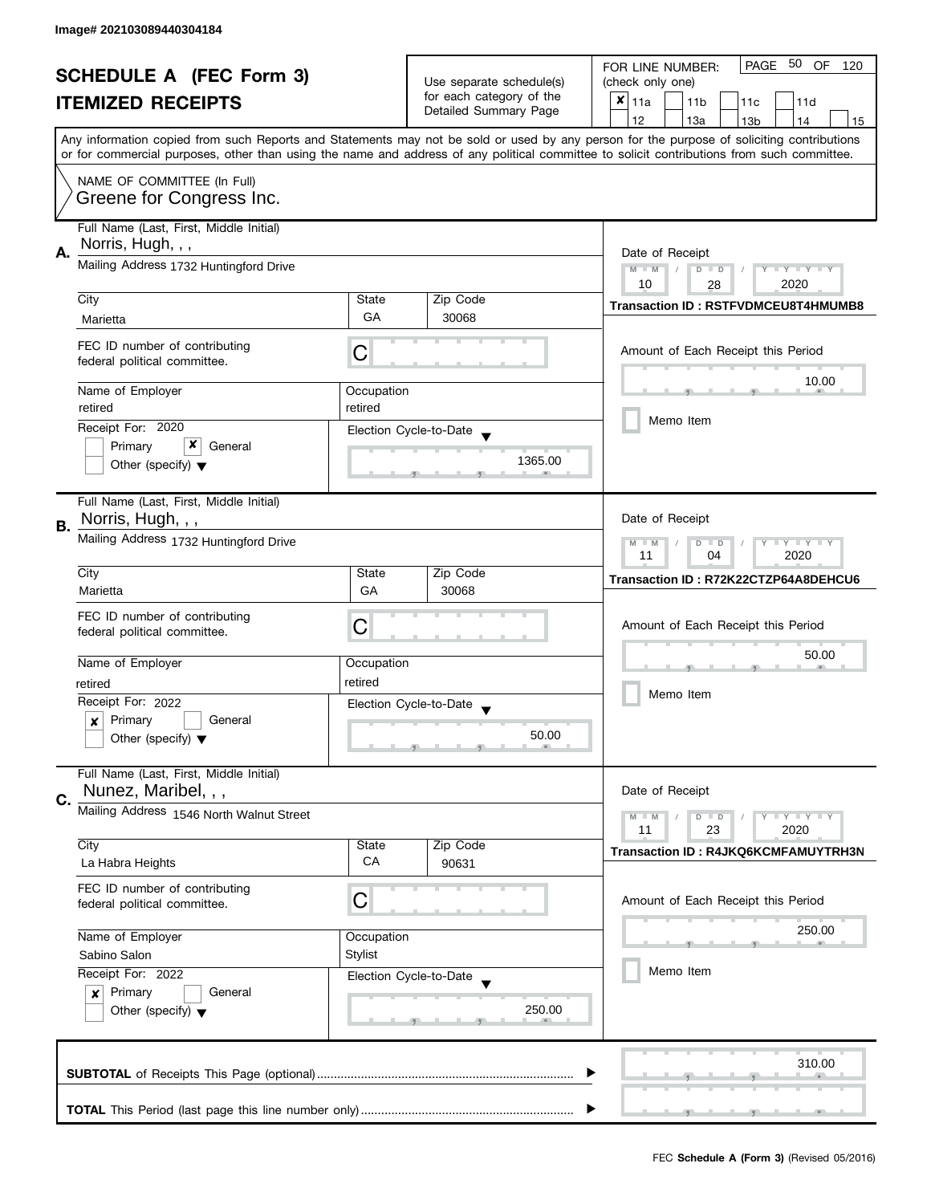Image# 202103089440304184

# SCHEDULE A (FEC Form 3)
## ITEMIZED RECEIPTS

Use separate schedule(s) for each category of the Detailed Summary Page

FOR LINE NUMBER: (check only one)

- [x] 11a
- [ ] 11b
- [ ] 11c
- [ ] 11d
- [ ] 12
- [ ] 13a
- [ ] 13b
- [ ] 14
- [ ] 15

Any information copied from such Reports and Statements may not be sold or used by any person for the purpose of soliciting contributions or for commercial purposes, other than using the name and address of any political committee to solicit contributions from such committee.

NAME OF COMMITTEE (In Full)
Greene for Congress Inc.

---

**A.**

Full Name (Last, First, Middle Initial): Norris, Hugh, , ,

Mailing Address: 1732 Huntingford Drive

City: Marietta | State: GA | Zip Code: 30068

FEC ID number of contributing federal political committee: C

Name of Employer: retired | Occupation: retired

Receipt For: 2020
- [ ] Primary
- [x] General
- [ ] Other (specify)

Election Cycle-to-Date: 1365.00

Date of Receipt: 10 / 28 / 2020

Transaction ID : RSTFVDMCEU8T4HMUMB8

Amount of Each Receipt this Period: 10.00

- [ ] Memo Item

---

**B.**

Full Name (Last, First, Middle Initial): Norris, Hugh, , ,

Mailing Address: 1732 Huntingford Drive

City: Marietta | State: GA | Zip Code: 30068

FEC ID number of contributing federal political committee: C

Name of Employer: retired | Occupation: retired

Receipt For: 2022
- [x] Primary
- [ ] General
- [ ] Other (specify)

Election Cycle-to-Date: 50.00

Date of Receipt: 11 / 04 / 2020

Transaction ID : R72K22CTZP64A8DEHCU6

Amount of Each Receipt this Period: 50.00

- [ ] Memo Item

---

**C.**

Full Name (Last, First, Middle Initial): Nunez, Maribel, , ,

Mailing Address: 1546 North Walnut Street

City: La Habra Heights | State: CA | Zip Code: 90631

FEC ID number of contributing federal political committee: C

Name of Employer: Sabino Salon | Occupation: Stylist

Receipt For: 2022
- [x] Primary
- [ ] General
- [ ] Other (specify)

Election Cycle-to-Date: 250.00

Date of Receipt: 11 / 23 / 2020

Transaction ID : R4JKQ6KCMFAMUYTRH3N

Amount of Each Receipt this Period: 250.00

- [ ] Memo Item

---

**SUBTOTAL** of Receipts This Page (optional): 310.00

**TOTAL** This Period (last page this line number only):

FEC **Schedule A (Form 3)** (Revised 05/2016)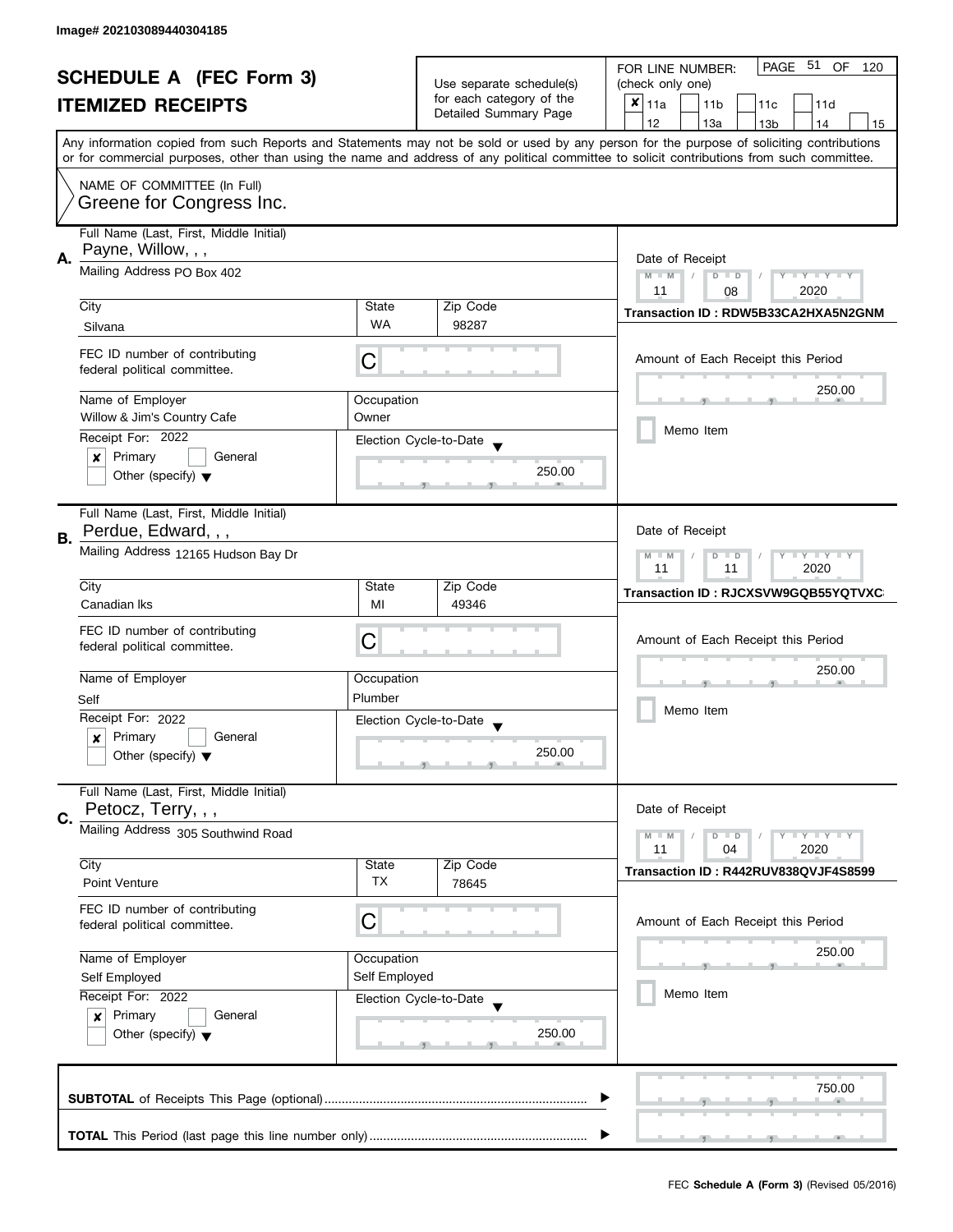Image# 202103089440304185

# SCHEDULE A (FEC Form 3)
## ITEMIZED RECEIPTS

Use separate schedule(s) for each category of the Detailed Summary Page

FOR LINE NUMBER: (check only one)

- [x] 11a
- [ ] 11b
- [ ] 11c
- [ ] 11d
- [ ] 12
- [ ] 13a
- [ ] 13b
- [ ] 14
- [ ] 15

PAGE 51 OF 120

Any information copied from such Reports and Statements may not be sold or used by any person for the purpose of soliciting contributions or for commercial purposes, other than using the name and address of any political committee to solicit contributions from such committee.

NAME OF COMMITTEE (In Full)
Greene for Congress Inc.

---

**A.** Full Name (Last, First, Middle Initial): Payne, Willow, , ,

Mailing Address: PO Box 402

| City | State | Zip Code |
|---|---|---|
| Silvana | WA | 98287 |

FEC ID number of contributing federal political committee: C

Name of Employer: Willow & Jim's Country Cafe
Occupation: Owner

Receipt For: 2022
- [x] Primary
- [ ] General
- [ ] Other (specify)

Election Cycle-to-Date: 250.00

Date of Receipt: 11 / 08 / 2020

Transaction ID : RDW5B33CA2HXA5N2GNM

Amount of Each Receipt this Period: 250.00

- [ ] Memo Item

---

**B.** Full Name (Last, First, Middle Initial): Perdue, Edward, , ,

Mailing Address: 12165 Hudson Bay Dr

| City | State | Zip Code |
|---|---|---|
| Canadian lks | MI | 49346 |

FEC ID number of contributing federal political committee: C

Name of Employer: Self
Occupation: Plumber

Receipt For: 2022
- [x] Primary
- [ ] General
- [ ] Other (specify)

Election Cycle-to-Date: 250.00

Date of Receipt: 11 / 11 / 2020

Transaction ID : RJCXSVW9GQB55YQTVXC

Amount of Each Receipt this Period: 250.00

- [ ] Memo Item

---

**C.** Full Name (Last, First, Middle Initial): Petocz, Terry, , ,

Mailing Address: 305 Southwind Road

| City | State | Zip Code |
|---|---|---|
| Point Venture | TX | 78645 |

FEC ID number of contributing federal political committee: C

Name of Employer: Self Employed
Occupation: Self Employed

Receipt For: 2022
- [x] Primary
- [ ] General
- [ ] Other (specify)

Election Cycle-to-Date: 250.00

Date of Receipt: 11 / 04 / 2020

Transaction ID : R442RUV838QVJF4S8599

Amount of Each Receipt this Period: 250.00

- [ ] Memo Item

---

**SUBTOTAL** of Receipts This Page (optional) ..... 750.00

**TOTAL** This Period (last page this line number only) .....

FEC **Schedule A (Form 3)** (Revised 05/2016)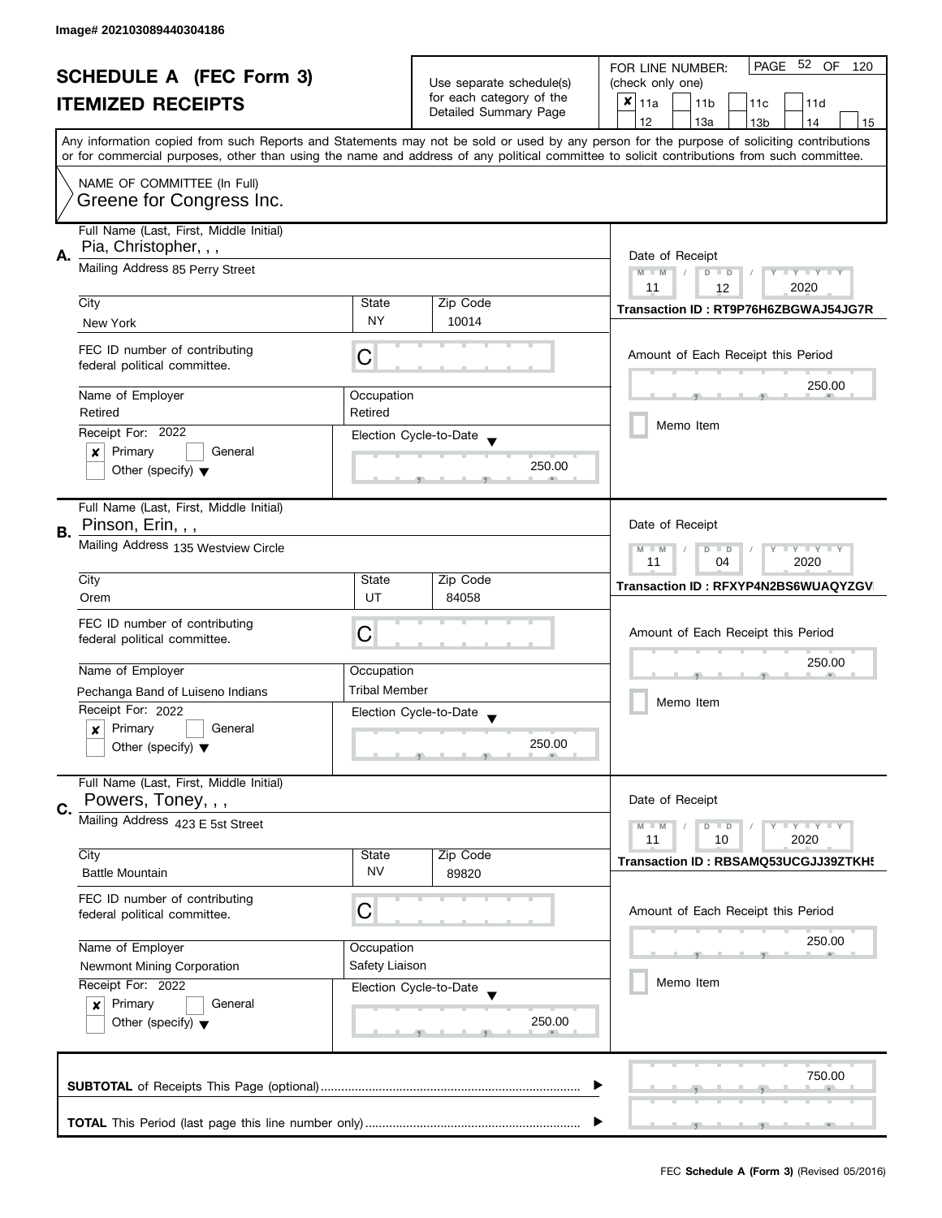Image# 202103089440304186

# SCHEDULE A (FEC Form 3)
## ITEMIZED RECEIPTS

Use separate schedule(s) for each category of the Detailed Summary Page

FOR LINE NUMBER: (check only one)

- [x] 11a
- [ ] 11b
- [ ] 11c
- [ ] 11d
- [ ] 12
- [ ] 13a
- [ ] 13b
- [ ] 14
- [ ] 15

PAGE 52 OF 120

Any information copied from such Reports and Statements may not be sold or used by any person for the purpose of soliciting contributions or for commercial purposes, other than using the name and address of any political committee to solicit contributions from such committee.

NAME OF COMMITTEE (In Full)
Greene for Congress Inc.

---

**A.** Full Name (Last, First, Middle Initial): Pia, Christopher, , ,

Mailing Address: 85 Perry Street

City: New York | State: NY | Zip Code: 10014

FEC ID number of contributing federal political committee: C

Name of Employer: Retired | Occupation: Retired

Receipt For: 2022
- [x] Primary
- [ ] General
- [ ] Other (specify)

Election Cycle-to-Date: 250.00

Date of Receipt: 11 / 12 / 2020

Transaction ID : RT9P76H6ZBGWAJ54JG7R

Amount of Each Receipt this Period: 250.00

- [ ] Memo Item

---

**B.** Full Name (Last, First, Middle Initial): Pinson, Erin, , ,

Mailing Address: 135 Westview Circle

City: Orem | State: UT | Zip Code: 84058

FEC ID number of contributing federal political committee: C

Name of Employer: Pechanga Band of Luiseno Indians | Occupation: Tribal Member

Receipt For: 2022
- [x] Primary
- [ ] General
- [ ] Other (specify)

Election Cycle-to-Date: 250.00

Date of Receipt: 11 / 04 / 2020

Transaction ID : RFXYP4N2BS6WUAQYZGV

Amount of Each Receipt this Period: 250.00

- [ ] Memo Item

---

**C.** Full Name (Last, First, Middle Initial): Powers, Toney, , ,

Mailing Address: 423 E 5st Street

City: Battle Mountain | State: NV | Zip Code: 89820

FEC ID number of contributing federal political committee: C

Name of Employer: Newmont Mining Corporation | Occupation: Safety Liaison

Receipt For: 2022
- [x] Primary
- [ ] General
- [ ] Other (specify)

Election Cycle-to-Date: 250.00

Date of Receipt: 11 / 10 / 2020

Transaction ID : RBSAMQ53UCGJJ39ZTKH5

Amount of Each Receipt this Period: 250.00

- [ ] Memo Item

---

**SUBTOTAL** of Receipts This Page (optional): 750.00

**TOTAL** This Period (last page this line number only):

FEC **Schedule A (Form 3)** (Revised 05/2016)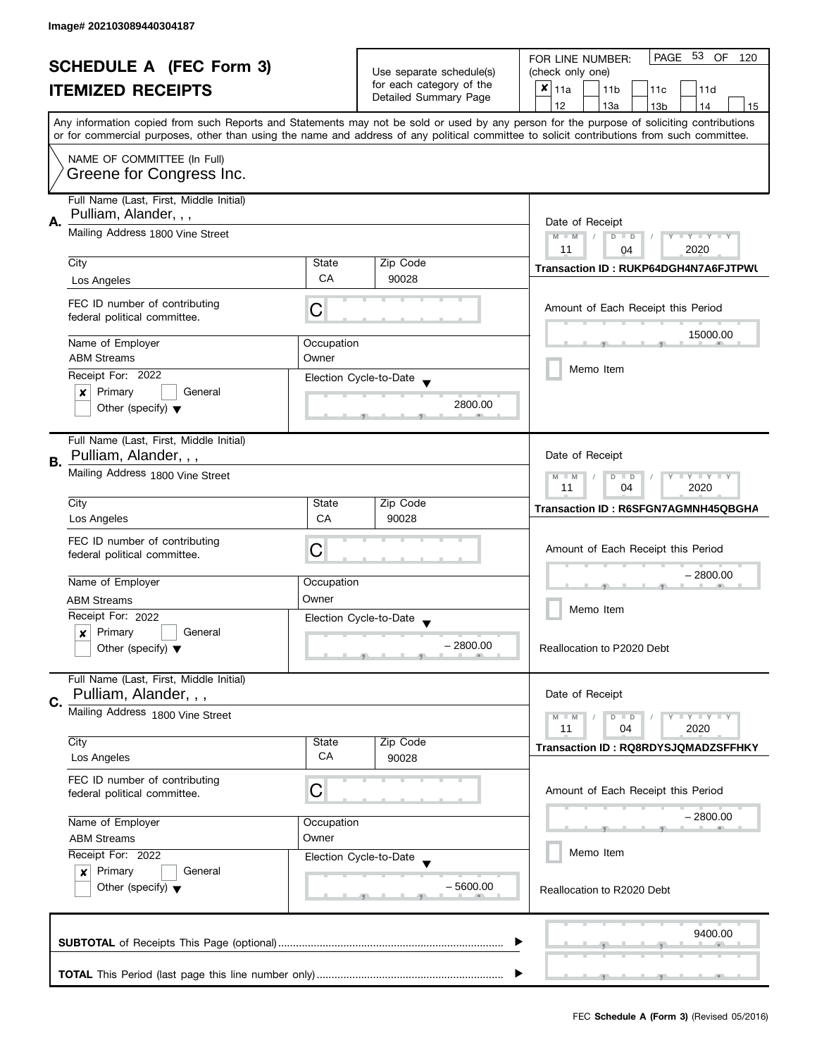Image# 202103089440304187

# SCHEDULE A (FEC Form 3)
## ITEMIZED RECEIPTS

Use separate schedule(s) for each category of the Detailed Summary Page

FOR LINE NUMBER: (check only one)

- [x] 11a
- [ ] 11b
- [ ] 11c
- [ ] 11d
- [ ] 12
- [ ] 13a
- [ ] 13b
- [ ] 14
- [ ] 15

PAGE 53 OF 120

Any information copied from such Reports and Statements may not be sold or used by any person for the purpose of soliciting contributions or for commercial purposes, other than using the name and address of any political committee to solicit contributions from such committee.

NAME OF COMMITTEE (In Full)
Greene for Congress Inc.

---

**A.** Full Name (Last, First, Middle Initial): Pulliam, Alander, , ,

Mailing Address: 1800 Vine Street

City: Los Angeles | State: CA | Zip Code: 90028

FEC ID number of contributing federal political committee: C

Name of Employer: ABM Streams | Occupation: Owner

Receipt For: 2022 — [x] Primary [ ] General [ ] Other (specify)

Election Cycle-to-Date: 2800.00

Date of Receipt: 11 / 04 / 2020

Transaction ID : RUKP64DGH4N7A6FJTPWU

Amount of Each Receipt this Period: 15000.00

[ ] Memo Item

---

**B.** Full Name (Last, First, Middle Initial): Pulliam, Alander, , ,

Mailing Address: 1800 Vine Street

City: Los Angeles | State: CA | Zip Code: 90028

FEC ID number of contributing federal political committee: C

Name of Employer: ABM Streams | Occupation: Owner

Receipt For: 2022 — [x] Primary [ ] General [ ] Other (specify)

Election Cycle-to-Date: – 2800.00

Date of Receipt: 11 / 04 / 2020

Transaction ID : R6SFGN7AGMNH45QBGHA

Amount of Each Receipt this Period: – 2800.00

[ ] Memo Item

Reallocation to P2020 Debt

---

**C.** Full Name (Last, First, Middle Initial): Pulliam, Alander, , ,

Mailing Address: 1800 Vine Street

City: Los Angeles | State: CA | Zip Code: 90028

FEC ID number of contributing federal political committee: C

Name of Employer: ABM Streams | Occupation: Owner

Receipt For: 2022 — [x] Primary [ ] General [ ] Other (specify)

Election Cycle-to-Date: – 5600.00

Date of Receipt: 11 / 04 / 2020

Transaction ID : RQ8RDYSJQMADZSFFHKY

Amount of Each Receipt this Period: – 2800.00

[ ] Memo Item

Reallocation to R2020 Debt

---

**SUBTOTAL** of Receipts This Page (optional): 9400.00

**TOTAL** This Period (last page this line number only):

FEC Schedule A (Form 3) (Revised 05/2016)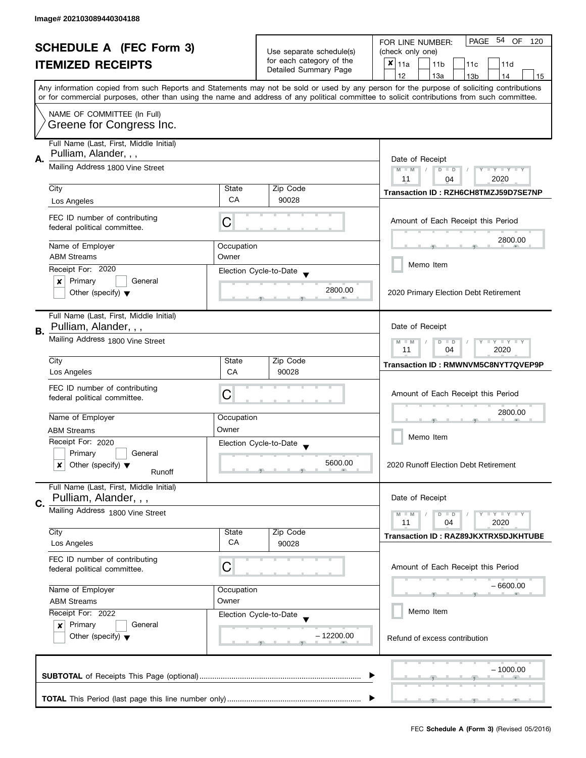Image# 202103089440304188

# SCHEDULE A (FEC Form 3)
## ITEMIZED RECEIPTS

Use separate schedule(s) for each category of the Detailed Summary Page

FOR LINE NUMBER: (check only one)
- [x] 11a
- [ ] 11b
- [ ] 11c
- [ ] 11d
- [ ] 12
- [ ] 13a
- [ ] 13b
- [ ] 14
- [ ] 15

PAGE 54 OF 120

Any information copied from such Reports and Statements may not be sold or used by any person for the purpose of soliciting contributions or for commercial purposes, other than using the name and address of any political committee to solicit contributions from such committee.

NAME OF COMMITTEE (In Full)
Greene for Congress Inc.

---

**A.**

Full Name (Last, First, Middle Initial): Pulliam, Alander, , ,

Mailing Address: 1800 Vine Street

| City | State | Zip Code |
|---|---|---|
| Los Angeles | CA | 90028 |

FEC ID number of contributing federal political committee: C

| Name of Employer | Occupation |
|---|---|
| ABM Streams | Owner |

Receipt For: 2020
- [x] Primary
- [ ] General
- [ ] Other (specify)

Election Cycle-to-Date: 2800.00

Date of Receipt: 11 / 04 / 2020

Transaction ID : RZH6CH8TMZJ59D7SE7NP

Amount of Each Receipt this Period: 2800.00

- [ ] Memo Item

2020 Primary Election Debt Retirement

---

**B.**

Full Name (Last, First, Middle Initial): Pulliam, Alander, , ,

Mailing Address: 1800 Vine Street

| City | State | Zip Code |
|---|---|---|
| Los Angeles | CA | 90028 |

FEC ID number of contributing federal political committee: C

| Name of Employer | Occupation |
|---|---|
| ABM Streams | Owner |

Receipt For: 2020
- [ ] Primary
- [ ] General
- [x] Other (specify): Runoff

Election Cycle-to-Date: 5600.00

Date of Receipt: 11 / 04 / 2020

Transaction ID : RMWNVM5C8NYT7QVEP9P

Amount of Each Receipt this Period: 2800.00

- [ ] Memo Item

2020 Runoff Election Debt Retirement

---

**C.**

Full Name (Last, First, Middle Initial): Pulliam, Alander, , ,

Mailing Address: 1800 Vine Street

| City | State | Zip Code |
|---|---|---|
| Los Angeles | CA | 90028 |

FEC ID number of contributing federal political committee: C

| Name of Employer | Occupation |
|---|---|
| ABM Streams | Owner |

Receipt For: 2022
- [x] Primary
- [ ] General
- [ ] Other (specify)

Election Cycle-to-Date: – 12200.00

Date of Receipt: 11 / 04 / 2020

Transaction ID : RAZ89JKXTRX5DJKHTUBE

Amount of Each Receipt this Period: – 6600.00

- [ ] Memo Item

Refund of excess contribution

---

**SUBTOTAL** of Receipts This Page (optional): – 1000.00

**TOTAL** This Period (last page this line number only):

FEC **Schedule A (Form 3)** (Revised 05/2016)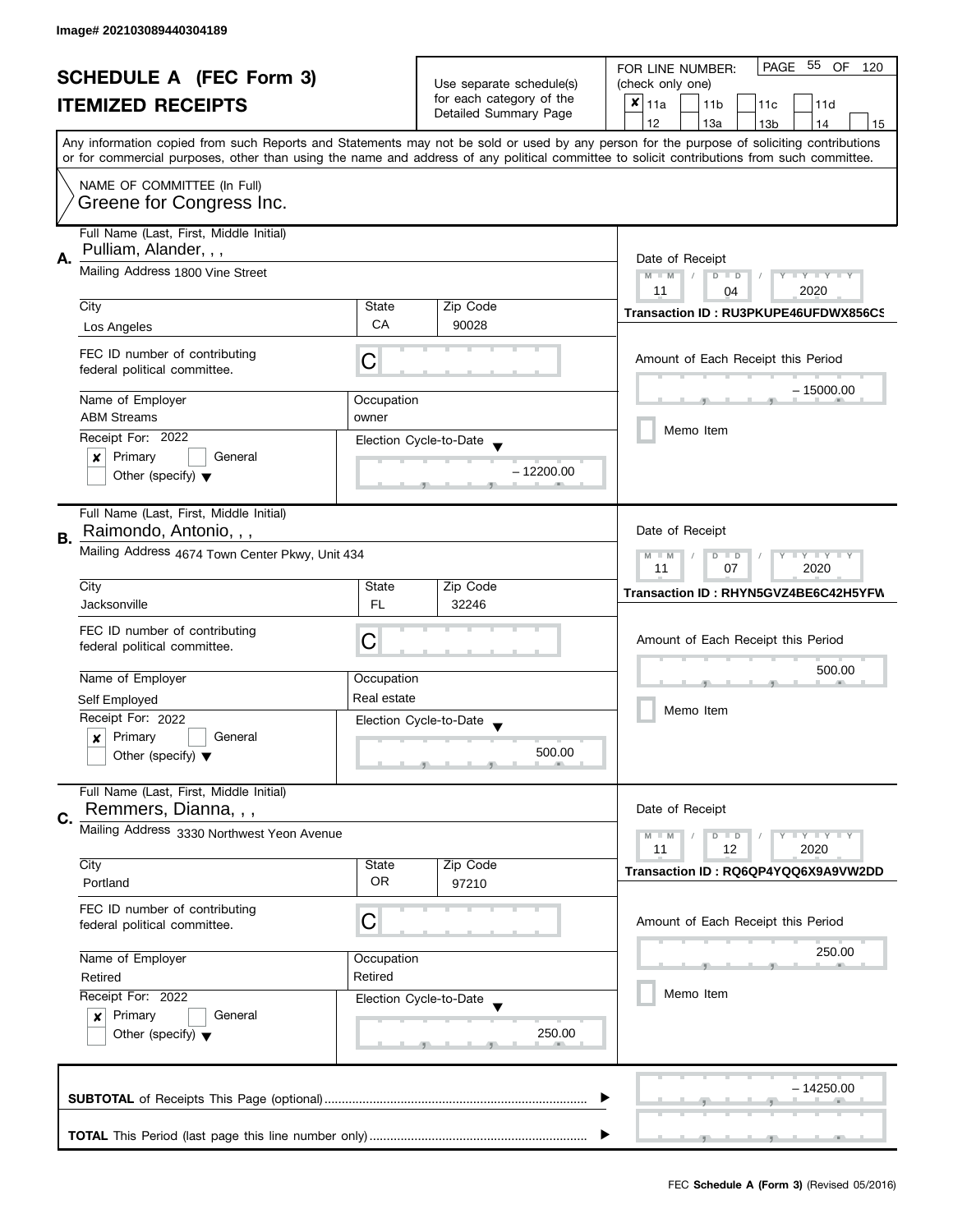Image# 202103089440304189

# SCHEDULE A (FEC Form 3)
## ITEMIZED RECEIPTS

Use separate schedule(s) for each category of the Detailed Summary Page

FOR LINE NUMBER: (check only one)

- [x] 11a
- [ ] 11b
- [ ] 11c
- [ ] 11d
- [ ] 12
- [ ] 13a
- [ ] 13b
- [ ] 14
- [ ] 15

PAGE 55 OF 120

Any information copied from such Reports and Statements may not be sold or used by any person for the purpose of soliciting contributions or for commercial purposes, other than using the name and address of any political committee to solicit contributions from such committee.

NAME OF COMMITTEE (In Full)
Greene for Congress Inc.

---

**A.** Full Name (Last, First, Middle Initial): Pulliam, Alander, , ,

Mailing Address: 1800 Vine Street

| City | State | Zip Code |
|---|---|---|
| Los Angeles | CA | 90028 |

FEC ID number of contributing federal political committee: C

| Name of Employer | Occupation |
|---|---|
| ABM Streams | owner |

Receipt For: 2022
- [x] Primary
- [ ] General
- [ ] Other (specify)

Election Cycle-to-Date: – 12200.00

Date of Receipt: 11 / 04 / 2020

Transaction ID : RU3PKUPE46UFDWX856CS

Amount of Each Receipt this Period: – 15000.00

- [ ] Memo Item

---

**B.** Full Name (Last, First, Middle Initial): Raimondo, Antonio, , ,

Mailing Address: 4674 Town Center Pkwy, Unit 434

| City | State | Zip Code |
|---|---|---|
| Jacksonville | FL | 32246 |

FEC ID number of contributing federal political committee: C

| Name of Employer | Occupation |
|---|---|
| Self Employed | Real estate |

Receipt For: 2022
- [x] Primary
- [ ] General
- [ ] Other (specify)

Election Cycle-to-Date: 500.00

Date of Receipt: 11 / 07 / 2020

Transaction ID : RHYN5GVZ4BE6C42H5YFW

Amount of Each Receipt this Period: 500.00

- [ ] Memo Item

---

**C.** Full Name (Last, First, Middle Initial): Remmers, Dianna, , ,

Mailing Address: 3330 Northwest Yeon Avenue

| City | State | Zip Code |
|---|---|---|
| Portland | OR | 97210 |

FEC ID number of contributing federal political committee: C

| Name of Employer | Occupation |
|---|---|
| Retired | Retired |

Receipt For: 2022
- [x] Primary
- [ ] General
- [ ] Other (specify)

Election Cycle-to-Date: 250.00

Date of Receipt: 11 / 12 / 2020

Transaction ID : RQ6QP4YQQ6X9A9VW2DD

Amount of Each Receipt this Period: 250.00

- [ ] Memo Item

---

**SUBTOTAL** of Receipts This Page (optional): – 14250.00

**TOTAL** This Period (last page this line number only):

FEC **Schedule A (Form 3)** (Revised 05/2016)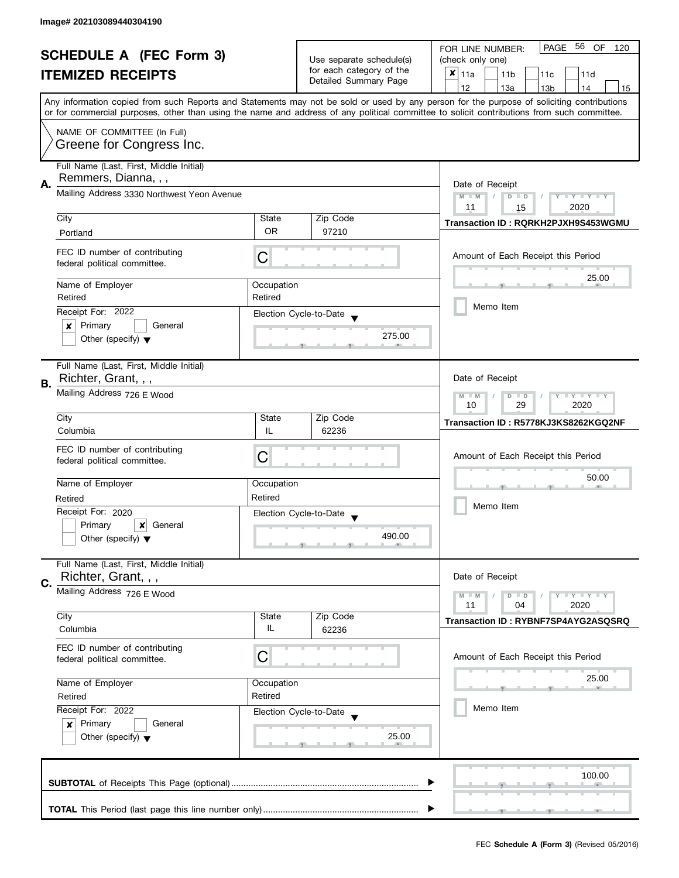Image# 202103089440304190

# SCHEDULE A (FEC Form 3)
## ITEMIZED RECEIPTS

Use separate schedule(s) for each category of the Detailed Summary Page

FOR LINE NUMBER: (check only one)

- [x] 11a
- [ ] 11b
- [ ] 11c
- [ ] 11d
- [ ] 12
- [ ] 13a
- [ ] 13b
- [ ] 14
- [ ] 15

PAGE 56 OF 120

Any information copied from such Reports and Statements may not be sold or used by any person for the purpose of soliciting contributions or for commercial purposes, other than using the name and address of any political committee to solicit contributions from such committee.

NAME OF COMMITTEE (In Full)
Greene for Congress Inc.

---

**A.** Full Name (Last, First, Middle Initial): Remmers, Dianna, , ,

Mailing Address: 3330 Northwest Yeon Avenue

| City | State | Zip Code |
|---|---|---|
| Portland | OR | 97210 |

FEC ID number of contributing federal political committee: C

| Name of Employer | Occupation |
|---|---|
| Retired | Retired |

Receipt For: 2022
- [x] Primary
- [ ] General
- [ ] Other (specify)

Election Cycle-to-Date: 275.00

Date of Receipt: 11 / 15 / 2020

Transaction ID : RQRKH2PJXH9S453WGMU

Amount of Each Receipt this Period: 25.00

- [ ] Memo Item

---

**B.** Full Name (Last, First, Middle Initial): Richter, Grant, , ,

Mailing Address: 726 E Wood

| City | State | Zip Code |
|---|---|---|
| Columbia | IL | 62236 |

FEC ID number of contributing federal political committee: C

| Name of Employer | Occupation |
|---|---|
| Retired | Retired |

Receipt For: 2020
- [ ] Primary
- [x] General
- [ ] Other (specify)

Election Cycle-to-Date: 490.00

Date of Receipt: 10 / 29 / 2020

Transaction ID : R5778KJ3KS8262KGQ2NF

Amount of Each Receipt this Period: 50.00

- [ ] Memo Item

---

**C.** Full Name (Last, First, Middle Initial): Richter, Grant, , ,

Mailing Address: 726 E Wood

| City | State | Zip Code |
|---|---|---|
| Columbia | IL | 62236 |

FEC ID number of contributing federal political committee: C

| Name of Employer | Occupation |
|---|---|
| Retired | Retired |

Receipt For: 2022
- [x] Primary
- [ ] General
- [ ] Other (specify)

Election Cycle-to-Date: 25.00

Date of Receipt: 11 / 04 / 2020

Transaction ID : RYBNF7SP4AYG2ASQSRQ

Amount of Each Receipt this Period: 25.00

- [ ] Memo Item

---

**SUBTOTAL** of Receipts This Page (optional) ........ 100.00

**TOTAL** This Period (last page this line number only) ........

FEC **Schedule A (Form 3)** (Revised 05/2016)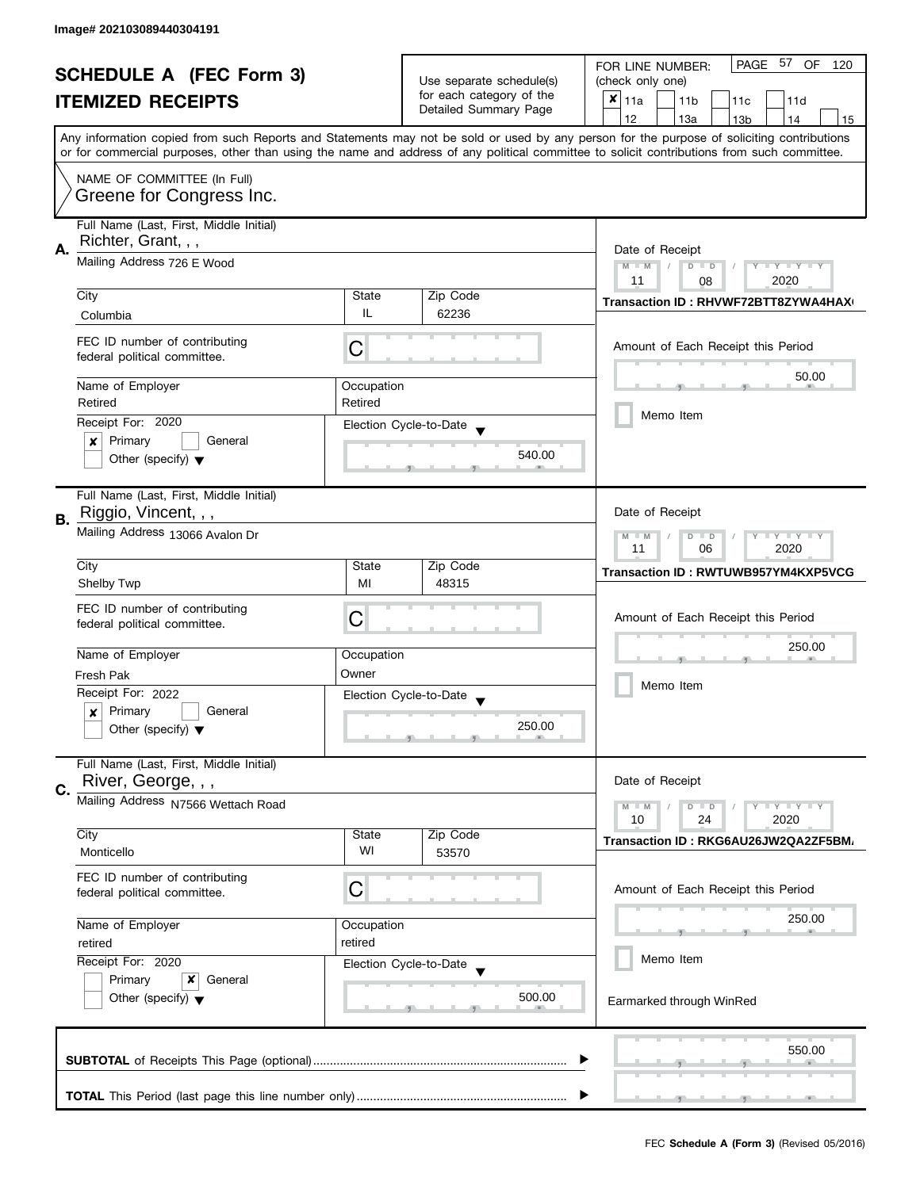Image# 202103089440304191

# SCHEDULE A (FEC Form 3)
## ITEMIZED RECEIPTS

Use separate schedule(s) for each category of the Detailed Summary Page

FOR LINE NUMBER: (check only one)

- [x] 11a
- [ ] 11b
- [ ] 11c
- [ ] 11d
- [ ] 12
- [ ] 13a
- [ ] 13b
- [ ] 14
- [ ] 15

PAGE 57 OF 120

Any information copied from such Reports and Statements may not be sold or used by any person for the purpose of soliciting contributions or for commercial purposes, other than using the name and address of any political committee to solicit contributions from such committee.

NAME OF COMMITTEE (In Full)
Greene for Congress Inc.

---

**A.**

Full Name (Last, First, Middle Initial): Richter, Grant, , ,

Mailing Address: 726 E Wood

| City | State | Zip Code |
|---|---|---|
| Columbia | IL | 62236 |

FEC ID number of contributing federal political committee: C

| Name of Employer | Occupation |
|---|---|
| Retired | Retired |

Receipt For: 2020
- [x] Primary
- [ ] General
- [ ] Other (specify)

Election Cycle-to-Date: 540.00

Date of Receipt: 11 / 08 / 2020

Transaction ID : RHVWF72BTT8ZYWA4HAX(

Amount of Each Receipt this Period: 50.00

- [ ] Memo Item

---

**B.**

Full Name (Last, First, Middle Initial): Riggio, Vincent, , ,

Mailing Address: 13066 Avalon Dr

| City | State | Zip Code |
|---|---|---|
| Shelby Twp | MI | 48315 |

FEC ID number of contributing federal political committee: C

| Name of Employer | Occupation |
|---|---|
| Fresh Pak | Owner |

Receipt For: 2022
- [x] Primary
- [ ] General
- [ ] Other (specify)

Election Cycle-to-Date: 250.00

Date of Receipt: 11 / 06 / 2020

Transaction ID : RWTUWB957YM4KXP5VCG

Amount of Each Receipt this Period: 250.00

- [ ] Memo Item

---

**C.**

Full Name (Last, First, Middle Initial): River, George, , ,

Mailing Address: N7566 Wettach Road

| City | State | Zip Code |
|---|---|---|
| Monticello | WI | 53570 |

FEC ID number of contributing federal political committee: C

| Name of Employer | Occupation |
|---|---|
| retired | retired |

Receipt For: 2020
- [ ] Primary
- [x] General
- [ ] Other (specify)

Election Cycle-to-Date: 500.00

Date of Receipt: 10 / 24 / 2020

Transaction ID : RKG6AU26JW2QA2ZF5BM/

Amount of Each Receipt this Period: 250.00

- [ ] Memo Item

Earmarked through WinRed

---

**SUBTOTAL** of Receipts This Page (optional): 550.00

**TOTAL** This Period (last page this line number only):

FEC **Schedule A (Form 3)** (Revised 05/2016)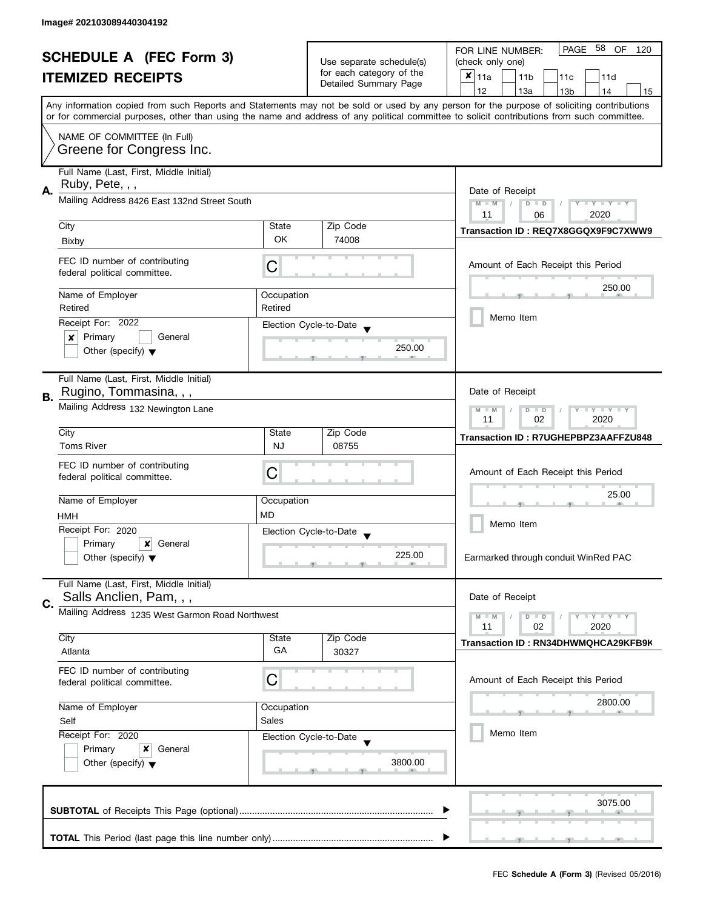Image# 202103089440304192

# SCHEDULE A (FEC Form 3)

## ITEMIZED RECEIPTS

Use separate schedule(s) for each category of the Detailed Summary Page

FOR LINE NUMBER: (check only one)

- [x] 11a
- [ ] 11b
- [ ] 11c
- [ ] 11d
- [ ] 12
- [ ] 13a
- [ ] 13b
- [ ] 14
- [ ] 15

PAGE 58 OF 120

Any information copied from such Reports and Statements may not be sold or used by any person for the purpose of soliciting contributions or for commercial purposes, other than using the name and address of any political committee to solicit contributions from such committee.

NAME OF COMMITTEE (In Full)
Greene for Congress Inc.

---

**A.** Full Name (Last, First, Middle Initial): Ruby, Pete, , ,

Mailing Address: 8426 East 132nd Street South

| City | State | Zip Code |
|---|---|---|
| Bixby | OK | 74008 |

FEC ID number of contributing federal political committee: C

| Name of Employer | Occupation |
|---|---|
| Retired | Retired |

Receipt For: 2022
- [x] Primary
- [ ] General
- [ ] Other (specify)

Election Cycle-to-Date: 250.00

Date of Receipt: 11 / 06 / 2020

Transaction ID : REQ7X8GGQX9F9C7XWW9

Amount of Each Receipt this Period: 250.00

- [ ] Memo Item

---

**B.** Full Name (Last, First, Middle Initial): Rugino, Tommasina, , ,

Mailing Address: 132 Newington Lane

| City | State | Zip Code |
|---|---|---|
| Toms River | NJ | 08755 |

FEC ID number of contributing federal political committee: C

| Name of Employer | Occupation |
|---|---|
| HMH | MD |

Receipt For: 2020
- [ ] Primary
- [x] General
- [ ] Other (specify)

Election Cycle-to-Date: 225.00

Date of Receipt: 11 / 02 / 2020

Transaction ID : R7UGHEPBPZ3AAFFZU848

Amount of Each Receipt this Period: 25.00

- [ ] Memo Item

Earmarked through conduit WinRed PAC

---

**C.** Full Name (Last, First, Middle Initial): Salls Anclien, Pam, , ,

Mailing Address: 1235 West Garmon Road Northwest

| City | State | Zip Code |
|---|---|---|
| Atlanta | GA | 30327 |

FEC ID number of contributing federal political committee: C

| Name of Employer | Occupation |
|---|---|
| Self | Sales |

Receipt For: 2020
- [ ] Primary
- [x] General
- [ ] Other (specify)

Election Cycle-to-Date: 3800.00

Date of Receipt: 11 / 02 / 2020

Transaction ID : RN34DHWMQHCA29KFB9K

Amount of Each Receipt this Period: 2800.00

- [ ] Memo Item

---

**SUBTOTAL** of Receipts This Page (optional): 3075.00

**TOTAL** This Period (last page this line number only):

FEC **Schedule A (Form 3)** (Revised 05/2016)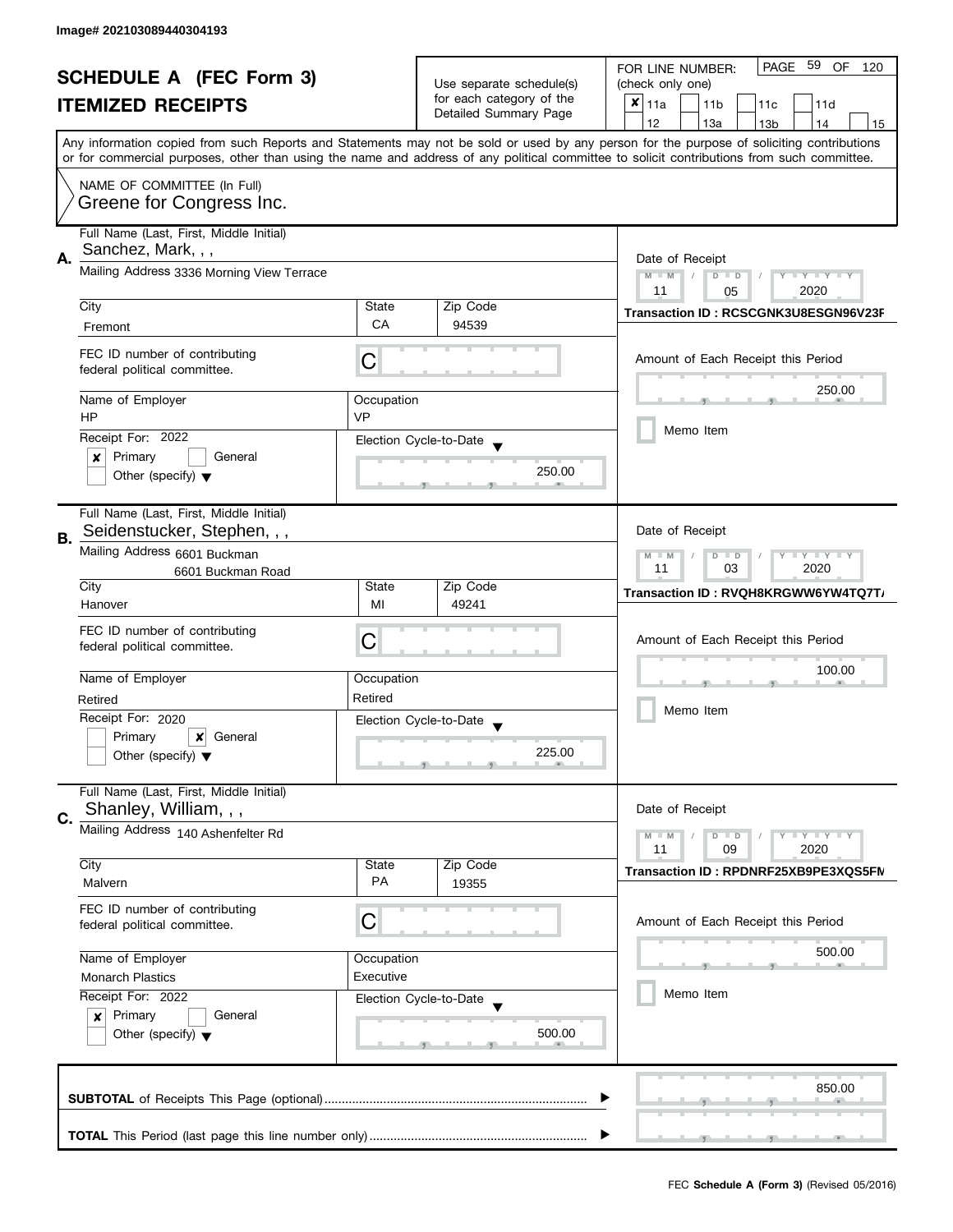Image# 202103089440304193

# SCHEDULE A (FEC Form 3)

## ITEMIZED RECEIPTS

Use separate schedule(s) for each category of the Detailed Summary Page

FOR LINE NUMBER: (check only one)

- [x] 11a
- [ ] 11b
- [ ] 11c
- [ ] 11d
- [ ] 12
- [ ] 13a
- [ ] 13b
- [ ] 14
- [ ] 15

PAGE 59 OF 120

Any information copied from such Reports and Statements may not be sold or used by any person for the purpose of soliciting contributions or for commercial purposes, other than using the name and address of any political committee to solicit contributions from such committee.

NAME OF COMMITTEE (In Full)
Greene for Congress Inc.

---

**A.** Full Name (Last, First, Middle Initial): Sanchez, Mark, , ,

Mailing Address: 3336 Morning View Terrace

City: Fremont | State: CA | Zip Code: 94539

FEC ID number of contributing federal political committee: C

Name of Employer: HP | Occupation: VP

Receipt For: 2022
- [x] Primary
- [ ] General
- [ ] Other (specify)

Election Cycle-to-Date: 250.00

Date of Receipt: 11 / 05 / 2020

Transaction ID : RCSCGNK3U8ESGN96V23F

Amount of Each Receipt this Period: 250.00

- [ ] Memo Item

---

**B.** Full Name (Last, First, Middle Initial): Seidenstucker, Stephen, , ,

Mailing Address: 6601 Buckman
6601 Buckman Road

City: Hanover | State: MI | Zip Code: 49241

FEC ID number of contributing federal political committee: C

Name of Employer: Retired | Occupation: Retired

Receipt For: 2020
- [ ] Primary
- [x] General
- [ ] Other (specify)

Election Cycle-to-Date: 225.00

Date of Receipt: 11 / 03 / 2020

Transaction ID : RVQH8KRGWW6YW4TQ7T/

Amount of Each Receipt this Period: 100.00

- [ ] Memo Item

---

**C.** Full Name (Last, First, Middle Initial): Shanley, William, , ,

Mailing Address: 140 Ashenfelter Rd

City: Malvern | State: PA | Zip Code: 19355

FEC ID number of contributing federal political committee: C

Name of Employer: Monarch Plastics | Occupation: Executive

Receipt For: 2022
- [x] Primary
- [ ] General
- [ ] Other (specify)

Election Cycle-to-Date: 500.00

Date of Receipt: 11 / 09 / 2020

Transaction ID : RPDNRF25XB9PE3XQS5FM

Amount of Each Receipt this Period: 500.00

- [ ] Memo Item

---

**SUBTOTAL** of Receipts This Page (optional): 850.00

**TOTAL** This Period (last page this line number only):

FEC **Schedule A (Form 3)** (Revised 05/2016)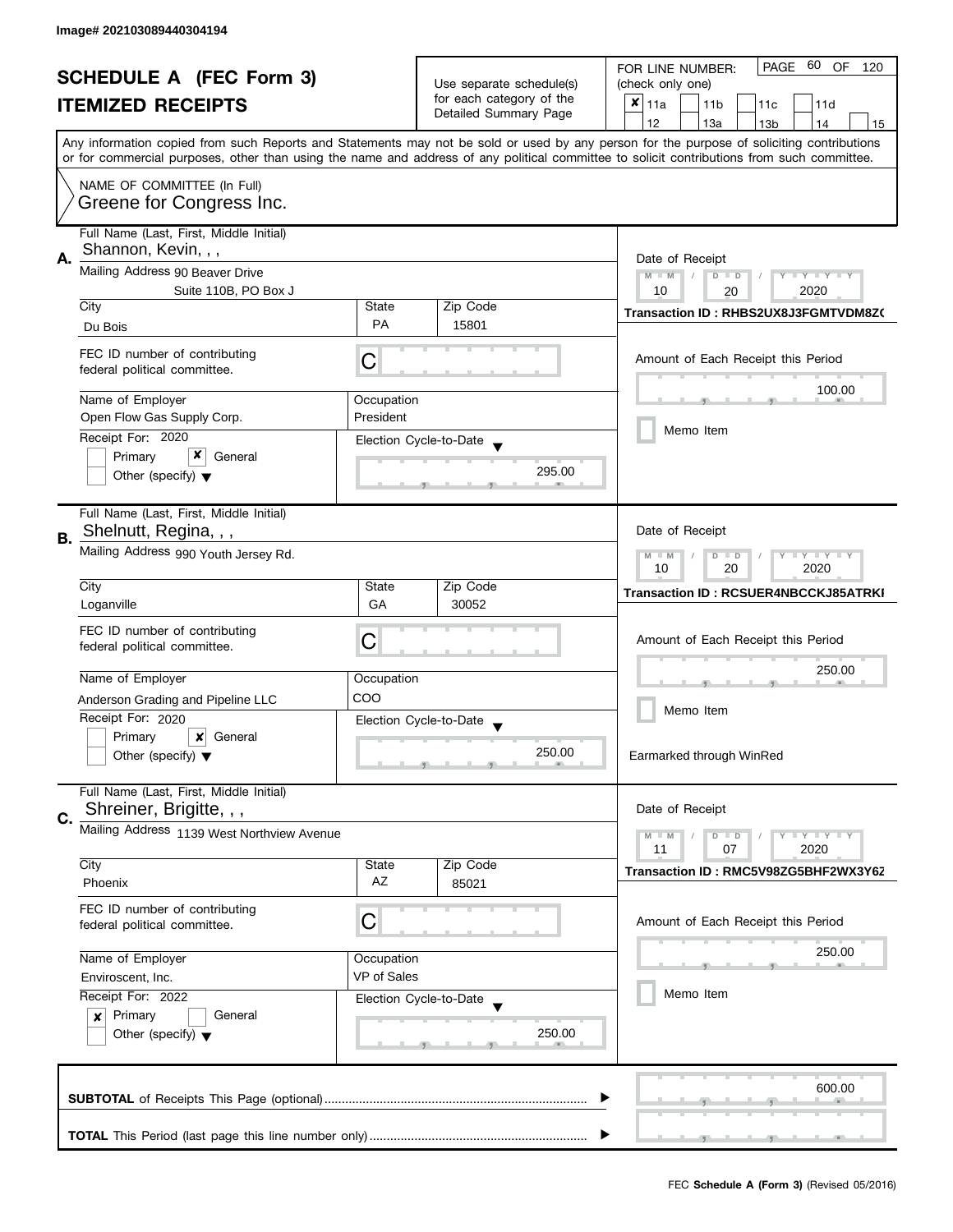Image# 202103089440304194

# SCHEDULE A (FEC Form 3)

## ITEMIZED RECEIPTS

Use separate schedule(s) for each category of the Detailed Summary Page

FOR LINE NUMBER: (check only one)

- [x] 11a
- [ ] 11b
- [ ] 11c
- [ ] 11d
- [ ] 12
- [ ] 13a
- [ ] 13b
- [ ] 14
- [ ] 15

PAGE 60 OF 120

Any information copied from such Reports and Statements may not be sold or used by any person for the purpose of soliciting contributions or for commercial purposes, other than using the name and address of any political committee to solicit contributions from such committee.

NAME OF COMMITTEE (In Full)
Greene for Congress Inc.

---

**A.**

Full Name (Last, First, Middle Initial): Shannon, Kevin, , ,

Mailing Address: 90 Beaver Drive, Suite 110B, PO Box J

City: Du Bois | State: PA | Zip Code: 15801

FEC ID number of contributing federal political committee: C

Name of Employer: Open Flow Gas Supply Corp.

Occupation: President

Receipt For: 2020 — [ ] Primary [x] General [ ] Other (specify)

Election Cycle-to-Date: 295.00

Date of Receipt: 10 / 20 / 2020

Transaction ID : RHBS2UX8J3FGMTVDM8Z(

Amount of Each Receipt this Period: 100.00

[ ] Memo Item

---

**B.**

Full Name (Last, First, Middle Initial): Shelnutt, Regina, , ,

Mailing Address: 990 Youth Jersey Rd.

City: Loganville | State: GA | Zip Code: 30052

FEC ID number of contributing federal political committee: C

Name of Employer: Anderson Grading and Pipeline LLC

Occupation: COO

Receipt For: 2020 — [ ] Primary [x] General [ ] Other (specify)

Election Cycle-to-Date: 250.00

Date of Receipt: 10 / 20 / 2020

Transaction ID : RCSUER4NBCCKJ85ATRKI

Amount of Each Receipt this Period: 250.00

[ ] Memo Item

Earmarked through WinRed

---

**C.**

Full Name (Last, First, Middle Initial): Shreiner, Brigitte, , ,

Mailing Address: 1139 West Northview Avenue

City: Phoenix | State: AZ | Zip Code: 85021

FEC ID number of contributing federal political committee: C

Name of Employer: Enviroscent, Inc.

Occupation: VP of Sales

Receipt For: 2022 — [x] Primary [ ] General [ ] Other (specify)

Election Cycle-to-Date: 250.00

Date of Receipt: 11 / 07 / 2020

Transaction ID : RMC5V98ZG5BHF2WX3Y6Z

Amount of Each Receipt this Period: 250.00

[ ] Memo Item

---

**SUBTOTAL** of Receipts This Page (optional): 600.00

**TOTAL** This Period (last page this line number only):

FEC **Schedule A (Form 3)** (Revised 05/2016)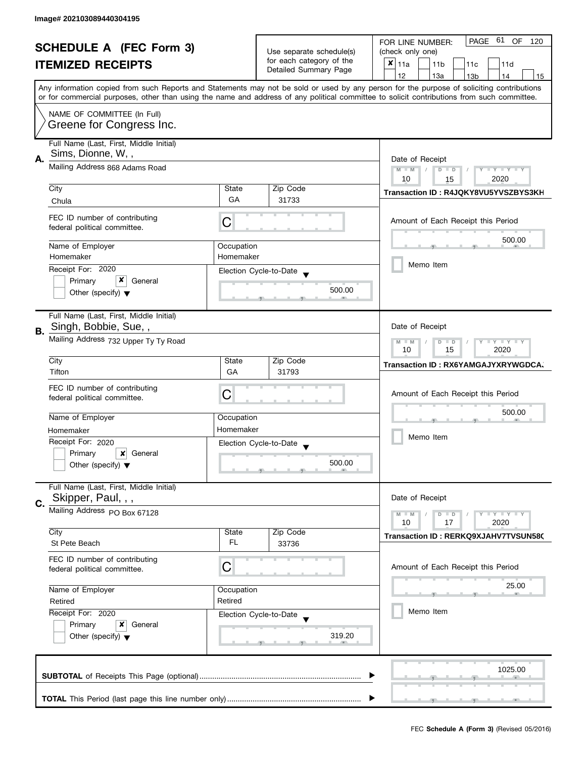Image# 202103089440304195

# SCHEDULE A (FEC Form 3)
## ITEMIZED RECEIPTS

Use separate schedule(s) for each category of the Detailed Summary Page

FOR LINE NUMBER: (check only one)
[x] 11a [ ] 11b [ ] 11c [ ] 11d [ ] 12 [ ] 13a [ ] 13b [ ] 14 [ ] 15

PAGE 61 OF 120

Any information copied from such Reports and Statements may not be sold or used by any person for the purpose of soliciting contributions or for commercial purposes, other than using the name and address of any political committee to solicit contributions from such committee.

NAME OF COMMITTEE (In Full)
Greene for Congress Inc.

---

**A.** Full Name (Last, First, Middle Initial): Sims, Dionne, W, ,

Mailing Address: 868 Adams Road

City: Chula | State: GA | Zip Code: 31733

FEC ID number of contributing federal political committee: C

Name of Employer: Homemaker | Occupation: Homemaker

Receipt For: 2020 — [ ] Primary [x] General [ ] Other (specify)

Election Cycle-to-Date: 500.00

Date of Receipt: 10 / 15 / 2020

Transaction ID : R4JQKY8VU5YVSZBYS3KH

Amount of Each Receipt this Period: 500.00

[ ] Memo Item

---

**B.** Full Name (Last, First, Middle Initial): Singh, Bobbie, Sue, ,

Mailing Address: 732 Upper Ty Ty Road

City: Tifton | State: GA | Zip Code: 31793

FEC ID number of contributing federal political committee: C

Name of Employer: Homemaker | Occupation: Homemaker

Receipt For: 2020 — [ ] Primary [x] General [ ] Other (specify)

Election Cycle-to-Date: 500.00

Date of Receipt: 10 / 15 / 2020

Transaction ID : RX6YAMGAJYXRYWGDCA.

Amount of Each Receipt this Period: 500.00

[ ] Memo Item

---

**C.** Full Name (Last, First, Middle Initial): Skipper, Paul, , ,

Mailing Address: PO Box 67128

City: St Pete Beach | State: FL | Zip Code: 33736

FEC ID number of contributing federal political committee: C

Name of Employer: Retired | Occupation: Retired

Receipt For: 2020 — [ ] Primary [x] General [ ] Other (specify)

Election Cycle-to-Date: 319.20

Date of Receipt: 10 / 17 / 2020

Transaction ID : RERKQ9XJAHV7TVSUN58(

Amount of Each Receipt this Period: 25.00

[ ] Memo Item

---

**SUBTOTAL** of Receipts This Page (optional): 1025.00

**TOTAL** This Period (last page this line number only):

FEC **Schedule A (Form 3)** (Revised 05/2016)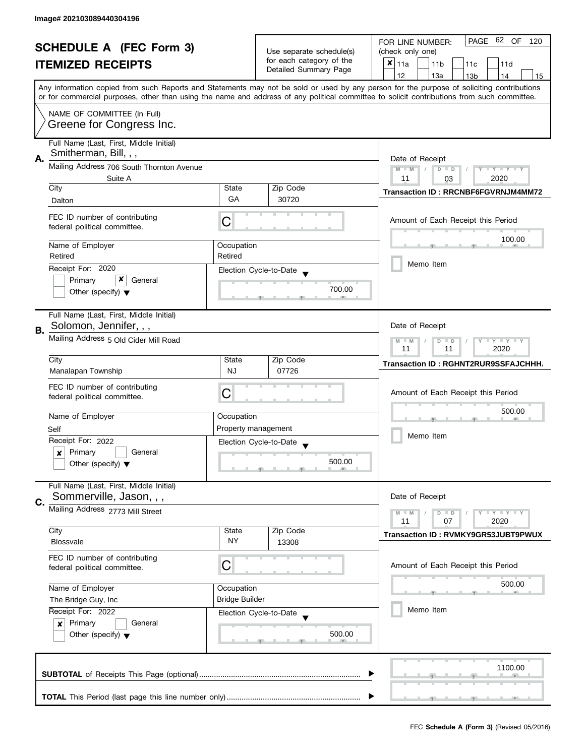Image# 202103089440304196

# SCHEDULE A (FEC Form 3)
## ITEMIZED RECEIPTS

Use separate schedule(s) for each category of the Detailed Summary Page

FOR LINE NUMBER: (check only one)

- [x] 11a
- [ ] 11b
- [ ] 11c
- [ ] 11d
- [ ] 12
- [ ] 13a
- [ ] 13b
- [ ] 14
- [ ] 15

Any information copied from such Reports and Statements may not be sold or used by any person for the purpose of soliciting contributions or for commercial purposes, other than using the name and address of any political committee to solicit contributions from such committee.

NAME OF COMMITTEE (In Full)
Greene for Congress Inc.

---

**A.** Full Name (Last, First, Middle Initial): Smitherman, Bill, , ,

Mailing Address: 706 South Thornton Avenue, Suite A

City: Dalton | State: GA | Zip Code: 30720

FEC ID number of contributing federal political committee: C

Name of Employer: Retired | Occupation: Retired

Receipt For: 2020 — [ ] Primary [x] General [ ] Other (specify)

Election Cycle-to-Date: 700.00

Date of Receipt: 11 / 03 / 2020

Transaction ID : RRCNBF6FGVRNJM4MM72

Amount of Each Receipt this Period: 100.00

[ ] Memo Item

---

**B.** Full Name (Last, First, Middle Initial): Solomon, Jennifer, , ,

Mailing Address: 5 Old Cider Mill Road

City: Manalapan Township | State: NJ | Zip Code: 07726

FEC ID number of contributing federal political committee: C

Name of Employer: Self | Occupation: Property management

Receipt For: 2022 — [x] Primary [ ] General [ ] Other (specify)

Election Cycle-to-Date: 500.00

Date of Receipt: 11 / 11 / 2020

Transaction ID : RGHNT2RUR9SSFAJCHHA

Amount of Each Receipt this Period: 500.00

[ ] Memo Item

---

**C.** Full Name (Last, First, Middle Initial): Sommerville, Jason, , ,

Mailing Address: 2773 Mill Street

City: Blossvale | State: NY | Zip Code: 13308

FEC ID number of contributing federal political committee: C

Name of Employer: The Bridge Guy, Inc | Occupation: Bridge Builder

Receipt For: 2022 — [x] Primary [ ] General [ ] Other (specify)

Election Cycle-to-Date: 500.00

Date of Receipt: 11 / 07 / 2020

Transaction ID : RVMKY9GR53JUBT9PWUX

Amount of Each Receipt this Period: 500.00

[ ] Memo Item

---

**SUBTOTAL** of Receipts This Page (optional): 1100.00

**TOTAL** This Period (last page this line number only):

FEC **Schedule A (Form 3)** (Revised 05/2016)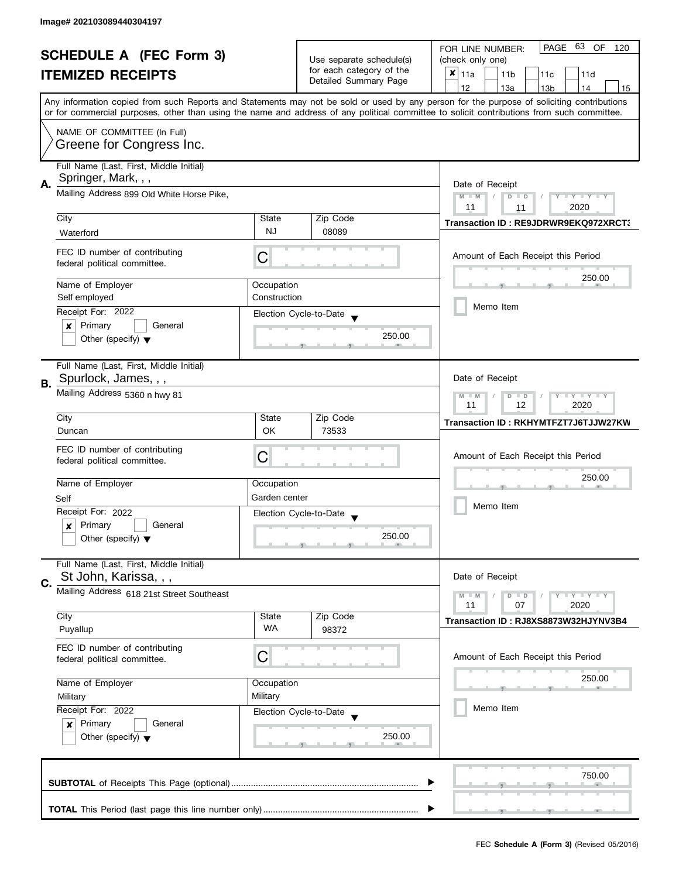Image# 202103089440304197

# SCHEDULE A (FEC Form 3)
## ITEMIZED RECEIPTS

Use separate schedule(s) for each category of the Detailed Summary Page

FOR LINE NUMBER: (check only one)
- [x] 11a
- [ ] 11b
- [ ] 11c
- [ ] 11d
- [ ] 12
- [ ] 13a
- [ ] 13b
- [ ] 14
- [ ] 15

PAGE 63 OF 120

Any information copied from such Reports and Statements may not be sold or used by any person for the purpose of soliciting contributions or for commercial purposes, other than using the name and address of any political committee to solicit contributions from such committee.

NAME OF COMMITTEE (In Full)
Greene for Congress Inc.

---

**A.** Full Name (Last, First, Middle Initial): Springer, Mark, , ,

Mailing Address: 899 Old White Horse Pike,

| City | State | Zip Code |
|---|---|---|
| Waterford | NJ | 08089 |

FEC ID number of contributing federal political committee: C

| Name of Employer | Occupation |
|---|---|
| Self employed | Construction |

Receipt For: 2022
- [x] Primary
- [ ] General
- [ ] Other (specify)

Election Cycle-to-Date: 250.00

Date of Receipt: 11 / 11 / 2020

Transaction ID : RE9JDRWR9EKQ972XRCT3

Amount of Each Receipt this Period: 250.00

- [ ] Memo Item

---

**B.** Full Name (Last, First, Middle Initial): Spurlock, James, , ,

Mailing Address: 5360 n hwy 81

| City | State | Zip Code |
|---|---|---|
| Duncan | OK | 73533 |

FEC ID number of contributing federal political committee: C

| Name of Employer | Occupation |
|---|---|
| Self | Garden center |

Receipt For: 2022
- [x] Primary
- [ ] General
- [ ] Other (specify)

Election Cycle-to-Date: 250.00

Date of Receipt: 11 / 12 / 2020

Transaction ID : RKHYMTFZT7J6TJJW27KW

Amount of Each Receipt this Period: 250.00

- [ ] Memo Item

---

**C.** Full Name (Last, First, Middle Initial): St John, Karissa, , ,

Mailing Address: 618 21st Street Southeast

| City | State | Zip Code |
|---|---|---|
| Puyallup | WA | 98372 |

FEC ID number of contributing federal political committee: C

| Name of Employer | Occupation |
|---|---|
| Military | Military |

Receipt For: 2022
- [x] Primary
- [ ] General
- [ ] Other (specify)

Election Cycle-to-Date: 250.00

Date of Receipt: 11 / 07 / 2020

Transaction ID : RJ8XS8873W32HJYNV3B4

Amount of Each Receipt this Period: 250.00

- [ ] Memo Item

---

**SUBTOTAL** of Receipts This Page (optional): 750.00

**TOTAL** This Period (last page this line number only):

FEC **Schedule A (Form 3)** (Revised 05/2016)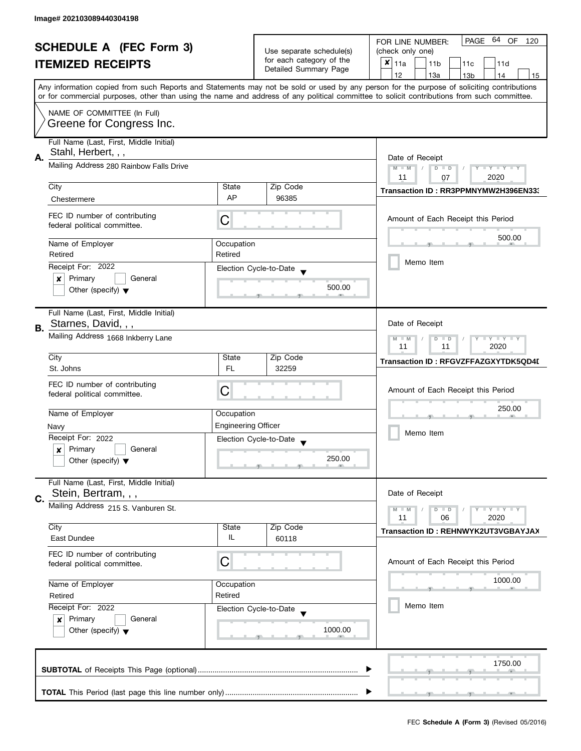Image# 202103089440304198

# SCHEDULE A (FEC Form 3)
## ITEMIZED RECEIPTS

Use separate schedule(s) for each category of the Detailed Summary Page

FOR LINE NUMBER: (check only one)
- [x] 11a
- [ ] 11b
- [ ] 11c
- [ ] 11d
- [ ] 12
- [ ] 13a
- [ ] 13b
- [ ] 14
- [ ] 15

PAGE 64 OF 120

Any information copied from such Reports and Statements may not be sold or used by any person for the purpose of soliciting contributions or for commercial purposes, other than using the name and address of any political committee to solicit contributions from such committee.

NAME OF COMMITTEE (In Full)
Greene for Congress Inc.

---

**A.** Full Name (Last, First, Middle Initial): Stahl, Herbert, , ,

Mailing Address: 280 Rainbow Falls Drive

| City | State | Zip Code |
|---|---|---|
| Chestermere | AP | 96385 |

FEC ID number of contributing federal political committee: C

Name of Employer: Retired
Occupation: Retired

Receipt For: 2022
- [x] Primary
- [ ] General
- [ ] Other (specify)

Election Cycle-to-Date: 500.00

Date of Receipt: 11 / 07 / 2020

Transaction ID : RR3PPMNYMW2H396EN33

Amount of Each Receipt this Period: 500.00

- [ ] Memo Item

---

**B.** Full Name (Last, First, Middle Initial): Starnes, David, , ,

Mailing Address: 1668 Inkberry Lane

| City | State | Zip Code |
|---|---|---|
| St. Johns | FL | 32259 |

FEC ID number of contributing federal political committee: C

Name of Employer: Navy
Occupation: Engineering Officer

Receipt For: 2022
- [x] Primary
- [ ] General
- [ ] Other (specify)

Election Cycle-to-Date: 250.00

Date of Receipt: 11 / 11 / 2020

Transaction ID : RFGVZFFAZGXYTDK5QD4D

Amount of Each Receipt this Period: 250.00

- [ ] Memo Item

---

**C.** Full Name (Last, First, Middle Initial): Stein, Bertram, , ,

Mailing Address: 215 S. Vanburen St.

| City | State | Zip Code |
|---|---|---|
| East Dundee | IL | 60118 |

FEC ID number of contributing federal political committee: C

Name of Employer: Retired
Occupation: Retired

Receipt For: 2022
- [x] Primary
- [ ] General
- [ ] Other (specify)

Election Cycle-to-Date: 1000.00

Date of Receipt: 11 / 06 / 2020

Transaction ID : REHNWYK2UT3VGBAYJAX

Amount of Each Receipt this Period: 1000.00

- [ ] Memo Item

---

**SUBTOTAL** of Receipts This Page (optional): 1750.00

**TOTAL** This Period (last page this line number only):

FEC **Schedule A (Form 3)** (Revised 05/2016)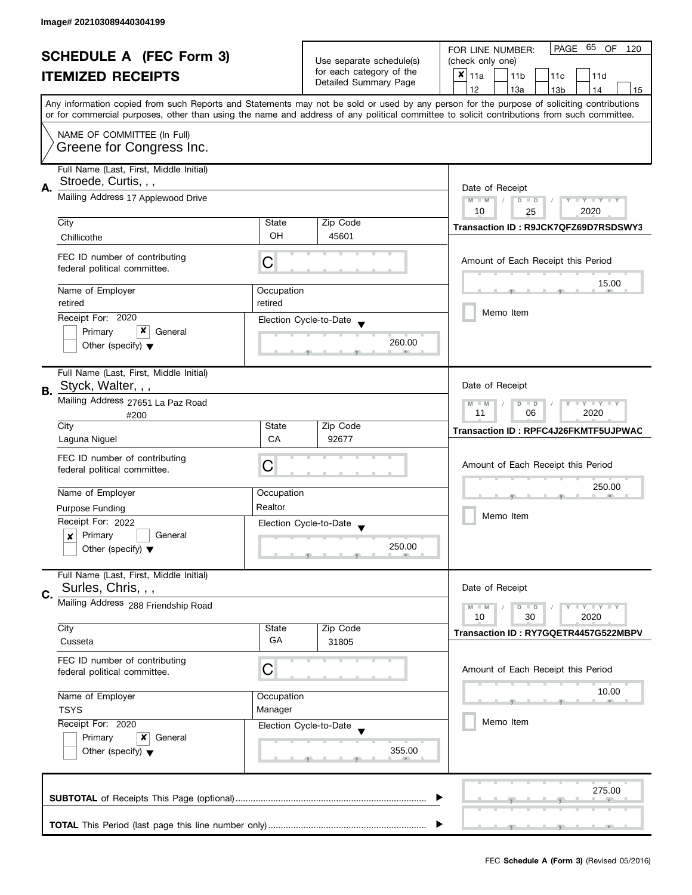Image# 202103089440304199

# SCHEDULE A (FEC Form 3)
## ITEMIZED RECEIPTS

Use separate schedule(s) for each category of the Detailed Summary Page

FOR LINE NUMBER: (check only one)

- [x] 11a
- [ ] 11b
- [ ] 11c
- [ ] 11d
- [ ] 12
- [ ] 13a
- [ ] 13b
- [ ] 14
- [ ] 15

PAGE 65 OF 120

Any information copied from such Reports and Statements may not be sold or used by any person for the purpose of soliciting contributions or for commercial purposes, other than using the name and address of any political committee to solicit contributions from such committee.

NAME OF COMMITTEE (In Full)
Greene for Congress Inc.

---

**A.** Full Name (Last, First, Middle Initial): Stroede, Curtis, , ,

Mailing Address: 17 Applewood Drive

City: Chillicothe | State: OH | Zip Code: 45601

FEC ID number of contributing federal political committee: C

Name of Employer: retired | Occupation: retired

Receipt For: 2020 — [ ] Primary [x] General [ ] Other (specify)

Election Cycle-to-Date: 260.00

Date of Receipt: 10 / 25 / 2020

Transaction ID : R9JCK7QFZ69D7RSDSWY3

Amount of Each Receipt this Period: 15.00

[ ] Memo Item

---

**B.** Full Name (Last, First, Middle Initial): Styck, Walter, , ,

Mailing Address: 27651 La Paz Road #200

City: Laguna Niguel | State: CA | Zip Code: 92677

FEC ID number of contributing federal political committee: C

Name of Employer: Purpose Funding | Occupation: Realtor

Receipt For: 2022 — [x] Primary [ ] General [ ] Other (specify)

Election Cycle-to-Date: 250.00

Date of Receipt: 11 / 06 / 2020

Transaction ID : RPFC4J26FKMTF5UJPWAC

Amount of Each Receipt this Period: 250.00

[ ] Memo Item

---

**C.** Full Name (Last, First, Middle Initial): Surles, Chris, , ,

Mailing Address: 288 Friendship Road

City: Cusseta | State: GA | Zip Code: 31805

FEC ID number of contributing federal political committee: C

Name of Employer: TSYS | Occupation: Manager

Receipt For: 2020 — [ ] Primary [x] General [ ] Other (specify)

Election Cycle-to-Date: 355.00

Date of Receipt: 10 / 30 / 2020

Transaction ID : RY7GQETR4457G522MBPV

Amount of Each Receipt this Period: 10.00

[ ] Memo Item

---

**SUBTOTAL** of Receipts This Page (optional): 275.00

**TOTAL** This Period (last page this line number only):

FEC **Schedule A (Form 3)** (Revised 05/2016)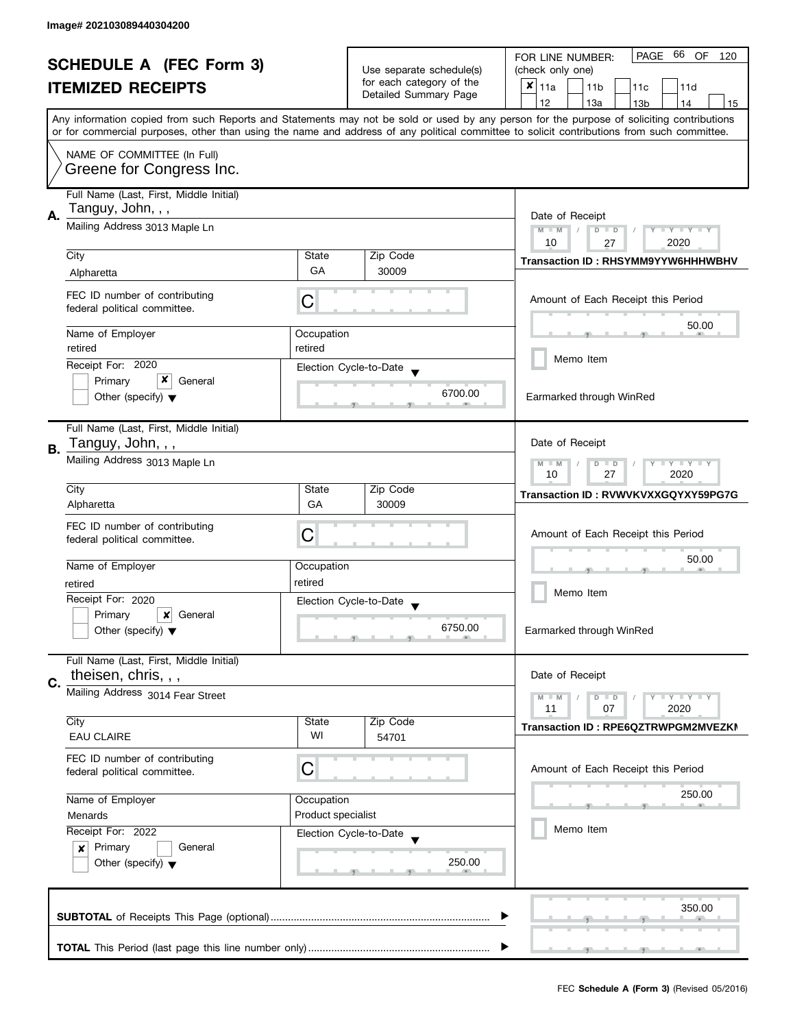Image# 202103089440304200

# SCHEDULE A (FEC Form 3)
# ITEMIZED RECEIPTS

Use separate schedule(s) for each category of the Detailed Summary Page

FOR LINE NUMBER: (check only one)

- [x] 11a
- [ ] 11b
- [ ] 11c
- [ ] 11d
- [ ] 12
- [ ] 13a
- [ ] 13b
- [ ] 14
- [ ] 15

Any information copied from such Reports and Statements may not be sold or used by any person for the purpose of soliciting contributions or for commercial purposes, other than using the name and address of any political committee to solicit contributions from such committee.

NAME OF COMMITTEE (In Full)
Greene for Congress Inc.

---

**A.**

Full Name (Last, First, Middle Initial): Tanguy, John, , ,

Mailing Address: 3013 Maple Ln

City: Alpharetta | State: GA | Zip Code: 30009

FEC ID number of contributing federal political committee: C

Name of Employer: retired | Occupation: retired

Receipt For: 2020
- [ ] Primary
- [x] General
- [ ] Other (specify)

Election Cycle-to-Date: 6700.00

Date of Receipt: 10 / 27 / 2020

Transaction ID : RHSYMM9YYW6HHHWBHV

Amount of Each Receipt this Period: 50.00

- [ ] Memo Item

Earmarked through WinRed

---

**B.**

Full Name (Last, First, Middle Initial): Tanguy, John, , ,

Mailing Address: 3013 Maple Ln

City: Alpharetta | State: GA | Zip Code: 30009

FEC ID number of contributing federal political committee: C

Name of Employer: retired | Occupation: retired

Receipt For: 2020
- [ ] Primary
- [x] General
- [ ] Other (specify)

Election Cycle-to-Date: 6750.00

Date of Receipt: 10 / 27 / 2020

Transaction ID : RVWVKVXXGQYXY59PG7G

Amount of Each Receipt this Period: 50.00

- [ ] Memo Item

Earmarked through WinRed

---

**C.**

Full Name (Last, First, Middle Initial): theisen, chris, , ,

Mailing Address: 3014 Fear Street

City: EAU CLAIRE | State: WI | Zip Code: 54701

FEC ID number of contributing federal political committee: C

Name of Employer: Menards | Occupation: Product specialist

Receipt For: 2022
- [x] Primary
- [ ] General
- [ ] Other (specify)

Election Cycle-to-Date: 250.00

Date of Receipt: 11 / 07 / 2020

Transaction ID : RPE6QZTRWPGM2MVEZKN

Amount of Each Receipt this Period: 250.00

- [ ] Memo Item

---

**SUBTOTAL** of Receipts This Page (optional): 350.00

**TOTAL** This Period (last page this line number only):

FEC **Schedule A (Form 3)** (Revised 05/2016)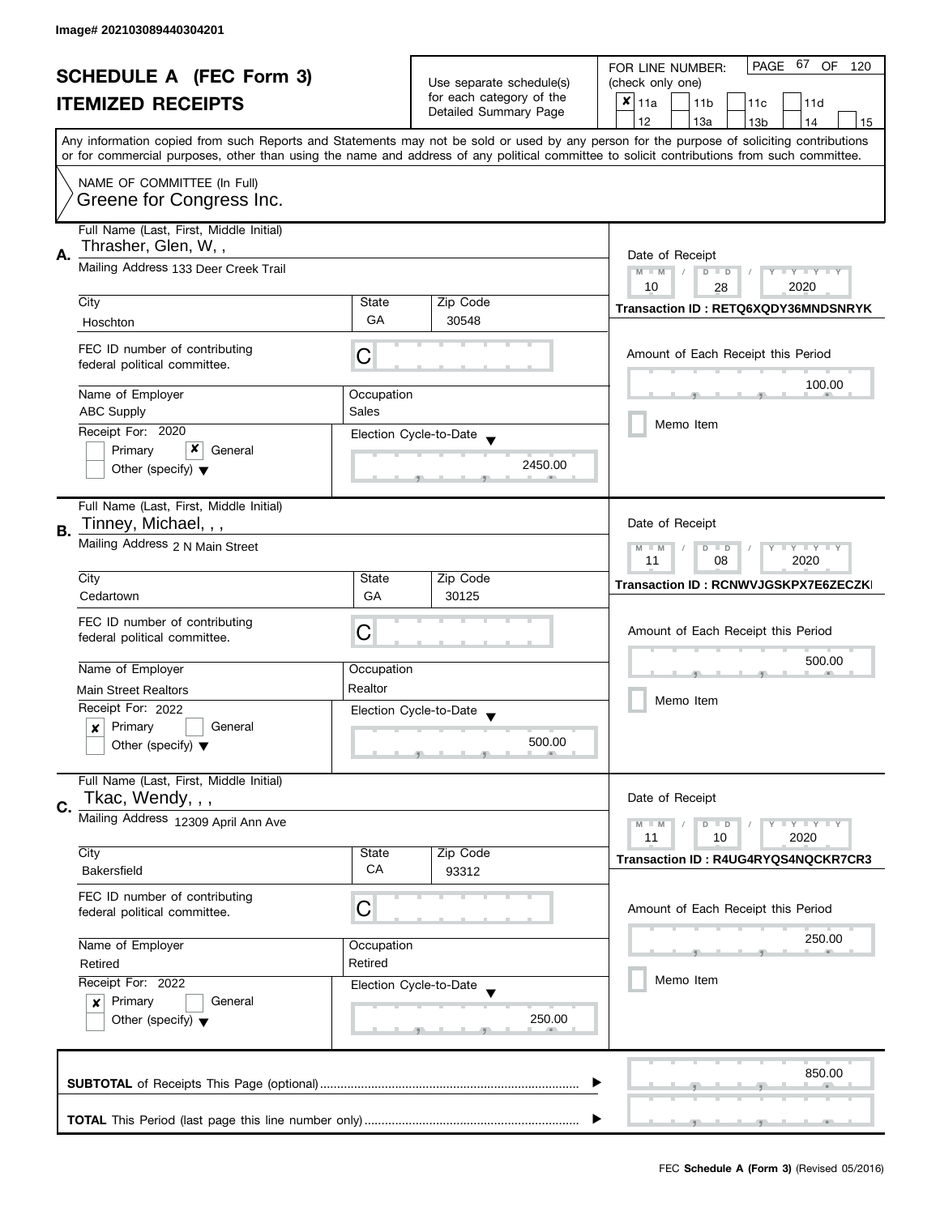Image# 202103089440304201

# SCHEDULE A (FEC Form 3)

## ITEMIZED RECEIPTS

Use separate schedule(s) for each category of the Detailed Summary Page

FOR LINE NUMBER: (check only one)

- [x] 11a
- [ ] 11b
- [ ] 11c
- [ ] 11d
- [ ] 12
- [ ] 13a
- [ ] 13b
- [ ] 14
- [ ] 15

PAGE 67 OF 120

Any information copied from such Reports and Statements may not be sold or used by any person for the purpose of soliciting contributions or for commercial purposes, other than using the name and address of any political committee to solicit contributions from such committee.

NAME OF COMMITTEE (In Full)
Greene for Congress Inc.

---

**A.** Full Name (Last, First, Middle Initial): Thrasher, Glen, W, ,

Mailing Address: 133 Deer Creek Trail

City: Hoschton | State: GA | Zip Code: 30548

FEC ID number of contributing federal political committee: C

Name of Employer: ABC Supply | Occupation: Sales

Receipt For: 2020
- [ ] Primary
- [x] General
- [ ] Other (specify)

Election Cycle-to-Date: 2450.00

Date of Receipt: 10 / 28 / 2020

Transaction ID : RETQ6XQDY36MNDSNRYK

Amount of Each Receipt this Period: 100.00

- [ ] Memo Item

---

**B.** Full Name (Last, First, Middle Initial): Tinney, Michael, , ,

Mailing Address: 2 N Main Street

City: Cedartown | State: GA | Zip Code: 30125

FEC ID number of contributing federal political committee: C

Name of Employer: Main Street Realtors | Occupation: Realtor

Receipt For: 2022
- [x] Primary
- [ ] General
- [ ] Other (specify)

Election Cycle-to-Date: 500.00

Date of Receipt: 11 / 08 / 2020

Transaction ID : RCNWVJGSKPX7E6ZECZKI

Amount of Each Receipt this Period: 500.00

- [ ] Memo Item

---

**C.** Full Name (Last, First, Middle Initial): Tkac, Wendy, , ,

Mailing Address: 12309 April Ann Ave

City: Bakersfield | State: CA | Zip Code: 93312

FEC ID number of contributing federal political committee: C

Name of Employer: Retired | Occupation: Retired

Receipt For: 2022
- [x] Primary
- [ ] General
- [ ] Other (specify)

Election Cycle-to-Date: 250.00

Date of Receipt: 11 / 10 / 2020

Transaction ID : R4UG4RYQS4NQCKR7CR3

Amount of Each Receipt this Period: 250.00

- [ ] Memo Item

---

**SUBTOTAL** of Receipts This Page (optional): 850.00

**TOTAL** This Period (last page this line number only):

FEC **Schedule A (Form 3)** (Revised 05/2016)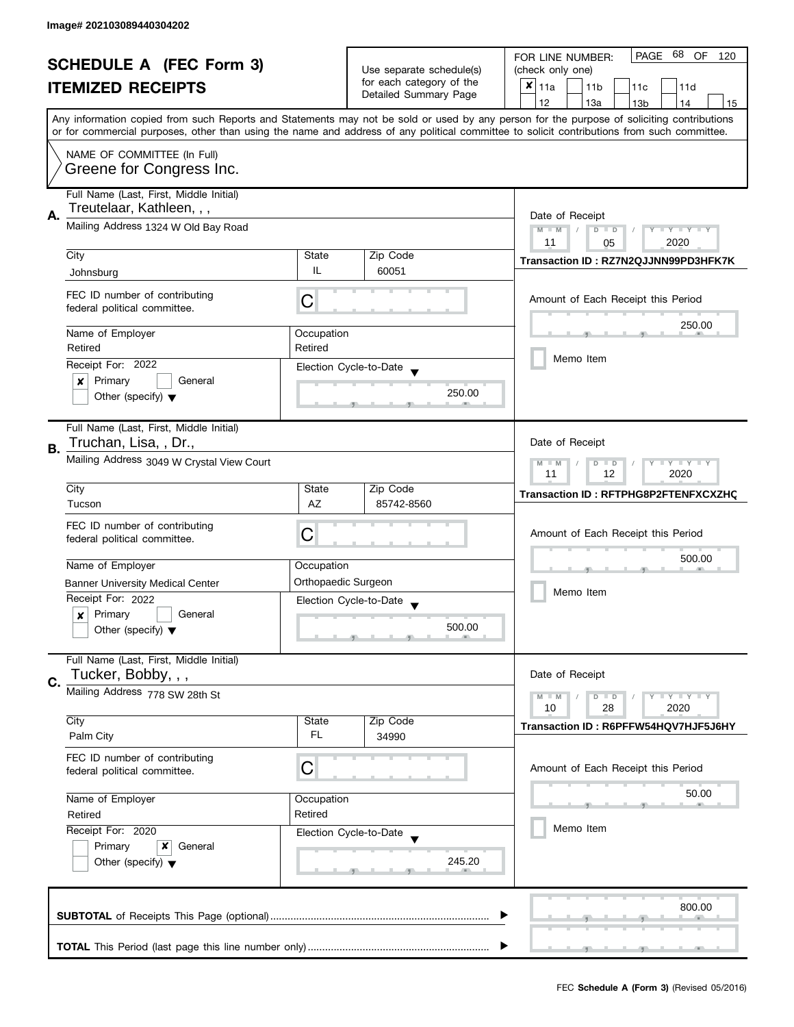Image# 202103089440304202

# SCHEDULE A (FEC Form 3)
## ITEMIZED RECEIPTS

Use separate schedule(s) for each category of the Detailed Summary Page

FOR LINE NUMBER: (check only one)
- [x] 11a
- [ ] 11b
- [ ] 11c
- [ ] 11d
- [ ] 12
- [ ] 13a
- [ ] 13b
- [ ] 14
- [ ] 15

Any information copied from such Reports and Statements may not be sold or used by any person for the purpose of soliciting contributions or for commercial purposes, other than using the name and address of any political committee to solicit contributions from such committee.

NAME OF COMMITTEE (In Full)
Greene for Congress Inc.

---

**A.** Full Name (Last, First, Middle Initial): Treutelaar, Kathleen, , ,

Mailing Address: 1324 W Old Bay Road

City: Johnsburg | State: IL | Zip Code: 60051

FEC ID number of contributing federal political committee: C

Name of Employer: Retired | Occupation: Retired

Receipt For: 2022
- [x] Primary
- [ ] General
- [ ] Other (specify)

Election Cycle-to-Date: 250.00

Date of Receipt: 11 / 05 / 2020

Transaction ID : RZ7N2QJJNN99PD3HFK7K

Amount of Each Receipt this Period: 250.00

- [ ] Memo Item

---

**B.** Full Name (Last, First, Middle Initial): Truchan, Lisa, , Dr.,

Mailing Address: 3049 W Crystal View Court

City: Tucson | State: AZ | Zip Code: 85742-8560

FEC ID number of contributing federal political committee: C

Name of Employer: Banner University Medical Center | Occupation: Orthopaedic Surgeon

Receipt For: 2022
- [x] Primary
- [ ] General
- [ ] Other (specify)

Election Cycle-to-Date: 500.00

Date of Receipt: 11 / 12 / 2020

Transaction ID : RFTPHG8P2FTENFXCXZHQ

Amount of Each Receipt this Period: 500.00

- [ ] Memo Item

---

**C.** Full Name (Last, First, Middle Initial): Tucker, Bobby, , ,

Mailing Address: 778 SW 28th St

City: Palm City | State: FL | Zip Code: 34990

FEC ID number of contributing federal political committee: C

Name of Employer: Retired | Occupation: Retired

Receipt For: 2020
- [ ] Primary
- [x] General
- [ ] Other (specify)

Election Cycle-to-Date: 245.20

Date of Receipt: 10 / 28 / 2020

Transaction ID : R6PFFW54HQV7HJF5J6HY

Amount of Each Receipt this Period: 50.00

- [ ] Memo Item

---

**SUBTOTAL** of Receipts This Page (optional): 800.00

**TOTAL** This Period (last page this line number only):

FEC **Schedule A (Form 3)** (Revised 05/2016)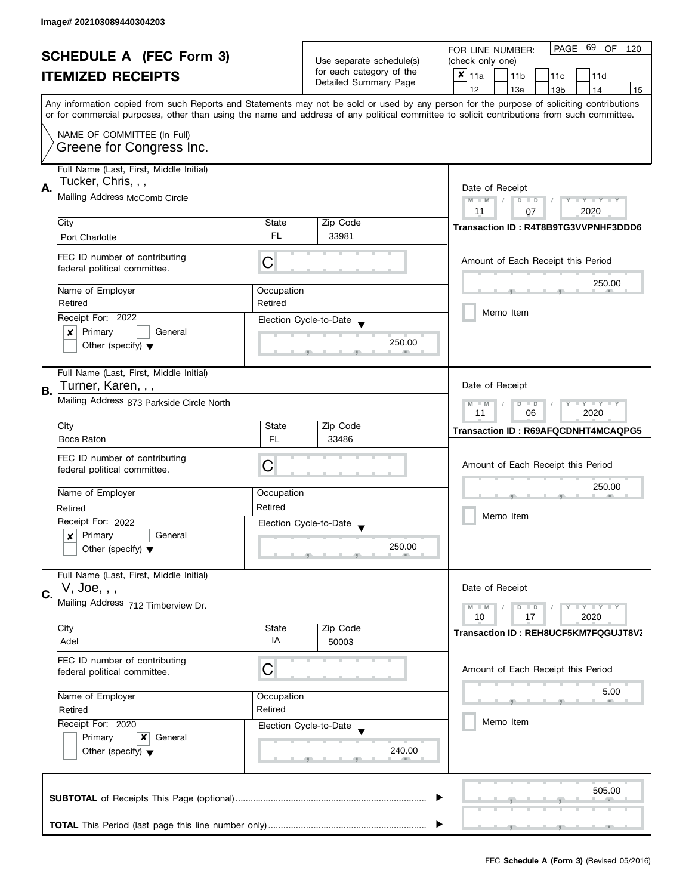Image# 202103089440304203

# SCHEDULE A (FEC Form 3)
## ITEMIZED RECEIPTS

Use separate schedule(s) for each category of the Detailed Summary Page

FOR LINE NUMBER: (check only one)
- [x] 11a
- [ ] 11b
- [ ] 11c
- [ ] 11d
- [ ] 12
- [ ] 13a
- [ ] 13b
- [ ] 14
- [ ] 15

Any information copied from such Reports and Statements may not be sold or used by any person for the purpose of soliciting contributions or for commercial purposes, other than using the name and address of any political committee to solicit contributions from such committee.

NAME OF COMMITTEE (In Full)
Greene for Congress Inc.

---

**A.**
Full Name (Last, First, Middle Initial): Tucker, Chris, , ,
Mailing Address: McComb Circle
City: Port Charlotte | State: FL | Zip Code: 33981
FEC ID number of contributing federal political committee: C
Name of Employer: Retired | Occupation: Retired
Receipt For: 2022
- [x] Primary
- [ ] General
- [ ] Other (specify)

Election Cycle-to-Date: 250.00

Date of Receipt: 11 / 07 / 2020
Transaction ID : R4T8B9TG3VVPNHF3DDD6
Amount of Each Receipt this Period: 250.00
- [ ] Memo Item

---

**B.**
Full Name (Last, First, Middle Initial): Turner, Karen, , ,
Mailing Address: 873 Parkside Circle North
City: Boca Raton | State: FL | Zip Code: 33486
FEC ID number of contributing federal political committee: C
Name of Employer: Retired | Occupation: Retired
Receipt For: 2022
- [x] Primary
- [ ] General
- [ ] Other (specify)

Election Cycle-to-Date: 250.00

Date of Receipt: 11 / 06 / 2020
Transaction ID : R69AFQCDNHT4MCAQPG5
Amount of Each Receipt this Period: 250.00
- [ ] Memo Item

---

**C.**
Full Name (Last, First, Middle Initial): V, Joe, , ,
Mailing Address: 712 Timberview Dr.
City: Adel | State: IA | Zip Code: 50003
FEC ID number of contributing federal political committee: C
Name of Employer: Retired | Occupation: Retired
Receipt For: 2020
- [ ] Primary
- [x] General
- [ ] Other (specify)

Election Cycle-to-Date: 240.00

Date of Receipt: 10 / 17 / 2020
Transaction ID : REH8UCF5KM7FQGUJT8V7
Amount of Each Receipt this Period: 5.00
- [ ] Memo Item

---

**SUBTOTAL** of Receipts This Page (optional): 505.00

**TOTAL** This Period (last page this line number only):

FEC **Schedule A (Form 3)** (Revised 05/2016)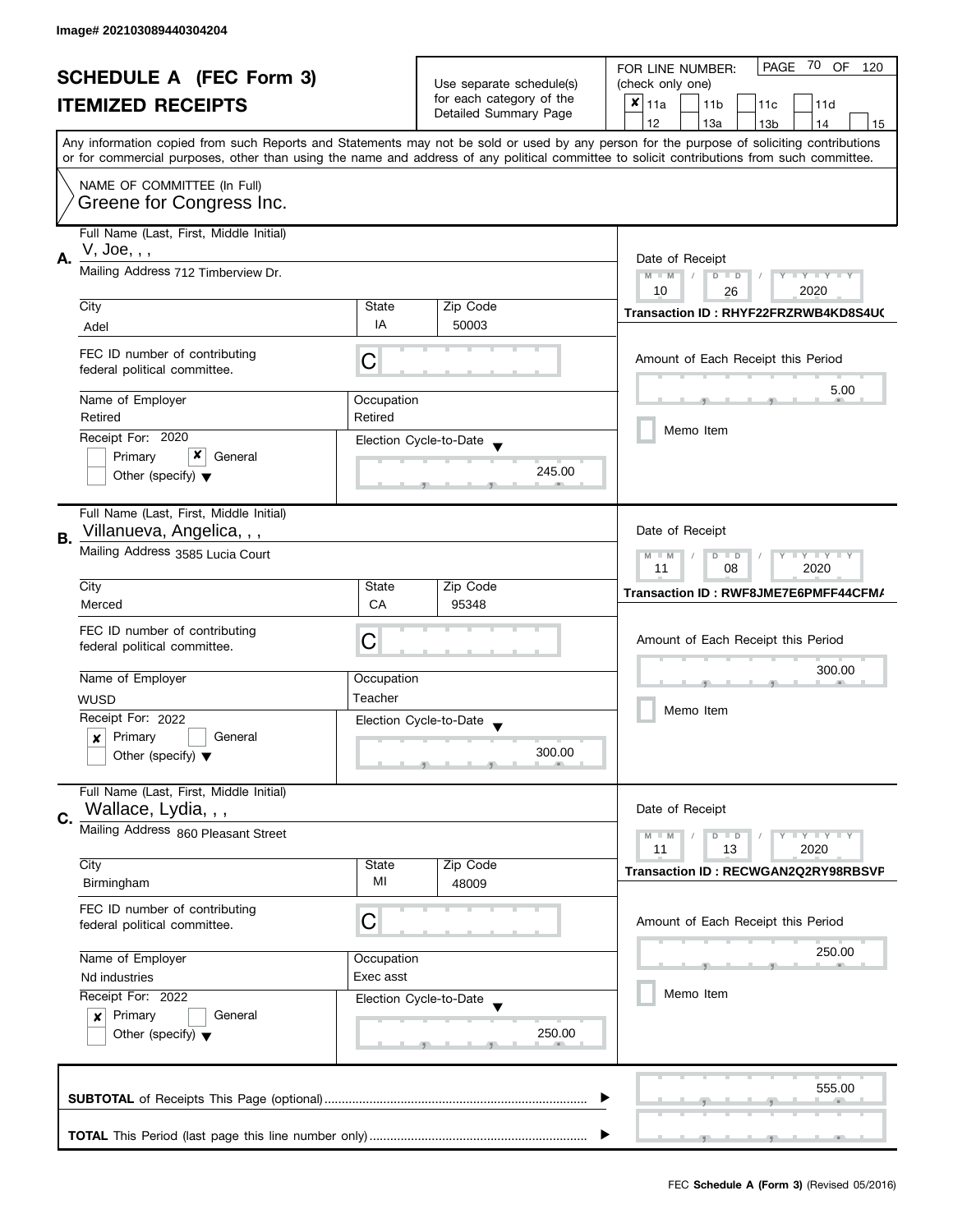Image# 202103089440304204

# SCHEDULE A (FEC Form 3)
## ITEMIZED RECEIPTS

Use separate schedule(s) for each category of the Detailed Summary Page

FOR LINE NUMBER: (check only one)

☒ 11a ☐ 11b ☐ 11c ☐ 11d ☐ 12 ☐ 13a ☐ 13b ☐ 14 ☐ 15

PAGE 70 OF 120

Any information copied from such Reports and Statements may not be sold or used by any person for the purpose of soliciting contributions or for commercial purposes, other than using the name and address of any political committee to solicit contributions from such committee.

NAME OF COMMITTEE (In Full)
Greene for Congress Inc.

---

**A.**

Full Name (Last, First, Middle Initial): V, Joe, , ,

Mailing Address: 712 Timberview Dr.

City: Adel | State: IA | Zip Code: 50003

FEC ID number of contributing federal political committee: C

Name of Employer: Retired | Occupation: Retired

Receipt For: 2020 — ☐ Primary ☒ General ☐ Other (specify)

Election Cycle-to-Date: 245.00

Date of Receipt: 10 / 26 / 2020

Transaction ID : RHYF22FRZRWB4KD8S4U(

Amount of Each Receipt this Period: 5.00

☐ Memo Item

---

**B.**

Full Name (Last, First, Middle Initial): Villanueva, Angelica, , ,

Mailing Address: 3585 Lucia Court

City: Merced | State: CA | Zip Code: 95348

FEC ID number of contributing federal political committee: C

Name of Employer: WUSD | Occupation: Teacher

Receipt For: 2022 — ☒ Primary ☐ General ☐ Other (specify)

Election Cycle-to-Date: 300.00

Date of Receipt: 11 / 08 / 2020

Transaction ID : RWF8JME7E6PMFF44CFM/

Amount of Each Receipt this Period: 300.00

☐ Memo Item

---

**C.**

Full Name (Last, First, Middle Initial): Wallace, Lydia, , ,

Mailing Address: 860 Pleasant Street

City: Birmingham | State: MI | Zip Code: 48009

FEC ID number of contributing federal political committee: C

Name of Employer: Nd industries | Occupation: Exec asst

Receipt For: 2022 — ☒ Primary ☐ General ☐ Other (specify)

Election Cycle-to-Date: 250.00

Date of Receipt: 11 / 13 / 2020

Transaction ID : RECWGAN2Q2RY98RBSVF

Amount of Each Receipt this Period: 250.00

☐ Memo Item

---

**SUBTOTAL** of Receipts This Page (optional): 555.00

**TOTAL** This Period (last page this line number only):

FEC **Schedule A (Form 3)** (Revised 05/2016)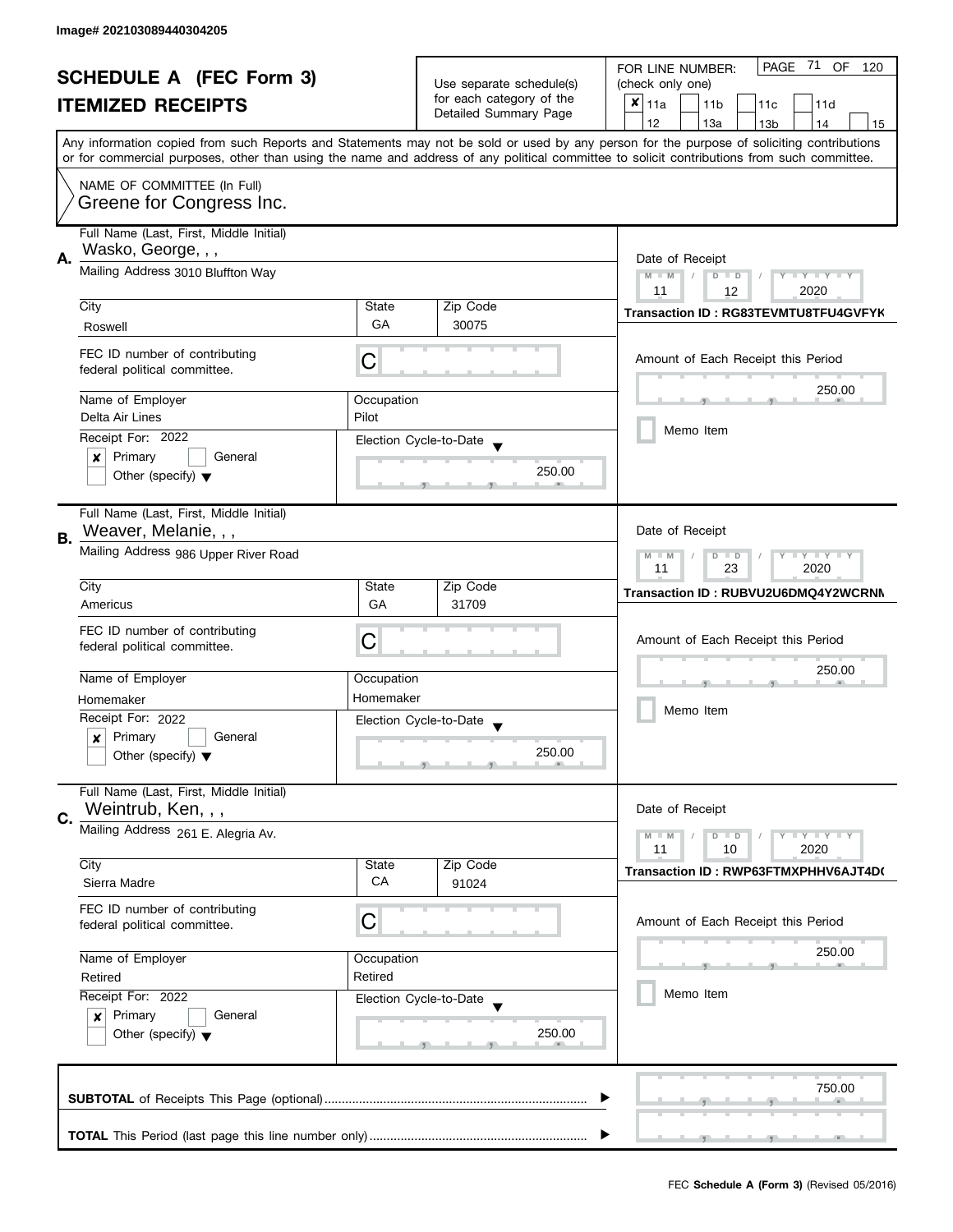Image# 202103089440304205

# SCHEDULE A (FEC Form 3)
## ITEMIZED RECEIPTS

Use separate schedule(s) for each category of the Detailed Summary Page

FOR LINE NUMBER: (check only one)
[x] 11a [ ] 11b [ ] 11c [ ] 11d [ ] 12 [ ] 13a [ ] 13b [ ] 14 [ ] 15

PAGE 71 OF 120

Any information copied from such Reports and Statements may not be sold or used by any person for the purpose of soliciting contributions or for commercial purposes, other than using the name and address of any political committee to solicit contributions from such committee.

NAME OF COMMITTEE (In Full)
Greene for Congress Inc.

---

**A.** Full Name (Last, First, Middle Initial): Wasko, George, , ,

Mailing Address: 3010 Bluffton Way

City: Roswell | State: GA | Zip Code: 30075

FEC ID number of contributing federal political committee: C

Name of Employer: Delta Air Lines | Occupation: Pilot

Receipt For: 2022 — [x] Primary [ ] General [ ] Other (specify)

Election Cycle-to-Date: 250.00

Date of Receipt: 11 / 12 / 2020

Transaction ID : RG83TEVMTU8TFU4GVFYK

Amount of Each Receipt this Period: 250.00

[ ] Memo Item

---

**B.** Full Name (Last, First, Middle Initial): Weaver, Melanie, , ,

Mailing Address: 986 Upper River Road

City: Americus | State: GA | Zip Code: 31709

FEC ID number of contributing federal political committee: C

Name of Employer: Homemaker | Occupation: Homemaker

Receipt For: 2022 — [x] Primary [ ] General [ ] Other (specify)

Election Cycle-to-Date: 250.00

Date of Receipt: 11 / 23 / 2020

Transaction ID : RUBVU2U6DMQ4Y2WCRNM

Amount of Each Receipt this Period: 250.00

[ ] Memo Item

---

**C.** Full Name (Last, First, Middle Initial): Weintrub, Ken, , ,

Mailing Address: 261 E. Alegria Av.

City: Sierra Madre | State: CA | Zip Code: 91024

FEC ID number of contributing federal political committee: C

Name of Employer: Retired | Occupation: Retired

Receipt For: 2022 — [x] Primary [ ] General [ ] Other (specify)

Election Cycle-to-Date: 250.00

Date of Receipt: 11 / 10 / 2020

Transaction ID : RWP63FTMXPHHV6AJT4D(

Amount of Each Receipt this Period: 250.00

[ ] Memo Item

---

**SUBTOTAL** of Receipts This Page (optional): 750.00

**TOTAL** This Period (last page this line number only):

FEC Schedule A (Form 3) (Revised 05/2016)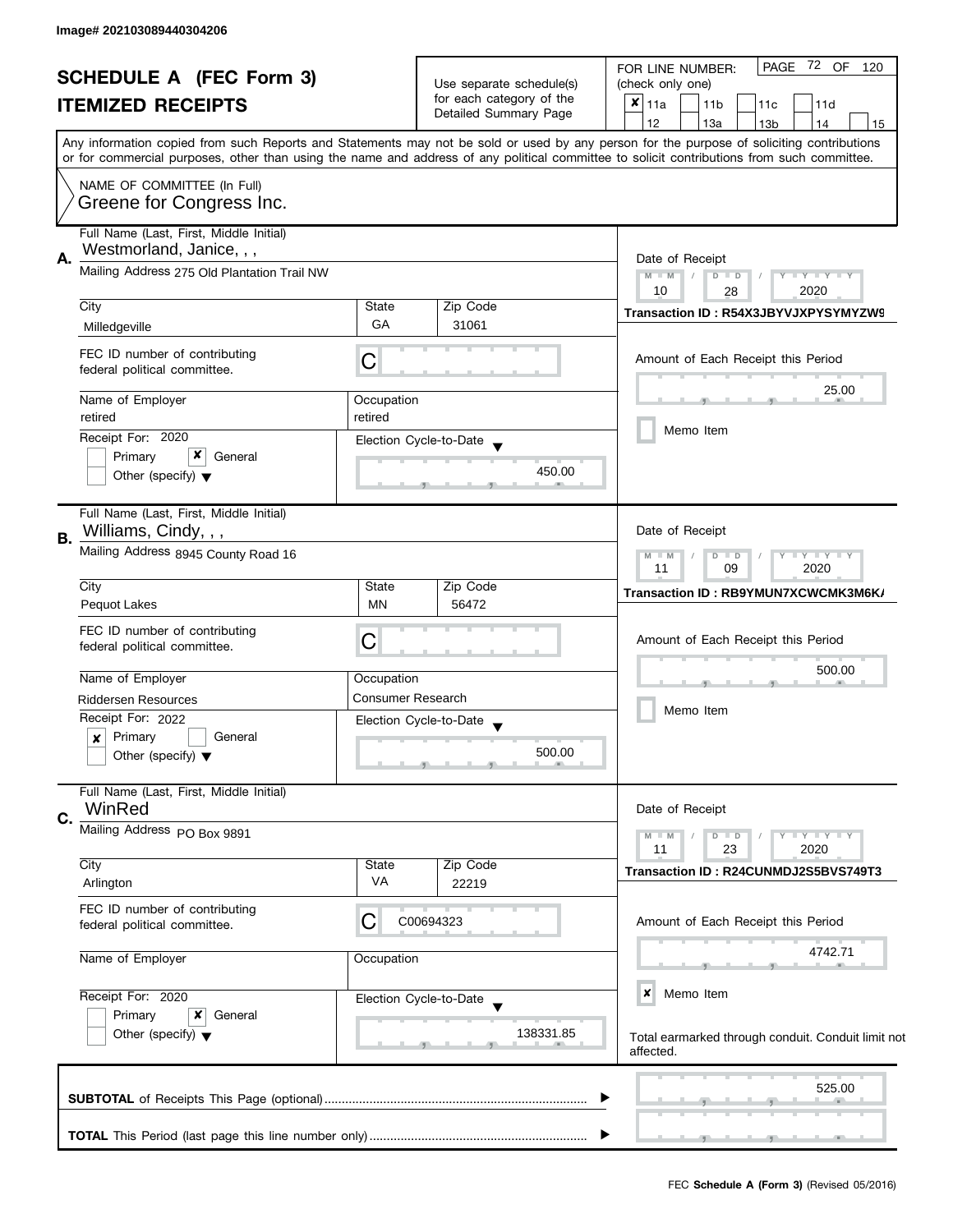Image# 202103089440304206

# SCHEDULE A (FEC Form 3)

## ITEMIZED RECEIPTS

Use separate schedule(s) for each category of the Detailed Summary Page

FOR LINE NUMBER: (check only one)

- [x] 11a
- [ ] 11b
- [ ] 11c
- [ ] 11d
- [ ] 12
- [ ] 13a
- [ ] 13b
- [ ] 14
- [ ] 15

Any information copied from such Reports and Statements may not be sold or used by any person for the purpose of soliciting contributions or for commercial purposes, other than using the name and address of any political committee to solicit contributions from such committee.

NAME OF COMMITTEE (In Full)
Greene for Congress Inc.

---

**A.** Full Name (Last, First, Middle Initial): Westmorland, Janice, , ,

Mailing Address: 275 Old Plantation Trail NW

| City | State | Zip Code |
|---|---|---|
| Milledgeville | GA | 31061 |

FEC ID number of contributing federal political committee: C

Name of Employer: retired
Occupation: retired

Receipt For: 2020
- [ ] Primary
- [x] General
- [ ] Other (specify)

Election Cycle-to-Date: 450.00

Date of Receipt: 10 / 28 / 2020

Transaction ID : R54X3JBYVJXPYSYMYZW9

Amount of Each Receipt this Period: 25.00

- [ ] Memo Item

---

**B.** Full Name (Last, First, Middle Initial): Williams, Cindy, , ,

Mailing Address: 8945 County Road 16

| City | State | Zip Code |
|---|---|---|
| Pequot Lakes | MN | 56472 |

FEC ID number of contributing federal political committee: C

Name of Employer: Riddersen Resources
Occupation: Consumer Research

Receipt For: 2022
- [x] Primary
- [ ] General
- [ ] Other (specify)

Election Cycle-to-Date: 500.00

Date of Receipt: 11 / 09 / 2020

Transaction ID : RB9YMUN7XCWCMK3M6K/

Amount of Each Receipt this Period: 500.00

- [ ] Memo Item

---

**C.** Full Name (Last, First, Middle Initial): WinRed

Mailing Address: PO Box 9891

| City | State | Zip Code |
|---|---|---|
| Arlington | VA | 22219 |

FEC ID number of contributing federal political committee: C00694323

Name of Employer:
Occupation:

Receipt For: 2020
- [ ] Primary
- [x] General
- [ ] Other (specify)

Election Cycle-to-Date: 138331.85

Date of Receipt: 11 / 23 / 2020

Transaction ID : R24CUNMDJ2S5BVS749T3

Amount of Each Receipt this Period: 4742.71

- [x] Memo Item

Total earmarked through conduit. Conduit limit not affected.

---

**SUBTOTAL** of Receipts This Page (optional): 525.00

**TOTAL** This Period (last page this line number only):

FEC **Schedule A (Form 3)** (Revised 05/2016)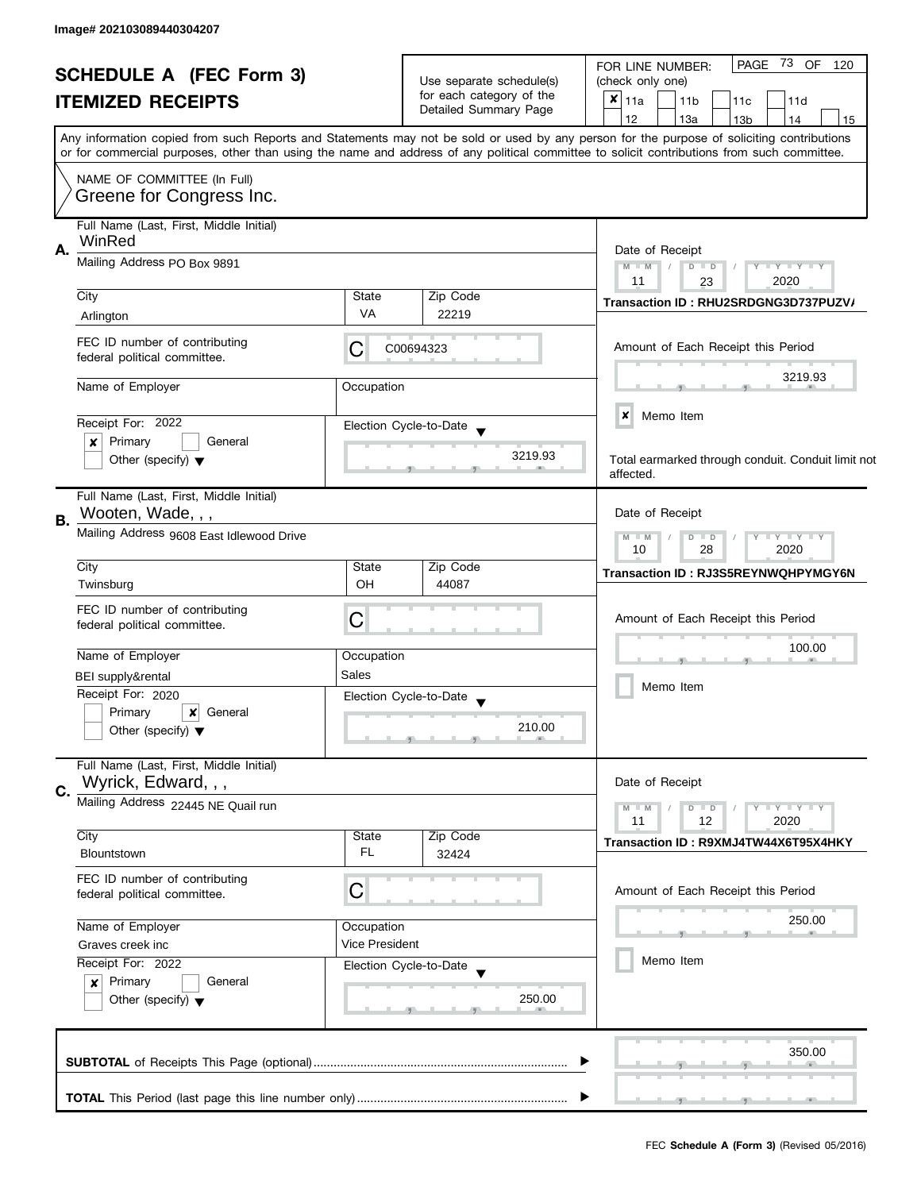Image# 202103089440304207

# SCHEDULE A (FEC Form 3)

## ITEMIZED RECEIPTS

Use separate schedule(s) for each category of the Detailed Summary Page

FOR LINE NUMBER: (check only one)

- [x] 11a
- [ ] 11b
- [ ] 11c
- [ ] 11d
- [ ] 12
- [ ] 13a
- [ ] 13b
- [ ] 14
- [ ] 15

PAGE 73 OF 120

Any information copied from such Reports and Statements may not be sold or used by any person for the purpose of soliciting contributions or for commercial purposes, other than using the name and address of any political committee to solicit contributions from such committee.

NAME OF COMMITTEE (In Full)
Greene for Congress Inc.

---

**A.** Full Name (Last, First, Middle Initial): WinRed

Mailing Address: PO Box 9891

City: Arlington | State: VA | Zip Code: 22219

FEC ID number of contributing federal political committee: C C00694323

Name of Employer: | Occupation:

Receipt For: 2022 — [x] Primary [ ] General [ ] Other (specify)

Election Cycle-to-Date: 3219.93

Date of Receipt: 11 / 23 / 2020

Transaction ID : RHU2SRDGNG3D737PUZVA

Amount of Each Receipt this Period: 3219.93

[x] Memo Item

Total earmarked through conduit. Conduit limit not affected.

---

**B.** Full Name (Last, First, Middle Initial): Wooten, Wade, , ,

Mailing Address: 9608 East Idlewood Drive

City: Twinsburg | State: OH | Zip Code: 44087

FEC ID number of contributing federal political committee: C

Name of Employer: BEI supply&rental | Occupation: Sales

Receipt For: 2020 — [ ] Primary [x] General [ ] Other (specify)

Election Cycle-to-Date: 210.00

Date of Receipt: 10 / 28 / 2020

Transaction ID : RJ3S5REYNWQHPYMGY6N

Amount of Each Receipt this Period: 100.00

[ ] Memo Item

---

**C.** Full Name (Last, First, Middle Initial): Wyrick, Edward, , ,

Mailing Address: 22445 NE Quail run

City: Blountstown | State: FL | Zip Code: 32424

FEC ID number of contributing federal political committee: C

Name of Employer: Graves creek inc | Occupation: Vice President

Receipt For: 2022 — [x] Primary [ ] General [ ] Other (specify)

Election Cycle-to-Date: 250.00

Date of Receipt: 11 / 12 / 2020

Transaction ID : R9XMJ4TW44X6T95X4HKY

Amount of Each Receipt this Period: 250.00

[ ] Memo Item

---

**SUBTOTAL** of Receipts This Page (optional): 350.00

**TOTAL** This Period (last page this line number only):

FEC Schedule A (Form 3) (Revised 05/2016)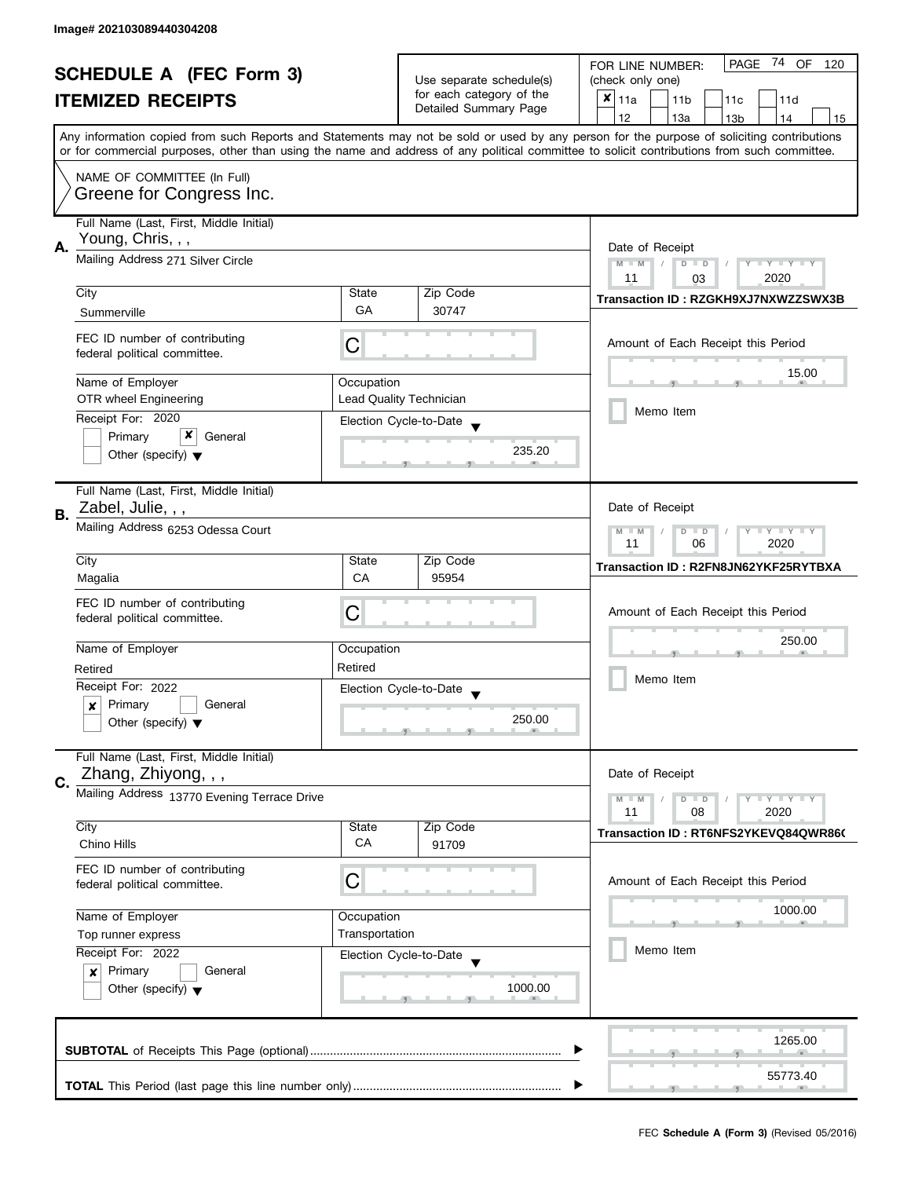Image# 202103089440304208

# SCHEDULE A (FEC Form 3)
## ITEMIZED RECEIPTS

Use separate schedule(s) for each category of the Detailed Summary Page

FOR LINE NUMBER: (check only one)

- [x] 11a
- [ ] 11b
- [ ] 11c
- [ ] 11d
- [ ] 12
- [ ] 13a
- [ ] 13b
- [ ] 14
- [ ] 15

PAGE 74 OF 120

Any information copied from such Reports and Statements may not be sold or used by any person for the purpose of soliciting contributions or for commercial purposes, other than using the name and address of any political committee to solicit contributions from such committee.

NAME OF COMMITTEE (In Full)
Greene for Congress Inc.

---

**A.**

Full Name (Last, First, Middle Initial): Young, Chris, , ,

Mailing Address: 271 Silver Circle

City: Summerville | State: GA | Zip Code: 30747

FEC ID number of contributing federal political committee: C

Name of Employer: OTR wheel Engineering

Occupation: Lead Quality Technician

Receipt For: 2020
- [ ] Primary
- [x] General
- [ ] Other (specify)

Election Cycle-to-Date: 235.20

Date of Receipt: 11 / 03 / 2020

Transaction ID : RZGKH9XJ7NXWZZSWX3B

Amount of Each Receipt this Period: 15.00

- [ ] Memo Item

---

**B.**

Full Name (Last, First, Middle Initial): Zabel, Julie, , ,

Mailing Address: 6253 Odessa Court

City: Magalia | State: CA | Zip Code: 95954

FEC ID number of contributing federal political committee: C

Name of Employer: Retired

Occupation: Retired

Receipt For: 2022
- [x] Primary
- [ ] General
- [ ] Other (specify)

Election Cycle-to-Date: 250.00

Date of Receipt: 11 / 06 / 2020

Transaction ID : R2FN8JN62YKF25RYTBXA

Amount of Each Receipt this Period: 250.00

- [ ] Memo Item

---

**C.**

Full Name (Last, First, Middle Initial): Zhang, Zhiyong, , ,

Mailing Address: 13770 Evening Terrace Drive

City: Chino Hills | State: CA | Zip Code: 91709

FEC ID number of contributing federal political committee: C

Name of Employer: Top runner express

Occupation: Transportation

Receipt For: 2022
- [x] Primary
- [ ] General
- [ ] Other (specify)

Election Cycle-to-Date: 1000.00

Date of Receipt: 11 / 08 / 2020

Transaction ID : RT6NFS2YKEVQ84QWR86(

Amount of Each Receipt this Period: 1000.00

- [ ] Memo Item

---

**SUBTOTAL** of Receipts This Page (optional): 1265.00

**TOTAL** This Period (last page this line number only): 55773.40

FEC **Schedule A (Form 3)** (Revised 05/2016)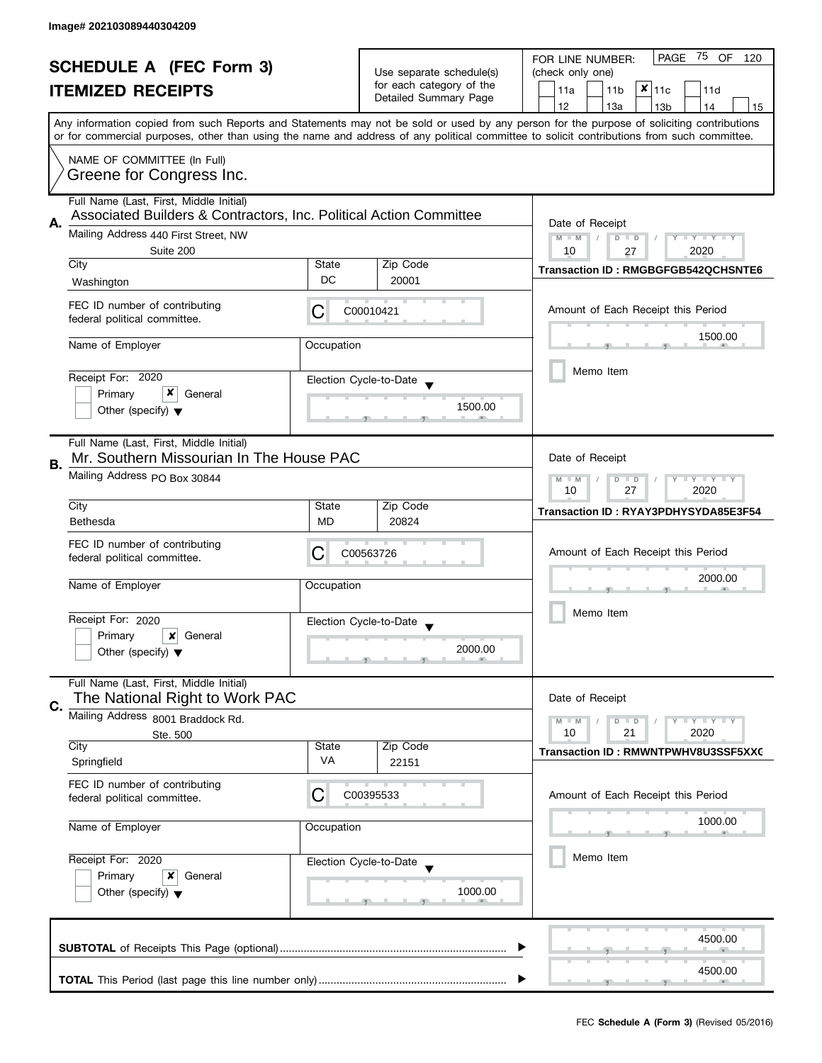Image# 202103089440304209

# SCHEDULE A (FEC Form 3)

## ITEMIZED RECEIPTS

Use separate schedule(s) for each category of the Detailed Summary Page

FOR LINE NUMBER: (check only one)

- [ ] 11a
- [ ] 11b
- [x] 11c
- [ ] 11d
- [ ] 12
- [ ] 13a
- [ ] 13b
- [ ] 14
- [ ] 15

PAGE 75 OF 120

Any information copied from such Reports and Statements may not be sold or used by any person for the purpose of soliciting contributions or for commercial purposes, other than using the name and address of any political committee to solicit contributions from such committee.

NAME OF COMMITTEE (In Full)
Greene for Congress Inc.

---

**A.** Full Name (Last, First, Middle Initial)
Associated Builders & Contractors, Inc. Political Action Committee

Mailing Address 440 First Street, NW
Suite 200

| City | State | Zip Code |
|---|---|---|
| Washington | DC | 20001 |

FEC ID number of contributing federal political committee: C C00010421

Name of Employer:
Occupation:

Receipt For: 2020
- [ ] Primary
- [x] General
- [ ] Other (specify)

Election Cycle-to-Date: 1500.00

Date of Receipt: 10 / 27 / 2020

Transaction ID : RMGBGFGB542QCHSNTE6

Amount of Each Receipt this Period: 1500.00

- [ ] Memo Item

---

**B.** Full Name (Last, First, Middle Initial)
Mr. Southern Missourian In The House PAC

Mailing Address PO Box 30844

| City | State | Zip Code |
|---|---|---|
| Bethesda | MD | 20824 |

FEC ID number of contributing federal political committee: C C00563726

Name of Employer:
Occupation:

Receipt For: 2020
- [ ] Primary
- [x] General
- [ ] Other (specify)

Election Cycle-to-Date: 2000.00

Date of Receipt: 10 / 27 / 2020

Transaction ID : RYAY3PDHYSYDA85E3F54

Amount of Each Receipt this Period: 2000.00

- [ ] Memo Item

---

**C.** Full Name (Last, First, Middle Initial)
The National Right to Work PAC

Mailing Address 8001 Braddock Rd.
Ste. 500

| City | State | Zip Code |
|---|---|---|
| Springfield | VA | 22151 |

FEC ID number of contributing federal political committee: C C00395533

Name of Employer:
Occupation:

Receipt For: 2020
- [ ] Primary
- [x] General
- [ ] Other (specify)

Election Cycle-to-Date: 1000.00

Date of Receipt: 10 / 21 / 2020

Transaction ID : RMWNTPWHV8U3SSF5XX(

Amount of Each Receipt this Period: 1000.00

- [ ] Memo Item

---

**SUBTOTAL** of Receipts This Page (optional) ........ 4500.00

**TOTAL** This Period (last page this line number only) ........ 4500.00

FEC **Schedule A (Form 3)** (Revised 05/2016)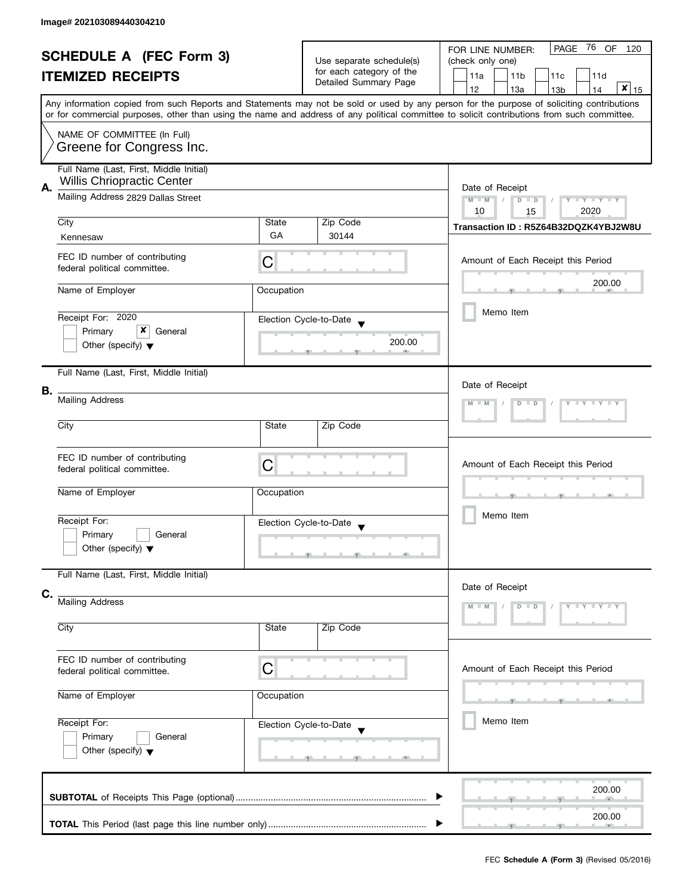Image# 202103089440304210

# SCHEDULE A (FEC Form 3)
# ITEMIZED RECEIPTS

Use separate schedule(s) for each category of the Detailed Summary Page

FOR LINE NUMBER: (check only one)

- [ ] 11a
- [ ] 11b
- [ ] 11c
- [ ] 11d
- [ ] 12
- [ ] 13a
- [ ] 13b
- [ ] 14
- [x] 15

PAGE 76 OF 120

Any information copied from such Reports and Statements may not be sold or used by any person for the purpose of soliciting contributions or for commercial purposes, other than using the name and address of any political committee to solicit contributions from such committee.

NAME OF COMMITTEE (In Full)
Greene for Congress Inc.

## A.

Full Name (Last, First, Middle Initial): Willis Chriopractic Center

Mailing Address: 2829 Dallas Street

| City | State | Zip Code |
|---|---|---|
| Kennesaw | GA | 30144 |

Date of Receipt: 10 / 15 / 2020

Transaction ID : R5Z64B32DQZK4YBJ2W8U

FEC ID number of contributing federal political committee: C

Name of Employer:

Occupation:

Amount of Each Receipt this Period: 200.00

- [ ] Memo Item

Receipt For: 2020

- [ ] Primary
- [x] General
- [ ] Other (specify)

Election Cycle-to-Date: 200.00

## B.

Full Name (Last, First, Middle Initial):

Mailing Address:

| City | State | Zip Code |
|---|---|---|
| | | |

Date of Receipt: M M / D D / Y Y Y Y

FEC ID number of contributing federal political committee: C

Name of Employer:

Occupation:

Amount of Each Receipt this Period:

- [ ] Memo Item

Receipt For:

- [ ] Primary
- [ ] General
- [ ] Other (specify)

Election Cycle-to-Date:

## C.

Full Name (Last, First, Middle Initial):

Mailing Address:

| City | State | Zip Code |
|---|---|---|
| | | |

Date of Receipt: M M / D D / Y Y Y Y

FEC ID number of contributing federal political committee: C

Name of Employer:

Occupation:

Amount of Each Receipt this Period:

- [ ] Memo Item

Receipt For:

- [ ] Primary
- [ ] General
- [ ] Other (specify)

Election Cycle-to-Date:

**SUBTOTAL** of Receipts This Page (optional): 200.00

**TOTAL** This Period (last page this line number only): 200.00

FEC **Schedule A (Form 3)** (Revised 05/2016)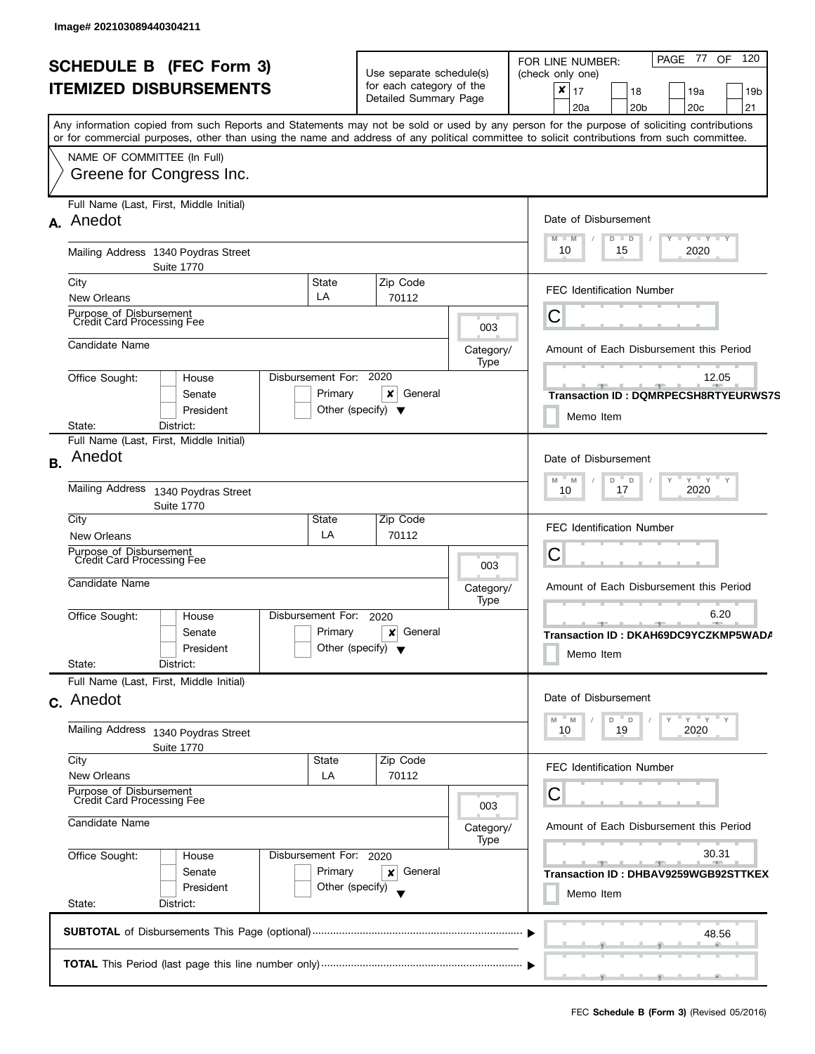Image# 202103089440304211

# SCHEDULE B (FEC Form 3)
# ITEMIZED DISBURSEMENTS

Use separate schedule(s) for each category of the Detailed Summary Page

FOR LINE NUMBER: (check only one)

- [x] 17
- [ ] 18
- [ ] 19a
- [ ] 19b
- [ ] 20a
- [ ] 20b
- [ ] 20c
- [ ] 21

PAGE 77 OF 120

Any information copied from such Reports and Statements may not be sold or used by any person for the purpose of soliciting contributions or for commercial purposes, other than using the name and address of any political committee to solicit contributions from such committee.

NAME OF COMMITTEE (In Full)
Greene for Congress Inc.

---

**A.** Full Name (Last, First, Middle Initial): Anedot

Mailing Address: 1340 Poydras Street, Suite 1770

City: New Orleans | State: LA | Zip Code: 70112

Purpose of Disbursement: Credit Card Processing Fee

Category/Type: 003

Candidate Name:

Office Sought: House / Senate / President

State: | District:

Disbursement For: 2020 — Primary / [x] General / Other (specify)

Date of Disbursement: 10 / 15 / 2020

FEC Identification Number: C

Amount of Each Disbursement this Period: 12.05

Transaction ID : DQMRPECSH8RTYEURWS7S

Memo Item

---

**B.** Full Name (Last, First, Middle Initial): Anedot

Mailing Address: 1340 Poydras Street, Suite 1770

City: New Orleans | State: LA | Zip Code: 70112

Purpose of Disbursement: Credit Card Processing Fee

Category/Type: 003

Candidate Name:

Office Sought: House / Senate / President

State: | District:

Disbursement For: 2020 — Primary / [x] General / Other (specify)

Date of Disbursement: 10 / 17 / 2020

FEC Identification Number: C

Amount of Each Disbursement this Period: 6.20

Transaction ID : DKAH69DC9YCZKMP5WADA

Memo Item

---

**C.** Full Name (Last, First, Middle Initial): Anedot

Mailing Address: 1340 Poydras Street, Suite 1770

City: New Orleans | State: LA | Zip Code: 70112

Purpose of Disbursement: Credit Card Processing Fee

Category/Type: 003

Candidate Name:

Office Sought: House / Senate / President

State: | District:

Disbursement For: 2020 — Primary / [x] General / Other (specify)

Date of Disbursement: 10 / 19 / 2020

FEC Identification Number: C

Amount of Each Disbursement this Period: 30.31

Transaction ID : DHBAV9259WGB92STTKEX

Memo Item

---

**SUBTOTAL** of Disbursements This Page (optional): 48.56

**TOTAL** This Period (last page this line number only):

FEC **Schedule B (Form 3)** (Revised 05/2016)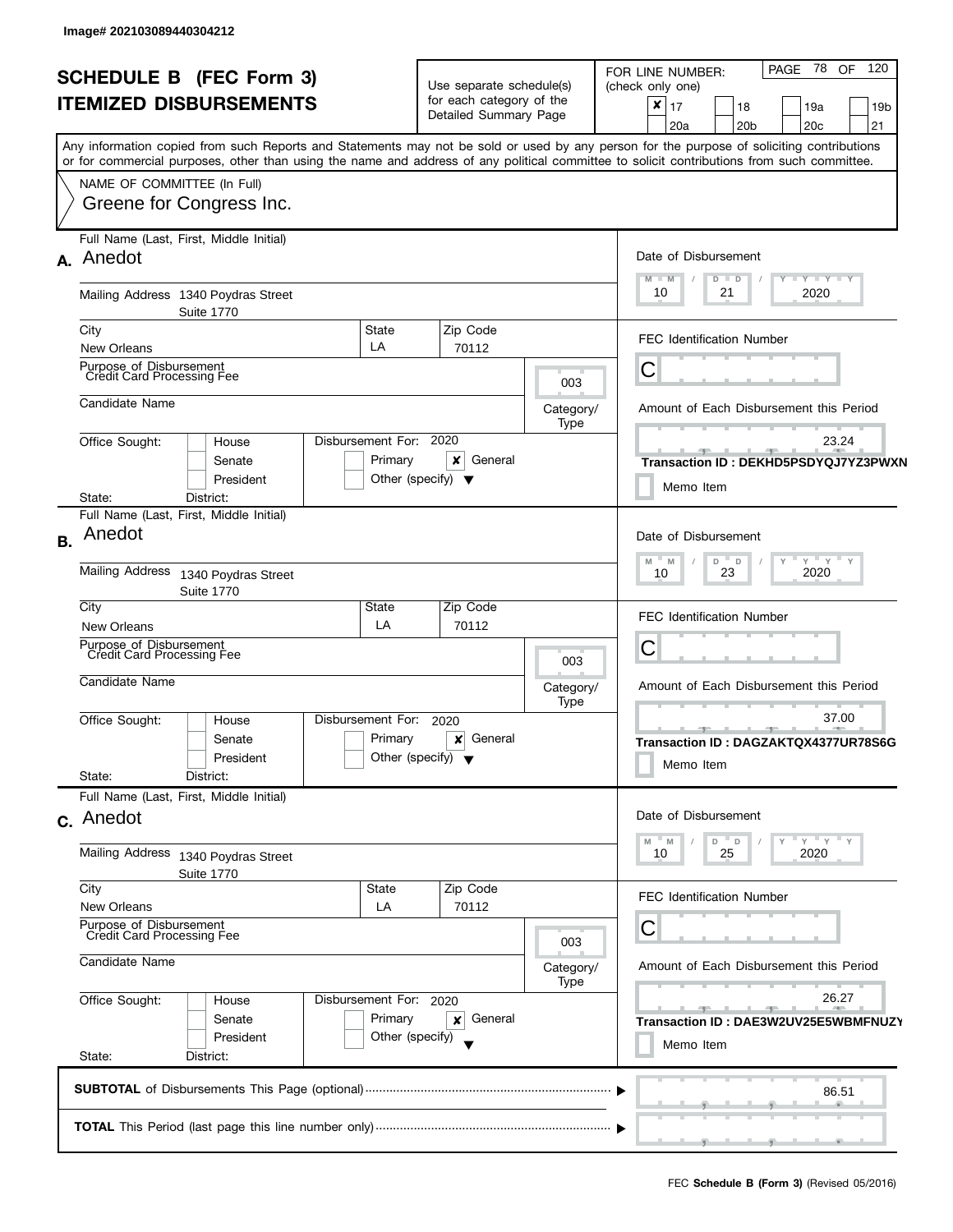Image# 202103089440304212

# SCHEDULE B (FEC Form 3)
# ITEMIZED DISBURSEMENTS

Use separate schedule(s) for each category of the Detailed Summary Page

FOR LINE NUMBER: (check only one)

- [x] 17
- [ ] 18
- [ ] 19a
- [ ] 19b
- [ ] 20a
- [ ] 20b
- [ ] 20c
- [ ] 21

Any information copied from such Reports and Statements may not be sold or used by any person for the purpose of soliciting contributions or for commercial purposes, other than using the name and address of any political committee to solicit contributions from such committee.

NAME OF COMMITTEE (In Full)
Greene for Congress Inc.

## A.

Full Name (Last, First, Middle Initial): Anedot

Mailing Address: 1340 Poydras Street, Suite 1770

City: New Orleans | State: LA | Zip Code: 70112

Purpose of Disbursement: Credit Card Processing Fee

Category/Type: 003

Candidate Name:

Office Sought: [ ] House [ ] Senate [ ] President

State: District:

Disbursement For: 2020 [ ] Primary [x] General [ ] Other (specify)

Date of Disbursement: 10 / 21 / 2020

FEC Identification Number: C

Amount of Each Disbursement this Period: 23.24

Transaction ID : DEKHD5PSDYQJ7YZ3PWXN

[ ] Memo Item

## B.

Full Name (Last, First, Middle Initial): Anedot

Mailing Address: 1340 Poydras Street, Suite 1770

City: New Orleans | State: LA | Zip Code: 70112

Purpose of Disbursement: Credit Card Processing Fee

Category/Type: 003

Candidate Name:

Office Sought: [ ] House [ ] Senate [ ] President

State: District:

Disbursement For: 2020 [ ] Primary [x] General [ ] Other (specify)

Date of Disbursement: 10 / 23 / 2020

FEC Identification Number: C

Amount of Each Disbursement this Period: 37.00

Transaction ID : DAGZAKTQX4377UR78S6G

[ ] Memo Item

## C.

Full Name (Last, First, Middle Initial): Anedot

Mailing Address: 1340 Poydras Street, Suite 1770

City: New Orleans | State: LA | Zip Code: 70112

Purpose of Disbursement: Credit Card Processing Fee

Category/Type: 003

Candidate Name:

Office Sought: [ ] House [ ] Senate [ ] President

State: District:

Disbursement For: 2020 [ ] Primary [x] General [ ] Other (specify)

Date of Disbursement: 10 / 25 / 2020

FEC Identification Number: C

Amount of Each Disbursement this Period: 26.27

Transaction ID : DAE3W2UV25E5WBMFNUZY

[ ] Memo Item

**SUBTOTAL** of Disbursements This Page (optional): 86.51

**TOTAL** This Period (last page this line number only):

FEC **Schedule B (Form 3)** (Revised 05/2016)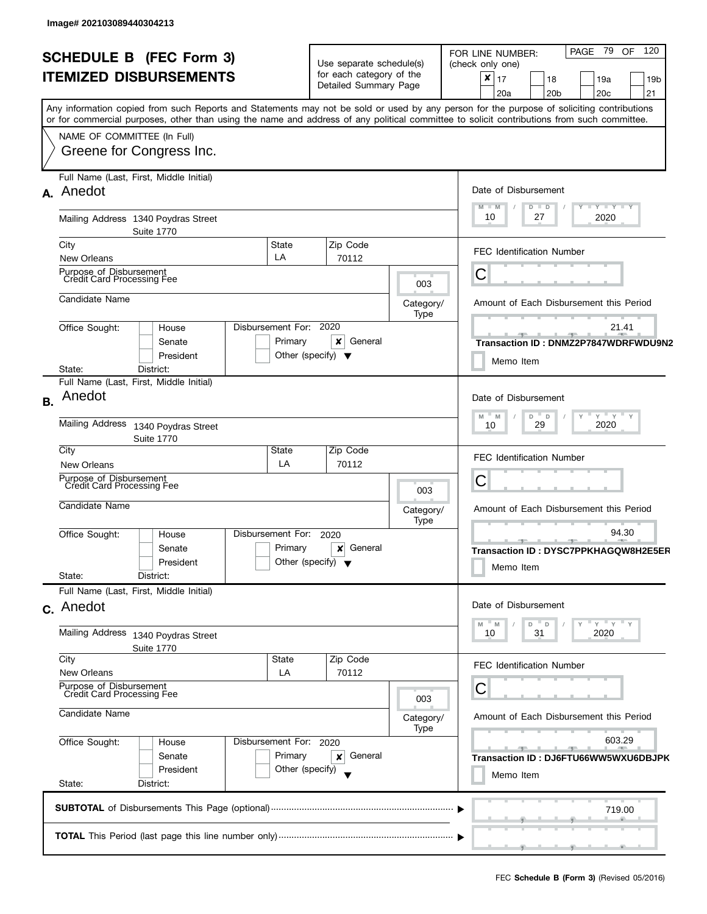Image# 202103089440304213

# SCHEDULE B (FEC Form 3)
# ITEMIZED DISBURSEMENTS

Use separate schedule(s) for each category of the Detailed Summary Page

FOR LINE NUMBER: (check only one)

- [x] 17
- [ ] 18
- [ ] 19a
- [ ] 19b
- [ ] 20a
- [ ] 20b
- [ ] 20c
- [ ] 21

Any information copied from such Reports and Statements may not be sold or used by any person for the purpose of soliciting contributions or for commercial purposes, other than using the name and address of any political committee to solicit contributions from such committee.

NAME OF COMMITTEE (In Full)
Greene for Congress Inc.

---

**A.** Full Name (Last, First, Middle Initial): Anedot

Mailing Address: 1340 Poydras Street, Suite 1770

City: New Orleans | State: LA | Zip Code: 70112

Purpose of Disbursement: Credit Card Processing Fee

Category/Type: 003

Candidate Name:

Office Sought: [ ] House [ ] Senate [ ] President

State: District:

Disbursement For: 2020 [ ] Primary [x] General [ ] Other (specify)

Date of Disbursement: 10/27/2020

FEC Identification Number: C

Amount of Each Disbursement this Period: 21.41

Transaction ID : DNMZ2P7847WDRFWDU9N2

[ ] Memo Item

---

**B.** Full Name (Last, First, Middle Initial): Anedot

Mailing Address: 1340 Poydras Street, Suite 1770

City: New Orleans | State: LA | Zip Code: 70112

Purpose of Disbursement: Credit Card Processing Fee

Category/Type: 003

Candidate Name:

Office Sought: [ ] House [ ] Senate [ ] President

State: District:

Disbursement For: 2020 [ ] Primary [x] General [ ] Other (specify)

Date of Disbursement: 10/29/2020

FEC Identification Number: C

Amount of Each Disbursement this Period: 94.30

Transaction ID : DYSC7PPKHAGQW8H2E5ER

[ ] Memo Item

---

**C.** Full Name (Last, First, Middle Initial): Anedot

Mailing Address: 1340 Poydras Street, Suite 1770

City: New Orleans | State: LA | Zip Code: 70112

Purpose of Disbursement: Credit Card Processing Fee

Category/Type: 003

Candidate Name:

Office Sought: [ ] House [ ] Senate [ ] President

State: District:

Disbursement For: 2020 [ ] Primary [x] General [ ] Other (specify)

Date of Disbursement: 10/31/2020

FEC Identification Number: C

Amount of Each Disbursement this Period: 603.29

Transaction ID : DJ6FTU66WW5WXU6DBJPK

[ ] Memo Item

---

**SUBTOTAL** of Disbursements This Page (optional): 719.00

**TOTAL** This Period (last page this line number only):

FEC **Schedule B (Form 3)** (Revised 05/2016)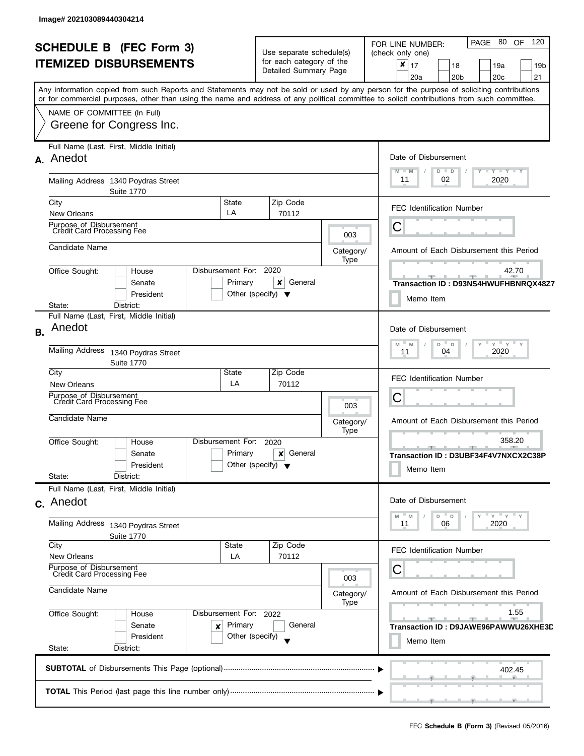Image# 202103089440304214

# SCHEDULE B (FEC Form 3)
# ITEMIZED DISBURSEMENTS

Use separate schedule(s) for each category of the Detailed Summary Page

FOR LINE NUMBER: (check only one)

- [x] 17
- [ ] 18
- [ ] 19a
- [ ] 19b
- [ ] 20a
- [ ] 20b
- [ ] 20c
- [ ] 21

PAGE 80 OF 120

Any information copied from such Reports and Statements may not be sold or used by any person for the purpose of soliciting contributions or for commercial purposes, other than using the name and address of any political committee to solicit contributions from such committee.

NAME OF COMMITTEE (In Full)
Greene for Congress Inc.

---

**A.** Full Name (Last, First, Middle Initial): Anedot

Mailing Address: 1340 Poydras Street, Suite 1770

City: New Orleans | State: LA | Zip Code: 70112

Purpose of Disbursement: Credit Card Processing Fee

Category/Type: 003

Candidate Name:

Office Sought: [ ] House [ ] Senate [ ] President

State: District:

Disbursement For: 2020 — [ ] Primary [x] General [ ] Other (specify)

Date of Disbursement: 11/02/2020

FEC Identification Number: C

Amount of Each Disbursement this Period: 42.70

Transaction ID : D93NS4HWUFHBNRQX48Z7

[ ] Memo Item

---

**B.** Full Name (Last, First, Middle Initial): Anedot

Mailing Address: 1340 Poydras Street, Suite 1770

City: New Orleans | State: LA | Zip Code: 70112

Purpose of Disbursement: Credit Card Processing Fee

Category/Type: 003

Candidate Name:

Office Sought: [ ] House [ ] Senate [ ] President

State: District:

Disbursement For: 2020 — [ ] Primary [x] General [ ] Other (specify)

Date of Disbursement: 11/04/2020

FEC Identification Number: C

Amount of Each Disbursement this Period: 358.20

Transaction ID : D3UBF34F4V7NXCX2C38P

[ ] Memo Item

---

**C.** Full Name (Last, First, Middle Initial): Anedot

Mailing Address: 1340 Poydras Street, Suite 1770

City: New Orleans | State: LA | Zip Code: 70112

Purpose of Disbursement: Credit Card Processing Fee

Category/Type: 003

Candidate Name:

Office Sought: [ ] House [ ] Senate [ ] President

State: District:

Disbursement For: 2022 — [x] Primary [ ] General [ ] Other (specify)

Date of Disbursement: 11/06/2020

FEC Identification Number: C

Amount of Each Disbursement this Period: 1.55

Transaction ID : D9JAWE96PAWWU26XHE3D

[ ] Memo Item

---

**SUBTOTAL** of Disbursements This Page (optional): 402.45

**TOTAL** This Period (last page this line number only):

FEC **Schedule B (Form 3)** (Revised 05/2016)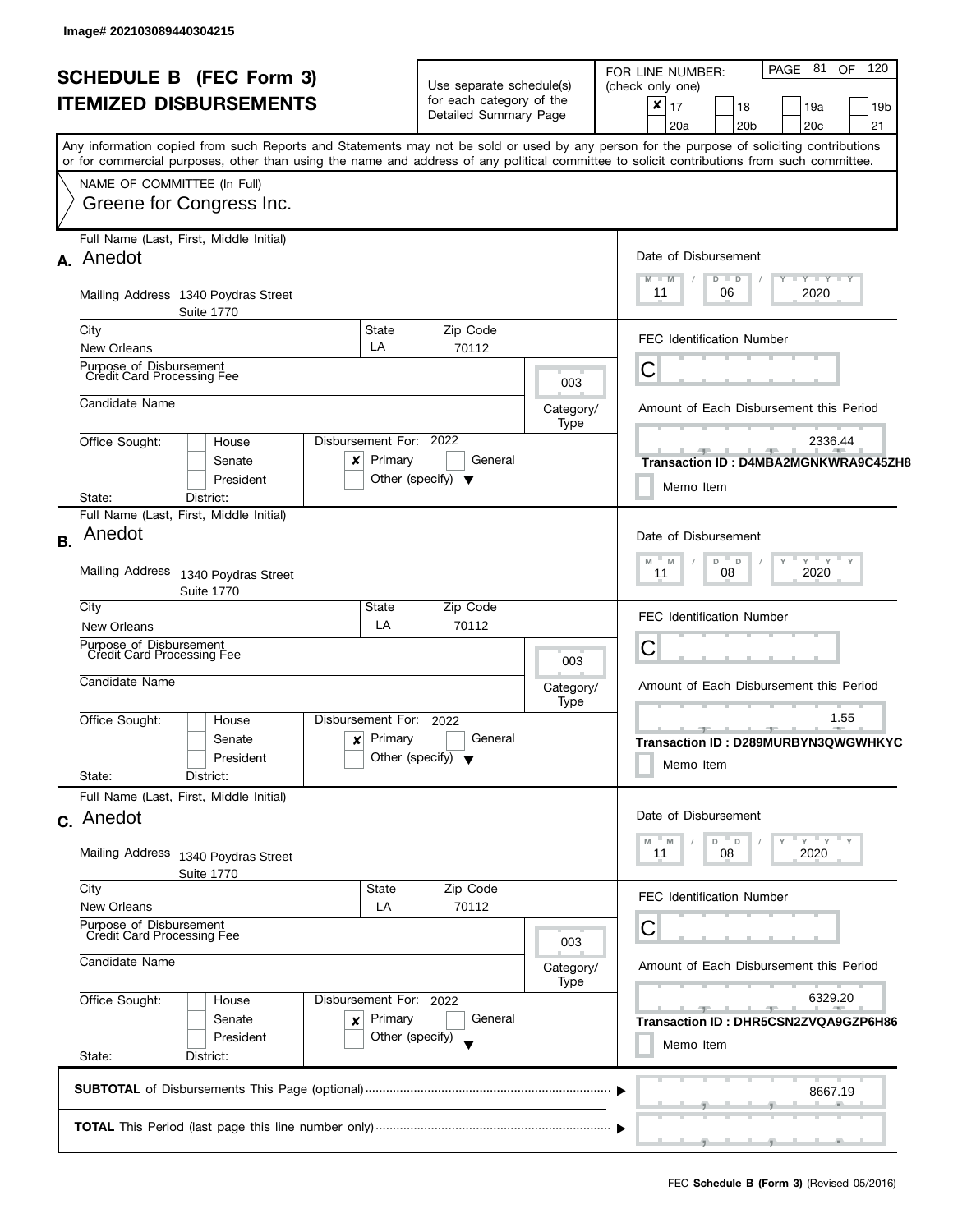Image# 202103089440304215

# SCHEDULE B (FEC Form 3)
## ITEMIZED DISBURSEMENTS

Use separate schedule(s) for each category of the Detailed Summary Page

FOR LINE NUMBER: (check only one)

- [x] 17
- [ ] 18
- [ ] 19a
- [ ] 19b
- [ ] 20a
- [ ] 20b
- [ ] 20c
- [ ] 21

PAGE 81 OF 120

Any information copied from such Reports and Statements may not be sold or used by any person for the purpose of soliciting contributions or for commercial purposes, other than using the name and address of any political committee to solicit contributions from such committee.

NAME OF COMMITTEE (In Full)
Greene for Congress Inc.

---

**A.** Full Name (Last, First, Middle Initial): Anedot

Mailing Address: 1340 Poydras Street, Suite 1770

City: New Orleans | State: LA | Zip Code: 70112

Purpose of Disbursement: Credit Card Processing Fee

Category/Type: 003

Candidate Name:

Office Sought: [ ] House [ ] Senate [ ] President

State: District:

Disbursement For: 2022 [x] Primary [ ] General [ ] Other (specify)

Date of Disbursement: 11/06/2020

FEC Identification Number: C

Amount of Each Disbursement this Period: 2336.44

Transaction ID : D4MBA2MGNKWRA9C45ZH8

[ ] Memo Item

---

**B.** Full Name (Last, First, Middle Initial): Anedot

Mailing Address: 1340 Poydras Street, Suite 1770

City: New Orleans | State: LA | Zip Code: 70112

Purpose of Disbursement: Credit Card Processing Fee

Category/Type: 003

Candidate Name:

Office Sought: [ ] House [ ] Senate [ ] President

State: District:

Disbursement For: 2022 [x] Primary [ ] General [ ] Other (specify)

Date of Disbursement: 11/08/2020

FEC Identification Number: C

Amount of Each Disbursement this Period: 1.55

Transaction ID : D289MURBYN3QWGWHKYC

[ ] Memo Item

---

**C.** Full Name (Last, First, Middle Initial): Anedot

Mailing Address: 1340 Poydras Street, Suite 1770

City: New Orleans | State: LA | Zip Code: 70112

Purpose of Disbursement: Credit Card Processing Fee

Category/Type: 003

Candidate Name:

Office Sought: [ ] House [ ] Senate [ ] President

State: District:

Disbursement For: 2022 [x] Primary [ ] General [ ] Other (specify)

Date of Disbursement: 11/08/2020

FEC Identification Number: C

Amount of Each Disbursement this Period: 6329.20

Transaction ID : DHR5CSN2ZVQA9GZP6H86

[ ] Memo Item

---

**SUBTOTAL** of Disbursements This Page (optional): 8667.19

**TOTAL** This Period (last page this line number only):

FEC **Schedule B (Form 3)** (Revised 05/2016)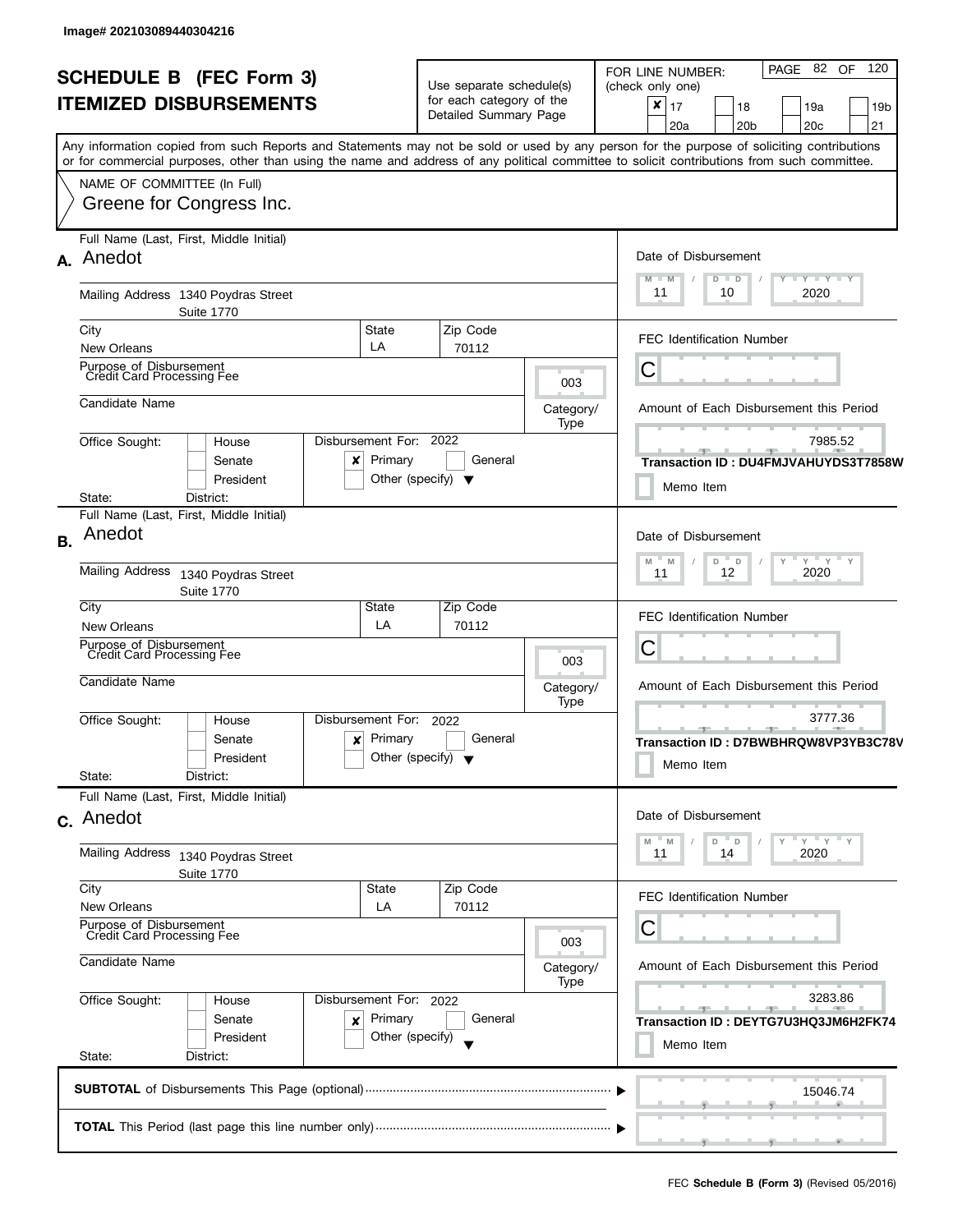Image# 202103089440304216

# SCHEDULE B (FEC Form 3)
# ITEMIZED DISBURSEMENTS

Use separate schedule(s) for each category of the Detailed Summary Page

FOR LINE NUMBER: (check only one)

- [x] 17
- [ ] 18
- [ ] 19a
- [ ] 19b
- [ ] 20a
- [ ] 20b
- [ ] 20c
- [ ] 21

Any information copied from such Reports and Statements may not be sold or used by any person for the purpose of soliciting contributions or for commercial purposes, other than using the name and address of any political committee to solicit contributions from such committee.

NAME OF COMMITTEE (In Full)
Greene for Congress Inc.

---

**A.** Full Name (Last, First, Middle Initial): Anedot

Mailing Address: 1340 Poydras Street, Suite 1770

City: New Orleans | State: LA | Zip Code: 70112

Purpose of Disbursement: Credit Card Processing Fee

Category/Type: 003

Candidate Name:

Office Sought: House / Senate / President

State: District:

Disbursement For: 2022 — [x] Primary [ ] General [ ] Other (specify)

Date of Disbursement: 11/10/2020

FEC Identification Number: C

Amount of Each Disbursement this Period: 7985.52

Transaction ID : DU4FMJVAHUYDS3T7858W

[ ] Memo Item

---

**B.** Full Name (Last, First, Middle Initial): Anedot

Mailing Address: 1340 Poydras Street, Suite 1770

City: New Orleans | State: LA | Zip Code: 70112

Purpose of Disbursement: Credit Card Processing Fee

Category/Type: 003

Candidate Name:

Office Sought: House / Senate / President

State: District:

Disbursement For: 2022 — [x] Primary [ ] General [ ] Other (specify)

Date of Disbursement: 11/12/2020

FEC Identification Number: C

Amount of Each Disbursement this Period: 3777.36

Transaction ID : D7BWBHRQW8VP3YB3C78V

[ ] Memo Item

---

**C.** Full Name (Last, First, Middle Initial): Anedot

Mailing Address: 1340 Poydras Street, Suite 1770

City: New Orleans | State: LA | Zip Code: 70112

Purpose of Disbursement: Credit Card Processing Fee

Category/Type: 003

Candidate Name:

Office Sought: House / Senate / President

State: District:

Disbursement For: 2022 — [x] Primary [ ] General [ ] Other (specify)

Date of Disbursement: 11/14/2020

FEC Identification Number: C

Amount of Each Disbursement this Period: 3283.86

Transaction ID : DEYTG7U3HQ3JM6H2FK74

[ ] Memo Item

---

**SUBTOTAL** of Disbursements This Page (optional): 15046.74

**TOTAL** This Period (last page this line number only):

FEC **Schedule B (Form 3)** (Revised 05/2016)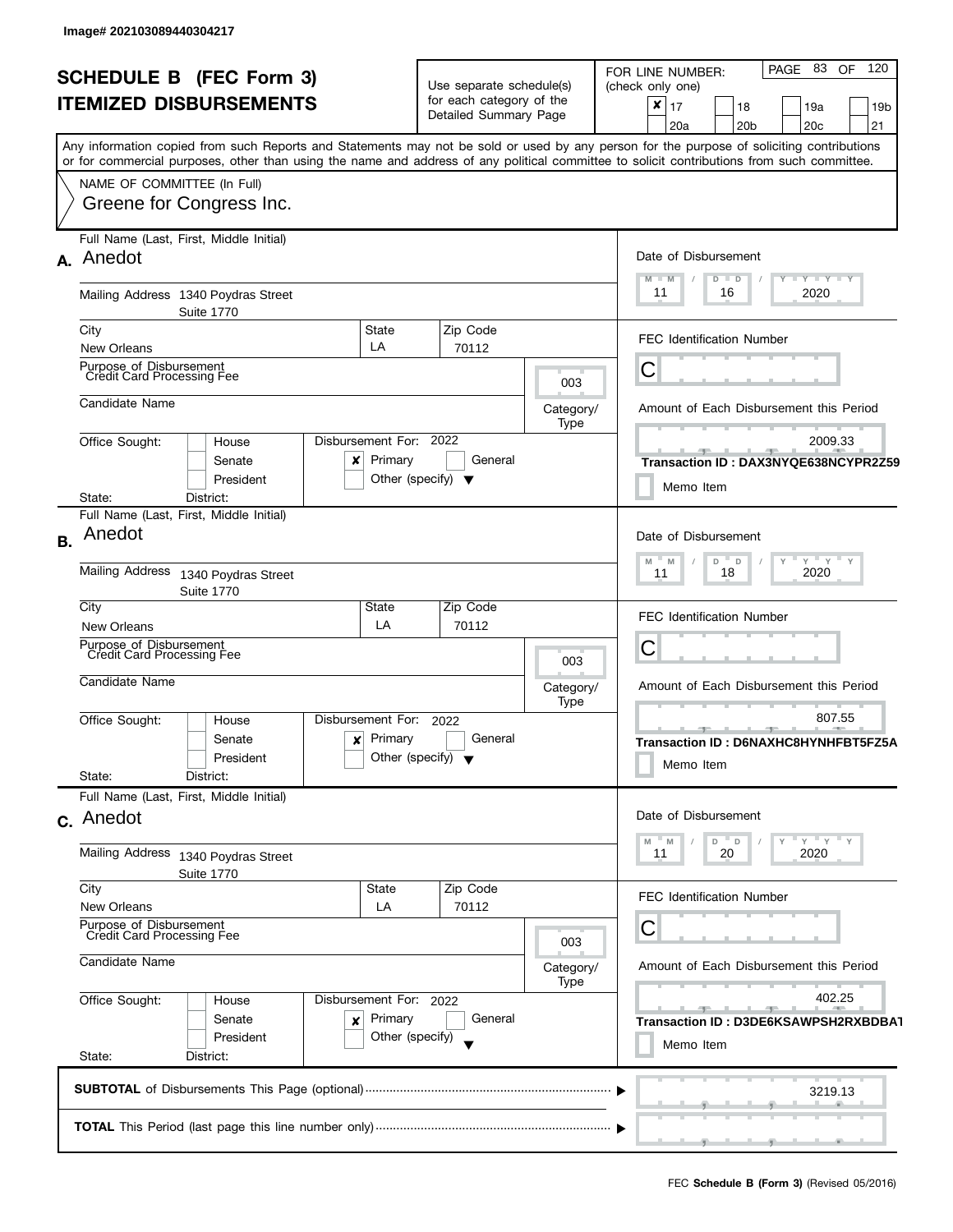Image# 202103089440304217

# SCHEDULE B (FEC Form 3)
## ITEMIZED DISBURSEMENTS

Use separate schedule(s) for each category of the Detailed Summary Page

FOR LINE NUMBER: (check only one)

- [x] 17
- [ ] 18
- [ ] 19a
- [ ] 19b
- [ ] 20a
- [ ] 20b
- [ ] 20c
- [ ] 21

Any information copied from such Reports and Statements may not be sold or used by any person for the purpose of soliciting contributions or for commercial purposes, other than using the name and address of any political committee to solicit contributions from such committee.

NAME OF COMMITTEE (In Full)
Greene for Congress Inc.

---

**A.** Full Name (Last, First, Middle Initial): Anedot

Mailing Address: 1340 Poydras Street, Suite 1770

City: New Orleans | State: LA | Zip Code: 70112

Purpose of Disbursement: Credit Card Processing Fee

Category/Type: 003

Candidate Name:

Office Sought: House / Senate / President

Disbursement For: 2022 — [x] Primary [ ] General [ ] Other (specify)

State: District:

Date of Disbursement: 11/16/2020

FEC Identification Number: C

Amount of Each Disbursement this Period: 2009.33

Transaction ID : DAX3NYQE638NCYPR2Z59

Memo Item

---

**B.** Full Name (Last, First, Middle Initial): Anedot

Mailing Address: 1340 Poydras Street, Suite 1770

City: New Orleans | State: LA | Zip Code: 70112

Purpose of Disbursement: Credit Card Processing Fee

Category/Type: 003

Candidate Name:

Office Sought: House / Senate / President

Disbursement For: 2022 — [x] Primary [ ] General [ ] Other (specify)

State: District:

Date of Disbursement: 11/18/2020

FEC Identification Number: C

Amount of Each Disbursement this Period: 807.55

Transaction ID : D6NAXHC8HYNHFBT5FZ5A

Memo Item

---

**C.** Full Name (Last, First, Middle Initial): Anedot

Mailing Address: 1340 Poydras Street, Suite 1770

City: New Orleans | State: LA | Zip Code: 70112

Purpose of Disbursement: Credit Card Processing Fee

Category/Type: 003

Candidate Name:

Office Sought: House / Senate / President

Disbursement For: 2022 — [x] Primary [ ] General [ ] Other (specify)

State: District:

Date of Disbursement: 11/20/2020

FEC Identification Number: C

Amount of Each Disbursement this Period: 402.25

Transaction ID : D3DE6KSAWPSH2RXBDBAT

Memo Item

---

**SUBTOTAL** of Disbursements This Page (optional): 3219.13

**TOTAL** This Period (last page this line number only):

FEC **Schedule B (Form 3)** (Revised 05/2016)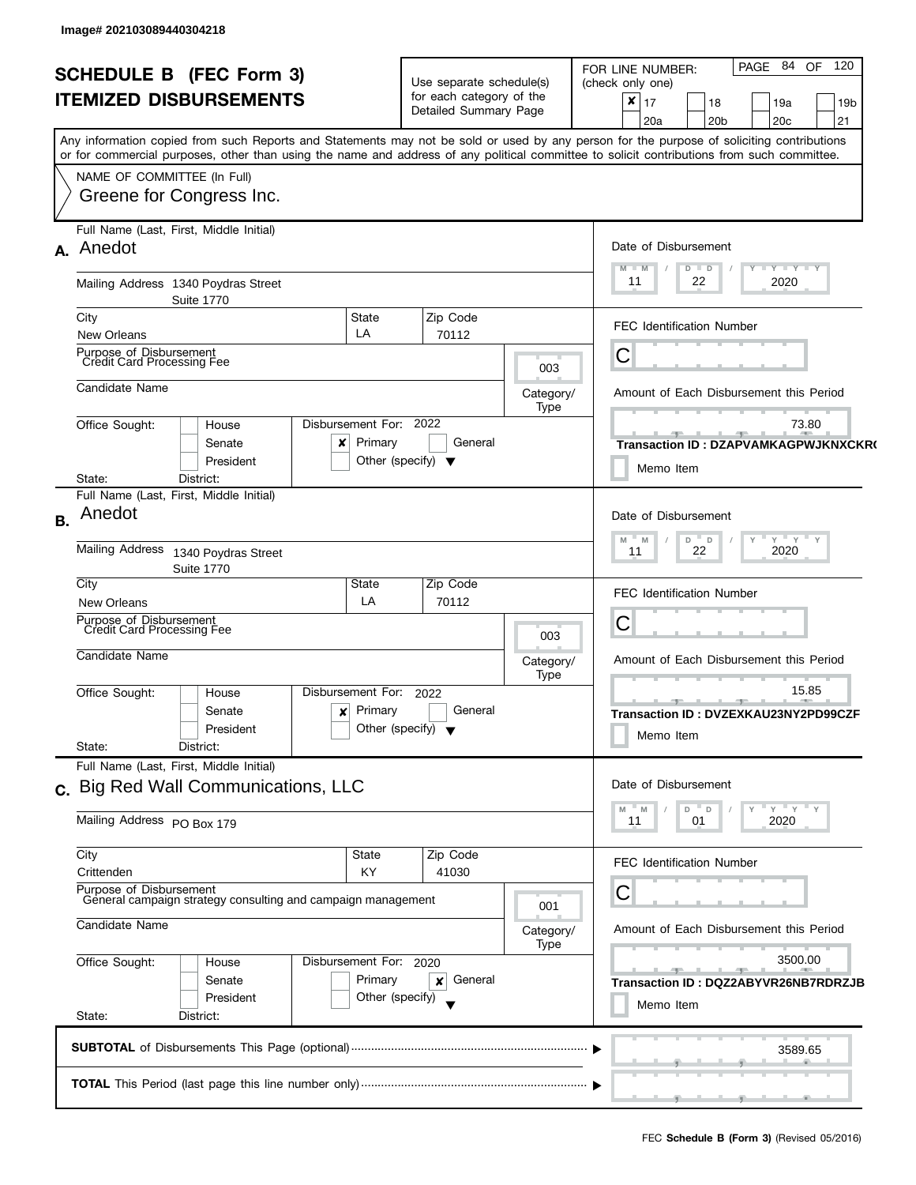Image# 202103089440304218

# SCHEDULE B (FEC Form 3)
# ITEMIZED DISBURSEMENTS

Use separate schedule(s) for each category of the Detailed Summary Page

FOR LINE NUMBER: (check only one)

☒ 17 ☐ 18 ☐ 19a ☐ 19b ☐ 20a ☐ 20b ☐ 20c ☐ 21

Any information copied from such Reports and Statements may not be sold or used by any person for the purpose of soliciting contributions or for commercial purposes, other than using the name and address of any political committee to solicit contributions from such committee.

NAME OF COMMITTEE (In Full)
Greene for Congress Inc.

---

**A.** Full Name (Last, First, Middle Initial): Anedot

Mailing Address: 1340 Poydras Street, Suite 1770

City: New Orleans | State: LA | Zip Code: 70112

Purpose of Disbursement: Credit Card Processing Fee

Category/Type: 003

Candidate Name:

Office Sought: ☐ House ☐ Senate ☐ President

State: District:

Disbursement For: 2022 ☒ Primary ☐ General ☐ Other (specify)

Date of Disbursement: 11/22/2020

FEC Identification Number: C

Amount of Each Disbursement this Period: 73.80

Transaction ID : DZAPVAMKAGPWJKNXCKR(

☐ Memo Item

---

**B.** Full Name (Last, First, Middle Initial): Anedot

Mailing Address: 1340 Poydras Street, Suite 1770

City: New Orleans | State: LA | Zip Code: 70112

Purpose of Disbursement: Credit Card Processing Fee

Category/Type: 003

Candidate Name:

Office Sought: ☐ House ☐ Senate ☐ President

State: District:

Disbursement For: 2022 ☒ Primary ☐ General ☐ Other (specify)

Date of Disbursement: 11/22/2020

FEC Identification Number: C

Amount of Each Disbursement this Period: 15.85

Transaction ID : DVZEXKAU23NY2PD99CZF

☐ Memo Item

---

**C.** Full Name (Last, First, Middle Initial): Big Red Wall Communications, LLC

Mailing Address: PO Box 179

City: Crittenden | State: KY | Zip Code: 41030

Purpose of Disbursement: General campaign strategy consulting and campaign management

Category/Type: 001

Candidate Name:

Office Sought: ☐ House ☐ Senate ☐ President

State: District:

Disbursement For: 2020 ☐ Primary ☒ General ☐ Other (specify)

Date of Disbursement: 11/01/2020

FEC Identification Number: C

Amount of Each Disbursement this Period: 3500.00

Transaction ID : DQZ2ABYVR26NB7RDRZJB

☐ Memo Item

---

**SUBTOTAL** of Disbursements This Page (optional): 3589.65

**TOTAL** This Period (last page this line number only):

FEC **Schedule B (Form 3)** (Revised 05/2016)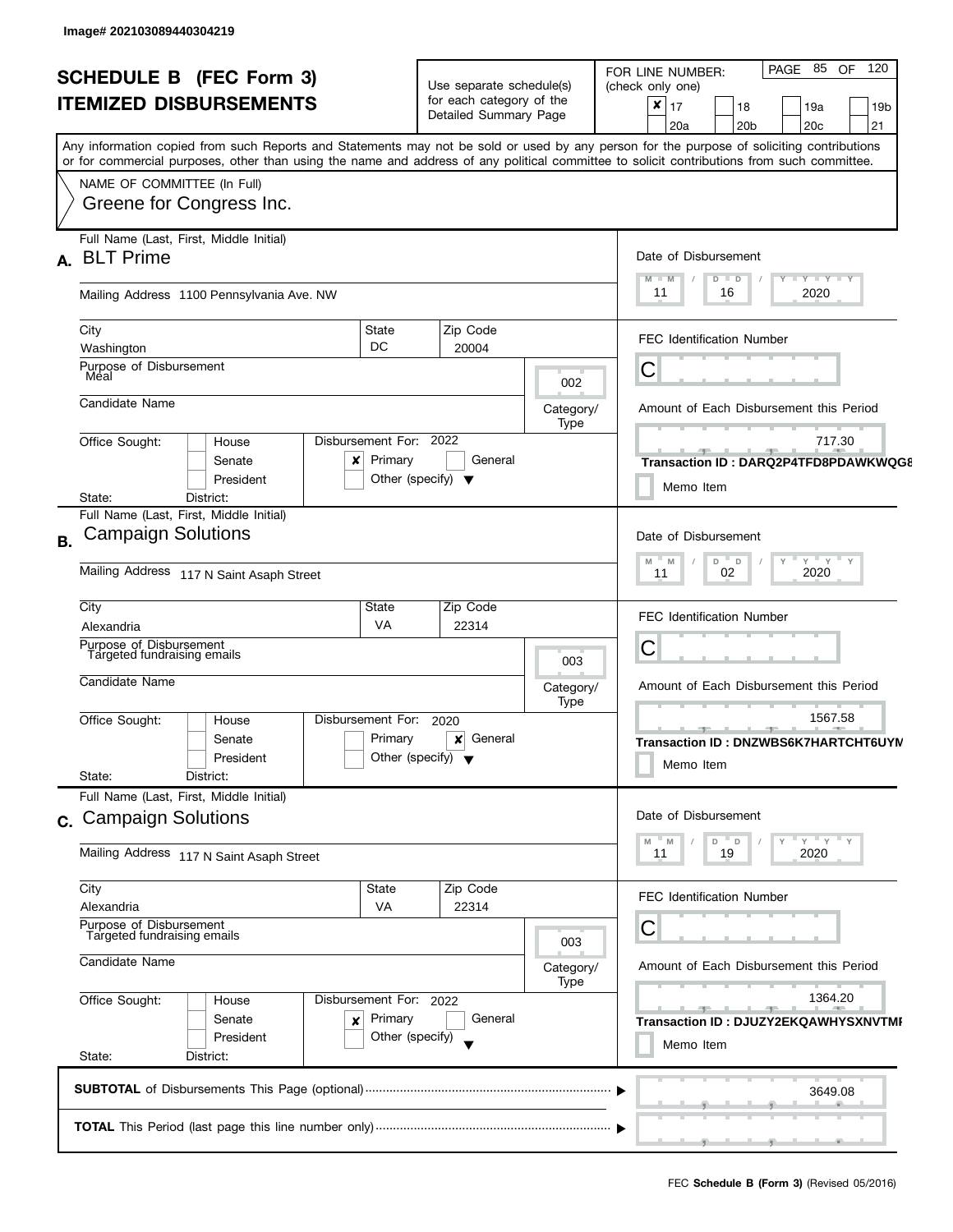Image# 202103089440304219

# SCHEDULE B (FEC Form 3)
## ITEMIZED DISBURSEMENTS

Use separate schedule(s) for each category of the Detailed Summary Page

FOR LINE NUMBER: (check only one)

- [x] 17
- [ ] 18
- [ ] 19a
- [ ] 19b
- [ ] 20a
- [ ] 20b
- [ ] 20c
- [ ] 21

PAGE 85 OF 120

Any information copied from such Reports and Statements may not be sold or used by any person for the purpose of soliciting contributions or for commercial purposes, other than using the name and address of any political committee to solicit contributions from such committee.

NAME OF COMMITTEE (In Full)
Greene for Congress Inc.

---

**A.** Full Name (Last, First, Middle Initial): BLT Prime

Mailing Address: 1100 Pennsylvania Ave. NW

City: Washington | State: DC | Zip Code: 20004

Purpose of Disbursement: Meal

Category/Type: 002

Candidate Name:

Office Sought: [ ] House [ ] Senate [ ] President
State: District:

Disbursement For: 2022 [x] Primary [ ] General [ ] Other (specify)

Date of Disbursement: 11/16/2020

FEC Identification Number: C

Amount of Each Disbursement this Period: 717.30

Transaction ID : DARQ2P4TFD8PDAWKWQG8

[ ] Memo Item

---

**B.** Full Name (Last, First, Middle Initial): Campaign Solutions

Mailing Address: 117 N Saint Asaph Street

City: Alexandria | State: VA | Zip Code: 22314

Purpose of Disbursement: Targeted fundraising emails

Category/Type: 003

Candidate Name:

Office Sought: [ ] House [ ] Senate [ ] President
State: District:

Disbursement For: 2020 [ ] Primary [x] General [ ] Other (specify)

Date of Disbursement: 11/02/2020

FEC Identification Number: C

Amount of Each Disbursement this Period: 1567.58

Transaction ID : DNZWBS6K7HARTCHT6UYM

[ ] Memo Item

---

**C.** Full Name (Last, First, Middle Initial): Campaign Solutions

Mailing Address: 117 N Saint Asaph Street

City: Alexandria | State: VA | Zip Code: 22314

Purpose of Disbursement: Targeted fundraising emails

Category/Type: 003

Candidate Name:

Office Sought: [ ] House [ ] Senate [ ] President
State: District:

Disbursement For: 2022 [x] Primary [ ] General [ ] Other (specify)

Date of Disbursement: 11/19/2020

FEC Identification Number: C

Amount of Each Disbursement this Period: 1364.20

Transaction ID : DJUZY2EKQAWHYSXNVTMI

[ ] Memo Item

---

**SUBTOTAL** of Disbursements This Page (optional): 3649.08

**TOTAL** This Period (last page this line number only):

FEC **Schedule B (Form 3)** (Revised 05/2016)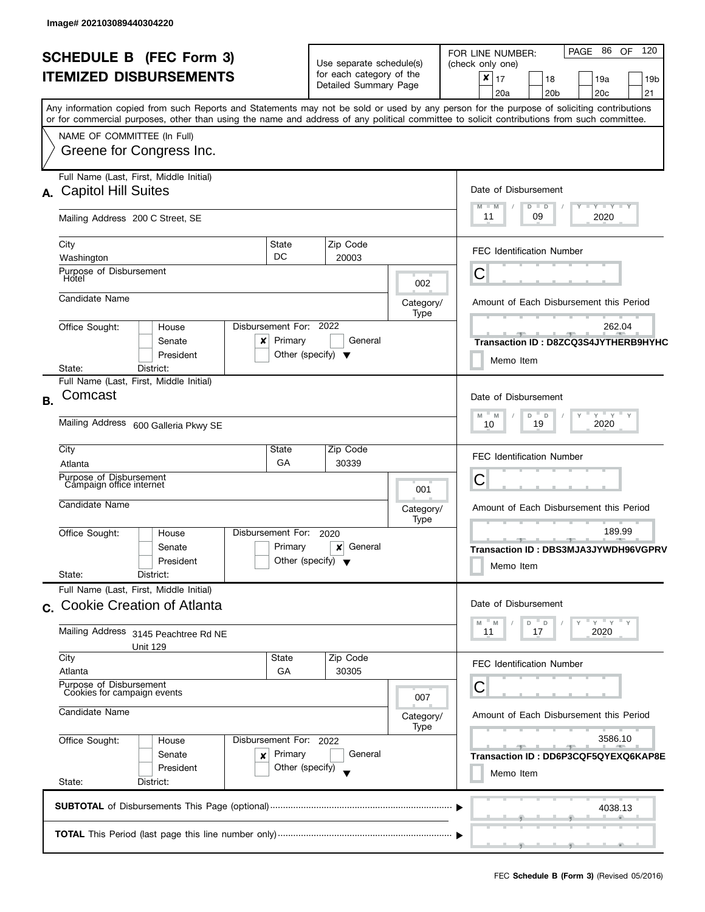Image# 202103089440304220

# SCHEDULE B (FEC Form 3)
## ITEMIZED DISBURSEMENTS

Use separate schedule(s) for each category of the Detailed Summary Page

FOR LINE NUMBER: (check only one)

- [x] 17
- [ ] 18
- [ ] 19a
- [ ] 19b
- [ ] 20a
- [ ] 20b
- [ ] 20c
- [ ] 21

PAGE 86 OF 120

Any information copied from such Reports and Statements may not be sold or used by any person for the purpose of soliciting contributions or for commercial purposes, other than using the name and address of any political committee to solicit contributions from such committee.

NAME OF COMMITTEE (In Full)
Greene for Congress Inc.

---

**A.** Full Name (Last, First, Middle Initial): Capitol Hill Suites

Mailing Address: 200 C Street, SE

City: Washington | State: DC | Zip Code: 20003

Purpose of Disbursement: Hotel

Category/Type: 002

Candidate Name:

Office Sought: [ ] House [ ] Senate [ ] President

State: District:

Disbursement For: 2022 [x] Primary [ ] General [ ] Other (specify)

Date of Disbursement: 11 / 09 / 2020

FEC Identification Number: C

Amount of Each Disbursement this Period: 262.04

Transaction ID : D8ZCQ3S4JYTHERB9HYHC

[ ] Memo Item

---

**B.** Full Name (Last, First, Middle Initial): Comcast

Mailing Address: 600 Galleria Pkwy SE

City: Atlanta | State: GA | Zip Code: 30339

Purpose of Disbursement: Campaign office internet

Category/Type: 001

Candidate Name:

Office Sought: [ ] House [ ] Senate [ ] President

State: District:

Disbursement For: 2020 [ ] Primary [x] General [ ] Other (specify)

Date of Disbursement: 10 / 19 / 2020

FEC Identification Number: C

Amount of Each Disbursement this Period: 189.99

Transaction ID : DBS3MJA3JYWDH96VGPRV

[ ] Memo Item

---

**C.** Full Name (Last, First, Middle Initial): Cookie Creation of Atlanta

Mailing Address: 3145 Peachtree Rd NE, Unit 129

City: Atlanta | State: GA | Zip Code: 30305

Purpose of Disbursement: Cookies for campaign events

Category/Type: 007

Candidate Name:

Office Sought: [ ] House [ ] Senate [ ] President

State: District:

Disbursement For: 2022 [x] Primary [ ] General [ ] Other (specify)

Date of Disbursement: 11 / 17 / 2020

FEC Identification Number: C

Amount of Each Disbursement this Period: 3586.10

Transaction ID : DD6P3CQF5QYEXQ6KAP8E

[ ] Memo Item

---

**SUBTOTAL** of Disbursements This Page (optional): 4038.13

**TOTAL** This Period (last page this line number only):

FEC **Schedule B (Form 3)** (Revised 05/2016)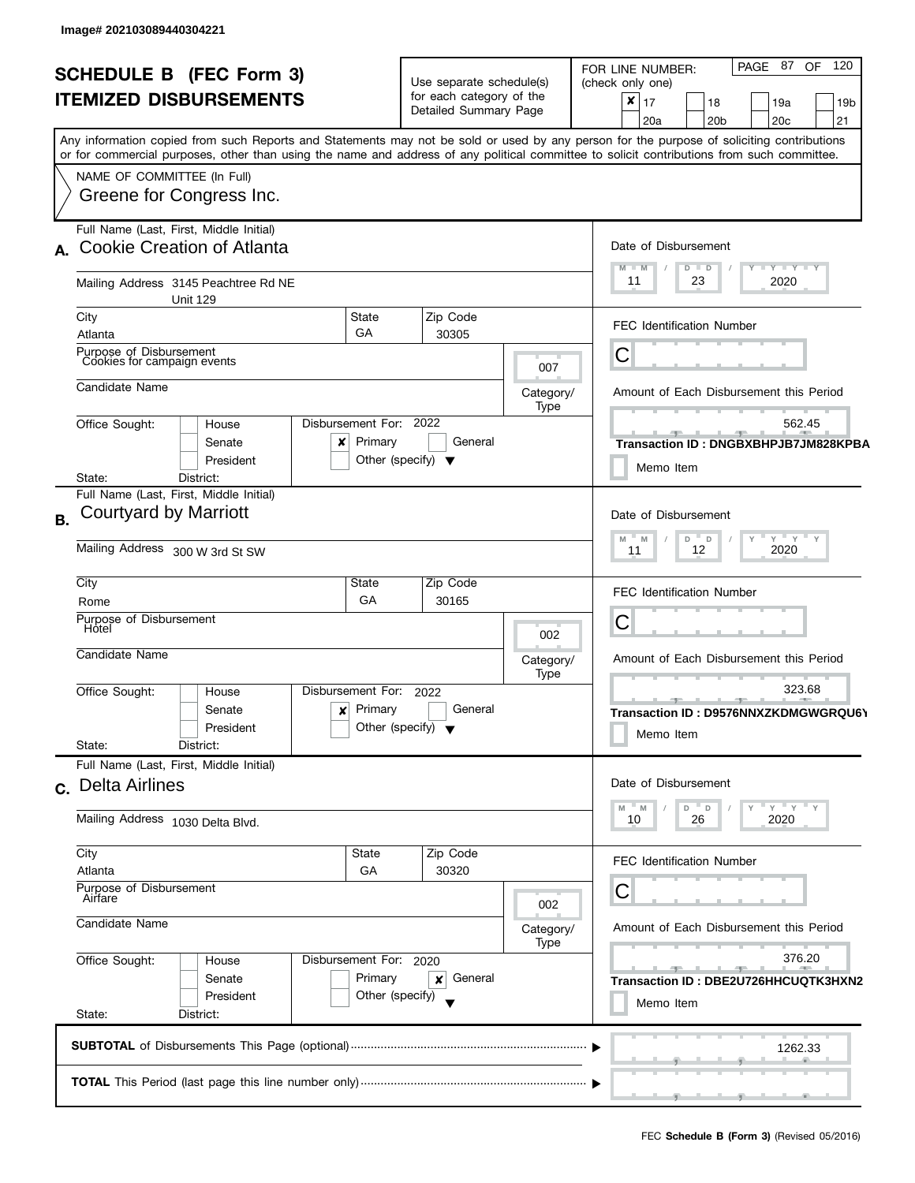Image# 202103089440304221

# SCHEDULE B (FEC Form 3)
## ITEMIZED DISBURSEMENTS

Use separate schedule(s) for each category of the Detailed Summary Page

FOR LINE NUMBER: (check only one)
[x] 17 [ ] 18 [ ] 19a [ ] 19b [ ] 20a [ ] 20b [ ] 20c [ ] 21

Any information copied from such Reports and Statements may not be sold or used by any person for the purpose of soliciting contributions or for commercial purposes, other than using the name and address of any political committee to solicit contributions from such committee.

NAME OF COMMITTEE (In Full)
Greene for Congress Inc.

---

**A.** Full Name (Last, First, Middle Initial): Cookie Creation of Atlanta

Mailing Address: 3145 Peachtree Rd NE, Unit 129

City: Atlanta | State: GA | Zip Code: 30305

Purpose of Disbursement: Cookies for campaign events

Category/Type: 007

Candidate Name:

Office Sought: [ ] House [ ] Senate [ ] President

State: District:

Disbursement For: 2022 [x] Primary [ ] General [ ] Other (specify)

Date of Disbursement: 11 / 23 / 2020

FEC Identification Number: C

Amount of Each Disbursement this Period: 562.45

Transaction ID : DNGBXBHPJB7JM828KPBA

[ ] Memo Item

---

**B.** Full Name (Last, First, Middle Initial): Courtyard by Marriott

Mailing Address: 300 W 3rd St SW

City: Rome | State: GA | Zip Code: 30165

Purpose of Disbursement: Hotel

Category/Type: 002

Candidate Name:

Office Sought: [ ] House [ ] Senate [ ] President

State: District:

Disbursement For: 2022 [x] Primary [ ] General [ ] Other (specify)

Date of Disbursement: 11 / 12 / 2020

FEC Identification Number: C

Amount of Each Disbursement this Period: 323.68

Transaction ID : D9576NNXZKDMGWGRQU6Y

[ ] Memo Item

---

**C.** Full Name (Last, First, Middle Initial): Delta Airlines

Mailing Address: 1030 Delta Blvd.

City: Atlanta | State: GA | Zip Code: 30320

Purpose of Disbursement: Airfare

Category/Type: 002

Candidate Name:

Office Sought: [ ] House [ ] Senate [ ] President

State: District:

Disbursement For: 2020 [ ] Primary [x] General [ ] Other (specify)

Date of Disbursement: 10 / 26 / 2020

FEC Identification Number: C

Amount of Each Disbursement this Period: 376.20

Transaction ID : DBE2U726HHCUQTK3HXN2

[ ] Memo Item

---

**SUBTOTAL** of Disbursements This Page (optional): 1262.33

**TOTAL** This Period (last page this line number only):

FEC **Schedule B (Form 3)** (Revised 05/2016)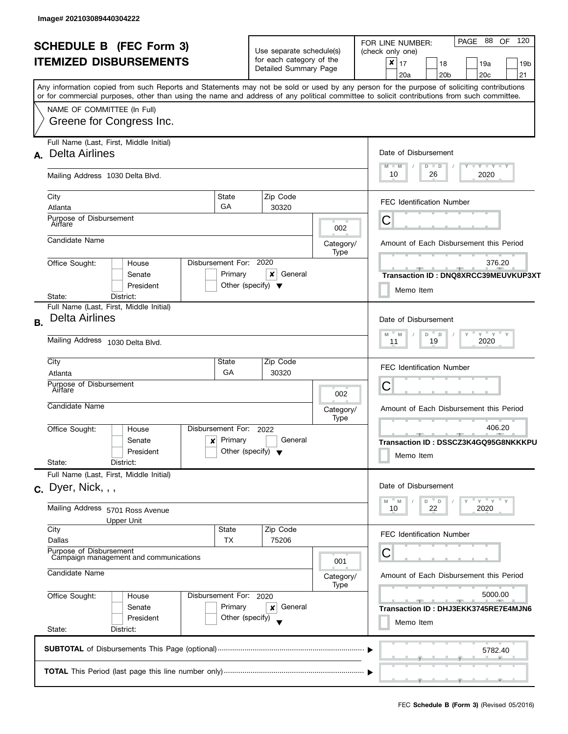Image# 202103089440304222

# SCHEDULE B (FEC Form 3)
## ITEMIZED DISBURSEMENTS

Use separate schedule(s) for each category of the Detailed Summary Page

FOR LINE NUMBER: (check only one)

- [x] 17
- [ ] 18
- [ ] 19a
- [ ] 19b
- [ ] 20a
- [ ] 20b
- [ ] 20c
- [ ] 21

Any information copied from such Reports and Statements may not be sold or used by any person for the purpose of soliciting contributions or for commercial purposes, other than using the name and address of any political committee to solicit contributions from such committee.

NAME OF COMMITTEE (In Full)
Greene for Congress Inc.

---

**A.** Full Name (Last, First, Middle Initial): Delta Airlines

Mailing Address: 1030 Delta Blvd.

City: Atlanta | State: GA | Zip Code: 30320

Purpose of Disbursement: Airfare

Category/Type: 002

Candidate Name:

Office Sought: [ ] House [ ] Senate [ ] President
State: District:

Disbursement For: 2020 [ ] Primary [x] General [ ] Other (specify)

Date of Disbursement: 10 / 26 / 2020

FEC Identification Number: C

Amount of Each Disbursement this Period: 376.20

Transaction ID : DNQ8XRCC39MEUVKUP3XT

[ ] Memo Item

---

**B.** Full Name (Last, First, Middle Initial): Delta Airlines

Mailing Address: 1030 Delta Blvd.

City: Atlanta | State: GA | Zip Code: 30320

Purpose of Disbursement: Airfare

Category/Type: 002

Candidate Name:

Office Sought: [ ] House [ ] Senate [ ] President
State: District:

Disbursement For: 2022 [x] Primary [ ] General [ ] Other (specify)

Date of Disbursement: 11 / 19 / 2020

FEC Identification Number: C

Amount of Each Disbursement this Period: 406.20

Transaction ID : DSSCZ3K4GQ95G8NKKKPU

[ ] Memo Item

---

**C.** Full Name (Last, First, Middle Initial): Dyer, Nick, , ,

Mailing Address: 5701 Ross Avenue
Upper Unit

City: Dallas | State: TX | Zip Code: 75206

Purpose of Disbursement: Campaign management and communications

Category/Type: 001

Candidate Name:

Office Sought: [ ] House [ ] Senate [ ] President
State: District:

Disbursement For: 2020 [ ] Primary [x] General [ ] Other (specify)

Date of Disbursement: 10 / 22 / 2020

FEC Identification Number: C

Amount of Each Disbursement this Period: 5000.00

Transaction ID : DHJ3EKK3745RE7E4MJN6

[ ] Memo Item

---

**SUBTOTAL** of Disbursements This Page (optional): 5782.40

**TOTAL** This Period (last page this line number only):

FEC **Schedule B (Form 3)** (Revised 05/2016)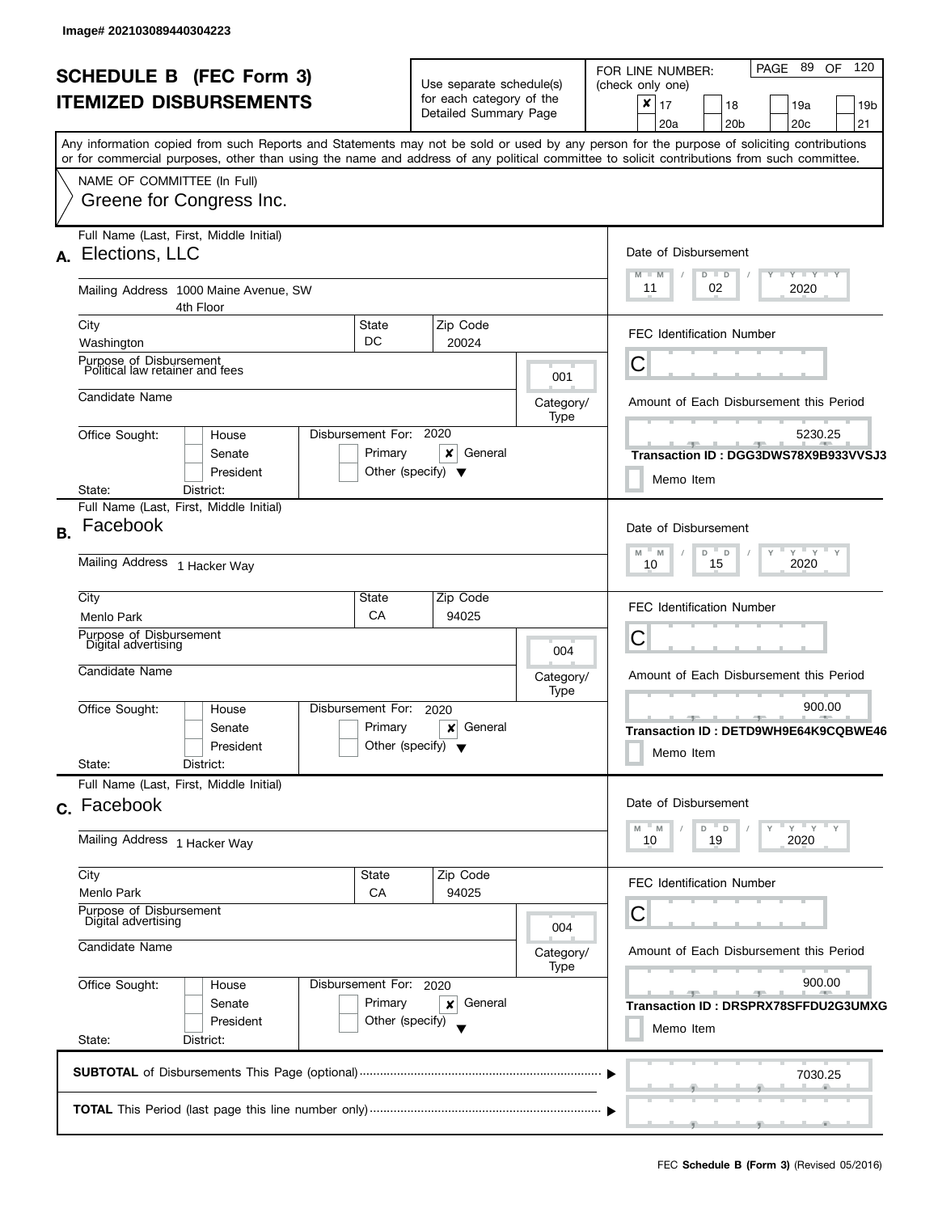Image# 202103089440304223

# SCHEDULE B (FEC Form 3)
## ITEMIZED DISBURSEMENTS

Use separate schedule(s) for each category of the Detailed Summary Page

FOR LINE NUMBER: (check only one)

- [x] 17
- [ ] 18
- [ ] 19a
- [ ] 19b
- [ ] 20a
- [ ] 20b
- [ ] 20c
- [ ] 21

Any information copied from such Reports and Statements may not be sold or used by any person for the purpose of soliciting contributions or for commercial purposes, other than using the name and address of any political committee to solicit contributions from such committee.

NAME OF COMMITTEE (In Full)
Greene for Congress Inc.

---

**A.** Full Name (Last, First, Middle Initial): Elections, LLC

Mailing Address: 1000 Maine Avenue, SW, 4th Floor

City: Washington | State: DC | Zip Code: 20024

Purpose of Disbursement: Political law retainer and fees

Category/Type: 001

Candidate Name:

Office Sought: House / Senate / President | State: | District:

Disbursement For: 2020 — Primary / [x] General / Other (specify)

Date of Disbursement: 11/02/2020

FEC Identification Number: C

Amount of Each Disbursement this Period: 5230.25

Transaction ID : DGG3DWS78X9B933VVSJ3

Memo Item

---

**B.** Full Name (Last, First, Middle Initial): Facebook

Mailing Address: 1 Hacker Way

City: Menlo Park | State: CA | Zip Code: 94025

Purpose of Disbursement: Digital advertising

Category/Type: 004

Candidate Name:

Office Sought: House / Senate / President | State: | District:

Disbursement For: 2020 — Primary / [x] General / Other (specify)

Date of Disbursement: 10/15/2020

FEC Identification Number: C

Amount of Each Disbursement this Period: 900.00

Transaction ID : DETD9WH9E64K9CQBWE46

Memo Item

---

**C.** Full Name (Last, First, Middle Initial): Facebook

Mailing Address: 1 Hacker Way

City: Menlo Park | State: CA | Zip Code: 94025

Purpose of Disbursement: Digital advertising

Category/Type: 004

Candidate Name:

Office Sought: House / Senate / President | State: | District:

Disbursement For: 2020 — Primary / [x] General / Other (specify)

Date of Disbursement: 10/19/2020

FEC Identification Number: C

Amount of Each Disbursement this Period: 900.00

Transaction ID : DRSPRX78SFFDU2G3UMXG

Memo Item

---

**SUBTOTAL** of Disbursements This Page (optional): 7030.25

**TOTAL** This Period (last page this line number only):

FEC **Schedule B (Form 3)** (Revised 05/2016)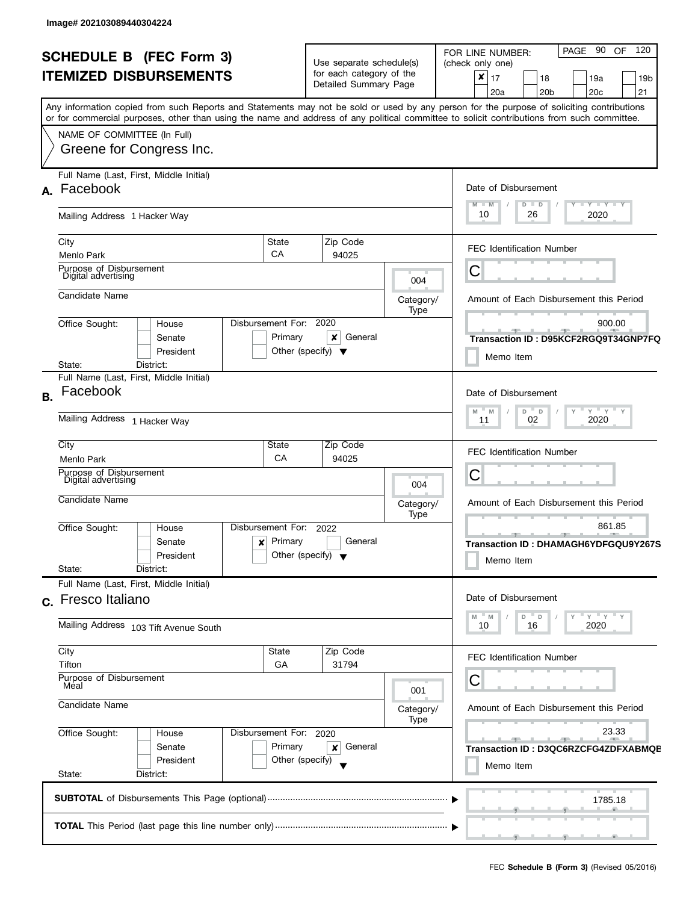Image# 202103089440304224

# SCHEDULE B (FEC Form 3)
# ITEMIZED DISBURSEMENTS

Use separate schedule(s) for each category of the Detailed Summary Page

FOR LINE NUMBER: (check only one)

| | | | |
|---|---|---|---|
| ☒ 17 | ☐ 18 | ☐ 19a | ☐ 19b |
| ☐ 20a | ☐ 20b | ☐ 20c | ☐ 21 |

PAGE 90 OF 120

Any information copied from such Reports and Statements may not be sold or used by any person for the purpose of soliciting contributions or for commercial purposes, other than using the name and address of any political committee to solicit contributions from such committee.

NAME OF COMMITTEE (In Full)
Greene for Congress Inc.

---

**A.** Full Name (Last, First, Middle Initial): Facebook

Mailing Address: 1 Hacker Way

City: Menlo Park | State: CA | Zip Code: 94025

Purpose of Disbursement: Digital advertising

Category/Type: 004

Candidate Name:

Office Sought: ☐ House ☐ Senate ☐ President

State: District:

Disbursement For: 2020 ☐ Primary ☒ General ☐ Other (specify)

Date of Disbursement: 10 / 26 / 2020

FEC Identification Number: C

Amount of Each Disbursement this Period: 900.00

Transaction ID : D95KCF2RGQ9T34GNP7FQ

☐ Memo Item

---

**B.** Full Name (Last, First, Middle Initial): Facebook

Mailing Address: 1 Hacker Way

City: Menlo Park | State: CA | Zip Code: 94025

Purpose of Disbursement: Digital advertising

Category/Type: 004

Candidate Name:

Office Sought: ☐ House ☐ Senate ☐ President

State: District:

Disbursement For: 2022 ☒ Primary ☐ General ☐ Other (specify)

Date of Disbursement: 11 / 02 / 2020

FEC Identification Number: C

Amount of Each Disbursement this Period: 861.85

Transaction ID : DHAMAGH6YDFGQU9Y267S

☐ Memo Item

---

**C.** Full Name (Last, First, Middle Initial): Fresco Italiano

Mailing Address: 103 Tift Avenue South

City: Tifton | State: GA | Zip Code: 31794

Purpose of Disbursement: Meal

Category/Type: 001

Candidate Name:

Office Sought: ☐ House ☐ Senate ☐ President

State: District:

Disbursement For: 2020 ☐ Primary ☒ General ☐ Other (specify)

Date of Disbursement: 10 / 16 / 2020

FEC Identification Number: C

Amount of Each Disbursement this Period: 23.33

Transaction ID : D3QC6RZCFG4ZDFXABMQE

☐ Memo Item

---

**SUBTOTAL** of Disbursements This Page (optional): 1785.18

**TOTAL** This Period (last page this line number only):

FEC **Schedule B (Form 3)** (Revised 05/2016)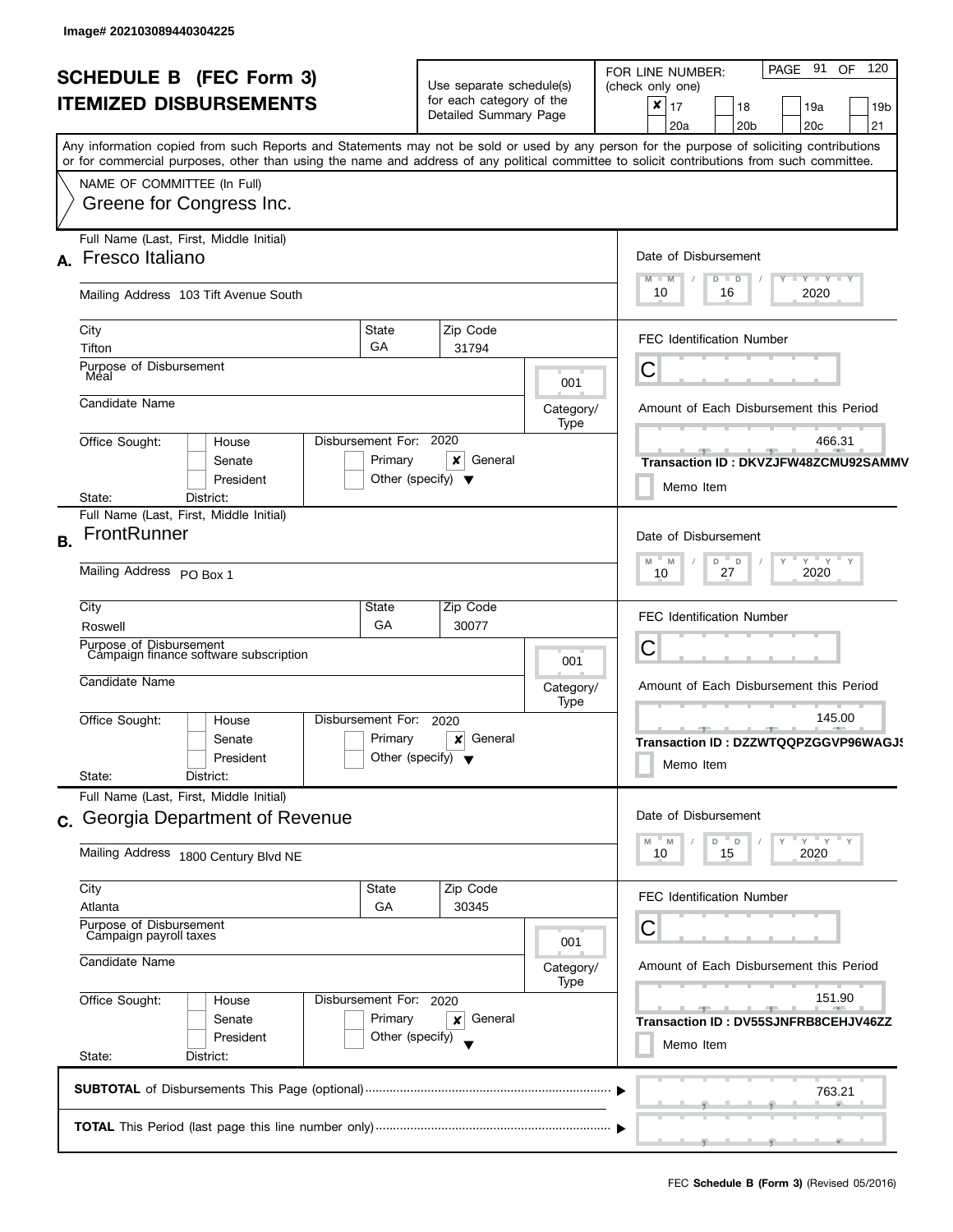Image# 202103089440304225

# SCHEDULE B (FEC Form 3)
## ITEMIZED DISBURSEMENTS

Use separate schedule(s) for each category of the Detailed Summary Page

FOR LINE NUMBER: (check only one)

| | | | |
|---|---|---|---|
| [x] 17 | [ ] 18 | [ ] 19a | [ ] 19b |
| [ ] 20a | [ ] 20b | [ ] 20c | [ ] 21 |

Any information copied from such Reports and Statements may not be sold or used by any person for the purpose of soliciting contributions or for commercial purposes, other than using the name and address of any political committee to solicit contributions from such committee.

NAME OF COMMITTEE (In Full)
Greene for Congress Inc.

---

**A.** Full Name (Last, First, Middle Initial): Fresco Italiano

Mailing Address: 103 Tift Avenue South

City: Tifton | State: GA | Zip Code: 31794

Purpose of Disbursement: Meal

Category/Type: 001

Candidate Name:

Office Sought: [ ] House [ ] Senate [ ] President
State: District:

Disbursement For: 2020 [ ] Primary [x] General [ ] Other (specify)

Date of Disbursement: 10 / 16 / 2020

FEC Identification Number: C

Amount of Each Disbursement this Period: 466.31

Transaction ID : DKVZJFW48ZCMU92SAMMV

[ ] Memo Item

---

**B.** Full Name (Last, First, Middle Initial): FrontRunner

Mailing Address: PO Box 1

City: Roswell | State: GA | Zip Code: 30077

Purpose of Disbursement: Campaign finance software subscription

Category/Type: 001

Candidate Name:

Office Sought: [ ] House [ ] Senate [ ] President
State: District:

Disbursement For: 2020 [ ] Primary [x] General [ ] Other (specify)

Date of Disbursement: 10 / 27 / 2020

FEC Identification Number: C

Amount of Each Disbursement this Period: 145.00

Transaction ID : DZZWTQQPZGGVP96WAGJS

[ ] Memo Item

---

**C.** Full Name (Last, First, Middle Initial): Georgia Department of Revenue

Mailing Address: 1800 Century Blvd NE

City: Atlanta | State: GA | Zip Code: 30345

Purpose of Disbursement: Campaign payroll taxes

Category/Type: 001

Candidate Name:

Office Sought: [ ] House [ ] Senate [ ] President
State: District:

Disbursement For: 2020 [ ] Primary [x] General [ ] Other (specify)

Date of Disbursement: 10 / 15 / 2020

FEC Identification Number: C

Amount of Each Disbursement this Period: 151.90

Transaction ID : DV55SJNFRB8CEHJV46ZZ

[ ] Memo Item

---

**SUBTOTAL** of Disbursements This Page (optional): 763.21

**TOTAL** This Period (last page this line number only):

FEC **Schedule B (Form 3)** (Revised 05/2016)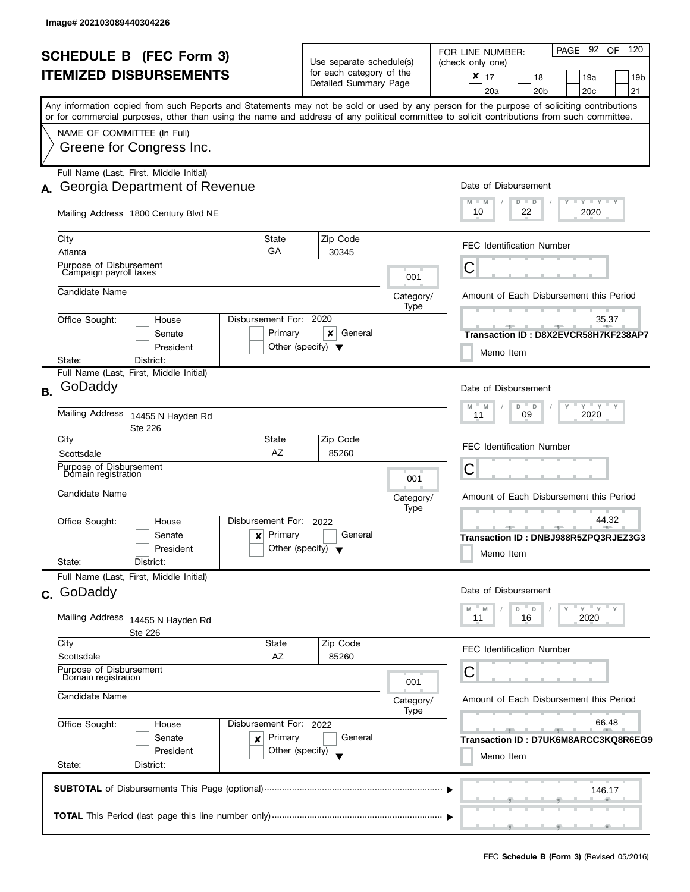Image# 202103089440304226

# SCHEDULE B (FEC Form 3)
# ITEMIZED DISBURSEMENTS

Use separate schedule(s) for each category of the Detailed Summary Page

FOR LINE NUMBER: (check only one)

- [x] 17
- [ ] 18
- [ ] 19a
- [ ] 19b
- [ ] 20a
- [ ] 20b
- [ ] 20c
- [ ] 21

Any information copied from such Reports and Statements may not be sold or used by any person for the purpose of soliciting contributions or for commercial purposes, other than using the name and address of any political committee to solicit contributions from such committee.

NAME OF COMMITTEE (In Full)
Greene for Congress Inc.

---

**A.** Full Name (Last, First, Middle Initial): Georgia Department of Revenue

Mailing Address: 1800 Century Blvd NE

City: Atlanta | State: GA | Zip Code: 30345

Purpose of Disbursement: Campaign payroll taxes

Category/Type: 001

Candidate Name:

Office Sought: [ ] House [ ] Senate [ ] President

State: District:

Disbursement For: 2020 [ ] Primary [x] General [ ] Other (specify)

Date of Disbursement: 10 / 22 / 2020

FEC Identification Number: C

Amount of Each Disbursement this Period: 35.37

Transaction ID : D8X2EVCR58H7KF238AP7

[ ] Memo Item

---

**B.** Full Name (Last, First, Middle Initial): GoDaddy

Mailing Address: 14455 N Hayden Rd, Ste 226

City: Scottsdale | State: AZ | Zip Code: 85260

Purpose of Disbursement: Domain registration

Category/Type: 001

Candidate Name:

Office Sought: [ ] House [ ] Senate [ ] President

State: District:

Disbursement For: 2022 [x] Primary [ ] General [ ] Other (specify)

Date of Disbursement: 11 / 09 / 2020

FEC Identification Number: C

Amount of Each Disbursement this Period: 44.32

Transaction ID : DNBJ988R5ZPQ3RJEZ3G3

[ ] Memo Item

---

**C.** Full Name (Last, First, Middle Initial): GoDaddy

Mailing Address: 14455 N Hayden Rd, Ste 226

City: Scottsdale | State: AZ | Zip Code: 85260

Purpose of Disbursement: Domain registration

Category/Type: 001

Candidate Name:

Office Sought: [ ] House [ ] Senate [ ] President

State: District:

Disbursement For: 2022 [x] Primary [ ] General [ ] Other (specify)

Date of Disbursement: 11 / 16 / 2020

FEC Identification Number: C

Amount of Each Disbursement this Period: 66.48

Transaction ID : D7UK6M8ARCC3KQ8R6EG9

[ ] Memo Item

---

**SUBTOTAL** of Disbursements This Page (optional): 146.17

**TOTAL** This Period (last page this line number only):

FEC **Schedule B (Form 3)** (Revised 05/2016)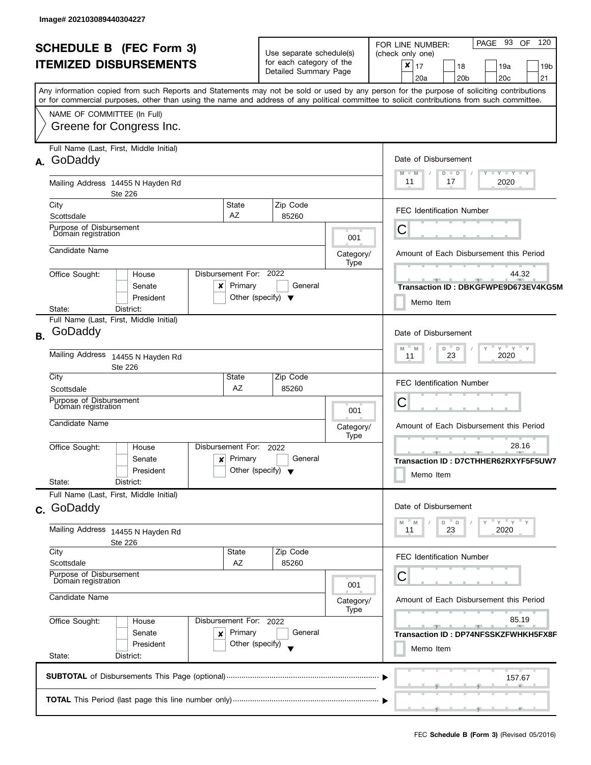Image# 202103089440304227

# SCHEDULE B (FEC Form 3)
## ITEMIZED DISBURSEMENTS

Use separate schedule(s) for each category of the Detailed Summary Page

FOR LINE NUMBER: (check only one)

- [x] 17
- [ ] 18
- [ ] 19a
- [ ] 19b
- [ ] 20a
- [ ] 20b
- [ ] 20c
- [ ] 21

PAGE 93 OF 120

Any information copied from such Reports and Statements may not be sold or used by any person for the purpose of soliciting contributions or for commercial purposes, other than using the name and address of any political committee to solicit contributions from such committee.

NAME OF COMMITTEE (In Full)
Greene for Congress Inc.

---

**A.** Full Name (Last, First, Middle Initial): GoDaddy

Mailing Address: 14455 N Hayden Rd, Ste 226

City: Scottsdale | State: AZ | Zip Code: 85260

Purpose of Disbursement: Domain registration

Category/Type: 001

Candidate Name:

Office Sought: [ ] House [ ] Senate [ ] President

State: District:

Disbursement For: 2022 [x] Primary [ ] General [ ] Other (specify)

Date of Disbursement: 11 / 17 / 2020

FEC Identification Number: C

Amount of Each Disbursement this Period: 44.32

Transaction ID : DBKGFWPE9D673EV4KG5M

[ ] Memo Item

---

**B.** Full Name (Last, First, Middle Initial): GoDaddy

Mailing Address: 14455 N Hayden Rd, Ste 226

City: Scottsdale | State: AZ | Zip Code: 85260

Purpose of Disbursement: Domain registration

Category/Type: 001

Candidate Name:

Office Sought: [ ] House [ ] Senate [ ] President

State: District:

Disbursement For: 2022 [x] Primary [ ] General [ ] Other (specify)

Date of Disbursement: 11 / 23 / 2020

FEC Identification Number: C

Amount of Each Disbursement this Period: 28.16

Transaction ID : D7CTHHER62RXYF5F5UW7

[ ] Memo Item

---

**C.** Full Name (Last, First, Middle Initial): GoDaddy

Mailing Address: 14455 N Hayden Rd, Ste 226

City: Scottsdale | State: AZ | Zip Code: 85260

Purpose of Disbursement: Domain registration

Category/Type: 001

Candidate Name:

Office Sought: [ ] House [ ] Senate [ ] President

State: District:

Disbursement For: 2022 [x] Primary [ ] General [ ] Other (specify)

Date of Disbursement: 11 / 23 / 2020

FEC Identification Number: C

Amount of Each Disbursement this Period: 85.19

Transaction ID : DP74NFSSKZFWHKH5FX8F

[ ] Memo Item

---

**SUBTOTAL** of Disbursements This Page (optional): 157.67

**TOTAL** This Period (last page this line number only):

FEC **Schedule B (Form 3)** (Revised 05/2016)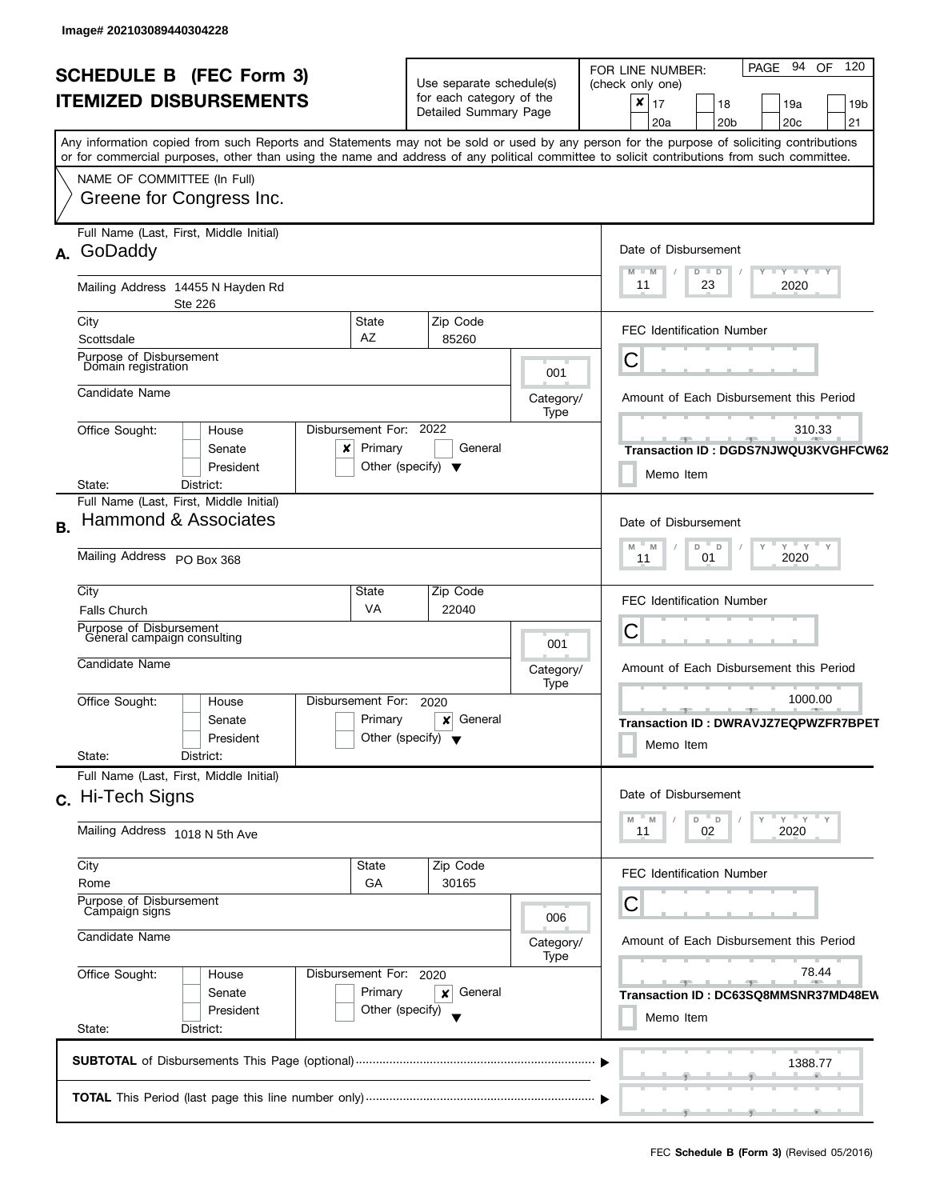Image# 202103089440304228

# SCHEDULE B (FEC Form 3)
## ITEMIZED DISBURSEMENTS

Use separate schedule(s) for each category of the Detailed Summary Page

FOR LINE NUMBER: (check only one)

- [x] 17
- [ ] 18
- [ ] 19a
- [ ] 19b
- [ ] 20a
- [ ] 20b
- [ ] 20c
- [ ] 21

PAGE 94 OF 120

Any information copied from such Reports and Statements may not be sold or used by any person for the purpose of soliciting contributions or for commercial purposes, other than using the name and address of any political committee to solicit contributions from such committee.

NAME OF COMMITTEE (In Full)
Greene for Congress Inc.

---

**A.** Full Name (Last, First, Middle Initial): GoDaddy

Mailing Address: 14455 N Hayden Rd, Ste 226

City: Scottsdale | State: AZ | Zip Code: 85260

Purpose of Disbursement: Domain registration

Category/Type: 001

Candidate Name:

Office Sought: [ ] House [ ] Senate [ ] President

State: District:

Disbursement For: 2022 [x] Primary [ ] General [ ] Other (specify)

Date of Disbursement: 11/23/2020

FEC Identification Number: C

Amount of Each Disbursement this Period: 310.33

Transaction ID : DGDS7NJWQU3KVGHFCW62

[ ] Memo Item

---

**B.** Full Name (Last, First, Middle Initial): Hammond & Associates

Mailing Address: PO Box 368

City: Falls Church | State: VA | Zip Code: 22040

Purpose of Disbursement: General campaign consulting

Category/Type: 001

Candidate Name:

Office Sought: [ ] House [ ] Senate [ ] President

State: District:

Disbursement For: 2020 [ ] Primary [x] General [ ] Other (specify)

Date of Disbursement: 11/01/2020

FEC Identification Number: C

Amount of Each Disbursement this Period: 1000.00

Transaction ID : DWRAVJZ7EQPWZFR7BPET

[ ] Memo Item

---

**C.** Full Name (Last, First, Middle Initial): Hi-Tech Signs

Mailing Address: 1018 N 5th Ave

City: Rome | State: GA | Zip Code: 30165

Purpose of Disbursement: Campaign signs

Category/Type: 006

Candidate Name:

Office Sought: [ ] House [ ] Senate [ ] President

State: District:

Disbursement For: 2020 [ ] Primary [x] General [ ] Other (specify)

Date of Disbursement: 11/02/2020

FEC Identification Number: C

Amount of Each Disbursement this Period: 78.44

Transaction ID : DC63SQ8MMSNR37MD48EW

[ ] Memo Item

---

**SUBTOTAL** of Disbursements This Page (optional): 1388.77

**TOTAL** This Period (last page this line number only):

FEC **Schedule B (Form 3)** (Revised 05/2016)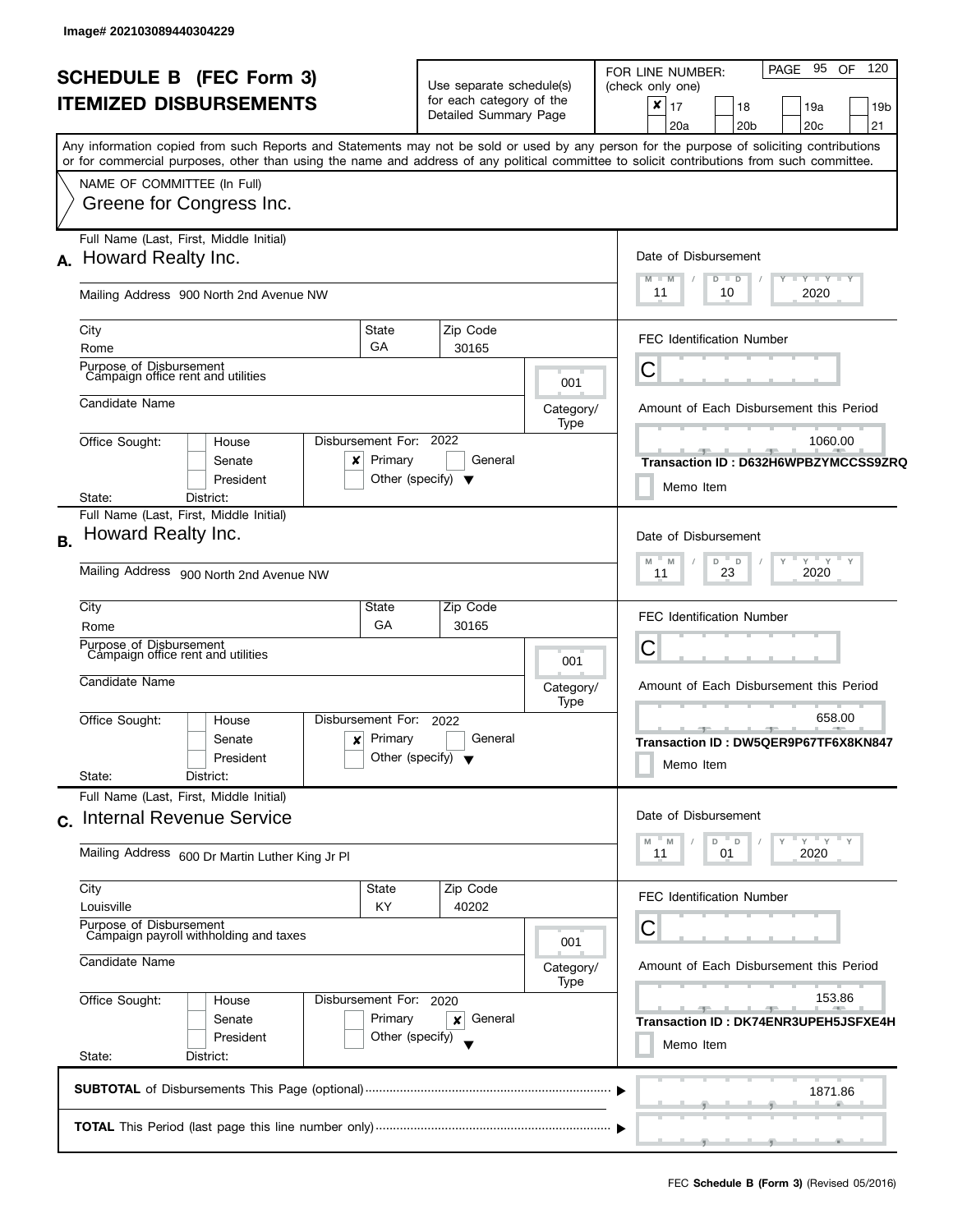Image# 202103089440304229

# SCHEDULE B (FEC Form 3)
## ITEMIZED DISBURSEMENTS

Use separate schedule(s) for each category of the Detailed Summary Page

FOR LINE NUMBER: (check only one)

- [x] 17
- [ ] 18
- [ ] 19a
- [ ] 19b
- [ ] 20a
- [ ] 20b
- [ ] 20c
- [ ] 21

Any information copied from such Reports and Statements may not be sold or used by any person for the purpose of soliciting contributions or for commercial purposes, other than using the name and address of any political committee to solicit contributions from such committee.

NAME OF COMMITTEE (In Full)
Greene for Congress Inc.

---

**A.** Full Name (Last, First, Middle Initial): Howard Realty Inc.

Mailing Address: 900 North 2nd Avenue NW

City: Rome | State: GA | Zip Code: 30165

Purpose of Disbursement: Campaign office rent and utilities

Category/Type: 001

Candidate Name:

Office Sought: [ ] House [ ] Senate [ ] President

State: District:

Disbursement For: 2022 [x] Primary [ ] General [ ] Other (specify)

Date of Disbursement: 11/10/2020

FEC Identification Number: C

Amount of Each Disbursement this Period: 1060.00

Transaction ID : D632H6WPBZYMCCSS9ZRQ

[ ] Memo Item

---

**B.** Full Name (Last, First, Middle Initial): Howard Realty Inc.

Mailing Address: 900 North 2nd Avenue NW

City: Rome | State: GA | Zip Code: 30165

Purpose of Disbursement: Campaign office rent and utilities

Category/Type: 001

Candidate Name:

Office Sought: [ ] House [ ] Senate [ ] President

State: District:

Disbursement For: 2022 [x] Primary [ ] General [ ] Other (specify)

Date of Disbursement: 11/23/2020

FEC Identification Number: C

Amount of Each Disbursement this Period: 658.00

Transaction ID : DW5QER9P67TF6X8KN847

[ ] Memo Item

---

**C.** Full Name (Last, First, Middle Initial): Internal Revenue Service

Mailing Address: 600 Dr Martin Luther King Jr Pl

City: Louisville | State: KY | Zip Code: 40202

Purpose of Disbursement: Campaign payroll withholding and taxes

Category/Type: 001

Candidate Name:

Office Sought: [ ] House [ ] Senate [ ] President

State: District:

Disbursement For: 2020 [ ] Primary [x] General [ ] Other (specify)

Date of Disbursement: 11/01/2020

FEC Identification Number: C

Amount of Each Disbursement this Period: 153.86

Transaction ID : DK74ENR3UPEH5JSFXE4H

[ ] Memo Item

---

**SUBTOTAL** of Disbursements This Page (optional): 1871.86

**TOTAL** This Period (last page this line number only):

FEC **Schedule B (Form 3)** (Revised 05/2016)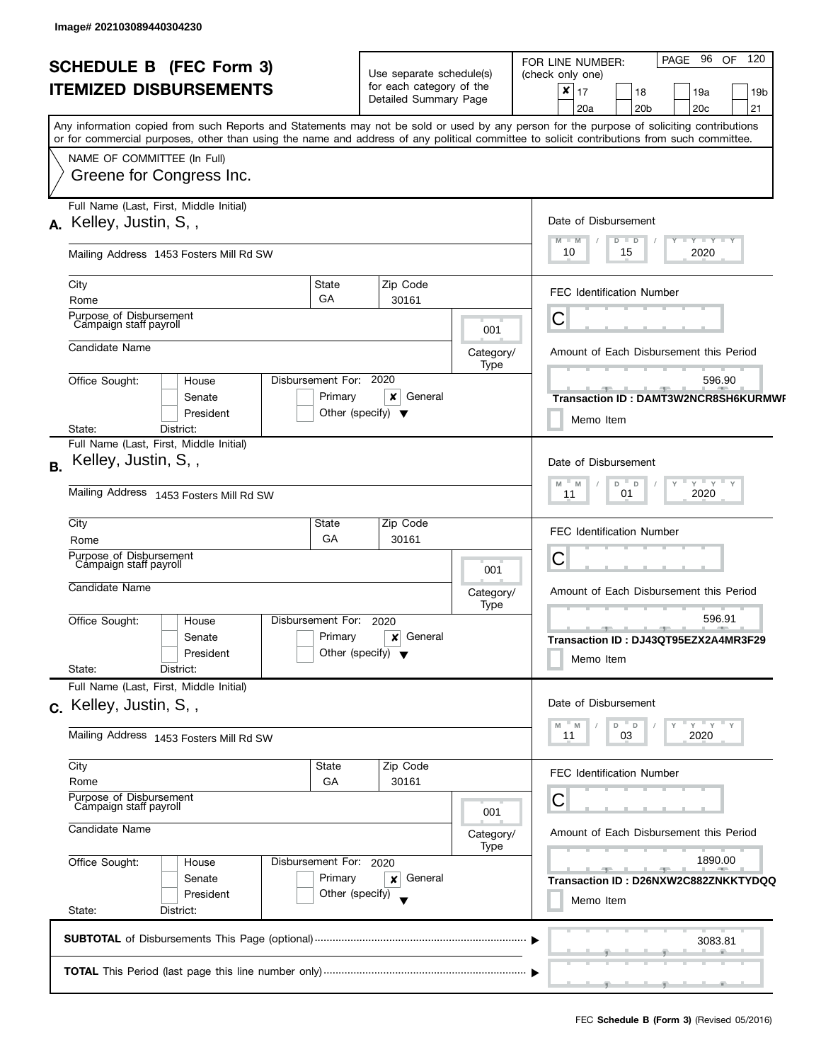Image# 202103089440304230

# SCHEDULE B (FEC Form 3)
# ITEMIZED DISBURSEMENTS

Use separate schedule(s) for each category of the Detailed Summary Page

FOR LINE NUMBER: (check only one)

- [x] 17
- [ ] 18
- [ ] 19a
- [ ] 19b
- [ ] 20a
- [ ] 20b
- [ ] 20c
- [ ] 21

PAGE 96 OF 120

Any information copied from such Reports and Statements may not be sold or used by any person for the purpose of soliciting contributions or for commercial purposes, other than using the name and address of any political committee to solicit contributions from such committee.

NAME OF COMMITTEE (In Full)
Greene for Congress Inc.

---

**A.** Full Name (Last, First, Middle Initial): Kelley, Justin, S, ,

Mailing Address: 1453 Fosters Mill Rd SW

City: Rome | State: GA | Zip Code: 30161

Purpose of Disbursement: Campaign staff payroll

Category/Type: 001

Candidate Name:

Office Sought: [ ] House [ ] Senate [ ] President

State: District:

Disbursement For: 2020 [ ] Primary [x] General [ ] Other (specify)

Date of Disbursement: 10 / 15 / 2020

FEC Identification Number: C

Amount of Each Disbursement this Period: 596.90

Transaction ID : DAMT3W2NCR8SH6KURMWF

[ ] Memo Item

---

**B.** Full Name (Last, First, Middle Initial): Kelley, Justin, S, ,

Mailing Address: 1453 Fosters Mill Rd SW

City: Rome | State: GA | Zip Code: 30161

Purpose of Disbursement: Campaign staff payroll

Category/Type: 001

Candidate Name:

Office Sought: [ ] House [ ] Senate [ ] President

State: District:

Disbursement For: 2020 [ ] Primary [x] General [ ] Other (specify)

Date of Disbursement: 11 / 01 / 2020

FEC Identification Number: C

Amount of Each Disbursement this Period: 596.91

Transaction ID : DJ43QT95EZX2A4MR3F29

[ ] Memo Item

---

**C.** Full Name (Last, First, Middle Initial): Kelley, Justin, S, ,

Mailing Address: 1453 Fosters Mill Rd SW

City: Rome | State: GA | Zip Code: 30161

Purpose of Disbursement: Campaign staff payroll

Category/Type: 001

Candidate Name:

Office Sought: [ ] House [ ] Senate [ ] President

State: District:

Disbursement For: 2020 [ ] Primary [x] General [ ] Other (specify)

Date of Disbursement: 11 / 03 / 2020

FEC Identification Number: C

Amount of Each Disbursement this Period: 1890.00

Transaction ID : D26NXW2C882ZNKKTYDQQ

[ ] Memo Item

---

**SUBTOTAL** of Disbursements This Page (optional): 3083.81

**TOTAL** This Period (last page this line number only):

FEC **Schedule B (Form 3)** (Revised 05/2016)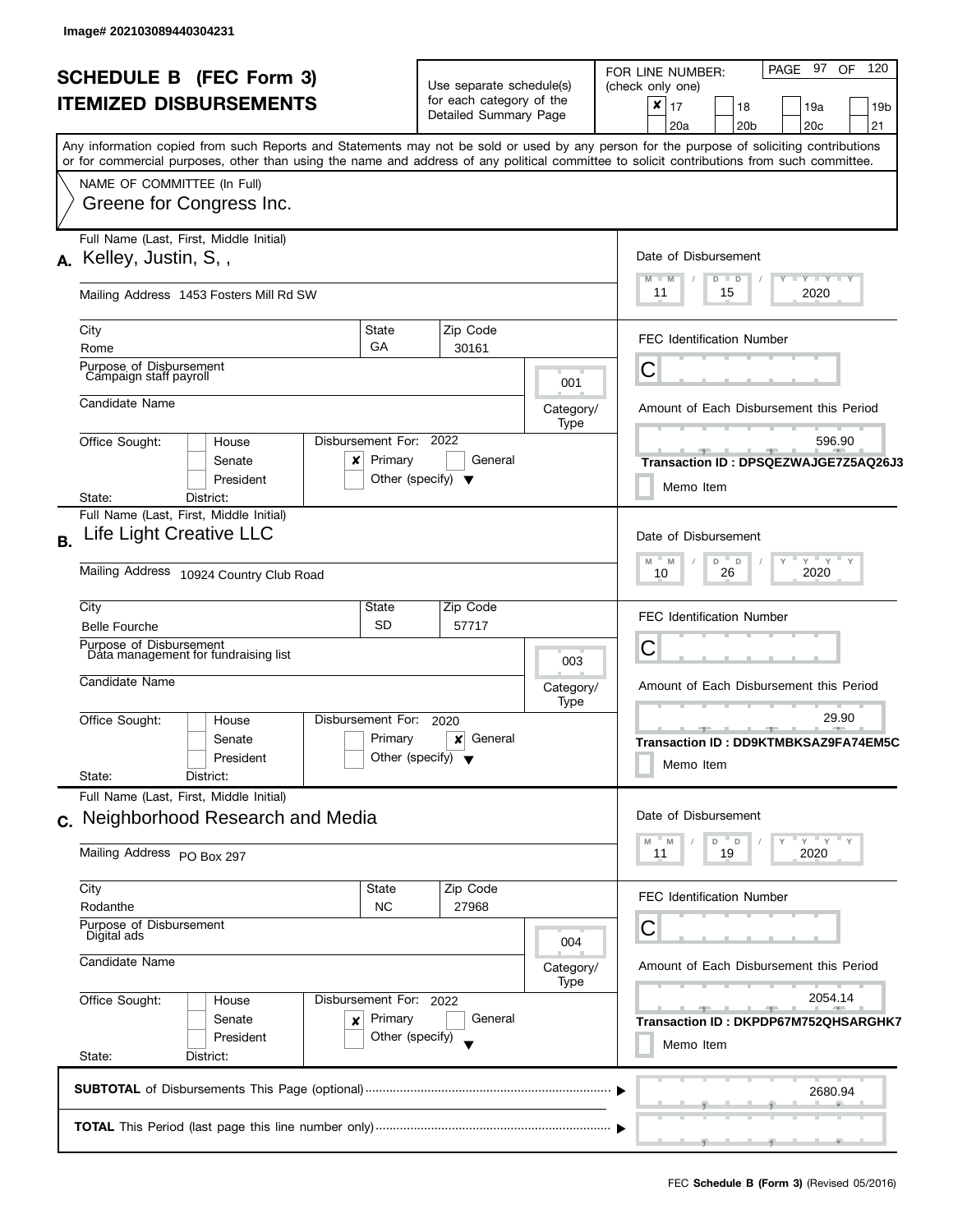Image# 202103089440304231

# SCHEDULE B (FEC Form 3)
## ITEMIZED DISBURSEMENTS

Use separate schedule(s) for each category of the Detailed Summary Page

FOR LINE NUMBER: (check only one)

- [x] 17
- [ ] 18
- [ ] 19a
- [ ] 19b
- [ ] 20a
- [ ] 20b
- [ ] 20c
- [ ] 21

PAGE 97 OF 120

Any information copied from such Reports and Statements may not be sold or used by any person for the purpose of soliciting contributions or for commercial purposes, other than using the name and address of any political committee to solicit contributions from such committee.

NAME OF COMMITTEE (In Full)
Greene for Congress Inc.

---

**A.** Full Name (Last, First, Middle Initial): Kelley, Justin, S, ,

Mailing Address: 1453 Fosters Mill Rd SW

City: Rome | State: GA | Zip Code: 30161

Purpose of Disbursement: Campaign staff payroll

Category/Type: 001

Candidate Name:

Office Sought: House / Senate / President
State: District:

Disbursement For: 2022 — [x] Primary [ ] General [ ] Other (specify)

Date of Disbursement: 11 / 15 / 2020

FEC Identification Number: C

Amount of Each Disbursement this Period: 596.90

Transaction ID : DPSQEZWAJGE7Z5AQ26J3

Memo Item

---

**B.** Full Name (Last, First, Middle Initial): Life Light Creative LLC

Mailing Address: 10924 Country Club Road

City: Belle Fourche | State: SD | Zip Code: 57717

Purpose of Disbursement: Data management for fundraising list

Category/Type: 003

Candidate Name:

Office Sought: House / Senate / President
State: District:

Disbursement For: 2020 — [ ] Primary [x] General [ ] Other (specify)

Date of Disbursement: 10 / 26 / 2020

FEC Identification Number: C

Amount of Each Disbursement this Period: 29.90

Transaction ID : DD9KTMBKSAZ9FA74EM5C

Memo Item

---

**C.** Full Name (Last, First, Middle Initial): Neighborhood Research and Media

Mailing Address: PO Box 297

City: Rodanthe | State: NC | Zip Code: 27968

Purpose of Disbursement: Digital ads

Category/Type: 004

Candidate Name:

Office Sought: House / Senate / President
State: District:

Disbursement For: 2022 — [x] Primary [ ] General [ ] Other (specify)

Date of Disbursement: 11 / 19 / 2020

FEC Identification Number: C

Amount of Each Disbursement this Period: 2054.14

Transaction ID : DKPDP67M752QHSARGHK7

Memo Item

---

**SUBTOTAL** of Disbursements This Page (optional): 2680.94

**TOTAL** This Period (last page this line number only):

FEC **Schedule B (Form 3)** (Revised 05/2016)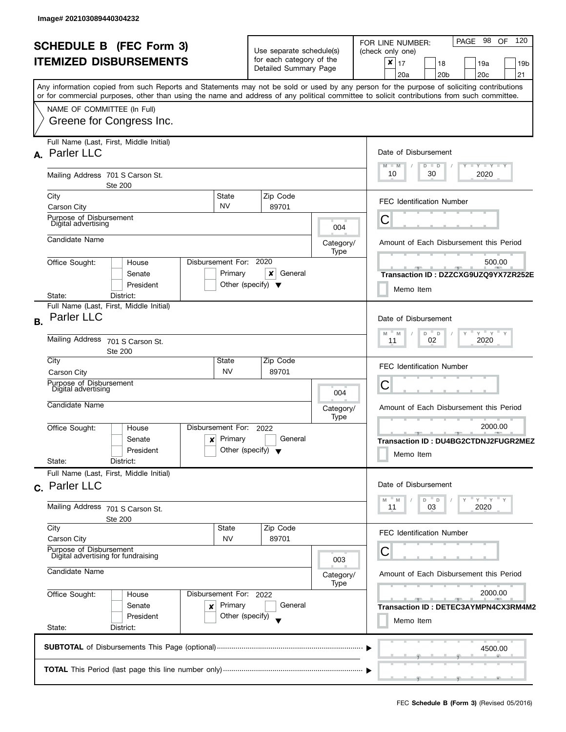Image# 202103089440304232

# SCHEDULE B (FEC Form 3)
## ITEMIZED DISBURSEMENTS

Use separate schedule(s) for each category of the Detailed Summary Page

FOR LINE NUMBER: (check only one)

- [x] 17
- [ ] 18
- [ ] 19a
- [ ] 19b
- [ ] 20a
- [ ] 20b
- [ ] 20c
- [ ] 21

Any information copied from such Reports and Statements may not be sold or used by any person for the purpose of soliciting contributions or for commercial purposes, other than using the name and address of any political committee to solicit contributions from such committee.

NAME OF COMMITTEE (In Full)
Greene for Congress Inc.

---

**A.** Full Name (Last, First, Middle Initial): **Parler LLC**

Mailing Address: 701 S Carson St.
Ste 200

City: Carson City | State: NV | Zip Code: 89701

Purpose of Disbursement: Digital advertising

Category/Type: 004

Candidate Name:

Office Sought: [ ] House [ ] Senate [ ] President
State: District:

Disbursement For: 2020 [ ] Primary [x] General [ ] Other (specify)

Date of Disbursement: 10/30/2020

FEC Identification Number: C

Amount of Each Disbursement this Period: 500.00

Transaction ID : DZZCXG9UZQ9YX7ZR252E

[ ] Memo Item

---

**B.** Full Name (Last, First, Middle Initial): **Parler LLC**

Mailing Address: 701 S Carson St.
Ste 200

City: Carson City | State: NV | Zip Code: 89701

Purpose of Disbursement: Digital advertising

Category/Type: 004

Candidate Name:

Office Sought: [ ] House [ ] Senate [ ] President
State: District:

Disbursement For: 2022 [x] Primary [ ] General [ ] Other (specify)

Date of Disbursement: 11/02/2020

FEC Identification Number: C

Amount of Each Disbursement this Period: 2000.00

Transaction ID : DU4BG2CTDNJ2FUGR2MEZ

[ ] Memo Item

---

**C.** Full Name (Last, First, Middle Initial): **Parler LLC**

Mailing Address: 701 S Carson St.
Ste 200

City: Carson City | State: NV | Zip Code: 89701

Purpose of Disbursement: Digital advertising for fundraising

Category/Type: 003

Candidate Name:

Office Sought: [ ] House [ ] Senate [ ] President
State: District:

Disbursement For: 2022 [x] Primary [ ] General [ ] Other (specify)

Date of Disbursement: 11/03/2020

FEC Identification Number: C

Amount of Each Disbursement this Period: 2000.00

Transaction ID : DETEC3AYMPN4CX3RM4M2

[ ] Memo Item

---

**SUBTOTAL** of Disbursements This Page (optional): 4500.00

**TOTAL** This Period (last page this line number only):

FEC **Schedule B (Form 3)** (Revised 05/2016)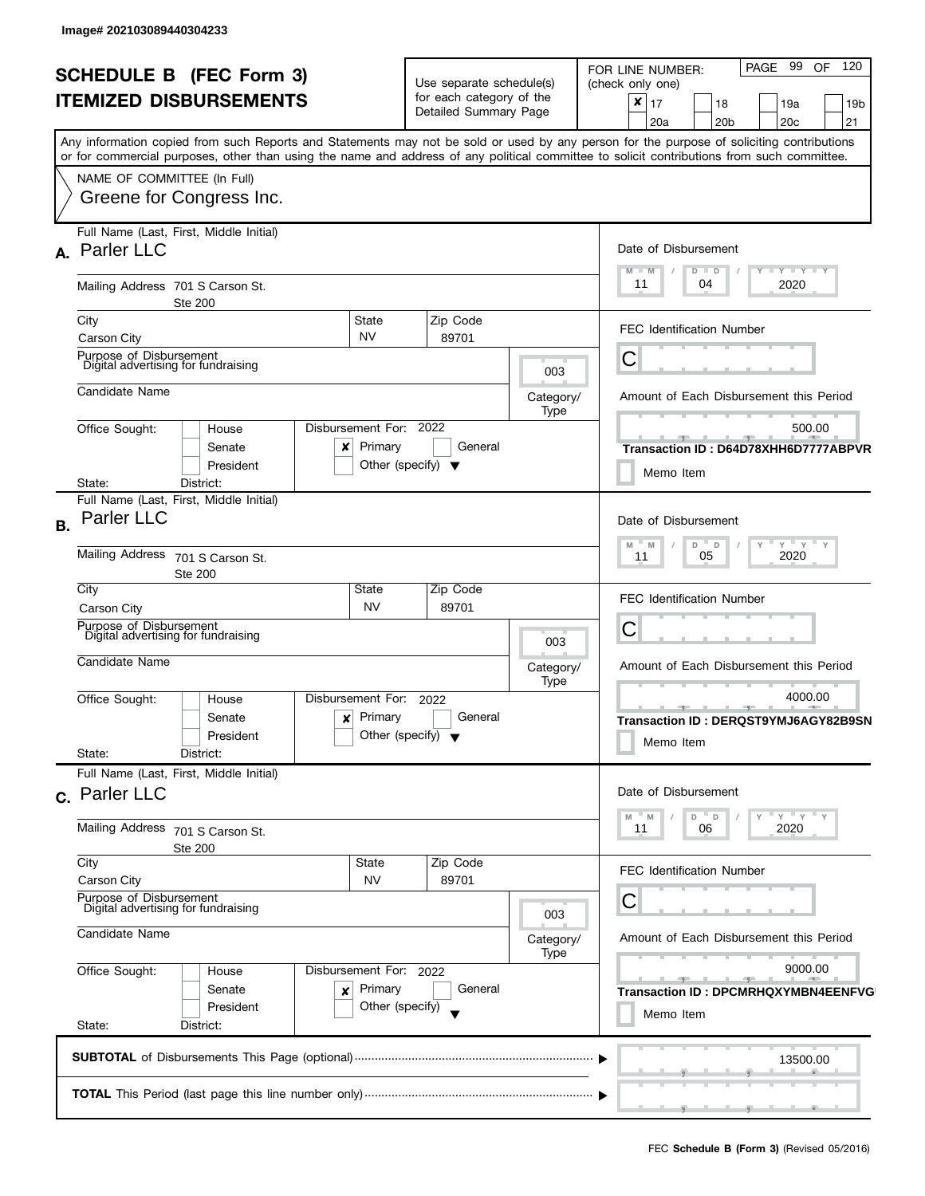Image# 202103089440304233

# SCHEDULE B (FEC Form 3)
## ITEMIZED DISBURSEMENTS

Use separate schedule(s) for each category of the Detailed Summary Page

FOR LINE NUMBER: (check only one)

- [x] 17
- [ ] 18
- [ ] 19a
- [ ] 19b
- [ ] 20a
- [ ] 20b
- [ ] 20c
- [ ] 21

PAGE 99 OF 120

Any information copied from such Reports and Statements may not be sold or used by any person for the purpose of soliciting contributions or for commercial purposes, other than using the name and address of any political committee to solicit contributions from such committee.

NAME OF COMMITTEE (In Full)
Greene for Congress Inc.

---

**A.** Full Name (Last, First, Middle Initial): Parler LLC

Mailing Address: 701 S Carson St. Ste 200

City: Carson City | State: NV | Zip Code: 89701

Purpose of Disbursement: Digital advertising for fundraising

Category/Type: 003

Candidate Name:

Office Sought: [ ] House [ ] Senate [ ] President

State: District:

Disbursement For: 2022 [x] Primary [ ] General [ ] Other (specify)

Date of Disbursement: 11 / 04 / 2020

FEC Identification Number: C

Amount of Each Disbursement this Period: 500.00

Transaction ID : D64D78XHH6D7777ABPVR

[ ] Memo Item

---

**B.** Full Name (Last, First, Middle Initial): Parler LLC

Mailing Address: 701 S Carson St. Ste 200

City: Carson City | State: NV | Zip Code: 89701

Purpose of Disbursement: Digital advertising for fundraising

Category/Type: 003

Candidate Name:

Office Sought: [ ] House [ ] Senate [ ] President

State: District:

Disbursement For: 2022 [x] Primary [ ] General [ ] Other (specify)

Date of Disbursement: 11 / 05 / 2020

FEC Identification Number: C

Amount of Each Disbursement this Period: 4000.00

Transaction ID : DERQST9YMJ6AGY82B9SN

[ ] Memo Item

---

**C.** Full Name (Last, First, Middle Initial): Parler LLC

Mailing Address: 701 S Carson St. Ste 200

City: Carson City | State: NV | Zip Code: 89701

Purpose of Disbursement: Digital advertising for fundraising

Category/Type: 003

Candidate Name:

Office Sought: [ ] House [ ] Senate [ ] President

State: District:

Disbursement For: 2022 [x] Primary [ ] General [ ] Other (specify)

Date of Disbursement: 11 / 06 / 2020

FEC Identification Number: C

Amount of Each Disbursement this Period: 9000.00

Transaction ID : DPCMRHQXYMBN4EENFVG

[ ] Memo Item

---

**SUBTOTAL** of Disbursements This Page (optional): 13500.00

**TOTAL** This Period (last page this line number only):

FEC **Schedule B (Form 3)** (Revised 05/2016)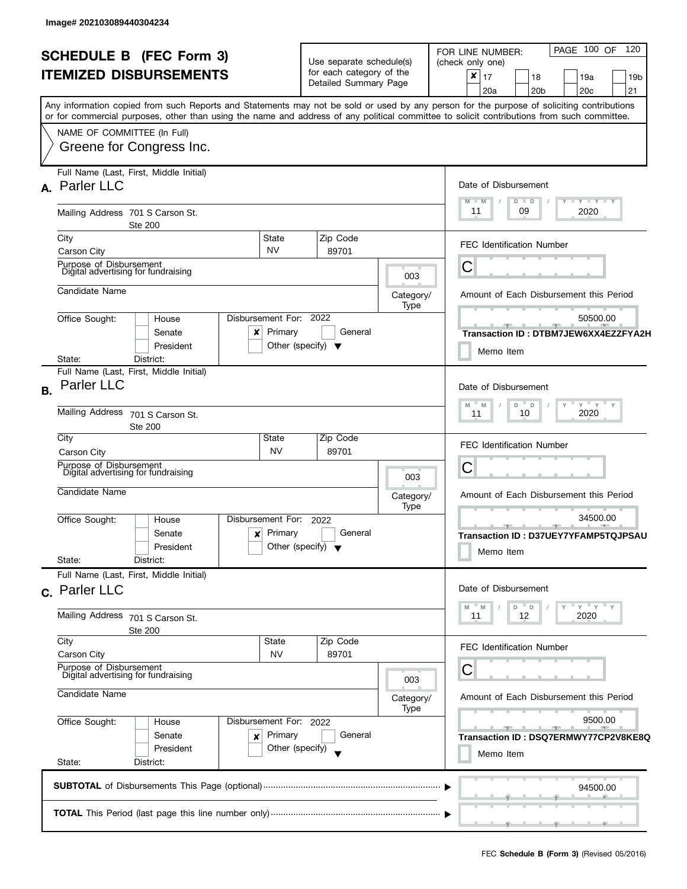Image# 202103089440304234

# SCHEDULE B (FEC Form 3)
# ITEMIZED DISBURSEMENTS

Use separate schedule(s) for each category of the Detailed Summary Page

FOR LINE NUMBER: (check only one)

- [x] 17
- [ ] 18
- [ ] 19a
- [ ] 19b
- [ ] 20a
- [ ] 20b
- [ ] 20c
- [ ] 21

PAGE 100 OF 120

Any information copied from such Reports and Statements may not be sold or used by any person for the purpose of soliciting contributions or for commercial purposes, other than using the name and address of any political committee to solicit contributions from such committee.

NAME OF COMMITTEE (In Full)
Greene for Congress Inc.

---

**A.** Full Name (Last, First, Middle Initial): Parler LLC

Mailing Address: 701 S Carson St.
Ste 200

City: Carson City | State: NV | Zip Code: 89701

Purpose of Disbursement: Digital advertising for fundraising

Category/Type: 003

Candidate Name:

Office Sought: [ ] House [ ] Senate [ ] President
State: District:

Disbursement For: 2022 [x] Primary [ ] General [ ] Other (specify)

Date of Disbursement: 11 / 09 / 2020

FEC Identification Number: C

Amount of Each Disbursement this Period: 50500.00

Transaction ID : DTBM7JEW6XX4EZZFYA2H

[ ] Memo Item

---

**B.** Full Name (Last, First, Middle Initial): Parler LLC

Mailing Address: 701 S Carson St.
Ste 200

City: Carson City | State: NV | Zip Code: 89701

Purpose of Disbursement: Digital advertising for fundraising

Category/Type: 003

Candidate Name:

Office Sought: [ ] House [ ] Senate [ ] President
State: District:

Disbursement For: 2022 [x] Primary [ ] General [ ] Other (specify)

Date of Disbursement: 11 / 10 / 2020

FEC Identification Number: C

Amount of Each Disbursement this Period: 34500.00

Transaction ID : D37UEY7YFAMP5TQJPSAU

[ ] Memo Item

---

**C.** Full Name (Last, First, Middle Initial): Parler LLC

Mailing Address: 701 S Carson St.
Ste 200

City: Carson City | State: NV | Zip Code: 89701

Purpose of Disbursement: Digital advertising for fundraising

Category/Type: 003

Candidate Name:

Office Sought: [ ] House [ ] Senate [ ] President
State: District:

Disbursement For: 2022 [x] Primary [ ] General [ ] Other (specify)

Date of Disbursement: 11 / 12 / 2020

FEC Identification Number: C

Amount of Each Disbursement this Period: 9500.00

Transaction ID : DSQ7ERMWY77CP2V8KE8Q

[ ] Memo Item

---

**SUBTOTAL** of Disbursements This Page (optional): 94500.00

**TOTAL** This Period (last page this line number only):

FEC **Schedule B (Form 3)** (Revised 05/2016)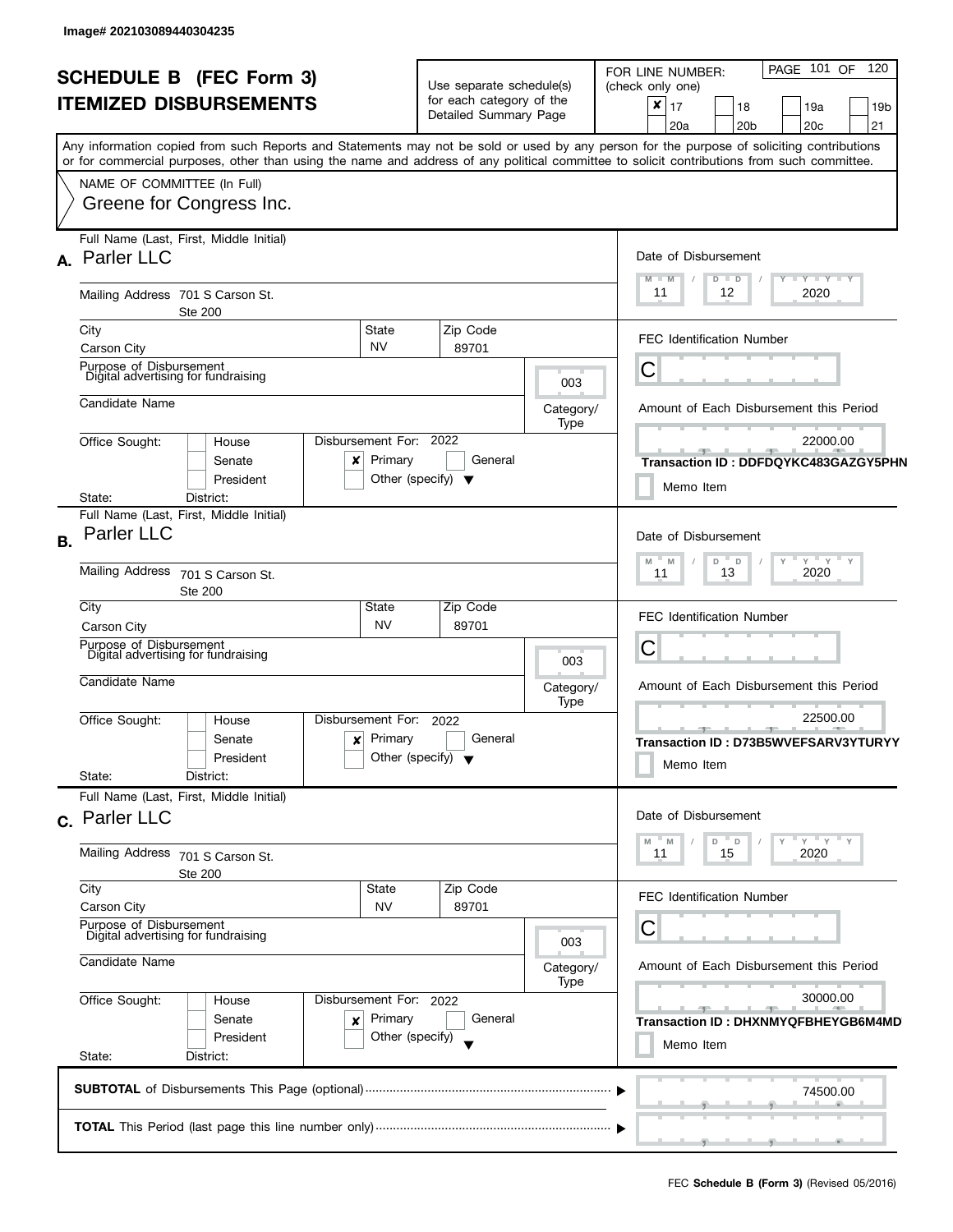Image# 202103089440304235

# SCHEDULE B (FEC Form 3)
## ITEMIZED DISBURSEMENTS

Use separate schedule(s) for each category of the Detailed Summary Page

FOR LINE NUMBER: (check only one)
[x] 17 [ ] 18 [ ] 19a [ ] 19b [ ] 20a [ ] 20b [ ] 20c [ ] 21

Any information copied from such Reports and Statements may not be sold or used by any person for the purpose of soliciting contributions or for commercial purposes, other than using the name and address of any political committee to solicit contributions from such committee.

NAME OF COMMITTEE (In Full)
Greene for Congress Inc.

---

**A.** Full Name (Last, First, Middle Initial): Parler LLC

Mailing Address: 701 S Carson St. Ste 200
City: Carson City | State: NV | Zip Code: 89701

Purpose of Disbursement: Digital advertising for fundraising
Category/Type: 003
Candidate Name:
Office Sought: [ ] House [ ] Senate [ ] President
State: District:
Disbursement For: 2022 [x] Primary [ ] General [ ] Other (specify)

Date of Disbursement: 11 / 12 / 2020
FEC Identification Number: C
Amount of Each Disbursement this Period: 22000.00
Transaction ID : DDFDQYKC483GAZGY5PHN
[ ] Memo Item

---

**B.** Full Name (Last, First, Middle Initial): Parler LLC

Mailing Address: 701 S Carson St. Ste 200
City: Carson City | State: NV | Zip Code: 89701

Purpose of Disbursement: Digital advertising for fundraising
Category/Type: 003
Candidate Name:
Office Sought: [ ] House [ ] Senate [ ] President
State: District:
Disbursement For: 2022 [x] Primary [ ] General [ ] Other (specify)

Date of Disbursement: 11 / 13 / 2020
FEC Identification Number: C
Amount of Each Disbursement this Period: 22500.00
Transaction ID : D73B5WVEFSARV3YTURYY
[ ] Memo Item

---

**C.** Full Name (Last, First, Middle Initial): Parler LLC

Mailing Address: 701 S Carson St. Ste 200
City: Carson City | State: NV | Zip Code: 89701

Purpose of Disbursement: Digital advertising for fundraising
Category/Type: 003
Candidate Name:
Office Sought: [ ] House [ ] Senate [ ] President
State: District:
Disbursement For: 2022 [x] Primary [ ] General [ ] Other (specify)

Date of Disbursement: 11 / 15 / 2020
FEC Identification Number: C
Amount of Each Disbursement this Period: 30000.00
Transaction ID : DHXNMYQFBHEYGB6M4MD
[ ] Memo Item

---

**SUBTOTAL** of Disbursements This Page (optional): 74500.00

**TOTAL** This Period (last page this line number only):

FEC **Schedule B (Form 3)** (Revised 05/2016)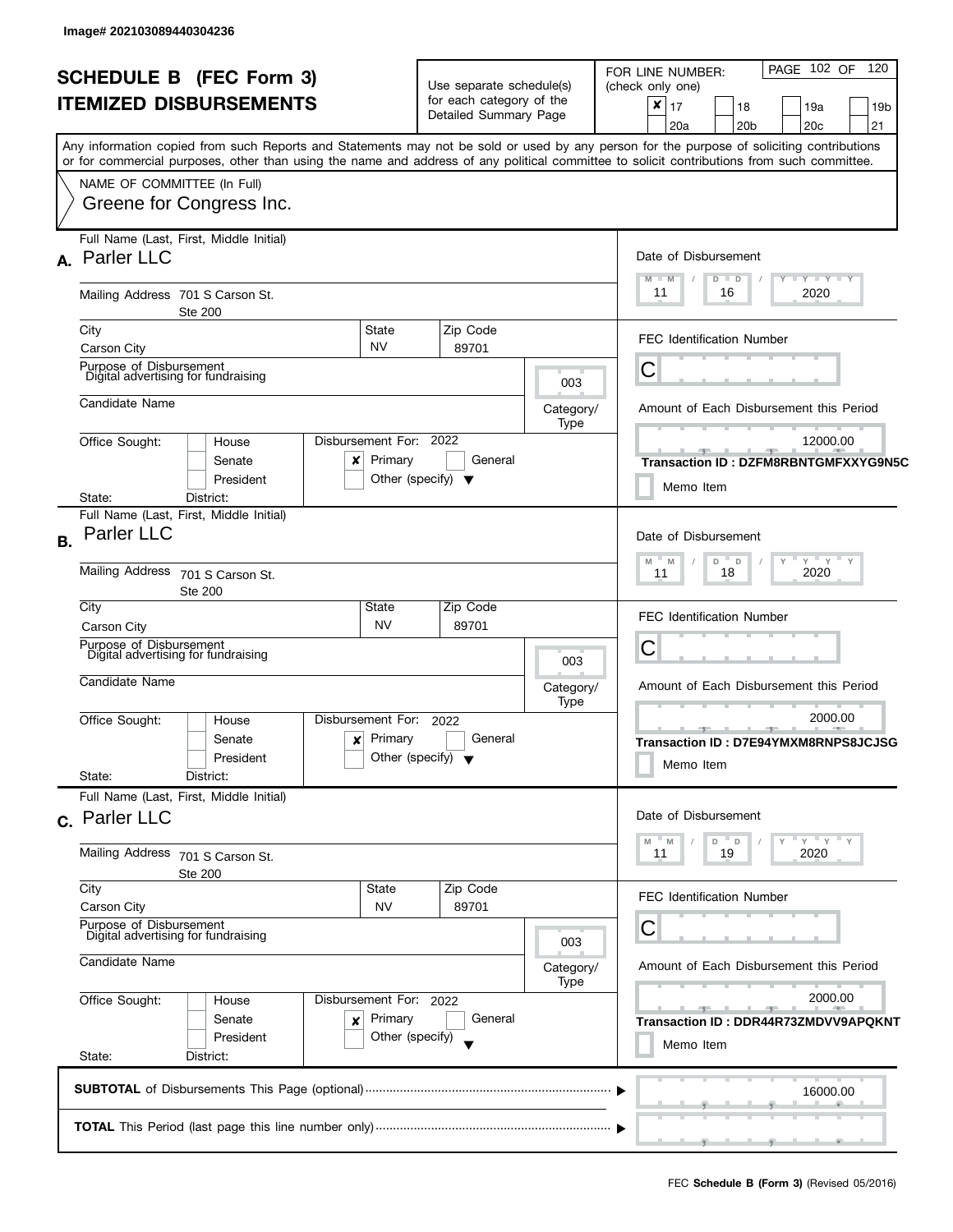Image# 202103089440304236

# SCHEDULE B (FEC Form 3)
# ITEMIZED DISBURSEMENTS

Use separate schedule(s) for each category of the Detailed Summary Page

FOR LINE NUMBER: (check only one)

- [x] 17
- [ ] 18
- [ ] 19a
- [ ] 19b
- [ ] 20a
- [ ] 20b
- [ ] 20c
- [ ] 21

Any information copied from such Reports and Statements may not be sold or used by any person for the purpose of soliciting contributions or for commercial purposes, other than using the name and address of any political committee to solicit contributions from such committee.

NAME OF COMMITTEE (In Full)

Greene for Congress Inc.

---

**A.** Full Name (Last, First, Middle Initial): Parler LLC

Mailing Address: 701 S Carson St. Ste 200

City: Carson City | State: NV | Zip Code: 89701

Purpose of Disbursement: Digital advertising for fundraising

Category/Type: 003

Candidate Name:

Office Sought: [ ] House [ ] Senate [ ] President

State: District:

Disbursement For: 2022 [x] Primary [ ] General [ ] Other (specify)

Date of Disbursement: 11 / 16 / 2020

FEC Identification Number: C

Amount of Each Disbursement this Period: 12000.00

Transaction ID : DZFM8RBNTGMFXXYG9N5C

[ ] Memo Item

---

**B.** Full Name (Last, First, Middle Initial): Parler LLC

Mailing Address: 701 S Carson St. Ste 200

City: Carson City | State: NV | Zip Code: 89701

Purpose of Disbursement: Digital advertising for fundraising

Category/Type: 003

Candidate Name:

Office Sought: [ ] House [ ] Senate [ ] President

State: District:

Disbursement For: 2022 [x] Primary [ ] General [ ] Other (specify)

Date of Disbursement: 11 / 18 / 2020

FEC Identification Number: C

Amount of Each Disbursement this Period: 2000.00

Transaction ID : D7E94YMXM8RNPS8JCJSG

[ ] Memo Item

---

**C.** Full Name (Last, First, Middle Initial): Parler LLC

Mailing Address: 701 S Carson St. Ste 200

City: Carson City | State: NV | Zip Code: 89701

Purpose of Disbursement: Digital advertising for fundraising

Category/Type: 003

Candidate Name:

Office Sought: [ ] House [ ] Senate [ ] President

State: District:

Disbursement For: 2022 [x] Primary [ ] General [ ] Other (specify)

Date of Disbursement: 11 / 19 / 2020

FEC Identification Number: C

Amount of Each Disbursement this Period: 2000.00

Transaction ID : DDR44R73ZMDVV9APQKNT

[ ] Memo Item

---

**SUBTOTAL** of Disbursements This Page (optional): 16000.00

**TOTAL** This Period (last page this line number only):

FEC **Schedule B (Form 3)** (Revised 05/2016)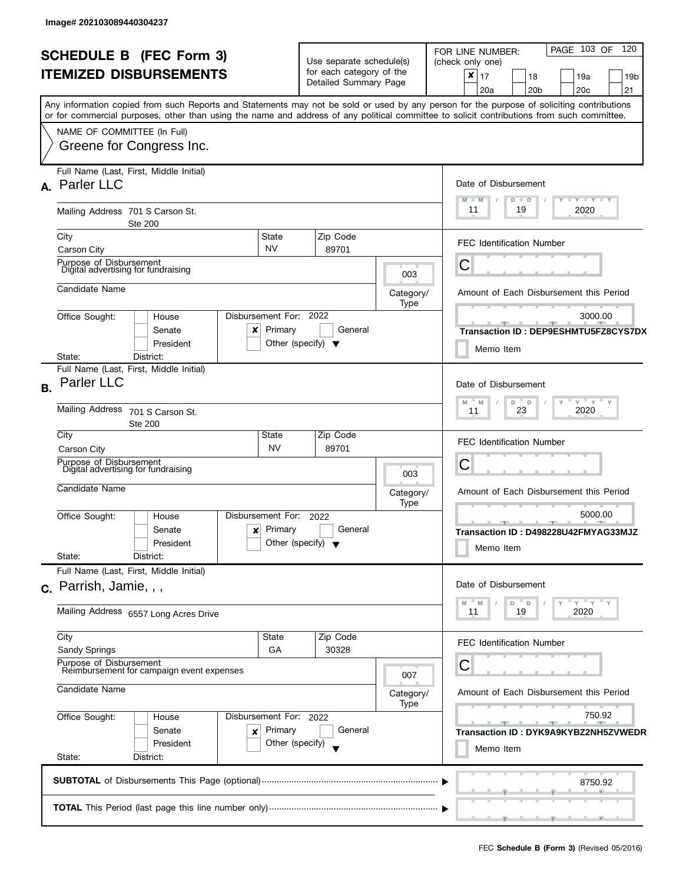Image# 202103089440304237

# SCHEDULE B (FEC Form 3)
# ITEMIZED DISBURSEMENTS

Use separate schedule(s) for each category of the Detailed Summary Page

FOR LINE NUMBER: (check only one)

- [x] 17
- [ ] 18
- [ ] 19a
- [ ] 19b
- [ ] 20a
- [ ] 20b
- [ ] 20c
- [ ] 21

Any information copied from such Reports and Statements may not be sold or used by any person for the purpose of soliciting contributions or for commercial purposes, other than using the name and address of any political committee to solicit contributions from such committee.

NAME OF COMMITTEE (In Full)
Greene for Congress Inc.

---

**A.** Full Name (Last, First, Middle Initial): Parler LLC

Mailing Address: 701 S Carson St. Ste 200

City: Carson City | State: NV | Zip Code: 89701

Purpose of Disbursement: Digital advertising for fundraising

Category/Type: 003

Candidate Name:

Office Sought: House / Senate / President
State: District:

Disbursement For: 2022 — [x] Primary [ ] General [ ] Other (specify)

Date of Disbursement: 11 / 19 / 2020

FEC Identification Number: C

Amount of Each Disbursement this Period: 3000.00

Transaction ID : DEP9ESHMTU5FZ8CYS7DX

[ ] Memo Item

---

**B.** Full Name (Last, First, Middle Initial): Parler LLC

Mailing Address: 701 S Carson St. Ste 200

City: Carson City | State: NV | Zip Code: 89701

Purpose of Disbursement: Digital advertising for fundraising

Category/Type: 003

Candidate Name:

Office Sought: House / Senate / President
State: District:

Disbursement For: 2022 — [x] Primary [ ] General [ ] Other (specify)

Date of Disbursement: 11 / 23 / 2020

FEC Identification Number: C

Amount of Each Disbursement this Period: 5000.00

Transaction ID : D498228U42FMYAG33MJZ

[ ] Memo Item

---

**C.** Full Name (Last, First, Middle Initial): Parrish, Jamie, , ,

Mailing Address: 6557 Long Acres Drive

City: Sandy Springs | State: GA | Zip Code: 30328

Purpose of Disbursement: Reimbursement for campaign event expenses

Category/Type: 007

Candidate Name:

Office Sought: House / Senate / President
State: District:

Disbursement For: 2022 — [x] Primary [ ] General [ ] Other (specify)

Date of Disbursement: 11 / 19 / 2020

FEC Identification Number: C

Amount of Each Disbursement this Period: 750.92

Transaction ID : DYK9A9KYBZ2NH5ZVWEDR

[ ] Memo Item

---

**SUBTOTAL** of Disbursements This Page (optional): 8750.92

**TOTAL** This Period (last page this line number only):

FEC **Schedule B (Form 3)** (Revised 05/2016)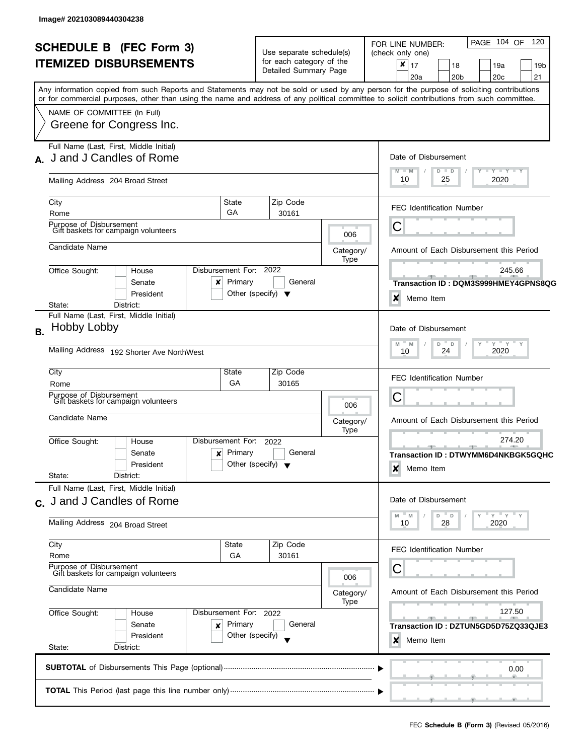Image# 202103089440304238

# SCHEDULE B (FEC Form 3)
# ITEMIZED DISBURSEMENTS

Use separate schedule(s) for each category of the Detailed Summary Page

FOR LINE NUMBER: (check only one)

- [x] 17
- [ ] 18
- [ ] 19a
- [ ] 19b
- [ ] 20a
- [ ] 20b
- [ ] 20c
- [ ] 21

Any information copied from such Reports and Statements may not be sold or used by any person for the purpose of soliciting contributions or for commercial purposes, other than using the name and address of any political committee to solicit contributions from such committee.

NAME OF COMMITTEE (In Full)
Greene for Congress Inc.

## A.

| Field | Value |
|---|---|
| Full Name (Last, First, Middle Initial) | J and J Candles of Rome |
| Mailing Address | 204 Broad Street |
| City | Rome |
| State | GA |
| Zip Code | 30161 |
| Purpose of Disbursement | Gift baskets for campaign volunteers |
| Category/Type | 006 |
| Candidate Name | |
| Office Sought | |
| Disbursement For | 2022 Primary |
| State / District | |
| Date of Disbursement | 10/25/2020 |
| FEC Identification Number | C |
| Amount of Each Disbursement this Period | 245.66 |
| Transaction ID | DQM3S999HMEY4GPNS8QG |
| Memo Item | X |

## B.

| Field | Value |
|---|---|
| Full Name (Last, First, Middle Initial) | Hobby Lobby |
| Mailing Address | 192 Shorter Ave NorthWest |
| City | Rome |
| State | GA |
| Zip Code | 30165 |
| Purpose of Disbursement | Gift baskets for campaign volunteers |
| Category/Type | 006 |
| Candidate Name | |
| Office Sought | |
| Disbursement For | 2022 Primary |
| State / District | |
| Date of Disbursement | 10/24/2020 |
| FEC Identification Number | C |
| Amount of Each Disbursement this Period | 274.20 |
| Transaction ID | DTWYMM6D4NKBGK5GQHC |
| Memo Item | X |

## C.

| Field | Value |
|---|---|
| Full Name (Last, First, Middle Initial) | J and J Candles of Rome |
| Mailing Address | 204 Broad Street |
| City | Rome |
| State | GA |
| Zip Code | 30161 |
| Purpose of Disbursement | Gift baskets for campaign volunteers |
| Category/Type | 006 |
| Candidate Name | |
| Office Sought | |
| Disbursement For | 2022 Primary |
| State / District | |
| Date of Disbursement | 10/28/2020 |
| FEC Identification Number | C |
| Amount of Each Disbursement this Period | 127.50 |
| Transaction ID | DZTUN5GD5D75ZQ33QJE3 |
| Memo Item | X |

**SUBTOTAL** of Disbursements This Page (optional) ........ 0.00

**TOTAL** This Period (last page this line number only) ........

FEC **Schedule B (Form 3)** (Revised 05/2016)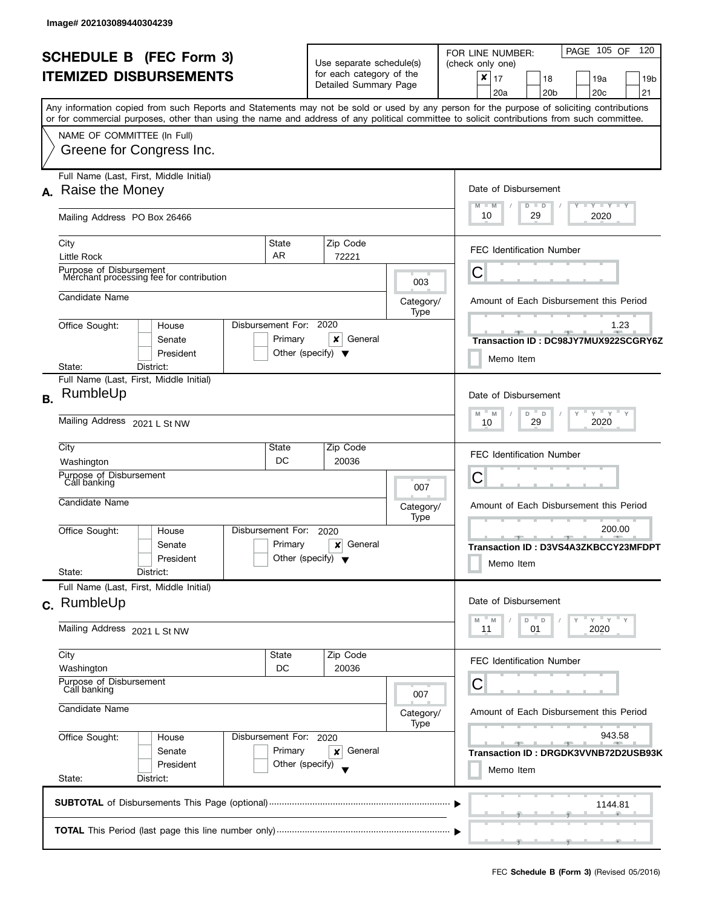Image# 202103089440304239

# SCHEDULE B (FEC Form 3)
## ITEMIZED DISBURSEMENTS

Use separate schedule(s) for each category of the Detailed Summary Page

FOR LINE NUMBER: (check only one)

- [x] 17
- [ ] 18
- [ ] 19a
- [ ] 19b
- [ ] 20a
- [ ] 20b
- [ ] 20c
- [ ] 21

Any information copied from such Reports and Statements may not be sold or used by any person for the purpose of soliciting contributions or for commercial purposes, other than using the name and address of any political committee to solicit contributions from such committee.

NAME OF COMMITTEE (In Full)
Greene for Congress Inc.

---

**A.** Full Name (Last, First, Middle Initial): Raise the Money

Mailing Address: PO Box 26466

City: Little Rock | State: AR | Zip Code: 72221

Purpose of Disbursement: Merchant processing fee for contribution

Category/Type: 003

Candidate Name:

Office Sought: [ ] House [ ] Senate [ ] President

State: District:

Disbursement For: 2020 [ ] Primary [x] General [ ] Other (specify)

Date of Disbursement: 10/29/2020

FEC Identification Number: C

Amount of Each Disbursement this Period: 1.23

Transaction ID : DC98JY7MUX922SCGRY6Z

[ ] Memo Item

---

**B.** Full Name (Last, First, Middle Initial): RumbleUp

Mailing Address: 2021 L St NW

City: Washington | State: DC | Zip Code: 20036

Purpose of Disbursement: Call banking

Category/Type: 007

Candidate Name:

Office Sought: [ ] House [ ] Senate [ ] President

State: District:

Disbursement For: 2020 [ ] Primary [x] General [ ] Other (specify)

Date of Disbursement: 10/29/2020

FEC Identification Number: C

Amount of Each Disbursement this Period: 200.00

Transaction ID : D3VS4A3ZKBCCY23MFDPT

[ ] Memo Item

---

**C.** Full Name (Last, First, Middle Initial): RumbleUp

Mailing Address: 2021 L St NW

City: Washington | State: DC | Zip Code: 20036

Purpose of Disbursement: Call banking

Category/Type: 007

Candidate Name:

Office Sought: [ ] House [ ] Senate [ ] President

State: District:

Disbursement For: 2020 [ ] Primary [x] General [ ] Other (specify)

Date of Disbursement: 11/01/2020

FEC Identification Number: C

Amount of Each Disbursement this Period: 943.58

Transaction ID : DRGDK3VVNB72D2USB93K

[ ] Memo Item

---

**SUBTOTAL** of Disbursements This Page (optional): 1144.81

**TOTAL** This Period (last page this line number only):

FEC **Schedule B (Form 3)** (Revised 05/2016)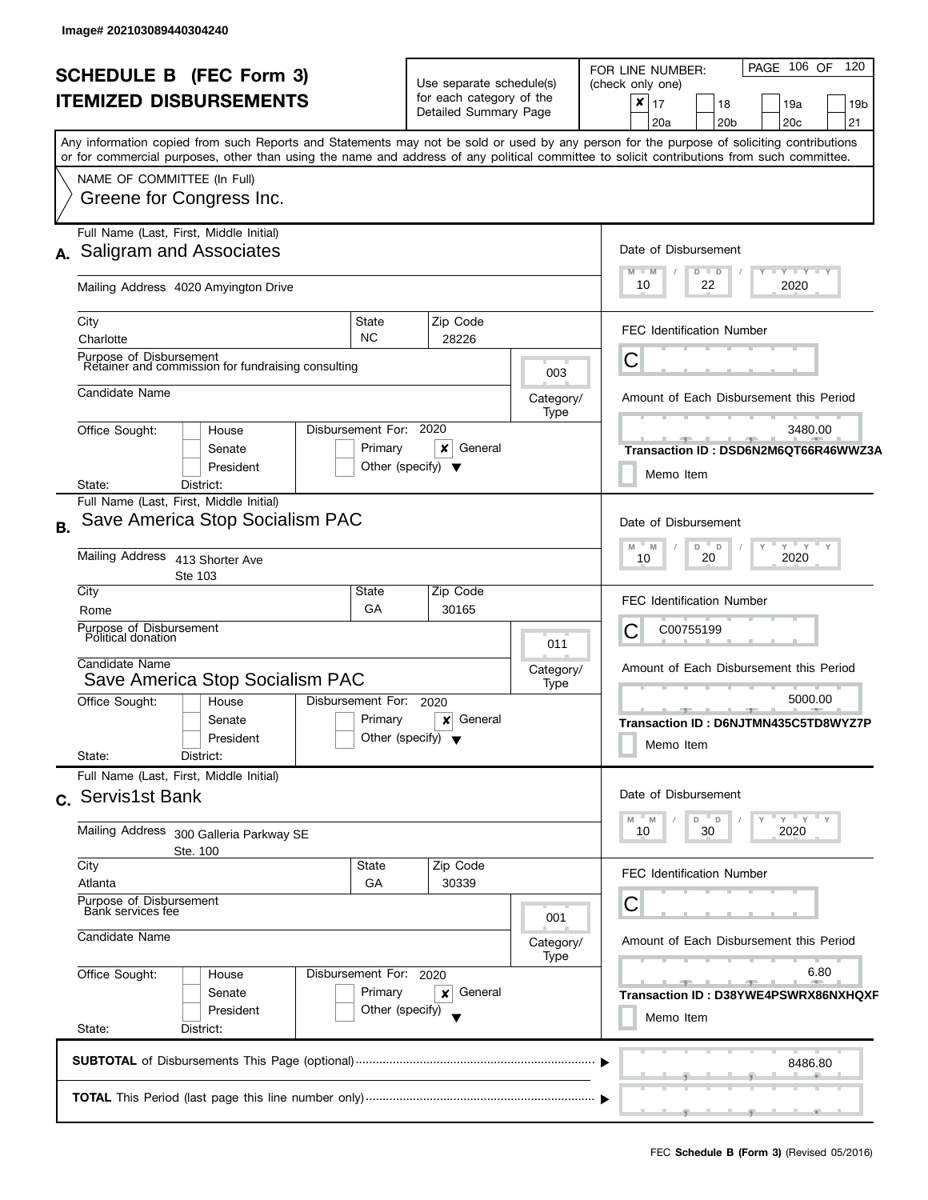Image# 202103089440304240

# SCHEDULE B (FEC Form 3)
# ITEMIZED DISBURSEMENTS

Use separate schedule(s) for each category of the Detailed Summary Page

FOR LINE NUMBER: (check only one)

- [x] 17
- [ ] 18
- [ ] 19a
- [ ] 19b
- [ ] 20a
- [ ] 20b
- [ ] 20c
- [ ] 21

Any information copied from such Reports and Statements may not be sold or used by any person for the purpose of soliciting contributions or for commercial purposes, other than using the name and address of any political committee to solicit contributions from such committee.

NAME OF COMMITTEE (In Full)
Greene for Congress Inc.

---

**A.** Full Name (Last, First, Middle Initial): Saligram and Associates

Mailing Address: 4020 Amyington Drive

City: Charlotte | State: NC | Zip Code: 28226

Purpose of Disbursement: Retainer and commission for fundraising consulting

Category/Type: 003

Candidate Name:

Office Sought: House / Senate / President

Disbursement For: 2020 — Primary / [x] General / Other (specify)

State: District:

Date of Disbursement: 10 / 22 / 2020

FEC Identification Number: C

Amount of Each Disbursement this Period: 3480.00

Transaction ID : DSD6N2M6QT66R46WWZ3A

Memo Item

---

**B.** Full Name (Last, First, Middle Initial): Save America Stop Socialism PAC

Mailing Address: 413 Shorter Ave, Ste 103

City: Rome | State: GA | Zip Code: 30165

Purpose of Disbursement: Political donation

Category/Type: 011

Candidate Name: Save America Stop Socialism PAC

Office Sought: House / Senate / President

Disbursement For: 2020 — Primary / [x] General / Other (specify)

State: District:

Date of Disbursement: 10 / 20 / 2020

FEC Identification Number: C00755199

Amount of Each Disbursement this Period: 5000.00

Transaction ID : D6NJTMN435C5TD8WYZ7P

Memo Item

---

**C.** Full Name (Last, First, Middle Initial): Servis1st Bank

Mailing Address: 300 Galleria Parkway SE, Ste. 100

City: Atlanta | State: GA | Zip Code: 30339

Purpose of Disbursement: Bank services fee

Category/Type: 001

Candidate Name:

Office Sought: House / Senate / President

Disbursement For: 2020 — Primary / [x] General / Other (specify)

State: District:

Date of Disbursement: 10 / 30 / 2020

FEC Identification Number: C

Amount of Each Disbursement this Period: 6.80

Transaction ID : D38YWE4PSWRX86NXHQXF

Memo Item

---

**SUBTOTAL** of Disbursements This Page (optional): 8486.80

**TOTAL** This Period (last page this line number only):

FEC **Schedule B (Form 3)** (Revised 05/2016)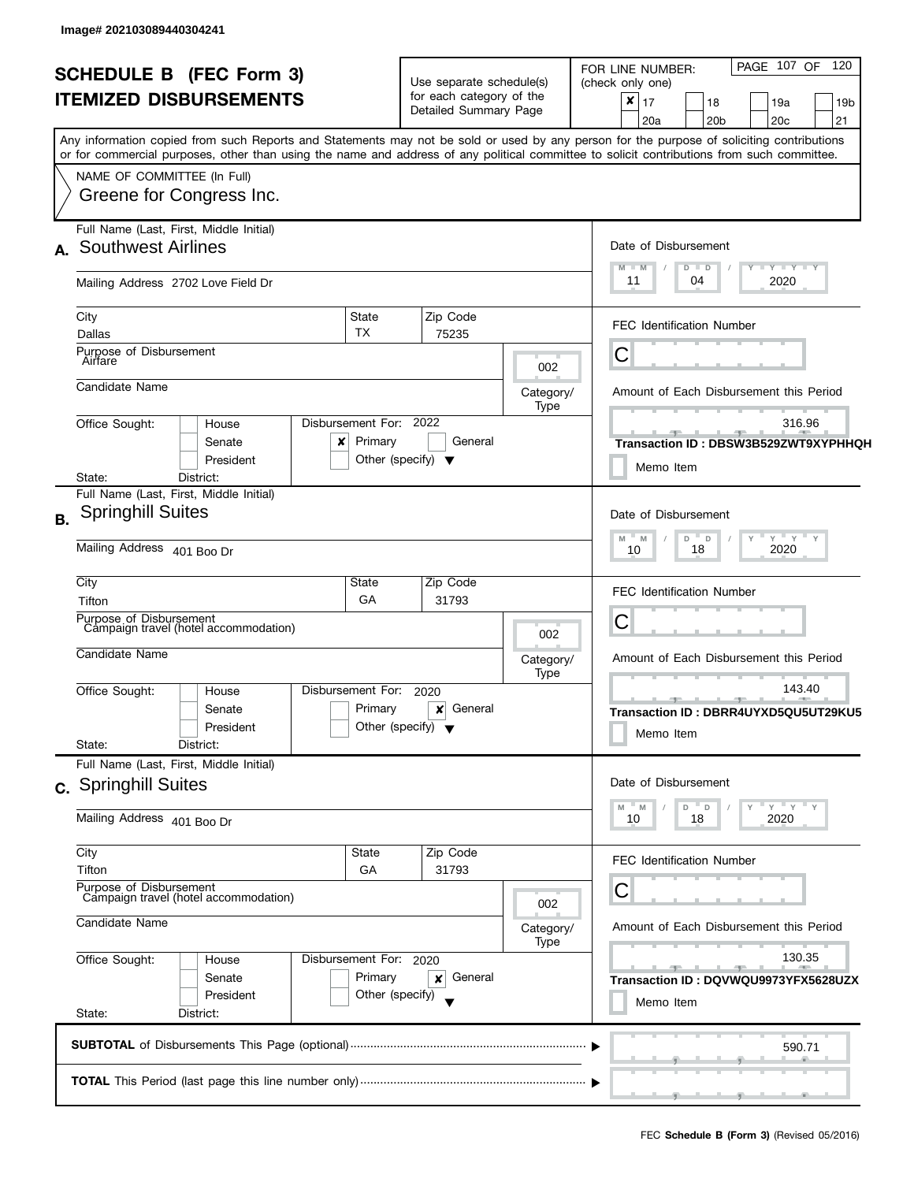Image# 202103089440304241

# SCHEDULE B (FEC Form 3)
# ITEMIZED DISBURSEMENTS

Use separate schedule(s) for each category of the Detailed Summary Page

FOR LINE NUMBER: (check only one)

[x] 17 [ ] 18 [ ] 19a [ ] 19b [ ] 20a [ ] 20b [ ] 20c [ ] 21

Any information copied from such Reports and Statements may not be sold or used by any person for the purpose of soliciting contributions or for commercial purposes, other than using the name and address of any political committee to solicit contributions from such committee.

NAME OF COMMITTEE (In Full)
Greene for Congress Inc.

---

**A.** Full Name (Last, First, Middle Initial): Southwest Airlines

Mailing Address: 2702 Love Field Dr

City: Dallas | State: TX | Zip Code: 75235

Purpose of Disbursement: Airfare

Category/Type: 002

Candidate Name:

Office Sought: [ ] House [ ] Senate [ ] President

State: District:

Disbursement For: 2022 [x] Primary [ ] General [ ] Other (specify)

Date of Disbursement: 11/04/2020

FEC Identification Number: C

Amount of Each Disbursement this Period: 316.96

Transaction ID : DBSW3B529ZWT9XYPHHQH

[ ] Memo Item

---

**B.** Full Name (Last, First, Middle Initial): Springhill Suites

Mailing Address: 401 Boo Dr

City: Tifton | State: GA | Zip Code: 31793

Purpose of Disbursement: Campaign travel (hotel accommodation)

Category/Type: 002

Candidate Name:

Office Sought: [ ] House [ ] Senate [ ] President

State: District:

Disbursement For: 2020 [ ] Primary [x] General [ ] Other (specify)

Date of Disbursement: 10/18/2020

FEC Identification Number: C

Amount of Each Disbursement this Period: 143.40

Transaction ID : DBRR4UYXD5QU5UT29KU5

[ ] Memo Item

---

**C.** Full Name (Last, First, Middle Initial): Springhill Suites

Mailing Address: 401 Boo Dr

City: Tifton | State: GA | Zip Code: 31793

Purpose of Disbursement: Campaign travel (hotel accommodation)

Category/Type: 002

Candidate Name:

Office Sought: [ ] House [ ] Senate [ ] President

State: District:

Disbursement For: 2020 [ ] Primary [x] General [ ] Other (specify)

Date of Disbursement: 10/18/2020

FEC Identification Number: C

Amount of Each Disbursement this Period: 130.35

Transaction ID : DQVWQU9973YFX5628UZX

[ ] Memo Item

---

**SUBTOTAL** of Disbursements This Page (optional): 590.71

**TOTAL** This Period (last page this line number only):

FEC **Schedule B (Form 3)** (Revised 05/2016)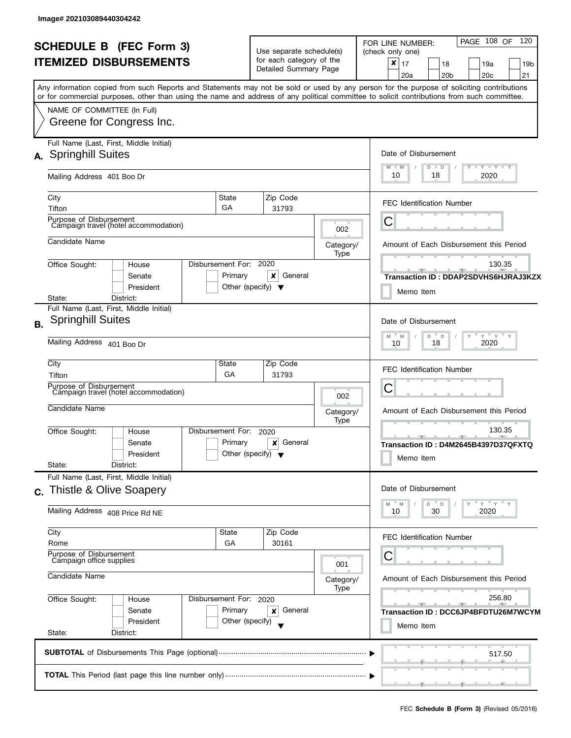Image# 202103089440304242

# SCHEDULE B (FEC Form 3)
# ITEMIZED DISBURSEMENTS

Use separate schedule(s) for each category of the Detailed Summary Page

FOR LINE NUMBER: (check only one)

- [x] 17
- [ ] 18
- [ ] 19a
- [ ] 19b
- [ ] 20a
- [ ] 20b
- [ ] 20c
- [ ] 21

Any information copied from such Reports and Statements may not be sold or used by any person for the purpose of soliciting contributions or for commercial purposes, other than using the name and address of any political committee to solicit contributions from such committee.

NAME OF COMMITTEE (In Full)
Greene for Congress Inc.

---

**A.** Full Name (Last, First, Middle Initial): Springhill Suites

Mailing Address: 401 Boo Dr

City: Tifton | State: GA | Zip Code: 31793

Purpose of Disbursement: Campaign travel (hotel accommodation)

Category/Type: 002

Candidate Name:

Office Sought: House / Senate / President

State: District:

Disbursement For: 2020 — Primary / [x] General / Other (specify)

Date of Disbursement: 10 / 18 / 2020

FEC Identification Number: C

Amount of Each Disbursement this Period: 130.35

Transaction ID : DDAP2SDVHS6HJRAJ3KZX

Memo Item

---

**B.** Full Name (Last, First, Middle Initial): Springhill Suites

Mailing Address: 401 Boo Dr

City: Tifton | State: GA | Zip Code: 31793

Purpose of Disbursement: Campaign travel (hotel accommodation)

Category/Type: 002

Candidate Name:

Office Sought: House / Senate / President

State: District:

Disbursement For: 2020 — Primary / [x] General / Other (specify)

Date of Disbursement: 10 / 18 / 2020

FEC Identification Number: C

Amount of Each Disbursement this Period: 130.35

Transaction ID : D4M2645B4397D37QFXTQ

Memo Item

---

**C.** Full Name (Last, First, Middle Initial): Thistle & Olive Soapery

Mailing Address: 408 Price Rd NE

City: Rome | State: GA | Zip Code: 30161

Purpose of Disbursement: Campaign office supplies

Category/Type: 001

Candidate Name:

Office Sought: House / Senate / President

State: District:

Disbursement For: 2020 — Primary / [x] General / Other (specify)

Date of Disbursement: 10 / 30 / 2020

FEC Identification Number: C

Amount of Each Disbursement this Period: 256.80

Transaction ID : DCC6JP4BFDTU26M7WCYM

Memo Item

---

**SUBTOTAL** of Disbursements This Page (optional): 517.50

**TOTAL** This Period (last page this line number only):

FEC **Schedule B (Form 3)** (Revised 05/2016)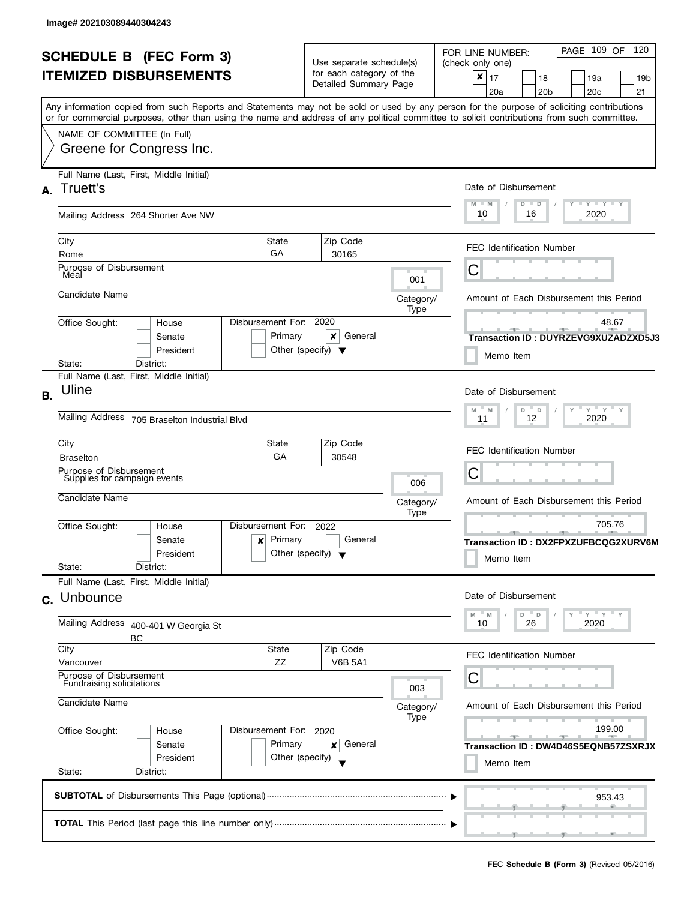Image# 202103089440304243

# SCHEDULE B (FEC Form 3)
# ITEMIZED DISBURSEMENTS

Use separate schedule(s) for each category of the Detailed Summary Page

FOR LINE NUMBER: (check only one)

- [x] 17
- [ ] 18
- [ ] 19a
- [ ] 19b
- [ ] 20a
- [ ] 20b
- [ ] 20c
- [ ] 21

Any information copied from such Reports and Statements may not be sold or used by any person for the purpose of soliciting contributions or for commercial purposes, other than using the name and address of any political committee to solicit contributions from such committee.

NAME OF COMMITTEE (In Full)
Greene for Congress Inc.

---

## A.

Full Name (Last, First, Middle Initial): Truett's

Mailing Address: 264 Shorter Ave NW

City: Rome | State: GA | Zip Code: 30165

Purpose of Disbursement: Meal

Category/Type: 001

Candidate Name:

Office Sought: House / Senate / President

State: District:

Disbursement For: 2020 — [ ] Primary [x] General [ ] Other (specify)

Date of Disbursement: 10/16/2020

FEC Identification Number: C

Amount of Each Disbursement this Period: 48.67

Transaction ID : DUYRZEVG9XUZADZXD5J3

[ ] Memo Item

---

## B.

Full Name (Last, First, Middle Initial): Uline

Mailing Address: 705 Braselton Industrial Blvd

City: Braselton | State: GA | Zip Code: 30548

Purpose of Disbursement: Supplies for campaign events

Category/Type: 006

Candidate Name:

Office Sought: House / Senate / President

State: District:

Disbursement For: 2022 — [x] Primary [ ] General [ ] Other (specify)

Date of Disbursement: 11/12/2020

FEC Identification Number: C

Amount of Each Disbursement this Period: 705.76

Transaction ID : DX2FPXZUFBCQG2XURV6M

[ ] Memo Item

---

## C.

Full Name (Last, First, Middle Initial): Unbounce

Mailing Address: 400-401 W Georgia St BC

City: Vancouver | State: ZZ | Zip Code: V6B 5A1

Purpose of Disbursement: Fundraising solicitations

Category/Type: 003

Candidate Name:

Office Sought: House / Senate / President

State: District:

Disbursement For: 2020 — [ ] Primary [x] General [ ] Other (specify)

Date of Disbursement: 10/26/2020

FEC Identification Number: C

Amount of Each Disbursement this Period: 199.00

Transaction ID : DW4D46S5EQNB57ZSXRJX

[ ] Memo Item

---

**SUBTOTAL** of Disbursements This Page (optional): 953.43

**TOTAL** This Period (last page this line number only):

FEC **Schedule B (Form 3)** (Revised 05/2016)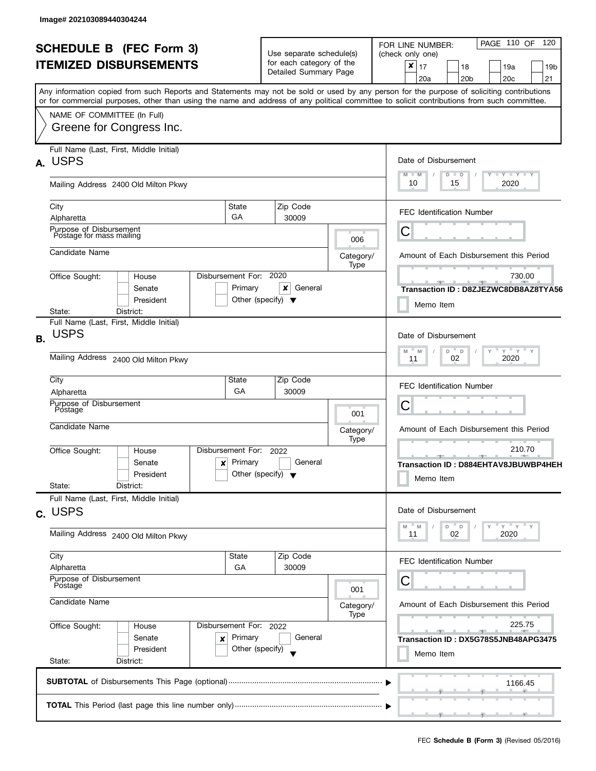Image# 202103089440304244

# SCHEDULE B (FEC Form 3)
# ITEMIZED DISBURSEMENTS

Use separate schedule(s) for each category of the Detailed Summary Page

FOR LINE NUMBER: (check only one)

- [x] 17
- [ ] 18
- [ ] 19a
- [ ] 19b
- [ ] 20a
- [ ] 20b
- [ ] 20c
- [ ] 21

PAGE 110 OF 120

Any information copied from such Reports and Statements may not be sold or used by any person for the purpose of soliciting contributions or for commercial purposes, other than using the name and address of any political committee to solicit contributions from such committee.

NAME OF COMMITTEE (In Full)
Greene for Congress Inc.

## A.

Full Name (Last, First, Middle Initial): USPS

Mailing Address: 2400 Old Milton Pkwy

City: Alpharetta | State: GA | Zip Code: 30009

Purpose of Disbursement: Postage for mass mailing

Category/Type: 006

Candidate Name:

Office Sought: [ ] House [ ] Senate [ ] President

State: District:

Disbursement For: 2020 [ ] Primary [x] General [ ] Other (specify)

Date of Disbursement: 10/15/2020

FEC Identification Number: C

Amount of Each Disbursement this Period: 730.00

Transaction ID : D8ZJEZWC8DB8AZ8TYA56

[ ] Memo Item

## B.

Full Name (Last, First, Middle Initial): USPS

Mailing Address: 2400 Old Milton Pkwy

City: Alpharetta | State: GA | Zip Code: 30009

Purpose of Disbursement: Postage

Category/Type: 001

Candidate Name:

Office Sought: [ ] House [ ] Senate [ ] President

State: District:

Disbursement For: 2022 [x] Primary [ ] General [ ] Other (specify)

Date of Disbursement: 11/02/2020

FEC Identification Number: C

Amount of Each Disbursement this Period: 210.70

Transaction ID : D884EHTAV8JBUWBP4HEH

[ ] Memo Item

## C.

Full Name (Last, First, Middle Initial): USPS

Mailing Address: 2400 Old Milton Pkwy

City: Alpharetta | State: GA | Zip Code: 30009

Purpose of Disbursement: Postage

Category/Type: 001

Candidate Name:

Office Sought: [ ] House [ ] Senate [ ] President

State: District:

Disbursement For: 2022 [x] Primary [ ] General [ ] Other (specify)

Date of Disbursement: 11/02/2020

FEC Identification Number: C

Amount of Each Disbursement this Period: 225.75

Transaction ID : DX5G78S5JNB48APG3475

[ ] Memo Item

**SUBTOTAL** of Disbursements This Page (optional): 1166.45

**TOTAL** This Period (last page this line number only):

FEC **Schedule B (Form 3)** (Revised 05/2016)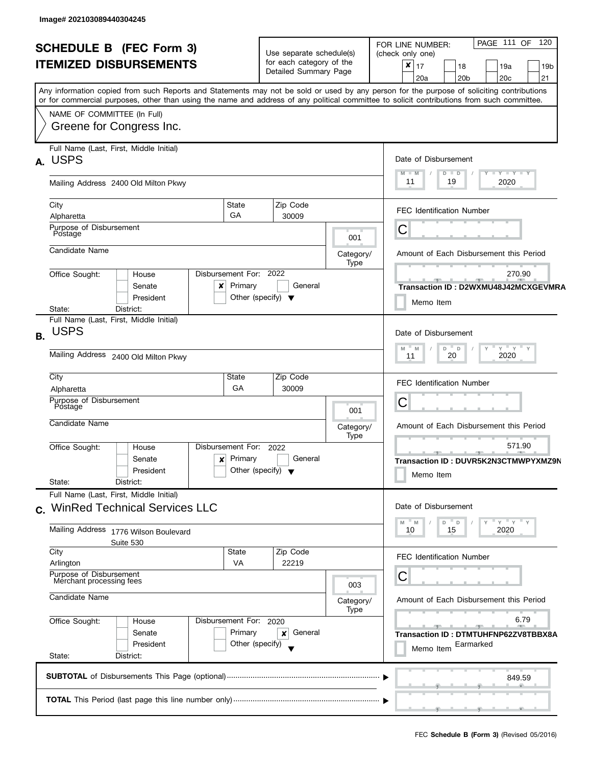Image# 202103089440304245

# SCHEDULE B (FEC Form 3)
# ITEMIZED DISBURSEMENTS

Use separate schedule(s) for each category of the Detailed Summary Page

FOR LINE NUMBER: (check only one)

- [x] 17
- [ ] 18
- [ ] 19a
- [ ] 19b
- [ ] 20a
- [ ] 20b
- [ ] 20c
- [ ] 21

Any information copied from such Reports and Statements may not be sold or used by any person for the purpose of soliciting contributions or for commercial purposes, other than using the name and address of any political committee to solicit contributions from such committee.

NAME OF COMMITTEE (In Full)
Greene for Congress Inc.

---

**A.** Full Name (Last, First, Middle Initial): USPS

Mailing Address: 2400 Old Milton Pkwy

City: Alpharetta | State: GA | Zip Code: 30009

Purpose of Disbursement: Postage

Category/Type: 001

Candidate Name:

Office Sought: [ ] House [ ] Senate [ ] President
State: District:

Disbursement For: 2022 [x] Primary [ ] General [ ] Other (specify)

Date of Disbursement: 11 / 19 / 2020

FEC Identification Number: C

Amount of Each Disbursement this Period: 270.90

Transaction ID : D2WXMU48J42MCXGEVMRA

[ ] Memo Item

---

**B.** Full Name (Last, First, Middle Initial): USPS

Mailing Address: 2400 Old Milton Pkwy

City: Alpharetta | State: GA | Zip Code: 30009

Purpose of Disbursement: Postage

Category/Type: 001

Candidate Name:

Office Sought: [ ] House [ ] Senate [ ] President
State: District:

Disbursement For: 2022 [x] Primary [ ] General [ ] Other (specify)

Date of Disbursement: 11 / 20 / 2020

FEC Identification Number: C

Amount of Each Disbursement this Period: 571.90

Transaction ID : DUVR5K2N3CTMWPYXMZ9N

[ ] Memo Item

---

**C.** Full Name (Last, First, Middle Initial): WinRed Technical Services LLC

Mailing Address: 1776 Wilson Boulevard, Suite 530

City: Arlington | State: VA | Zip Code: 22219

Purpose of Disbursement: Merchant processing fees

Category/Type: 003

Candidate Name:

Office Sought: [ ] House [ ] Senate [ ] President
State: District:

Disbursement For: 2020 [ ] Primary [x] General [ ] Other (specify)

Date of Disbursement: 10 / 15 / 2020

FEC Identification Number: C

Amount of Each Disbursement this Period: 6.79

Transaction ID : DTMTUHFNP62ZV8TBBX8A

[ ] Memo Item Earmarked

---

**SUBTOTAL** of Disbursements This Page (optional): 849.59

**TOTAL** This Period (last page this line number only):

FEC **Schedule B (Form 3)** (Revised 05/2016)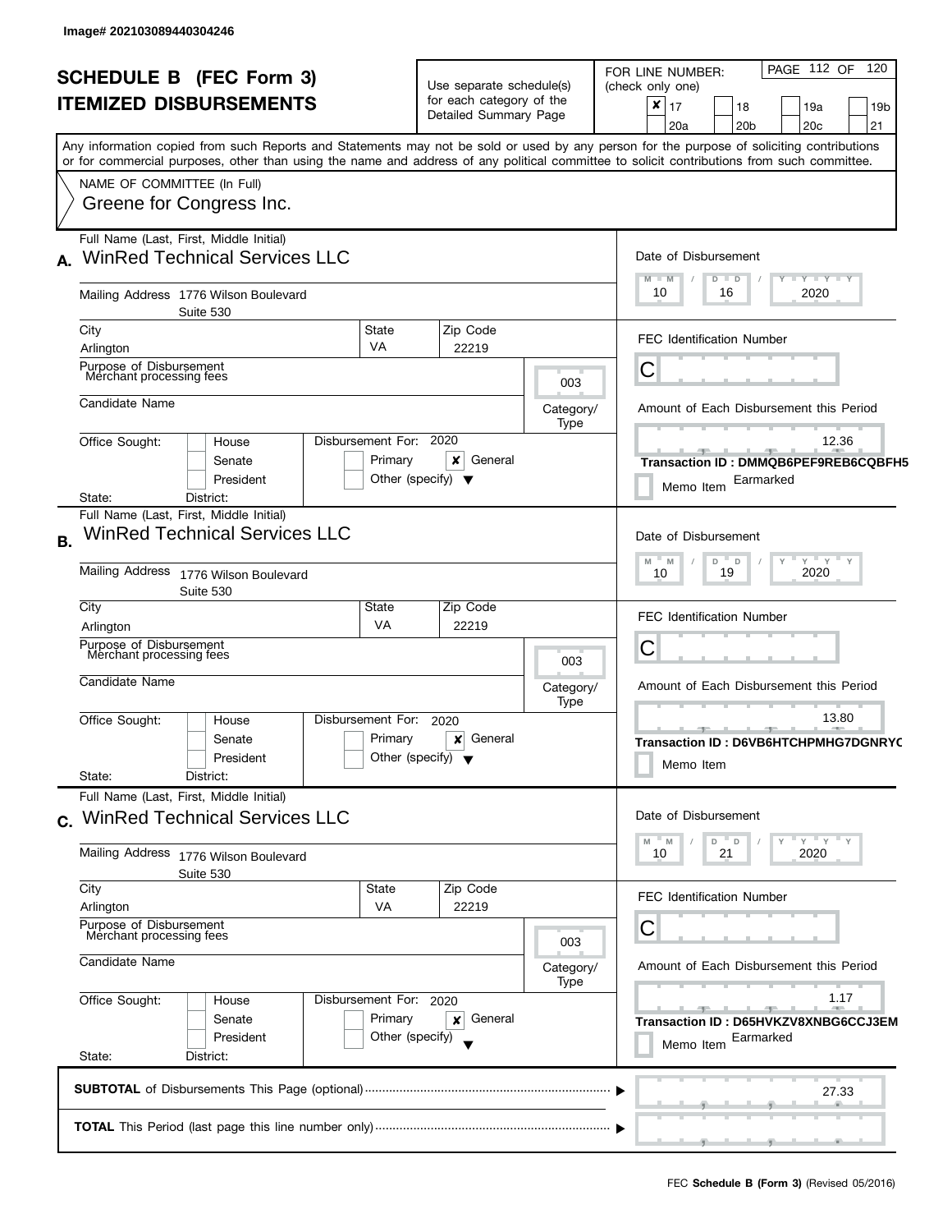Image# 202103089440304246

# SCHEDULE B (FEC Form 3)
# ITEMIZED DISBURSEMENTS

Use separate schedule(s) for each category of the Detailed Summary Page

FOR LINE NUMBER: (check only one)

| | | | |
|---|---|---|---|
| [x] 17 | [ ] 18 | [ ] 19a | [ ] 19b |
| [ ] 20a | [ ] 20b | [ ] 20c | [ ] 21 |

Any information copied from such Reports and Statements may not be sold or used by any person for the purpose of soliciting contributions or for commercial purposes, other than using the name and address of any political committee to solicit contributions from such committee.

NAME OF COMMITTEE (In Full)
Greene for Congress Inc.

---

**A.** Full Name (Last, First, Middle Initial): WinRed Technical Services LLC

Mailing Address: 1776 Wilson Boulevard, Suite 530
City: Arlington | State: VA | Zip Code: 22219

Purpose of Disbursement: Merchant processing fees
Category/Type: 003
Candidate Name:

Office Sought: [ ] House [ ] Senate [ ] President
State: District:
Disbursement For: 2020 [ ] Primary [x] General [ ] Other (specify)

Date of Disbursement: 10 / 16 / 2020
FEC Identification Number: C
Amount of Each Disbursement this Period: 12.36
Transaction ID : DMMQB6PEF9REB6CQBFH5
Memo Item — Earmarked

---

**B.** Full Name (Last, First, Middle Initial): WinRed Technical Services LLC

Mailing Address: 1776 Wilson Boulevard, Suite 530
City: Arlington | State: VA | Zip Code: 22219

Purpose of Disbursement: Merchant processing fees
Category/Type: 003
Candidate Name:

Office Sought: [ ] House [ ] Senate [ ] President
State: District:
Disbursement For: 2020 [ ] Primary [x] General [ ] Other (specify)

Date of Disbursement: 10 / 19 / 2020
FEC Identification Number: C
Amount of Each Disbursement this Period: 13.80
Transaction ID : D6VB6HTCHPMHG7DGNRYC
Memo Item

---

**C.** Full Name (Last, First, Middle Initial): WinRed Technical Services LLC

Mailing Address: 1776 Wilson Boulevard, Suite 530
City: Arlington | State: VA | Zip Code: 22219

Purpose of Disbursement: Merchant processing fees
Category/Type: 003
Candidate Name:

Office Sought: [ ] House [ ] Senate [ ] President
State: District:
Disbursement For: 2020 [ ] Primary [x] General [ ] Other (specify)

Date of Disbursement: 10 / 21 / 2020
FEC Identification Number: C
Amount of Each Disbursement this Period: 1.17
Transaction ID : D65HVKZV8XNBG6CCJ3EM
Memo Item — Earmarked

---

**SUBTOTAL** of Disbursements This Page (optional): 27.33

**TOTAL** This Period (last page this line number only):

FEC **Schedule B (Form 3)** (Revised 05/2016)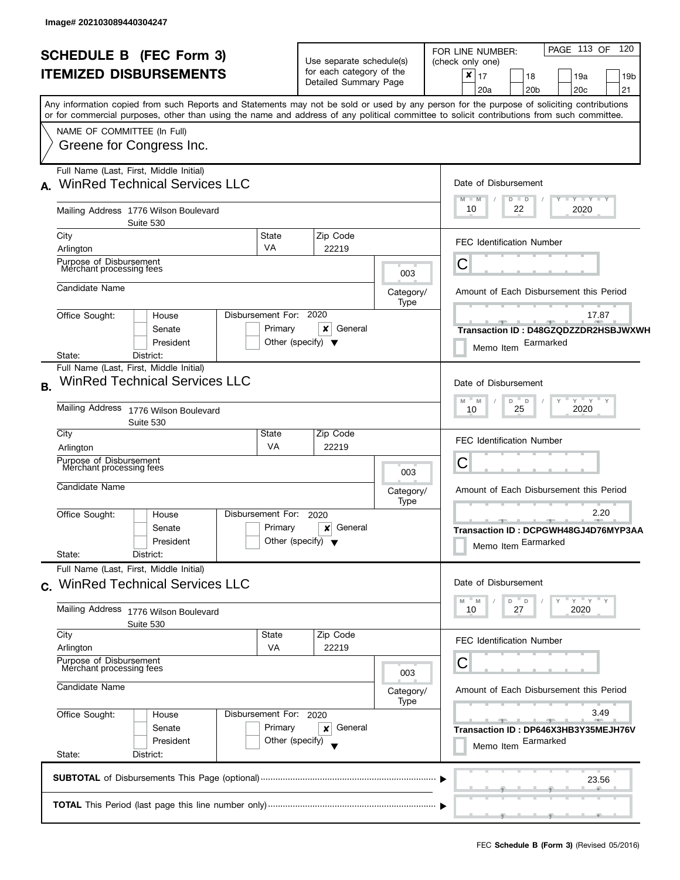Image# 202103089440304247

# SCHEDULE B (FEC Form 3)
# ITEMIZED DISBURSEMENTS

Use separate schedule(s) for each category of the Detailed Summary Page

FOR LINE NUMBER: (check only one)

- [x] 17
- [ ] 18
- [ ] 19a
- [ ] 19b
- [ ] 20a
- [ ] 20b
- [ ] 20c
- [ ] 21

PAGE 113 OF 120

Any information copied from such Reports and Statements may not be sold or used by any person for the purpose of soliciting contributions or for commercial purposes, other than using the name and address of any political committee to solicit contributions from such committee.

NAME OF COMMITTEE (In Full)
Greene for Congress Inc.

---

**A.** Full Name (Last, First, Middle Initial): WinRed Technical Services LLC

Mailing Address: 1776 Wilson Boulevard, Suite 530

City: Arlington | State: VA | Zip Code: 22219

Purpose of Disbursement: Merchant processing fees

Category/Type: 003

Candidate Name:

Office Sought: House / Senate / President

State: District:

Disbursement For: 2020 — Primary / [x] General / Other (specify)

Date of Disbursement: 10 / 22 / 2020

FEC Identification Number: C

Amount of Each Disbursement this Period: 17.87

Transaction ID : D48GZQDZZDR2HSBJWXWH

Memo Item: Earmarked

---

**B.** Full Name (Last, First, Middle Initial): WinRed Technical Services LLC

Mailing Address: 1776 Wilson Boulevard, Suite 530

City: Arlington | State: VA | Zip Code: 22219

Purpose of Disbursement: Merchant processing fees

Category/Type: 003

Candidate Name:

Office Sought: House / Senate / President

State: District:

Disbursement For: 2020 — Primary / [x] General / Other (specify)

Date of Disbursement: 10 / 25 / 2020

FEC Identification Number: C

Amount of Each Disbursement this Period: 2.20

Transaction ID : DCPGWH48GJ4D76MYP3AA

Memo Item: Earmarked

---

**C.** Full Name (Last, First, Middle Initial): WinRed Technical Services LLC

Mailing Address: 1776 Wilson Boulevard, Suite 530

City: Arlington | State: VA | Zip Code: 22219

Purpose of Disbursement: Merchant processing fees

Category/Type: 003

Candidate Name:

Office Sought: House / Senate / President

State: District:

Disbursement For: 2020 — Primary / [x] General / Other (specify)

Date of Disbursement: 10 / 27 / 2020

FEC Identification Number: C

Amount of Each Disbursement this Period: 3.49

Transaction ID : DP646X3HB3Y35MEJH76V

Memo Item: Earmarked

---

**SUBTOTAL** of Disbursements This Page (optional): 23.56

**TOTAL** This Period (last page this line number only):

FEC **Schedule B (Form 3)** (Revised 05/2016)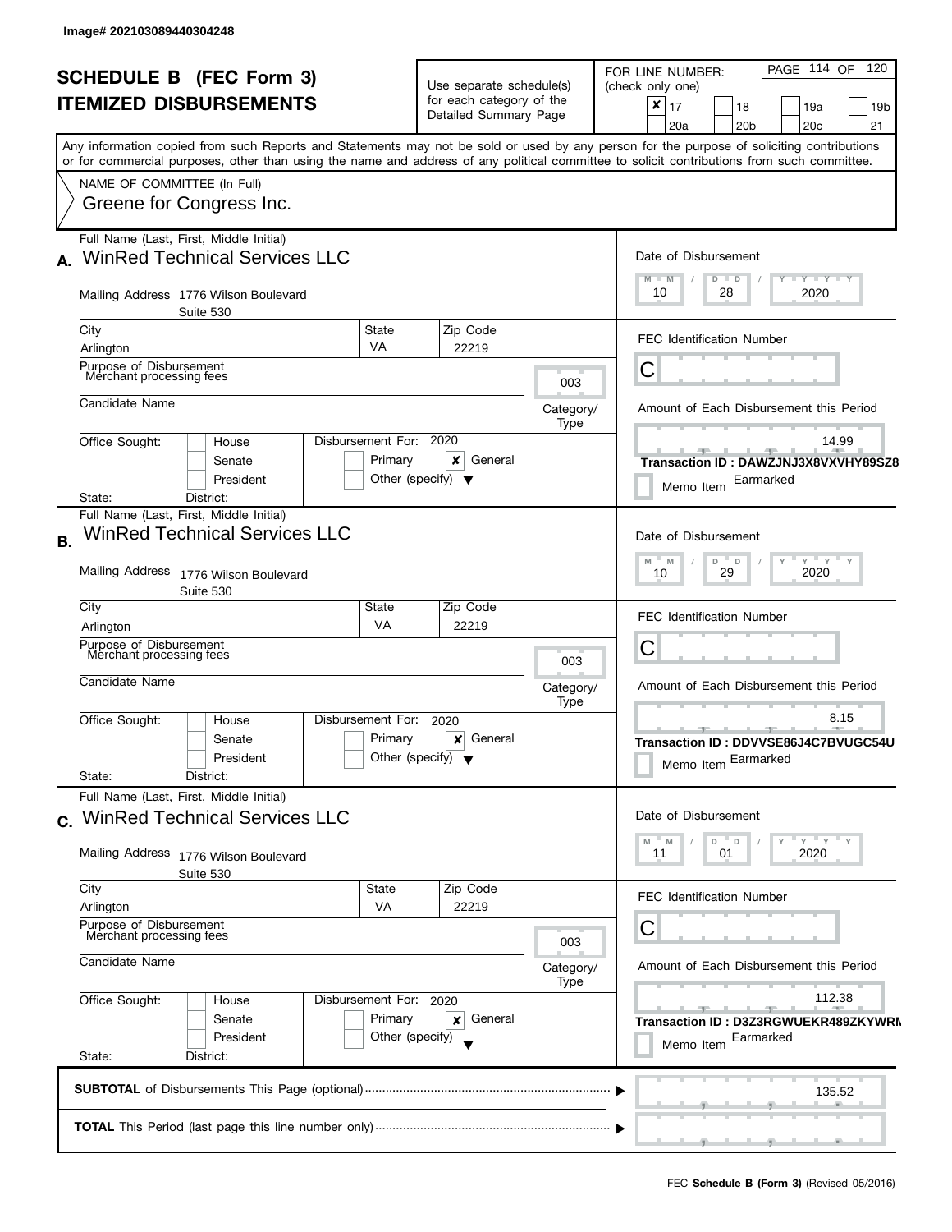Image# 202103089440304248

# SCHEDULE B (FEC Form 3)
## ITEMIZED DISBURSEMENTS

Use separate schedule(s) for each category of the Detailed Summary Page

FOR LINE NUMBER: (check only one)

| | | | |
|---|---|---|---|
| ✘ 17 | 18 | 19a | 19b |
| 20a | 20b | 20c | 21 |

PAGE 114 OF 120

Any information copied from such Reports and Statements may not be sold or used by any person for the purpose of soliciting contributions or for commercial purposes, other than using the name and address of any political committee to solicit contributions from such committee.

NAME OF COMMITTEE (In Full)
Greene for Congress Inc.

---

**A.** Full Name (Last, First, Middle Initial): WinRed Technical Services LLC

Mailing Address: 1776 Wilson Boulevard, Suite 530

City: Arlington | State: VA | Zip Code: 22219

Purpose of Disbursement: Merchant processing fees

Candidate Name:

Category/Type: 003

Office Sought: House / Senate / President

State: District:

Disbursement For: 2020 — Primary / ✘ General / Other (specify)

Date of Disbursement: 10/28/2020

FEC Identification Number: C

Amount of Each Disbursement this Period: 14.99

Transaction ID : DAWZJNJ3X8VXVHY89SZ8

Memo Item: Earmarked

---

**B.** Full Name (Last, First, Middle Initial): WinRed Technical Services LLC

Mailing Address: 1776 Wilson Boulevard, Suite 530

City: Arlington | State: VA | Zip Code: 22219

Purpose of Disbursement: Merchant processing fees

Candidate Name:

Category/Type: 003

Office Sought: House / Senate / President

State: District:

Disbursement For: 2020 — Primary / ✘ General / Other (specify)

Date of Disbursement: 10/29/2020

FEC Identification Number: C

Amount of Each Disbursement this Period: 8.15

Transaction ID : DDVVSE86J4C7BVUGC54U

Memo Item: Earmarked

---

**C.** Full Name (Last, First, Middle Initial): WinRed Technical Services LLC

Mailing Address: 1776 Wilson Boulevard, Suite 530

City: Arlington | State: VA | Zip Code: 22219

Purpose of Disbursement: Merchant processing fees

Candidate Name:

Category/Type: 003

Office Sought: House / Senate / President

State: District:

Disbursement For: 2020 — Primary / ✘ General / Other (specify)

Date of Disbursement: 11/01/2020

FEC Identification Number: C

Amount of Each Disbursement this Period: 112.38

Transaction ID : D3Z3RGWUEKR489ZKYWRM

Memo Item: Earmarked

---

**SUBTOTAL** of Disbursements This Page (optional): 135.52

**TOTAL** This Period (last page this line number only):

FEC **Schedule B (Form 3)** (Revised 05/2016)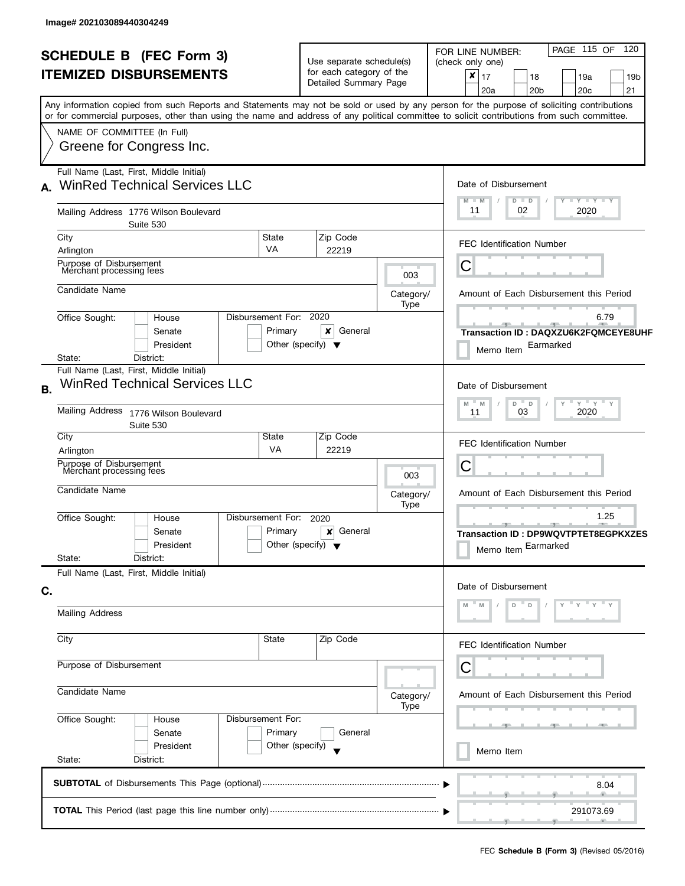Image# 202103089440304249

# SCHEDULE B (FEC Form 3)
## ITEMIZED DISBURSEMENTS

Use separate schedule(s) for each category of the Detailed Summary Page

FOR LINE NUMBER: (check only one)

| | | | | |
|---|---|---|---|---|
| ☒ 17 | ☐ 18 | ☐ 19a | ☐ 19b | |
| ☐ 20a | ☐ 20b | ☐ 20c | ☐ 21 | |

Any information copied from such Reports and Statements may not be sold or used by any person for the purpose of soliciting contributions or for commercial purposes, other than using the name and address of any political committee to solicit contributions from such committee.

NAME OF COMMITTEE (In Full)
Greene for Congress Inc.

---

**A.** Full Name (Last, First, Middle Initial): WinRed Technical Services LLC

Mailing Address: 1776 Wilson Boulevard, Suite 530

City: Arlington | State: VA | Zip Code: 22219

Purpose of Disbursement: Merchant processing fees

Category/Type: 003

Candidate Name:

Office Sought: ☐ House ☐ Senate ☐ President

State: District:

Disbursement For: 2020 ☐ Primary ☒ General ☐ Other (specify)

Date of Disbursement: 11 / 02 / 2020

FEC Identification Number: C

Amount of Each Disbursement this Period: 6.79

Transaction ID : DAQXZU6K2FQMCEYE8UHF

☐ Memo Item — Earmarked

---

**B.** Full Name (Last, First, Middle Initial): WinRed Technical Services LLC

Mailing Address: 1776 Wilson Boulevard, Suite 530

City: Arlington | State: VA | Zip Code: 22219

Purpose of Disbursement: Merchant processing fees

Category/Type: 003

Candidate Name:

Office Sought: ☐ House ☐ Senate ☐ President

State: District:

Disbursement For: 2020 ☐ Primary ☒ General ☐ Other (specify)

Date of Disbursement: 11 / 03 / 2020

FEC Identification Number: C

Amount of Each Disbursement this Period: 1.25

Transaction ID : DP9WQVTPTET8EGPKXZES

☐ Memo Item — Earmarked

---

**C.** Full Name (Last, First, Middle Initial):

Mailing Address:

City: | State: | Zip Code:

Purpose of Disbursement:

Category/Type:

Candidate Name:

Office Sought: ☐ House ☐ Senate ☐ President

State: District:

Disbursement For: ☐ Primary ☐ General ☐ Other (specify)

Date of Disbursement: M M / D D / Y Y Y Y

FEC Identification Number: C

Amount of Each Disbursement this Period:

☐ Memo Item

---

**SUBTOTAL** of Disbursements This Page (optional): 8.04

**TOTAL** This Period (last page this line number only): 291073.69

FEC **Schedule B (Form 3)** (Revised 05/2016)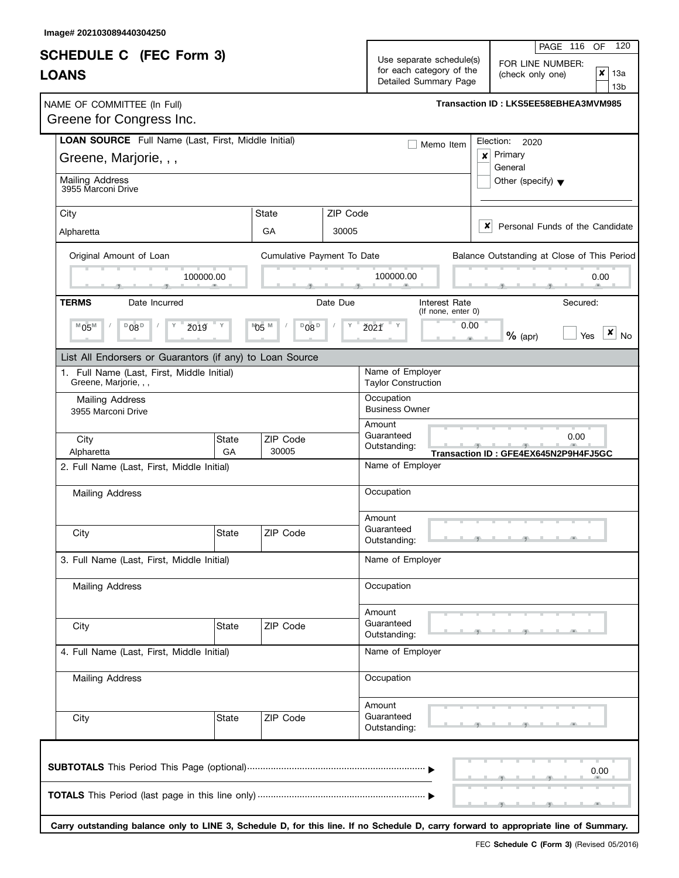Image# 202103089440304250

# SCHEDULE C (FEC Form 3)
## LOANS

Use separate schedule(s) for each category of the Detailed Summary Page

FOR LINE NUMBER: (check only one)
- [x] 13a
- [ ] 13b

NAME OF COMMITTEE (In Full): Greene for Congress Inc.

Transaction ID : LKS5EE58EBHEA3MVM985

**LOAN SOURCE** Full Name (Last, First, Middle Initial): Greene, Marjorie, , ,

- [ ] Memo Item

Election: 2020
- [x] Primary
- [ ] General
- [ ] Other (specify)

Mailing Address: 3955 Marconi Drive

| City | State | ZIP Code |
|---|---|---|
| Alpharetta | GA | 30005 |

- [x] Personal Funds of the Candidate

| Original Amount of Loan | Cumulative Payment To Date | Balance Outstanding at Close of This Period |
|---|---|---|
| 100000.00 | 100000.00 | 0.00 |

**TERMS**

| Date Incurred | Date Due | Interest Rate (If none, enter 0) | Secured |
|---|---|---|---|
| 05/08/2019 | 05/08/2021 | 0.00 % (apr) | [ ] Yes [x] No |

List All Endorsers or Guarantors (if any) to Loan Source

1. Full Name (Last, First, Middle Initial): Greene, Marjorie, , ,
   - Mailing Address: 3955 Marconi Drive
   - City: Alpharetta | State: GA | ZIP Code: 30005
   - Name of Employer: Taylor Construction
   - Occupation: Business Owner
   - Amount Guaranteed Outstanding: 0.00
   - Transaction ID : GFE4EX645N2P9H4FJ5GC

2. Full Name (Last, First, Middle Initial):
   - Mailing Address:
   - City: | State: | ZIP Code:
   - Name of Employer:
   - Occupation:
   - Amount Guaranteed Outstanding:

3. Full Name (Last, First, Middle Initial):
   - Mailing Address:
   - City: | State: | ZIP Code:
   - Name of Employer:
   - Occupation:
   - Amount Guaranteed Outstanding:

4. Full Name (Last, First, Middle Initial):
   - Mailing Address:
   - City: | State: | ZIP Code:
   - Name of Employer:
   - Occupation:
   - Amount Guaranteed Outstanding:

**SUBTOTALS** This Period This Page (optional) ........ 0.00

**TOTALS** This Period (last page in this line only) ........

**Carry outstanding balance only to LINE 3, Schedule D, for this line. If no Schedule D, carry forward to appropriate line of Summary.**

FEC **Schedule C (Form 3)** (Revised 05/2016)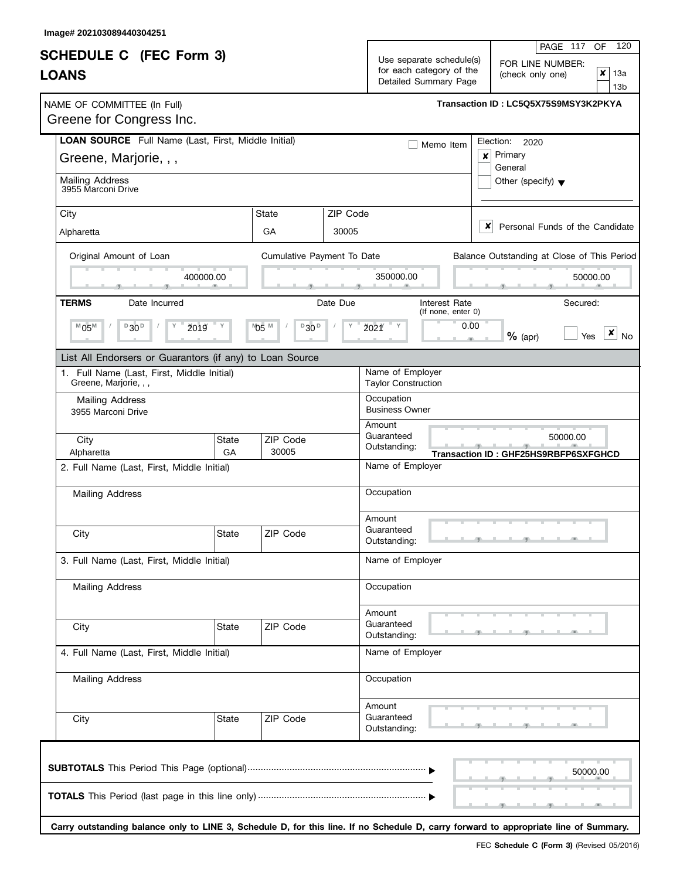Image# 202103089440304251

# SCHEDULE C (FEC Form 3)
## LOANS

Use separate schedule(s) for each category of the Detailed Summary Page

FOR LINE NUMBER: (check only one)
- [x] 13a
- [ ] 13b

NAME OF COMMITTEE (In Full)
Greene for Congress Inc.

Transaction ID : LC5Q5X75S9MSY3K2PKYA

**LOAN SOURCE** Full Name (Last, First, Middle Initial)
Greene, Marjorie, , ,

- [ ] Memo Item

Election: 2020
- [x] Primary
- [ ] General
- [ ] Other (specify)

Mailing Address
3955 Marconi Drive

| City | State | ZIP Code |
|---|---|---|
| Alpharetta | GA | 30005 |

- [x] Personal Funds of the Candidate

| Original Amount of Loan | Cumulative Payment To Date | Balance Outstanding at Close of This Period |
|---|---|---|
| 400000.00 | 350000.00 | 50000.00 |

**TERMS**

| Date Incurred | Date Due | Interest Rate (If none, enter 0) | Secured |
|---|---|---|---|
| 05/30/2019 | 05/30/2021 | 0.00 % (apr) | [ ] Yes [x] No |

### List All Endorsers or Guarantors (if any) to Loan Source

1. Full Name (Last, First, Middle Initial): Greene, Marjorie, , ,
   Mailing Address: 3955 Marconi Drive
   City: Alpharetta State: GA ZIP Code: 30005
   Name of Employer: Taylor Construction
   Occupation: Business Owner
   Amount Guaranteed Outstanding: 50000.00
   Transaction ID : GHF25HS9RBFP6SXFGHCD

2. Full Name (Last, First, Middle Initial):
   Mailing Address:
   City: State: ZIP Code:
   Name of Employer:
   Occupation:
   Amount Guaranteed Outstanding:

3. Full Name (Last, First, Middle Initial):
   Mailing Address:
   City: State: ZIP Code:
   Name of Employer:
   Occupation:
   Amount Guaranteed Outstanding:

4. Full Name (Last, First, Middle Initial):
   Mailing Address:
   City: State: ZIP Code:
   Name of Employer:
   Occupation:
   Amount Guaranteed Outstanding:

**SUBTOTALS** This Period This Page (optional) ▶ 50000.00

**TOTALS** This Period (last page in this line only) ▶

**Carry outstanding balance only to LINE 3, Schedule D, for this line. If no Schedule D, carry forward to appropriate line of Summary.**

FEC **Schedule C (Form 3)** (Revised 05/2016)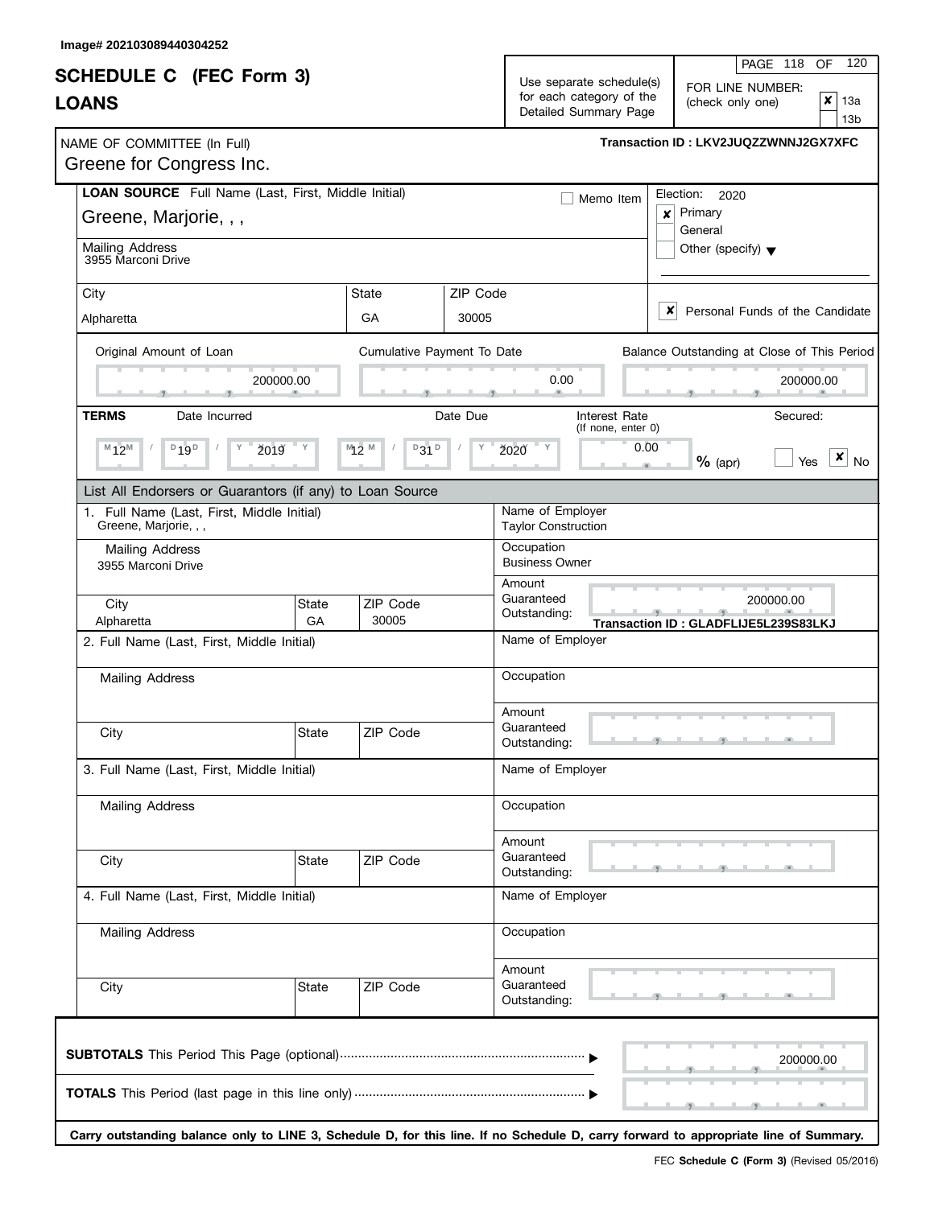Image# 202103089440304252

# SCHEDULE C (FEC Form 3)
## LOANS

Use separate schedule(s) for each category of the Detailed Summary Page

FOR LINE NUMBER: (check only one)
- [x] 13a
- [ ] 13b

NAME OF COMMITTEE (In Full): Greene for Congress Inc.

Transaction ID : LKV2JUQZZWNNJ2GX7XFC

**LOAN SOURCE** Full Name (Last, First, Middle Initial): Greene, Marjorie, , ,

- [ ] Memo Item

Election: 2020
- [x] Primary
- [ ] General
- [ ] Other (specify)

Mailing Address: 3955 Marconi Drive

| City | State | ZIP Code |
|---|---|---|
| Alpharetta | GA | 30005 |

- [x] Personal Funds of the Candidate

| Original Amount of Loan | Cumulative Payment To Date | Balance Outstanding at Close of This Period |
|---|---|---|
| 200000.00 | 0.00 | 200000.00 |

**TERMS**

| Date Incurred | Date Due | Interest Rate (If none, enter 0) | Secured |
|---|---|---|---|
| 12 / 19 / 2019 | 12 / 31 / 2020 | 0.00 % (apr) | [ ] Yes [x] No |

List All Endorsers or Guarantors (if any) to Loan Source

1. Full Name (Last, First, Middle Initial): Greene, Marjorie, , ,
   - Name of Employer: Taylor Construction
   - Mailing Address: 3955 Marconi Drive
   - Occupation: Business Owner
   - City: Alpharetta | State: GA | ZIP Code: 30005
   - Amount Guaranteed Outstanding: 200000.00
   - Transaction ID : GLADFLIJE5L239S83LKJ

2. Full Name (Last, First, Middle Initial):
   - Name of Employer:
   - Mailing Address:
   - Occupation:
   - City: | State: | ZIP Code:
   - Amount Guaranteed Outstanding:

3. Full Name (Last, First, Middle Initial):
   - Name of Employer:
   - Mailing Address:
   - Occupation:
   - City: | State: | ZIP Code:
   - Amount Guaranteed Outstanding:

4. Full Name (Last, First, Middle Initial):
   - Name of Employer:
   - Mailing Address:
   - Occupation:
   - City: | State: | ZIP Code:
   - Amount Guaranteed Outstanding:

**SUBTOTALS** This Period This Page (optional) ▶ 200000.00

**TOTALS** This Period (last page in this line only) ▶

**Carry outstanding balance only to LINE 3, Schedule D, for this line. If no Schedule D, carry forward to appropriate line of Summary.**

FEC **Schedule C (Form 3)** (Revised 05/2016)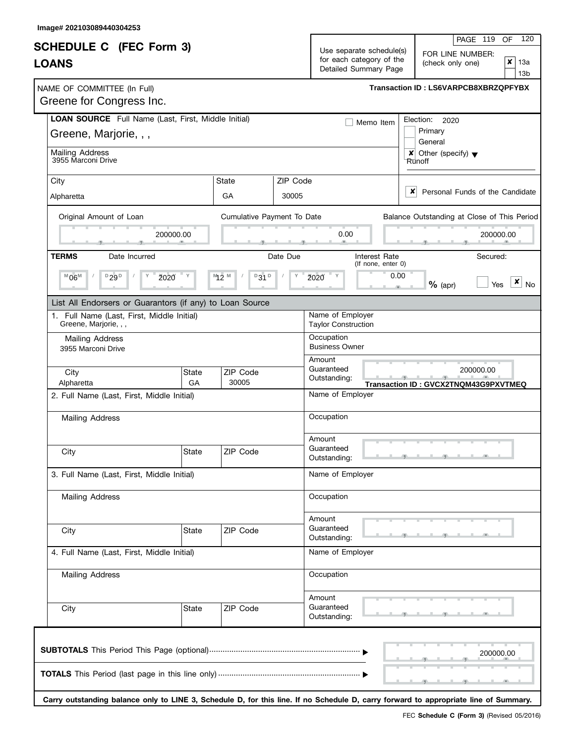Image# 202103089440304253

# SCHEDULE C (FEC Form 3)
## LOANS

Use separate schedule(s) for each category of the Detailed Summary Page

FOR LINE NUMBER: (check only one)
- [x] 13a
- [ ] 13b

**NAME OF COMMITTEE (In Full)**
Greene for Congress Inc.

**Transaction ID : LS6VARPCB8XBRZQPFYBX**

**LOAN SOURCE** Full Name (Last, First, Middle Initial)
Greene, Marjorie, , ,

- [ ] Memo Item

Mailing Address
3955 Marconi Drive

| City | State | ZIP Code |
|---|---|---|
| Alpharetta | GA | 30005 |

Election: 2020
- [ ] Primary
- [ ] General
- [x] Other (specify) Runoff

- [x] Personal Funds of the Candidate

| Original Amount of Loan | Cumulative Payment To Date | Balance Outstanding at Close of This Period |
|---|---|---|
| 200000.00 | 0.00 | 200000.00 |

**TERMS**

| Date Incurred | Date Due | Interest Rate (If none, enter 0) | Secured |
|---|---|---|---|
| 06/29/2020 | 12/31/2020 | 0.00 % (apr) | [ ] Yes [x] No |

**List All Endorsers or Guarantors (if any) to Loan Source**

1. Full Name (Last, First, Middle Initial): Greene, Marjorie, , ,
   - Mailing Address: 3955 Marconi Drive
   - City: Alpharetta State: GA ZIP Code: 30005
   - Name of Employer: Taylor Construction
   - Occupation: Business Owner
   - Amount Guaranteed Outstanding: 200000.00
   - Transaction ID : GVCX2TNQM43G9PXVTMEQ

2. Full Name (Last, First, Middle Initial):
   - Mailing Address:
   - City: State: ZIP Code:
   - Name of Employer:
   - Occupation:
   - Amount Guaranteed Outstanding:

3. Full Name (Last, First, Middle Initial):
   - Mailing Address:
   - City: State: ZIP Code:
   - Name of Employer:
   - Occupation:
   - Amount Guaranteed Outstanding:

4. Full Name (Last, First, Middle Initial):
   - Mailing Address:
   - City: State: ZIP Code:
   - Name of Employer:
   - Occupation:
   - Amount Guaranteed Outstanding:

**SUBTOTALS** This Period This Page (optional) ........ 200000.00

**TOTALS** This Period (last page in this line only) ........

**Carry outstanding balance only to LINE 3, Schedule D, for this line. If no Schedule D, carry forward to appropriate line of Summary.**

FEC **Schedule C (Form 3)** (Revised 05/2016)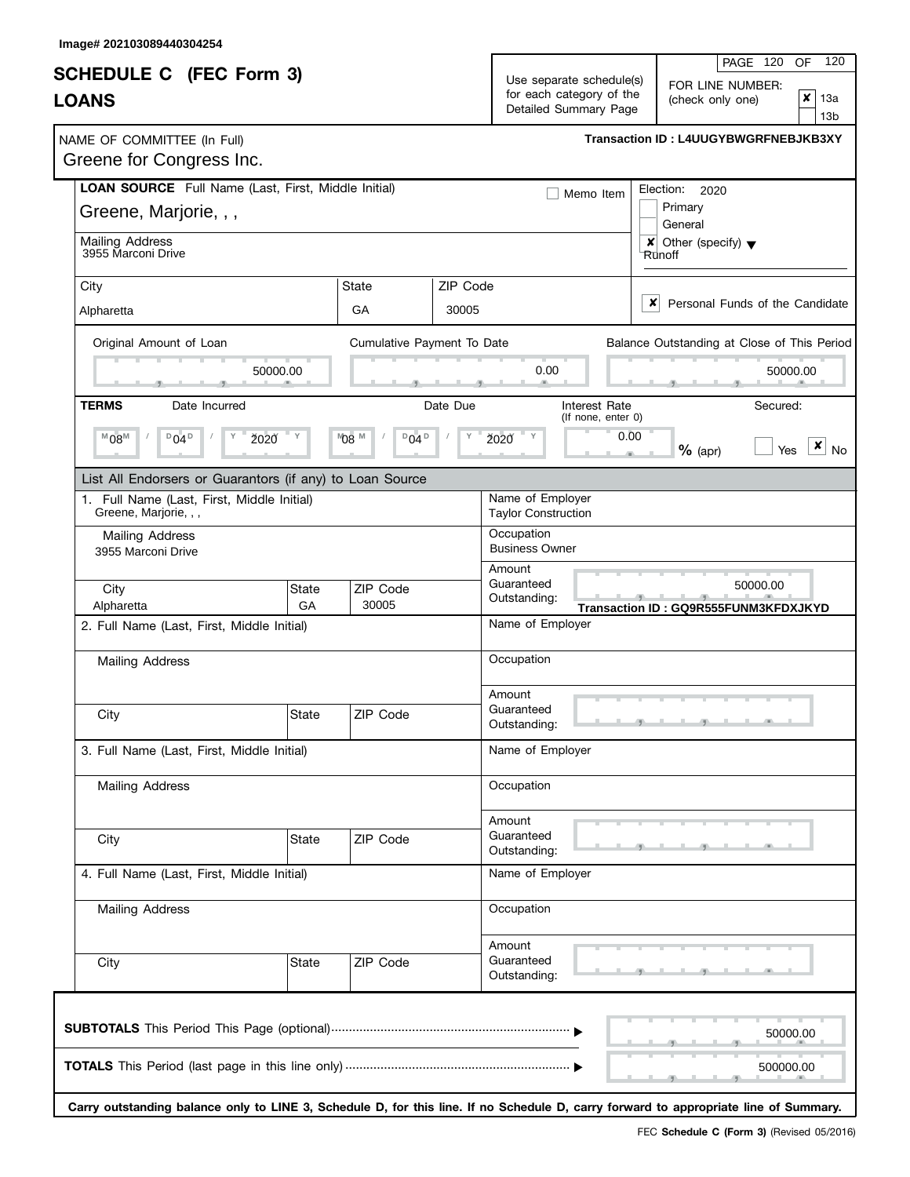Image# 202103089440304254

# SCHEDULE C (FEC Form 3) LOANS

Use separate schedule(s) for each category of the Detailed Summary Page

FOR LINE NUMBER: (check only one)
[x] 13a
[ ] 13b

NAME OF COMMITTEE (In Full)
Greene for Congress Inc.

**Transaction ID : L4UUGYBWGRFNEBJKB3XY**

**LOAN SOURCE** Full Name (Last, First, Middle Initial)
Greene, Marjorie, , ,

[ ] Memo Item

Election: 2020
[ ] Primary
[ ] General
[x] Other (specify) Runoff

Mailing Address
3955 Marconi Drive

| City | State | ZIP Code |
|---|---|---|
| Alpharetta | GA | 30005 |

[x] Personal Funds of the Candidate

| Original Amount of Loan | Cumulative Payment To Date | Balance Outstanding at Close of This Period |
|---|---|---|
| 50000.00 | 0.00 | 50000.00 |

**TERMS**

| Date Incurred | Date Due | Interest Rate (If none, enter 0) | Secured: |
|---|---|---|---|
| 08 / 04 / 2020 | 08 / 04 / 2020 | 0.00 % (apr) | [ ] Yes [x] No |

List All Endorsers or Guarantors (if any) to Loan Source

1. Full Name (Last, First, Middle Initial): Greene, Marjorie, , ,
   Mailing Address: 3955 Marconi Drive
   City: Alpharetta State: GA ZIP Code: 30005
   Name of Employer: Taylor Construction
   Occupation: Business Owner
   Amount Guaranteed Outstanding: 50000.00
   **Transaction ID : GQ9R555FUNM3KFDXJKYD**

2. Full Name (Last, First, Middle Initial)
   Mailing Address
   City State ZIP Code
   Name of Employer
   Occupation
   Amount Guaranteed Outstanding:

3. Full Name (Last, First, Middle Initial)
   Mailing Address
   City State ZIP Code
   Name of Employer
   Occupation
   Amount Guaranteed Outstanding:

4. Full Name (Last, First, Middle Initial)
   Mailing Address
   City State ZIP Code
   Name of Employer
   Occupation
   Amount Guaranteed Outstanding:

**SUBTOTALS** This Period This Page (optional) ........ 50000.00

**TOTALS** This Period (last page in this line only) ........ 500000.00

**Carry outstanding balance only to LINE 3, Schedule D, for this line. If no Schedule D, carry forward to appropriate line of Summary.**

FEC **Schedule C (Form 3)** (Revised 05/2016)